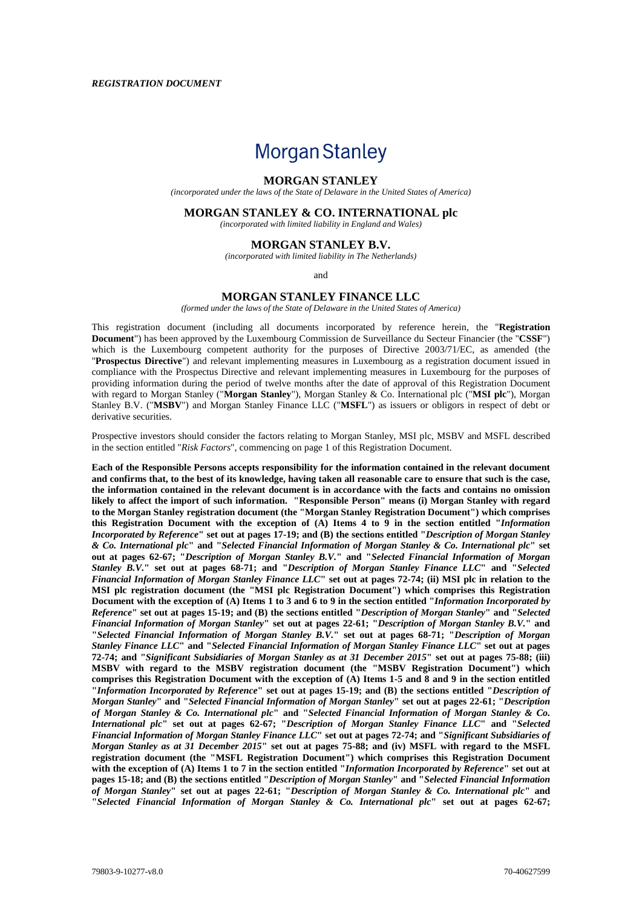***REGISTRATION DOCUMENT***

# Morgan Stanley

## MORGAN STANLEY

*(incorporated under the laws of the State of Delaware in the United States of America)*

## MORGAN STANLEY & CO. INTERNATIONAL plc

*(incorporated with limited liability in England and Wales)*

## MORGAN STANLEY B.V.

*(incorporated with limited liability in The Netherlands)*

and

## MORGAN STANLEY FINANCE LLC

*(formed under the laws of the State of Delaware in the United States of America)*

This registration document (including all documents incorporated by reference herein, the "**Registration Document**") has been approved by the Luxembourg Commission de Surveillance du Secteur Financier (the "**CSSF**") which is the Luxembourg competent authority for the purposes of Directive 2003/71/EC, as amended (the "**Prospectus Directive**") and relevant implementing measures in Luxembourg as a registration document issued in compliance with the Prospectus Directive and relevant implementing measures in Luxembourg for the purposes of providing information during the period of twelve months after the date of approval of this Registration Document with regard to Morgan Stanley ("**Morgan Stanley**"), Morgan Stanley & Co. International plc ("**MSI plc**"), Morgan Stanley B.V. ("**MSBV**") and Morgan Stanley Finance LLC ("**MSFL**") as issuers or obligors in respect of debt or derivative securities.

Prospective investors should consider the factors relating to Morgan Stanley, MSI plc, MSBV and MSFL described in the section entitled "*Risk Factors*", commencing on page 1 of this Registration Document.

**Each of the Responsible Persons accepts responsibility for the information contained in the relevant document and confirms that, to the best of its knowledge, having taken all reasonable care to ensure that such is the case, the information contained in the relevant document is in accordance with the facts and contains no omission likely to affect the import of such information. "Responsible Person" means (i) Morgan Stanley with regard to the Morgan Stanley registration document (the "Morgan Stanley Registration Document") which comprises this Registration Document with the exception of (A) Items 4 to 9 in the section entitled "*Information Incorporated by Reference*" set out at pages 17-19; and (B) the sections entitled "*Description of Morgan Stanley & Co. International plc*" and "*Selected Financial Information of Morgan Stanley & Co. International plc*" set out at pages 62-67; "*Description of Morgan Stanley B.V.*" and "*Selected Financial Information of Morgan Stanley B.V.*" set out at pages 68-71; and "*Description of Morgan Stanley Finance LLC*" and "*Selected Financial Information of Morgan Stanley Finance LLC*" set out at pages 72-74; (ii) MSI plc in relation to the MSI plc registration document (the "MSI plc Registration Document") which comprises this Registration Document with the exception of (A) Items 1 to 3 and 6 to 9 in the section entitled "*Information Incorporated by Reference*" set out at pages 15-19; and (B) the sections entitled "*Description of Morgan Stanley*" and "*Selected Financial Information of Morgan Stanley*" set out at pages 22-61; "*Description of Morgan Stanley B.V.*" and "*Selected Financial Information of Morgan Stanley B.V.*" set out at pages 68-71; "*Description of Morgan Stanley Finance LLC*" and "*Selected Financial Information of Morgan Stanley Finance LLC*" set out at pages 72-74; and "*Significant Subsidiaries of Morgan Stanley as at 31 December 2015*" set out at pages 75-88; (iii) MSBV with regard to the MSBV registration document (the "MSBV Registration Document") which comprises this Registration Document with the exception of (A) Items 1-5 and 8 and 9 in the section entitled "*Information Incorporated by Reference*" set out at pages 15-19; and (B) the sections entitled "*Description of Morgan Stanley*" and "*Selected Financial Information of Morgan Stanley*" set out at pages 22-61; "*Description of Morgan Stanley & Co. International plc*" and "*Selected Financial Information of Morgan Stanley & Co. International plc*" set out at pages 62-67; "*Description of Morgan Stanley Finance LLC*" and "*Selected Financial Information of Morgan Stanley Finance LLC*" set out at pages 72-74; and "*Significant Subsidiaries of Morgan Stanley as at 31 December 2015*" set out at pages 75-88; and (iv) MSFL with regard to the MSFL registration document (the "MSFL Registration Document") which comprises this Registration Document with the exception of (A) Items 1 to 7 in the section entitled "*Information Incorporated by Reference*" set out at pages 15-18; and (B) the sections entitled "*Description of Morgan Stanley*" and "*Selected Financial Information of Morgan Stanley*" set out at pages 22-61; "*Description of Morgan Stanley & Co. International plc*" and "*Selected Financial Information of Morgan Stanley & Co. International plc*" set out at pages 62-67;**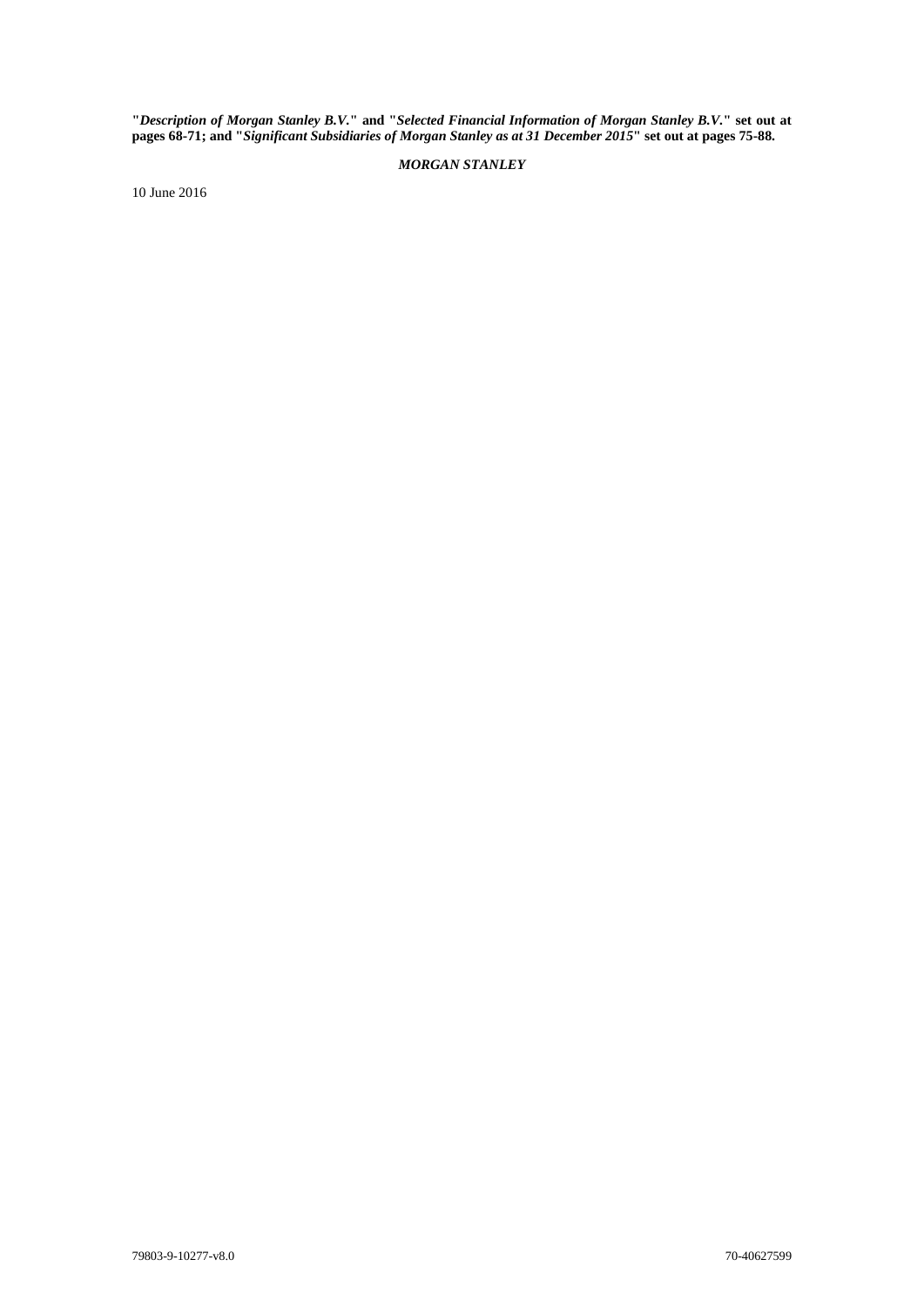**"*Description of Morgan Stanley B.V.*" and "*Selected Financial Information of Morgan Stanley B.V.*" set out at pages 68-71; and "*Significant Subsidiaries of Morgan Stanley as at 31 December 2015*" set out at pages 75-88.**

***MORGAN STANLEY***

10 June 2016

79803-9-10277-v8.0 70-40627599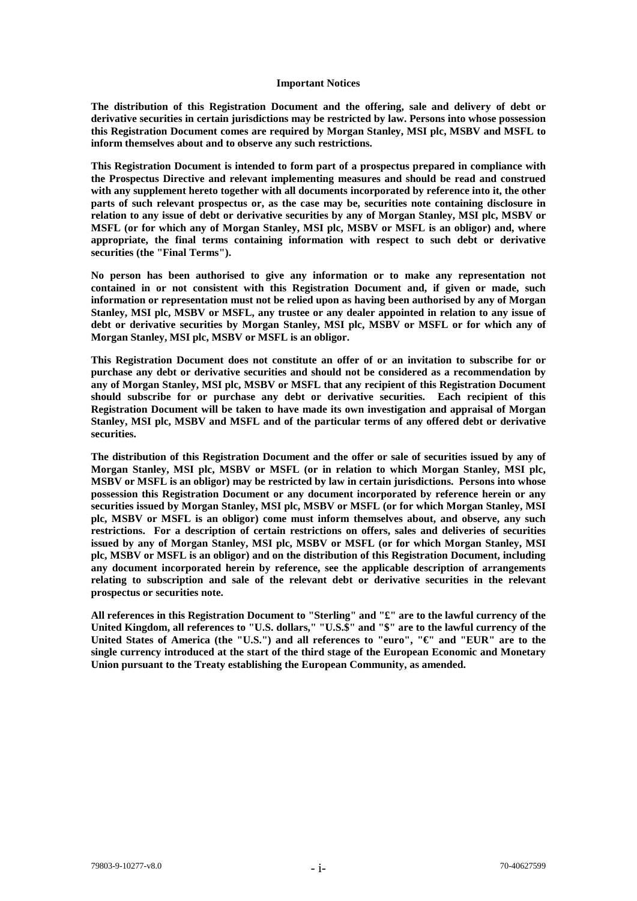## Important Notices

**The distribution of this Registration Document and the offering, sale and delivery of debt or derivative securities in certain jurisdictions may be restricted by law. Persons into whose possession this Registration Document comes are required by Morgan Stanley, MSI plc, MSBV and MSFL to inform themselves about and to observe any such restrictions.**

**This Registration Document is intended to form part of a prospectus prepared in compliance with the Prospectus Directive and relevant implementing measures and should be read and construed with any supplement hereto together with all documents incorporated by reference into it, the other parts of such relevant prospectus or, as the case may be, securities note containing disclosure in relation to any issue of debt or derivative securities by any of Morgan Stanley, MSI plc, MSBV or MSFL (or for which any of Morgan Stanley, MSI plc, MSBV or MSFL is an obligor) and, where appropriate, the final terms containing information with respect to such debt or derivative securities (the "Final Terms").**

**No person has been authorised to give any information or to make any representation not contained in or not consistent with this Registration Document and, if given or made, such information or representation must not be relied upon as having been authorised by any of Morgan Stanley, MSI plc, MSBV or MSFL, any trustee or any dealer appointed in relation to any issue of debt or derivative securities by Morgan Stanley, MSI plc, MSBV or MSFL or for which any of Morgan Stanley, MSI plc, MSBV or MSFL is an obligor.**

**This Registration Document does not constitute an offer of or an invitation to subscribe for or purchase any debt or derivative securities and should not be considered as a recommendation by any of Morgan Stanley, MSI plc, MSBV or MSFL that any recipient of this Registration Document should subscribe for or purchase any debt or derivative securities. Each recipient of this Registration Document will be taken to have made its own investigation and appraisal of Morgan Stanley, MSI plc, MSBV and MSFL and of the particular terms of any offered debt or derivative securities.**

**The distribution of this Registration Document and the offer or sale of securities issued by any of Morgan Stanley, MSI plc, MSBV or MSFL (or in relation to which Morgan Stanley, MSI plc, MSBV or MSFL is an obligor) may be restricted by law in certain jurisdictions. Persons into whose possession this Registration Document or any document incorporated by reference herein or any securities issued by Morgan Stanley, MSI plc, MSBV or MSFL (or for which Morgan Stanley, MSI plc, MSBV or MSFL is an obligor) come must inform themselves about, and observe, any such restrictions. For a description of certain restrictions on offers, sales and deliveries of securities issued by any of Morgan Stanley, MSI plc, MSBV or MSFL (or for which Morgan Stanley, MSI plc, MSBV or MSFL is an obligor) and on the distribution of this Registration Document, including any document incorporated herein by reference, see the applicable description of arrangements relating to subscription and sale of the relevant debt or derivative securities in the relevant prospectus or securities note.**

**All references in this Registration Document to "Sterling" and "£" are to the lawful currency of the United Kingdom, all references to "U.S. dollars," "U.S.$" and "$" are to the lawful currency of the United States of America (the "U.S.") and all references to "euro", "€" and "EUR" are to the single currency introduced at the start of the third stage of the European Economic and Monetary Union pursuant to the Treaty establishing the European Community, as amended.**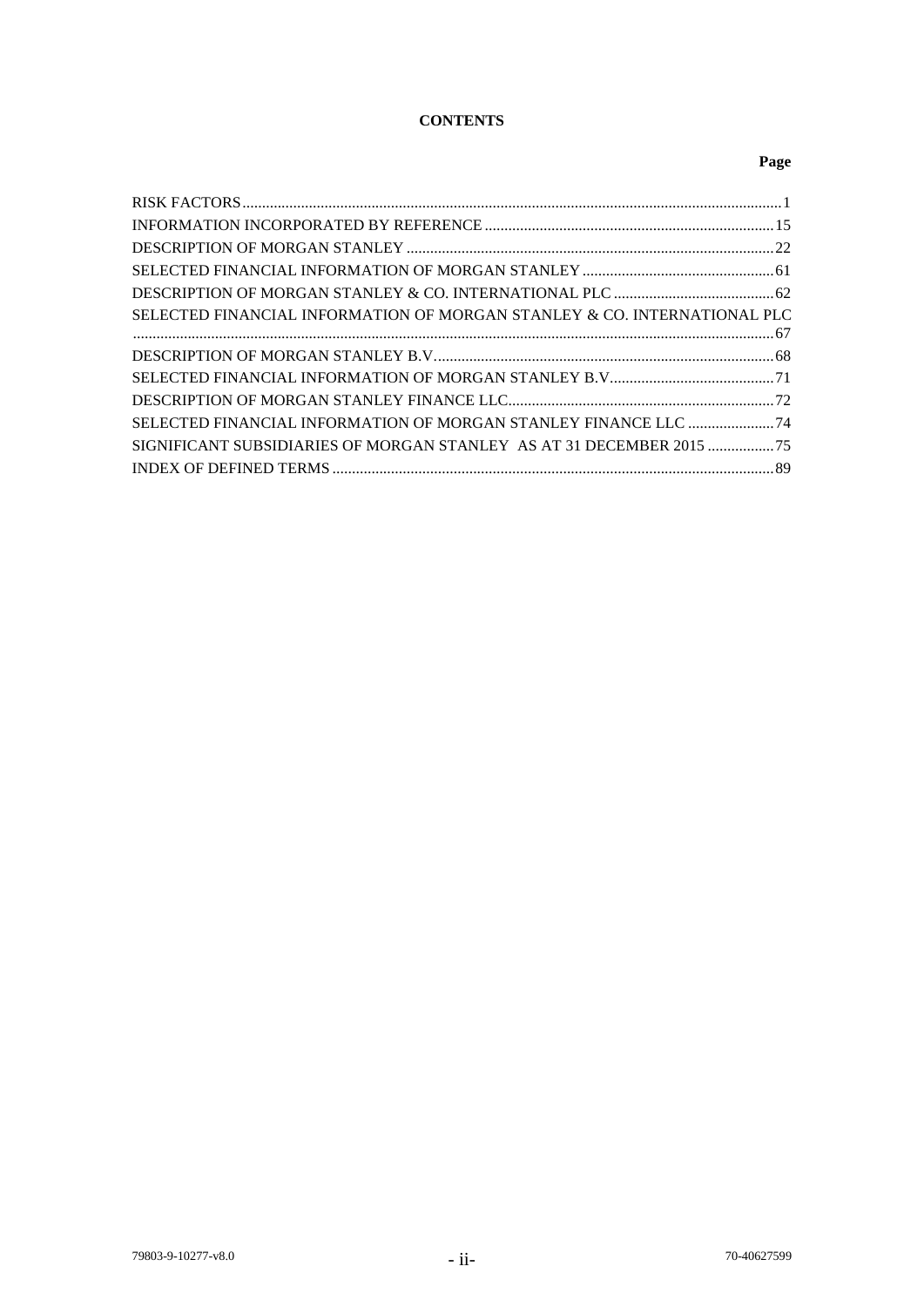**CONTENTS**

| | Page |
|---|---|
| RISK FACTORS | 1 |
| INFORMATION INCORPORATED BY REFERENCE | 15 |
| DESCRIPTION OF MORGAN STANLEY | 22 |
| SELECTED FINANCIAL INFORMATION OF MORGAN STANLEY | 61 |
| DESCRIPTION OF MORGAN STANLEY & CO. INTERNATIONAL PLC | 62 |
| SELECTED FINANCIAL INFORMATION OF MORGAN STANLEY & CO. INTERNATIONAL PLC | 67 |
| DESCRIPTION OF MORGAN STANLEY B.V. | 68 |
| SELECTED FINANCIAL INFORMATION OF MORGAN STANLEY B.V. | 71 |
| DESCRIPTION OF MORGAN STANLEY FINANCE LLC | 72 |
| SELECTED FINANCIAL INFORMATION OF MORGAN STANLEY FINANCE LLC | 74 |
| SIGNIFICANT SUBSIDIARIES OF MORGAN STANLEY AS AT 31 DECEMBER 2015 | 75 |
| INDEX OF DEFINED TERMS | 89 |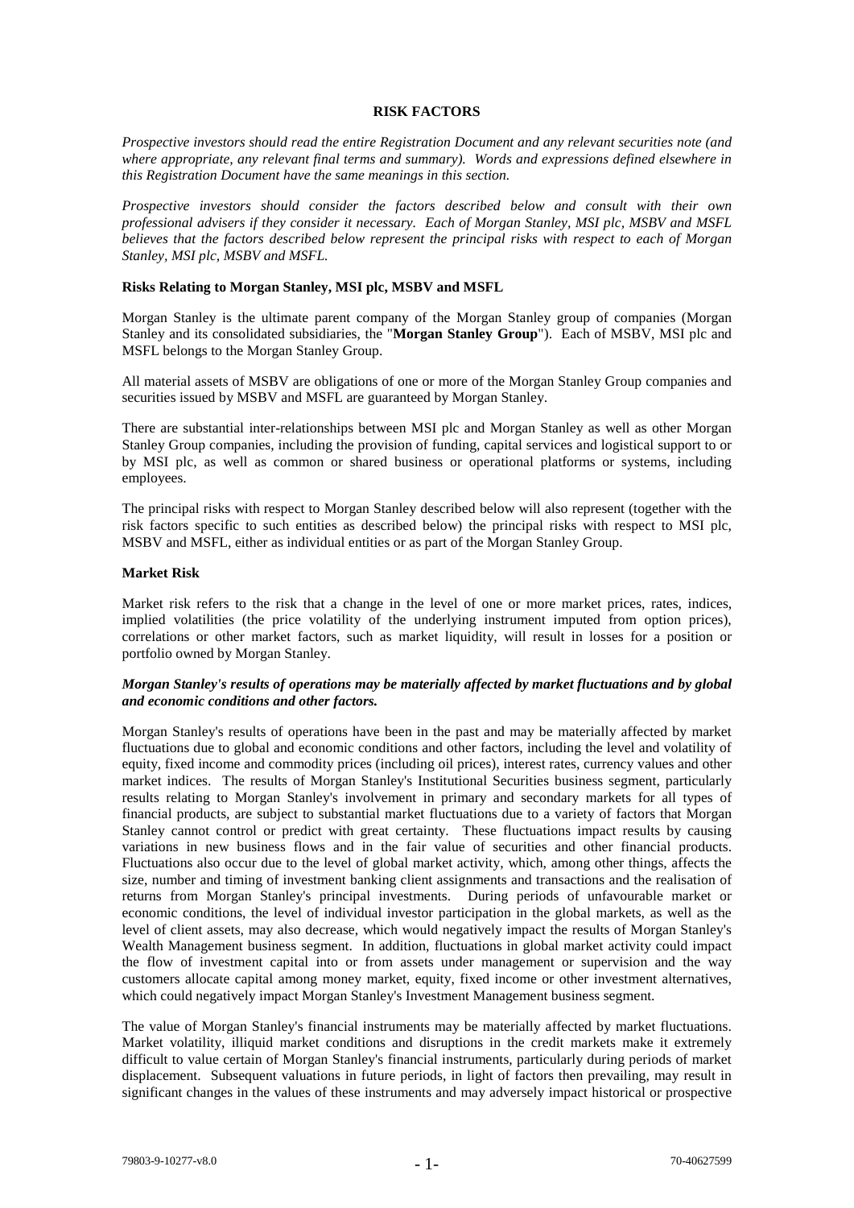## RISK FACTORS

*Prospective investors should read the entire Registration Document and any relevant securities note (and where appropriate, any relevant final terms and summary). Words and expressions defined elsewhere in this Registration Document have the same meanings in this section.*

*Prospective investors should consider the factors described below and consult with their own professional advisers if they consider it necessary. Each of Morgan Stanley, MSI plc, MSBV and MSFL believes that the factors described below represent the principal risks with respect to each of Morgan Stanley, MSI plc, MSBV and MSFL.*

### Risks Relating to Morgan Stanley, MSI plc, MSBV and MSFL

Morgan Stanley is the ultimate parent company of the Morgan Stanley group of companies (Morgan Stanley and its consolidated subsidiaries, the "**Morgan Stanley Group**"). Each of MSBV, MSI plc and MSFL belongs to the Morgan Stanley Group.

All material assets of MSBV are obligations of one or more of the Morgan Stanley Group companies and securities issued by MSBV and MSFL are guaranteed by Morgan Stanley.

There are substantial inter-relationships between MSI plc and Morgan Stanley as well as other Morgan Stanley Group companies, including the provision of funding, capital services and logistical support to or by MSI plc, as well as common or shared business or operational platforms or systems, including employees.

The principal risks with respect to Morgan Stanley described below will also represent (together with the risk factors specific to such entities as described below) the principal risks with respect to MSI plc, MSBV and MSFL, either as individual entities or as part of the Morgan Stanley Group.

### Market Risk

Market risk refers to the risk that a change in the level of one or more market prices, rates, indices, implied volatilities (the price volatility of the underlying instrument imputed from option prices), correlations or other market factors, such as market liquidity, will result in losses for a position or portfolio owned by Morgan Stanley.

#### *Morgan Stanley's results of operations may be materially affected by market fluctuations and by global and economic conditions and other factors.*

Morgan Stanley's results of operations have been in the past and may be materially affected by market fluctuations due to global and economic conditions and other factors, including the level and volatility of equity, fixed income and commodity prices (including oil prices), interest rates, currency values and other market indices. The results of Morgan Stanley's Institutional Securities business segment, particularly results relating to Morgan Stanley's involvement in primary and secondary markets for all types of financial products, are subject to substantial market fluctuations due to a variety of factors that Morgan Stanley cannot control or predict with great certainty. These fluctuations impact results by causing variations in new business flows and in the fair value of securities and other financial products. Fluctuations also occur due to the level of global market activity, which, among other things, affects the size, number and timing of investment banking client assignments and transactions and the realisation of returns from Morgan Stanley's principal investments. During periods of unfavourable market or economic conditions, the level of individual investor participation in the global markets, as well as the level of client assets, may also decrease, which would negatively impact the results of Morgan Stanley's Wealth Management business segment. In addition, fluctuations in global market activity could impact the flow of investment capital into or from assets under management or supervision and the way customers allocate capital among money market, equity, fixed income or other investment alternatives, which could negatively impact Morgan Stanley's Investment Management business segment.

The value of Morgan Stanley's financial instruments may be materially affected by market fluctuations. Market volatility, illiquid market conditions and disruptions in the credit markets make it extremely difficult to value certain of Morgan Stanley's financial instruments, particularly during periods of market displacement. Subsequent valuations in future periods, in light of factors then prevailing, may result in significant changes in the values of these instruments and may adversely impact historical or prospective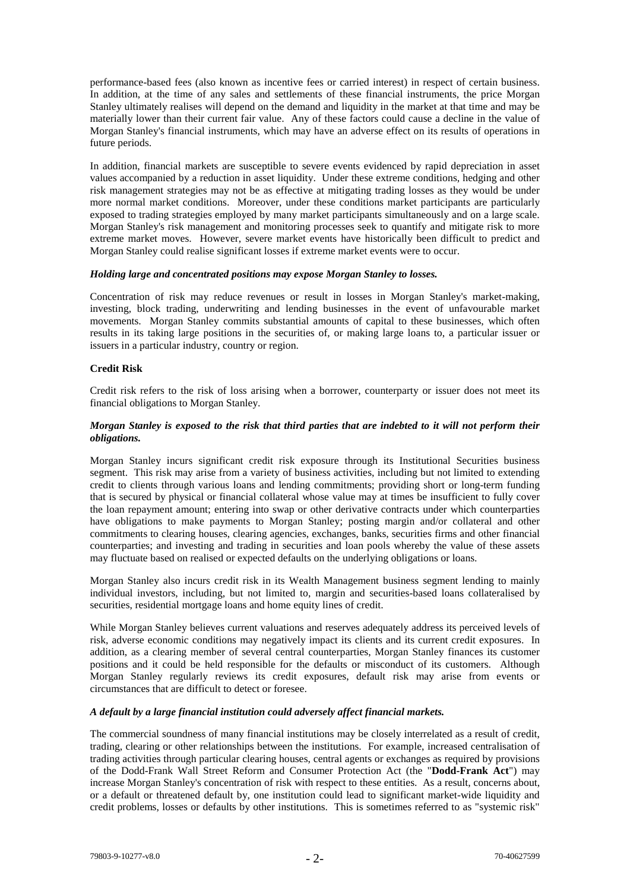performance-based fees (also known as incentive fees or carried interest) in respect of certain business. In addition, at the time of any sales and settlements of these financial instruments, the price Morgan Stanley ultimately realises will depend on the demand and liquidity in the market at that time and may be materially lower than their current fair value. Any of these factors could cause a decline in the value of Morgan Stanley's financial instruments, which may have an adverse effect on its results of operations in future periods.

In addition, financial markets are susceptible to severe events evidenced by rapid depreciation in asset values accompanied by a reduction in asset liquidity. Under these extreme conditions, hedging and other risk management strategies may not be as effective at mitigating trading losses as they would be under more normal market conditions. Moreover, under these conditions market participants are particularly exposed to trading strategies employed by many market participants simultaneously and on a large scale. Morgan Stanley's risk management and monitoring processes seek to quantify and mitigate risk to more extreme market moves. However, severe market events have historically been difficult to predict and Morgan Stanley could realise significant losses if extreme market events were to occur.

***Holding large and concentrated positions may expose Morgan Stanley to losses.***

Concentration of risk may reduce revenues or result in losses in Morgan Stanley's market-making, investing, block trading, underwriting and lending businesses in the event of unfavourable market movements. Morgan Stanley commits substantial amounts of capital to these businesses, which often results in its taking large positions in the securities of, or making large loans to, a particular issuer or issuers in a particular industry, country or region.

**Credit Risk**

Credit risk refers to the risk of loss arising when a borrower, counterparty or issuer does not meet its financial obligations to Morgan Stanley.

***Morgan Stanley is exposed to the risk that third parties that are indebted to it will not perform their obligations.***

Morgan Stanley incurs significant credit risk exposure through its Institutional Securities business segment. This risk may arise from a variety of business activities, including but not limited to extending credit to clients through various loans and lending commitments; providing short or long-term funding that is secured by physical or financial collateral whose value may at times be insufficient to fully cover the loan repayment amount; entering into swap or other derivative contracts under which counterparties have obligations to make payments to Morgan Stanley; posting margin and/or collateral and other commitments to clearing houses, clearing agencies, exchanges, banks, securities firms and other financial counterparties; and investing and trading in securities and loan pools whereby the value of these assets may fluctuate based on realised or expected defaults on the underlying obligations or loans.

Morgan Stanley also incurs credit risk in its Wealth Management business segment lending to mainly individual investors, including, but not limited to, margin and securities-based loans collateralised by securities, residential mortgage loans and home equity lines of credit.

While Morgan Stanley believes current valuations and reserves adequately address its perceived levels of risk, adverse economic conditions may negatively impact its clients and its current credit exposures. In addition, as a clearing member of several central counterparties, Morgan Stanley finances its customer positions and it could be held responsible for the defaults or misconduct of its customers. Although Morgan Stanley regularly reviews its credit exposures, default risk may arise from events or circumstances that are difficult to detect or foresee.

***A default by a large financial institution could adversely affect financial markets.***

The commercial soundness of many financial institutions may be closely interrelated as a result of credit, trading, clearing or other relationships between the institutions. For example, increased centralisation of trading activities through particular clearing houses, central agents or exchanges as required by provisions of the Dodd-Frank Wall Street Reform and Consumer Protection Act (the "**Dodd-Frank Act**") may increase Morgan Stanley's concentration of risk with respect to these entities. As a result, concerns about, or a default or threatened default by, one institution could lead to significant market-wide liquidity and credit problems, losses or defaults by other institutions. This is sometimes referred to as "systemic risk"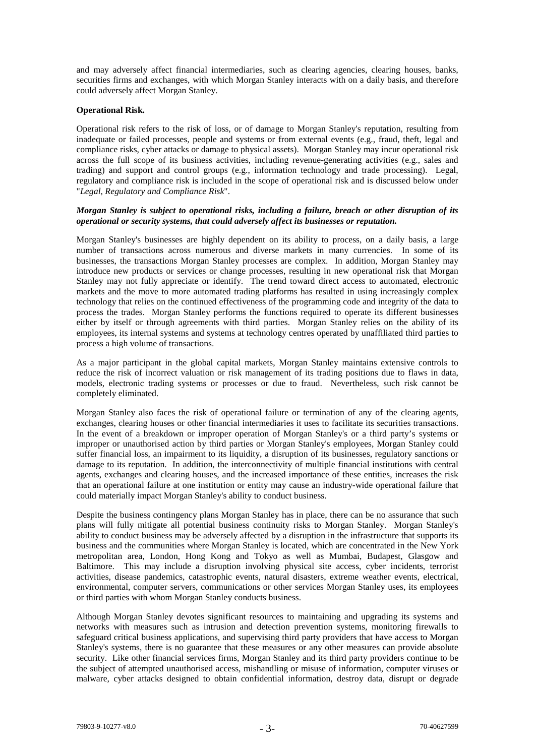and may adversely affect financial intermediaries, such as clearing agencies, clearing houses, banks, securities firms and exchanges, with which Morgan Stanley interacts with on a daily basis, and therefore could adversely affect Morgan Stanley.

**Operational Risk.**

Operational risk refers to the risk of loss, or of damage to Morgan Stanley's reputation, resulting from inadequate or failed processes, people and systems or from external events (e.g., fraud, theft, legal and compliance risks, cyber attacks or damage to physical assets). Morgan Stanley may incur operational risk across the full scope of its business activities, including revenue-generating activities (e.g., sales and trading) and support and control groups (e.g., information technology and trade processing). Legal, regulatory and compliance risk is included in the scope of operational risk and is discussed below under "*Legal, Regulatory and Compliance Risk*".

***Morgan Stanley is subject to operational risks, including a failure, breach or other disruption of its operational or security systems, that could adversely affect its businesses or reputation.***

Morgan Stanley's businesses are highly dependent on its ability to process, on a daily basis, a large number of transactions across numerous and diverse markets in many currencies. In some of its businesses, the transactions Morgan Stanley processes are complex. In addition, Morgan Stanley may introduce new products or services or change processes, resulting in new operational risk that Morgan Stanley may not fully appreciate or identify. The trend toward direct access to automated, electronic markets and the move to more automated trading platforms has resulted in using increasingly complex technology that relies on the continued effectiveness of the programming code and integrity of the data to process the trades. Morgan Stanley performs the functions required to operate its different businesses either by itself or through agreements with third parties. Morgan Stanley relies on the ability of its employees, its internal systems and systems at technology centres operated by unaffiliated third parties to process a high volume of transactions.

As a major participant in the global capital markets, Morgan Stanley maintains extensive controls to reduce the risk of incorrect valuation or risk management of its trading positions due to flaws in data, models, electronic trading systems or processes or due to fraud. Nevertheless, such risk cannot be completely eliminated.

Morgan Stanley also faces the risk of operational failure or termination of any of the clearing agents, exchanges, clearing houses or other financial intermediaries it uses to facilitate its securities transactions. In the event of a breakdown or improper operation of Morgan Stanley's or a third party's systems or improper or unauthorised action by third parties or Morgan Stanley's employees, Morgan Stanley could suffer financial loss, an impairment to its liquidity, a disruption of its businesses, regulatory sanctions or damage to its reputation. In addition, the interconnectivity of multiple financial institutions with central agents, exchanges and clearing houses, and the increased importance of these entities, increases the risk that an operational failure at one institution or entity may cause an industry-wide operational failure that could materially impact Morgan Stanley's ability to conduct business.

Despite the business contingency plans Morgan Stanley has in place, there can be no assurance that such plans will fully mitigate all potential business continuity risks to Morgan Stanley. Morgan Stanley's ability to conduct business may be adversely affected by a disruption in the infrastructure that supports its business and the communities where Morgan Stanley is located, which are concentrated in the New York metropolitan area, London, Hong Kong and Tokyo as well as Mumbai, Budapest, Glasgow and Baltimore. This may include a disruption involving physical site access, cyber incidents, terrorist activities, disease pandemics, catastrophic events, natural disasters, extreme weather events, electrical, environmental, computer servers, communications or other services Morgan Stanley uses, its employees or third parties with whom Morgan Stanley conducts business.

Although Morgan Stanley devotes significant resources to maintaining and upgrading its systems and networks with measures such as intrusion and detection prevention systems, monitoring firewalls to safeguard critical business applications, and supervising third party providers that have access to Morgan Stanley's systems, there is no guarantee that these measures or any other measures can provide absolute security. Like other financial services firms, Morgan Stanley and its third party providers continue to be the subject of attempted unauthorised access, mishandling or misuse of information, computer viruses or malware, cyber attacks designed to obtain confidential information, destroy data, disrupt or degrade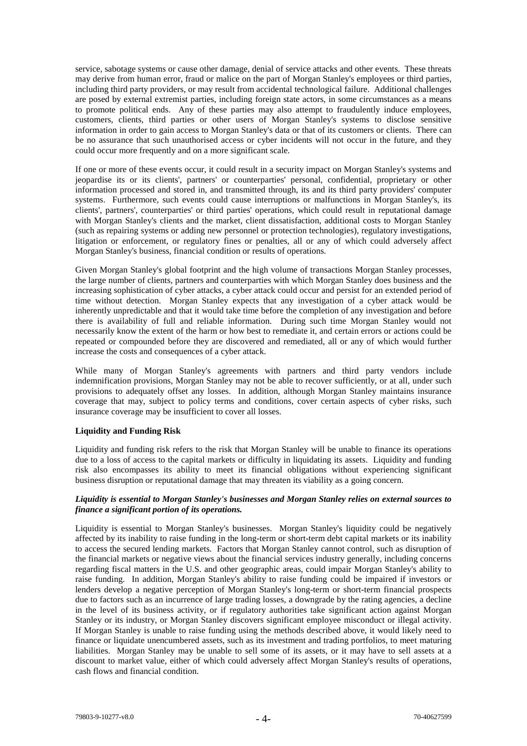service, sabotage systems or cause other damage, denial of service attacks and other events. These threats may derive from human error, fraud or malice on the part of Morgan Stanley's employees or third parties, including third party providers, or may result from accidental technological failure. Additional challenges are posed by external extremist parties, including foreign state actors, in some circumstances as a means to promote political ends. Any of these parties may also attempt to fraudulently induce employees, customers, clients, third parties or other users of Morgan Stanley's systems to disclose sensitive information in order to gain access to Morgan Stanley's data or that of its customers or clients. There can be no assurance that such unauthorised access or cyber incidents will not occur in the future, and they could occur more frequently and on a more significant scale.

If one or more of these events occur, it could result in a security impact on Morgan Stanley's systems and jeopardise its or its clients', partners' or counterparties' personal, confidential, proprietary or other information processed and stored in, and transmitted through, its and its third party providers' computer systems. Furthermore, such events could cause interruptions or malfunctions in Morgan Stanley's, its clients', partners', counterparties' or third parties' operations, which could result in reputational damage with Morgan Stanley's clients and the market, client dissatisfaction, additional costs to Morgan Stanley (such as repairing systems or adding new personnel or protection technologies), regulatory investigations, litigation or enforcement, or regulatory fines or penalties, all or any of which could adversely affect Morgan Stanley's business, financial condition or results of operations.

Given Morgan Stanley's global footprint and the high volume of transactions Morgan Stanley processes, the large number of clients, partners and counterparties with which Morgan Stanley does business and the increasing sophistication of cyber attacks, a cyber attack could occur and persist for an extended period of time without detection. Morgan Stanley expects that any investigation of a cyber attack would be inherently unpredictable and that it would take time before the completion of any investigation and before there is availability of full and reliable information. During such time Morgan Stanley would not necessarily know the extent of the harm or how best to remediate it, and certain errors or actions could be repeated or compounded before they are discovered and remediated, all or any of which would further increase the costs and consequences of a cyber attack.

While many of Morgan Stanley's agreements with partners and third party vendors include indemnification provisions, Morgan Stanley may not be able to recover sufficiently, or at all, under such provisions to adequately offset any losses. In addition, although Morgan Stanley maintains insurance coverage that may, subject to policy terms and conditions, cover certain aspects of cyber risks, such insurance coverage may be insufficient to cover all losses.

**Liquidity and Funding Risk**

Liquidity and funding risk refers to the risk that Morgan Stanley will be unable to finance its operations due to a loss of access to the capital markets or difficulty in liquidating its assets. Liquidity and funding risk also encompasses its ability to meet its financial obligations without experiencing significant business disruption or reputational damage that may threaten its viability as a going concern.

***Liquidity is essential to Morgan Stanley's businesses and Morgan Stanley relies on external sources to finance a significant portion of its operations.***

Liquidity is essential to Morgan Stanley's businesses. Morgan Stanley's liquidity could be negatively affected by its inability to raise funding in the long-term or short-term debt capital markets or its inability to access the secured lending markets. Factors that Morgan Stanley cannot control, such as disruption of the financial markets or negative views about the financial services industry generally, including concerns regarding fiscal matters in the U.S. and other geographic areas, could impair Morgan Stanley's ability to raise funding. In addition, Morgan Stanley's ability to raise funding could be impaired if investors or lenders develop a negative perception of Morgan Stanley's long-term or short-term financial prospects due to factors such as an incurrence of large trading losses, a downgrade by the rating agencies, a decline in the level of its business activity, or if regulatory authorities take significant action against Morgan Stanley or its industry, or Morgan Stanley discovers significant employee misconduct or illegal activity. If Morgan Stanley is unable to raise funding using the methods described above, it would likely need to finance or liquidate unencumbered assets, such as its investment and trading portfolios, to meet maturing liabilities. Morgan Stanley may be unable to sell some of its assets, or it may have to sell assets at a discount to market value, either of which could adversely affect Morgan Stanley's results of operations, cash flows and financial condition.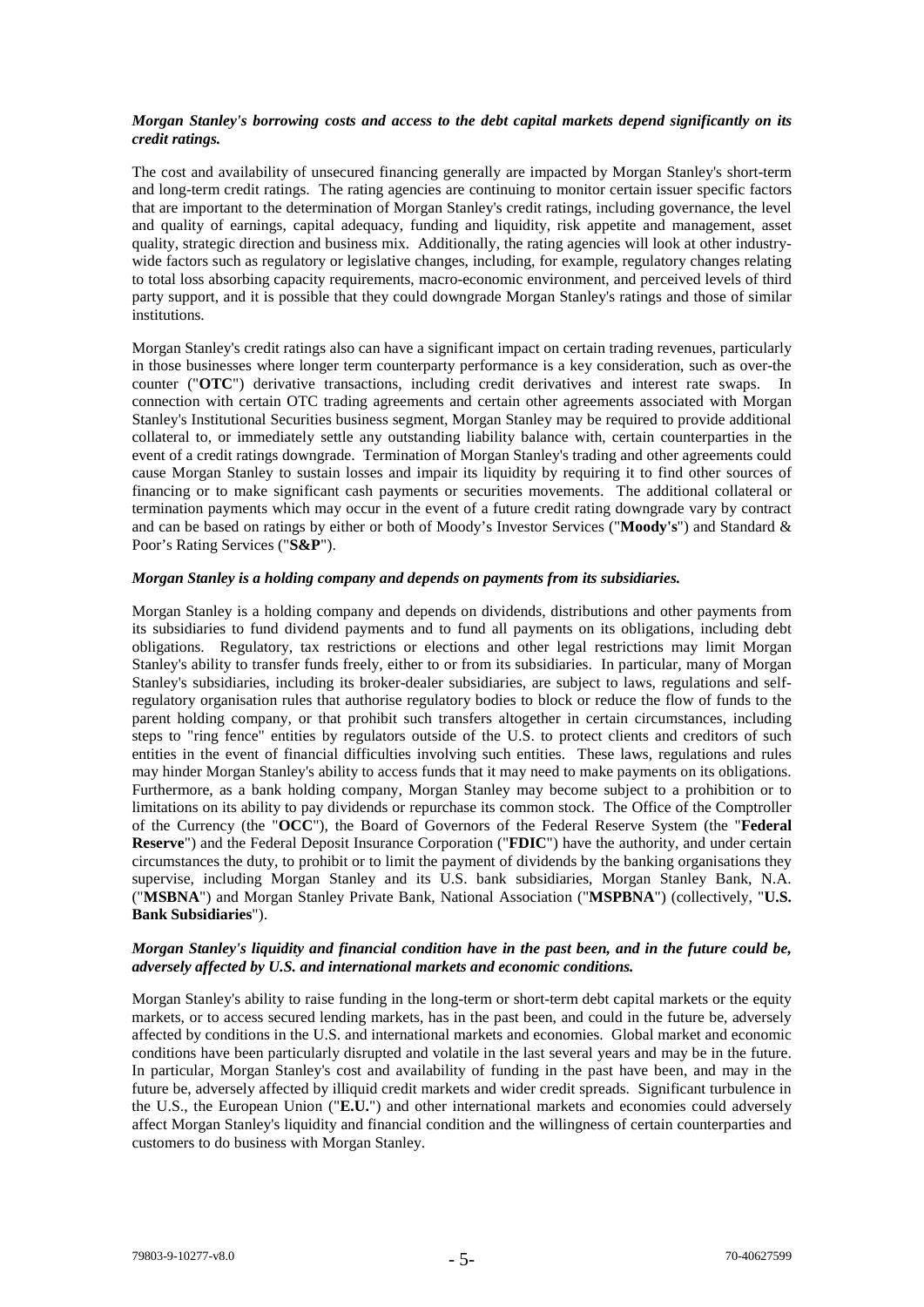***Morgan Stanley's borrowing costs and access to the debt capital markets depend significantly on its credit ratings.***

The cost and availability of unsecured financing generally are impacted by Morgan Stanley's short-term and long-term credit ratings. The rating agencies are continuing to monitor certain issuer specific factors that are important to the determination of Morgan Stanley's credit ratings, including governance, the level and quality of earnings, capital adequacy, funding and liquidity, risk appetite and management, asset quality, strategic direction and business mix. Additionally, the rating agencies will look at other industry-wide factors such as regulatory or legislative changes, including, for example, regulatory changes relating to total loss absorbing capacity requirements, macro-economic environment, and perceived levels of third party support, and it is possible that they could downgrade Morgan Stanley's ratings and those of similar institutions.

Morgan Stanley's credit ratings also can have a significant impact on certain trading revenues, particularly in those businesses where longer term counterparty performance is a key consideration, such as over-the counter ("**OTC**") derivative transactions, including credit derivatives and interest rate swaps. In connection with certain OTC trading agreements and certain other agreements associated with Morgan Stanley's Institutional Securities business segment, Morgan Stanley may be required to provide additional collateral to, or immediately settle any outstanding liability balance with, certain counterparties in the event of a credit ratings downgrade. Termination of Morgan Stanley's trading and other agreements could cause Morgan Stanley to sustain losses and impair its liquidity by requiring it to find other sources of financing or to make significant cash payments or securities movements. The additional collateral or termination payments which may occur in the event of a future credit rating downgrade vary by contract and can be based on ratings by either or both of Moody's Investor Services ("**Moody's**") and Standard & Poor's Rating Services ("**S&P**").

***Morgan Stanley is a holding company and depends on payments from its subsidiaries.***

Morgan Stanley is a holding company and depends on dividends, distributions and other payments from its subsidiaries to fund dividend payments and to fund all payments on its obligations, including debt obligations. Regulatory, tax restrictions or elections and other legal restrictions may limit Morgan Stanley's ability to transfer funds freely, either to or from its subsidiaries. In particular, many of Morgan Stanley's subsidiaries, including its broker-dealer subsidiaries, are subject to laws, regulations and self-regulatory organisation rules that authorise regulatory bodies to block or reduce the flow of funds to the parent holding company, or that prohibit such transfers altogether in certain circumstances, including steps to "ring fence" entities by regulators outside of the U.S. to protect clients and creditors of such entities in the event of financial difficulties involving such entities. These laws, regulations and rules may hinder Morgan Stanley's ability to access funds that it may need to make payments on its obligations. Furthermore, as a bank holding company, Morgan Stanley may become subject to a prohibition or to limitations on its ability to pay dividends or repurchase its common stock. The Office of the Comptroller of the Currency (the "**OCC**"), the Board of Governors of the Federal Reserve System (the "**Federal Reserve**") and the Federal Deposit Insurance Corporation ("**FDIC**") have the authority, and under certain circumstances the duty, to prohibit or to limit the payment of dividends by the banking organisations they supervise, including Morgan Stanley and its U.S. bank subsidiaries, Morgan Stanley Bank, N.A. ("**MSBNA**") and Morgan Stanley Private Bank, National Association ("**MSPBNA**") (collectively, "**U.S. Bank Subsidiaries**").

***Morgan Stanley's liquidity and financial condition have in the past been, and in the future could be, adversely affected by U.S. and international markets and economic conditions.***

Morgan Stanley's ability to raise funding in the long-term or short-term debt capital markets or the equity markets, or to access secured lending markets, has in the past been, and could in the future be, adversely affected by conditions in the U.S. and international markets and economies. Global market and economic conditions have been particularly disrupted and volatile in the last several years and may be in the future. In particular, Morgan Stanley's cost and availability of funding in the past have been, and may in the future be, adversely affected by illiquid credit markets and wider credit spreads. Significant turbulence in the U.S., the European Union ("**E.U.**") and other international markets and economies could adversely affect Morgan Stanley's liquidity and financial condition and the willingness of certain counterparties and customers to do business with Morgan Stanley.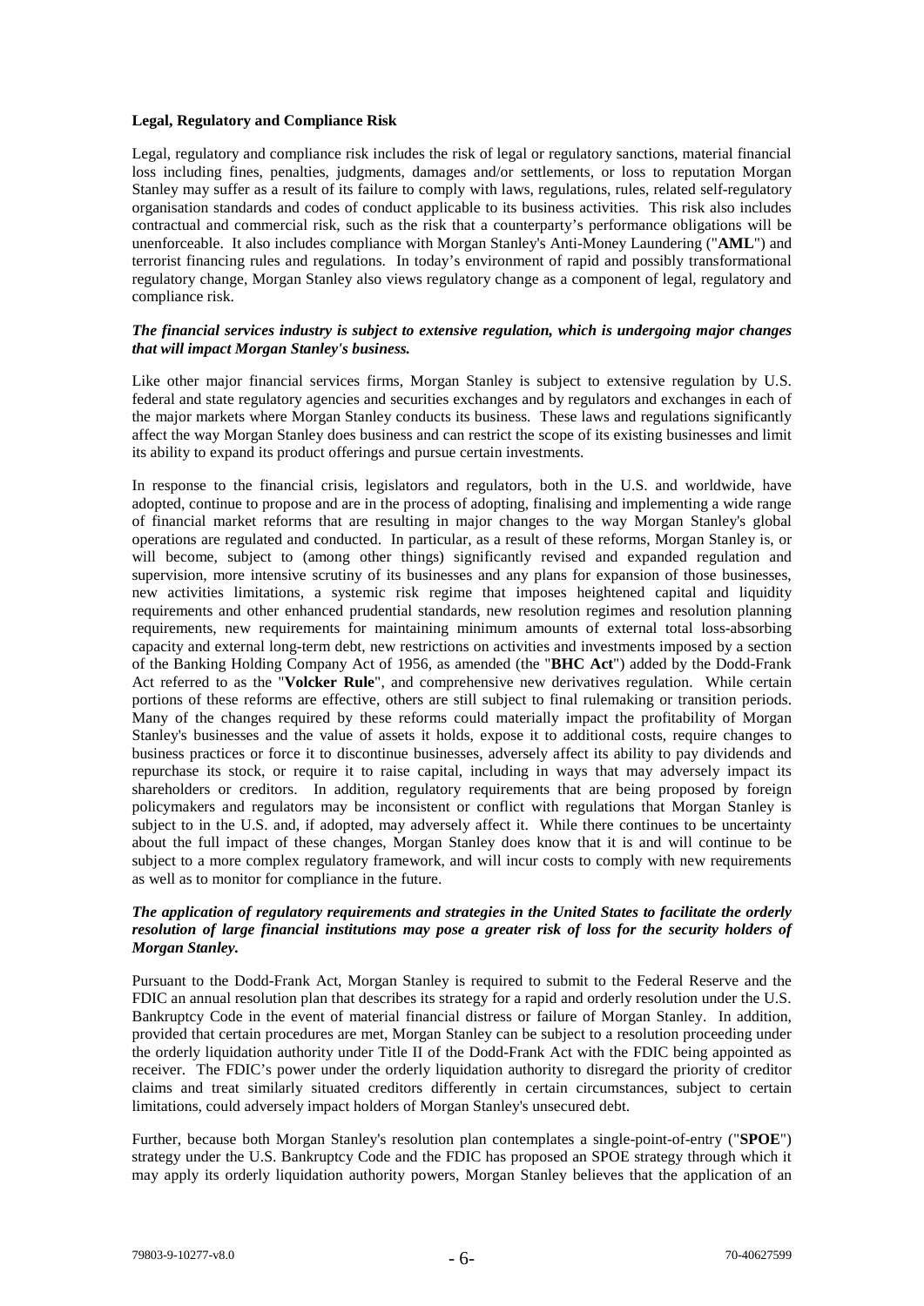**Legal, Regulatory and Compliance Risk**

Legal, regulatory and compliance risk includes the risk of legal or regulatory sanctions, material financial loss including fines, penalties, judgments, damages and/or settlements, or loss to reputation Morgan Stanley may suffer as a result of its failure to comply with laws, regulations, rules, related self-regulatory organisation standards and codes of conduct applicable to its business activities. This risk also includes contractual and commercial risk, such as the risk that a counterparty's performance obligations will be unenforceable. It also includes compliance with Morgan Stanley's Anti-Money Laundering ("**AML**") and terrorist financing rules and regulations. In today's environment of rapid and possibly transformational regulatory change, Morgan Stanley also views regulatory change as a component of legal, regulatory and compliance risk.

***The financial services industry is subject to extensive regulation, which is undergoing major changes that will impact Morgan Stanley's business.***

Like other major financial services firms, Morgan Stanley is subject to extensive regulation by U.S. federal and state regulatory agencies and securities exchanges and by regulators and exchanges in each of the major markets where Morgan Stanley conducts its business. These laws and regulations significantly affect the way Morgan Stanley does business and can restrict the scope of its existing businesses and limit its ability to expand its product offerings and pursue certain investments.

In response to the financial crisis, legislators and regulators, both in the U.S. and worldwide, have adopted, continue to propose and are in the process of adopting, finalising and implementing a wide range of financial market reforms that are resulting in major changes to the way Morgan Stanley's global operations are regulated and conducted. In particular, as a result of these reforms, Morgan Stanley is, or will become, subject to (among other things) significantly revised and expanded regulation and supervision, more intensive scrutiny of its businesses and any plans for expansion of those businesses, new activities limitations, a systemic risk regime that imposes heightened capital and liquidity requirements and other enhanced prudential standards, new resolution regimes and resolution planning requirements, new requirements for maintaining minimum amounts of external total loss-absorbing capacity and external long-term debt, new restrictions on activities and investments imposed by a section of the Banking Holding Company Act of 1956, as amended (the "**BHC Act**") added by the Dodd-Frank Act referred to as the "**Volcker Rule**", and comprehensive new derivatives regulation. While certain portions of these reforms are effective, others are still subject to final rulemaking or transition periods. Many of the changes required by these reforms could materially impact the profitability of Morgan Stanley's businesses and the value of assets it holds, expose it to additional costs, require changes to business practices or force it to discontinue businesses, adversely affect its ability to pay dividends and repurchase its stock, or require it to raise capital, including in ways that may adversely impact its shareholders or creditors. In addition, regulatory requirements that are being proposed by foreign policymakers and regulators may be inconsistent or conflict with regulations that Morgan Stanley is subject to in the U.S. and, if adopted, may adversely affect it. While there continues to be uncertainty about the full impact of these changes, Morgan Stanley does know that it is and will continue to be subject to a more complex regulatory framework, and will incur costs to comply with new requirements as well as to monitor for compliance in the future.

***The application of regulatory requirements and strategies in the United States to facilitate the orderly resolution of large financial institutions may pose a greater risk of loss for the security holders of Morgan Stanley.***

Pursuant to the Dodd-Frank Act, Morgan Stanley is required to submit to the Federal Reserve and the FDIC an annual resolution plan that describes its strategy for a rapid and orderly resolution under the U.S. Bankruptcy Code in the event of material financial distress or failure of Morgan Stanley. In addition, provided that certain procedures are met, Morgan Stanley can be subject to a resolution proceeding under the orderly liquidation authority under Title II of the Dodd-Frank Act with the FDIC being appointed as receiver. The FDIC's power under the orderly liquidation authority to disregard the priority of creditor claims and treat similarly situated creditors differently in certain circumstances, subject to certain limitations, could adversely impact holders of Morgan Stanley's unsecured debt.

Further, because both Morgan Stanley's resolution plan contemplates a single-point-of-entry ("**SPOE**") strategy under the U.S. Bankruptcy Code and the FDIC has proposed an SPOE strategy through which it may apply its orderly liquidation authority powers, Morgan Stanley believes that the application of an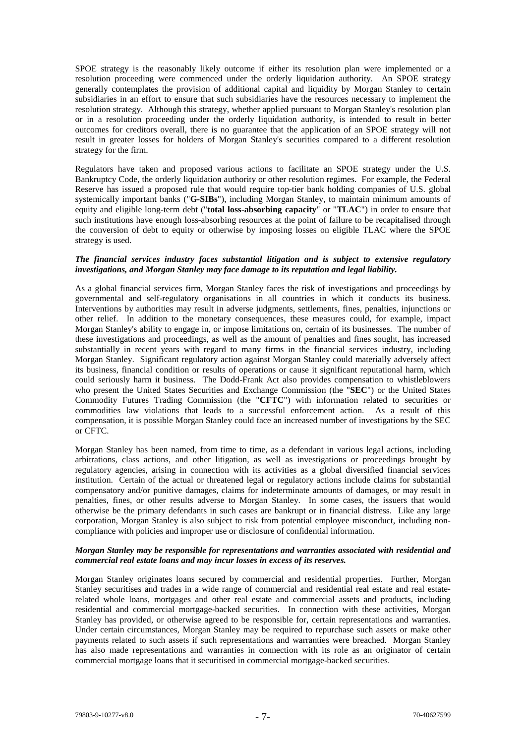SPOE strategy is the reasonably likely outcome if either its resolution plan were implemented or a resolution proceeding were commenced under the orderly liquidation authority. An SPOE strategy generally contemplates the provision of additional capital and liquidity by Morgan Stanley to certain subsidiaries in an effort to ensure that such subsidiaries have the resources necessary to implement the resolution strategy. Although this strategy, whether applied pursuant to Morgan Stanley's resolution plan or in a resolution proceeding under the orderly liquidation authority, is intended to result in better outcomes for creditors overall, there is no guarantee that the application of an SPOE strategy will not result in greater losses for holders of Morgan Stanley's securities compared to a different resolution strategy for the firm.

Regulators have taken and proposed various actions to facilitate an SPOE strategy under the U.S. Bankruptcy Code, the orderly liquidation authority or other resolution regimes. For example, the Federal Reserve has issued a proposed rule that would require top-tier bank holding companies of U.S. global systemically important banks ("**G-SIBs**"), including Morgan Stanley, to maintain minimum amounts of equity and eligible long-term debt ("**total loss-absorbing capacity**" or "**TLAC**") in order to ensure that such institutions have enough loss-absorbing resources at the point of failure to be recapitalised through the conversion of debt to equity or otherwise by imposing losses on eligible TLAC where the SPOE strategy is used.

***The financial services industry faces substantial litigation and is subject to extensive regulatory investigations, and Morgan Stanley may face damage to its reputation and legal liability.***

As a global financial services firm, Morgan Stanley faces the risk of investigations and proceedings by governmental and self-regulatory organisations in all countries in which it conducts its business. Interventions by authorities may result in adverse judgments, settlements, fines, penalties, injunctions or other relief. In addition to the monetary consequences, these measures could, for example, impact Morgan Stanley's ability to engage in, or impose limitations on, certain of its businesses. The number of these investigations and proceedings, as well as the amount of penalties and fines sought, has increased substantially in recent years with regard to many firms in the financial services industry, including Morgan Stanley. Significant regulatory action against Morgan Stanley could materially adversely affect its business, financial condition or results of operations or cause it significant reputational harm, which could seriously harm it business. The Dodd-Frank Act also provides compensation to whistleblowers who present the United States Securities and Exchange Commission (the "**SEC**") or the United States Commodity Futures Trading Commission (the "**CFTC**") with information related to securities or commodities law violations that leads to a successful enforcement action. As a result of this compensation, it is possible Morgan Stanley could face an increased number of investigations by the SEC or CFTC.

Morgan Stanley has been named, from time to time, as a defendant in various legal actions, including arbitrations, class actions, and other litigation, as well as investigations or proceedings brought by regulatory agencies, arising in connection with its activities as a global diversified financial services institution. Certain of the actual or threatened legal or regulatory actions include claims for substantial compensatory and/or punitive damages, claims for indeterminate amounts of damages, or may result in penalties, fines, or other results adverse to Morgan Stanley. In some cases, the issuers that would otherwise be the primary defendants in such cases are bankrupt or in financial distress. Like any large corporation, Morgan Stanley is also subject to risk from potential employee misconduct, including non-compliance with policies and improper use or disclosure of confidential information.

***Morgan Stanley may be responsible for representations and warranties associated with residential and commercial real estate loans and may incur losses in excess of its reserves.***

Morgan Stanley originates loans secured by commercial and residential properties. Further, Morgan Stanley securitises and trades in a wide range of commercial and residential real estate and real estate-related whole loans, mortgages and other real estate and commercial assets and products, including residential and commercial mortgage-backed securities. In connection with these activities, Morgan Stanley has provided, or otherwise agreed to be responsible for, certain representations and warranties. Under certain circumstances, Morgan Stanley may be required to repurchase such assets or make other payments related to such assets if such representations and warranties were breached. Morgan Stanley has also made representations and warranties in connection with its role as an originator of certain commercial mortgage loans that it securitised in commercial mortgage-backed securities.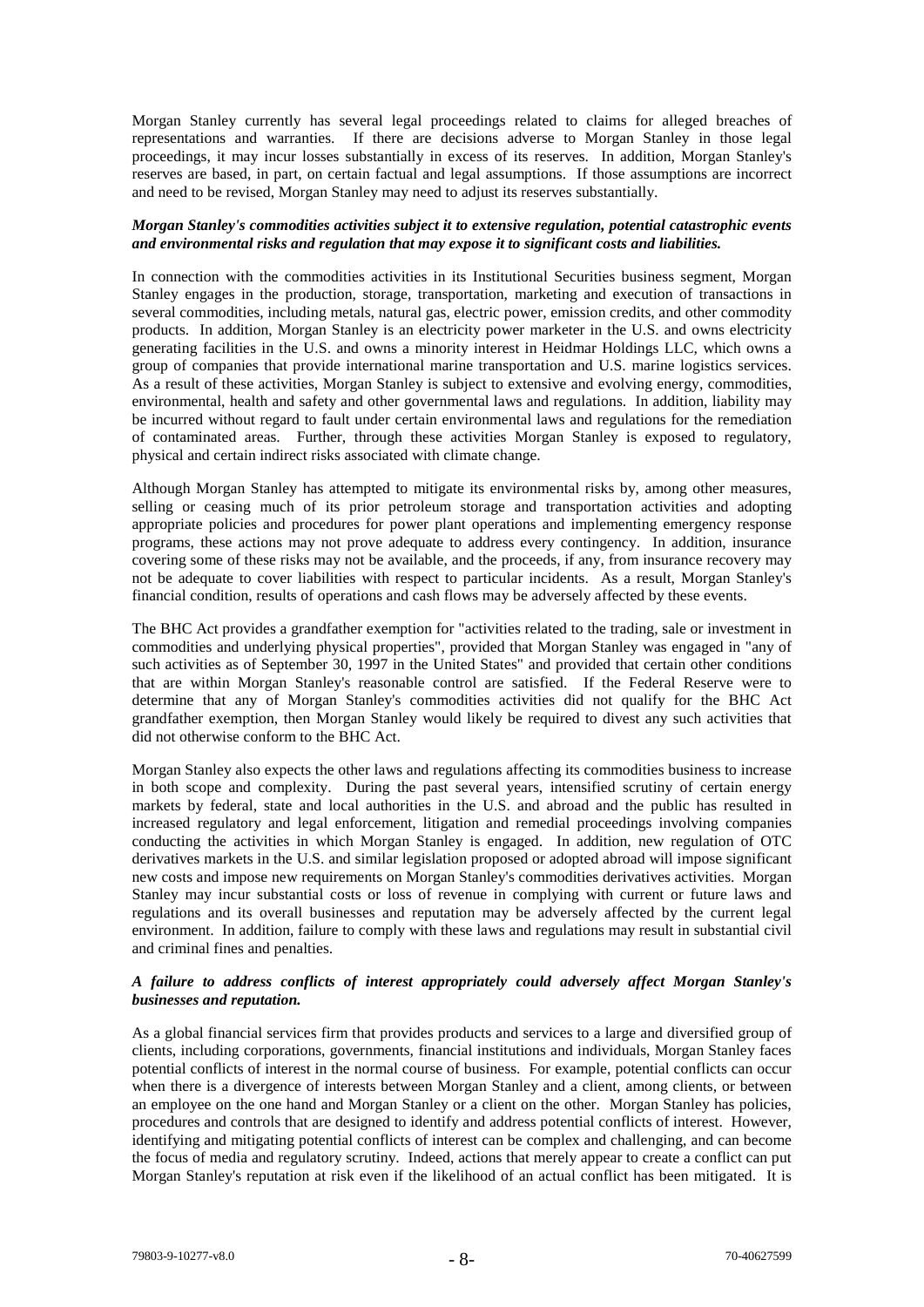Morgan Stanley currently has several legal proceedings related to claims for alleged breaches of representations and warranties. If there are decisions adverse to Morgan Stanley in those legal proceedings, it may incur losses substantially in excess of its reserves. In addition, Morgan Stanley's reserves are based, in part, on certain factual and legal assumptions. If those assumptions are incorrect and need to be revised, Morgan Stanley may need to adjust its reserves substantially.

***Morgan Stanley's commodities activities subject it to extensive regulation, potential catastrophic events and environmental risks and regulation that may expose it to significant costs and liabilities.***

In connection with the commodities activities in its Institutional Securities business segment, Morgan Stanley engages in the production, storage, transportation, marketing and execution of transactions in several commodities, including metals, natural gas, electric power, emission credits, and other commodity products. In addition, Morgan Stanley is an electricity power marketer in the U.S. and owns electricity generating facilities in the U.S. and owns a minority interest in Heidmar Holdings LLC, which owns a group of companies that provide international marine transportation and U.S. marine logistics services. As a result of these activities, Morgan Stanley is subject to extensive and evolving energy, commodities, environmental, health and safety and other governmental laws and regulations. In addition, liability may be incurred without regard to fault under certain environmental laws and regulations for the remediation of contaminated areas. Further, through these activities Morgan Stanley is exposed to regulatory, physical and certain indirect risks associated with climate change.

Although Morgan Stanley has attempted to mitigate its environmental risks by, among other measures, selling or ceasing much of its prior petroleum storage and transportation activities and adopting appropriate policies and procedures for power plant operations and implementing emergency response programs, these actions may not prove adequate to address every contingency. In addition, insurance covering some of these risks may not be available, and the proceeds, if any, from insurance recovery may not be adequate to cover liabilities with respect to particular incidents. As a result, Morgan Stanley's financial condition, results of operations and cash flows may be adversely affected by these events.

The BHC Act provides a grandfather exemption for "activities related to the trading, sale or investment in commodities and underlying physical properties", provided that Morgan Stanley was engaged in "any of such activities as of September 30, 1997 in the United States" and provided that certain other conditions that are within Morgan Stanley's reasonable control are satisfied. If the Federal Reserve were to determine that any of Morgan Stanley's commodities activities did not qualify for the BHC Act grandfather exemption, then Morgan Stanley would likely be required to divest any such activities that did not otherwise conform to the BHC Act.

Morgan Stanley also expects the other laws and regulations affecting its commodities business to increase in both scope and complexity. During the past several years, intensified scrutiny of certain energy markets by federal, state and local authorities in the U.S. and abroad and the public has resulted in increased regulatory and legal enforcement, litigation and remedial proceedings involving companies conducting the activities in which Morgan Stanley is engaged. In addition, new regulation of OTC derivatives markets in the U.S. and similar legislation proposed or adopted abroad will impose significant new costs and impose new requirements on Morgan Stanley's commodities derivatives activities. Morgan Stanley may incur substantial costs or loss of revenue in complying with current or future laws and regulations and its overall businesses and reputation may be adversely affected by the current legal environment. In addition, failure to comply with these laws and regulations may result in substantial civil and criminal fines and penalties.

***A failure to address conflicts of interest appropriately could adversely affect Morgan Stanley's businesses and reputation.***

As a global financial services firm that provides products and services to a large and diversified group of clients, including corporations, governments, financial institutions and individuals, Morgan Stanley faces potential conflicts of interest in the normal course of business. For example, potential conflicts can occur when there is a divergence of interests between Morgan Stanley and a client, among clients, or between an employee on the one hand and Morgan Stanley or a client on the other. Morgan Stanley has policies, procedures and controls that are designed to identify and address potential conflicts of interest. However, identifying and mitigating potential conflicts of interest can be complex and challenging, and can become the focus of media and regulatory scrutiny. Indeed, actions that merely appear to create a conflict can put Morgan Stanley's reputation at risk even if the likelihood of an actual conflict has been mitigated. It is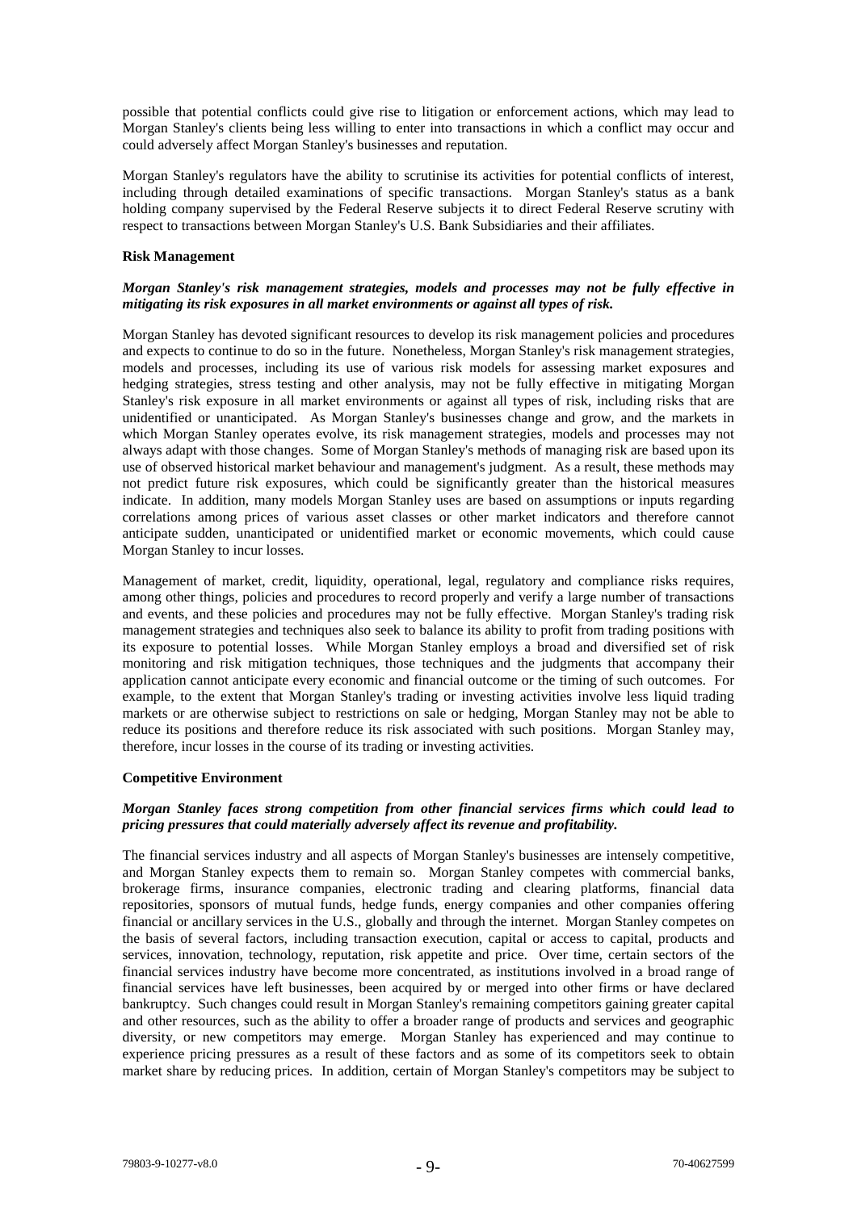possible that potential conflicts could give rise to litigation or enforcement actions, which may lead to Morgan Stanley's clients being less willing to enter into transactions in which a conflict may occur and could adversely affect Morgan Stanley's businesses and reputation.

Morgan Stanley's regulators have the ability to scrutinise its activities for potential conflicts of interest, including through detailed examinations of specific transactions. Morgan Stanley's status as a bank holding company supervised by the Federal Reserve subjects it to direct Federal Reserve scrutiny with respect to transactions between Morgan Stanley's U.S. Bank Subsidiaries and their affiliates.

**Risk Management**

***Morgan Stanley's risk management strategies, models and processes may not be fully effective in mitigating its risk exposures in all market environments or against all types of risk.***

Morgan Stanley has devoted significant resources to develop its risk management policies and procedures and expects to continue to do so in the future. Nonetheless, Morgan Stanley's risk management strategies, models and processes, including its use of various risk models for assessing market exposures and hedging strategies, stress testing and other analysis, may not be fully effective in mitigating Morgan Stanley's risk exposure in all market environments or against all types of risk, including risks that are unidentified or unanticipated. As Morgan Stanley's businesses change and grow, and the markets in which Morgan Stanley operates evolve, its risk management strategies, models and processes may not always adapt with those changes. Some of Morgan Stanley's methods of managing risk are based upon its use of observed historical market behaviour and management's judgment. As a result, these methods may not predict future risk exposures, which could be significantly greater than the historical measures indicate. In addition, many models Morgan Stanley uses are based on assumptions or inputs regarding correlations among prices of various asset classes or other market indicators and therefore cannot anticipate sudden, unanticipated or unidentified market or economic movements, which could cause Morgan Stanley to incur losses.

Management of market, credit, liquidity, operational, legal, regulatory and compliance risks requires, among other things, policies and procedures to record properly and verify a large number of transactions and events, and these policies and procedures may not be fully effective. Morgan Stanley's trading risk management strategies and techniques also seek to balance its ability to profit from trading positions with its exposure to potential losses. While Morgan Stanley employs a broad and diversified set of risk monitoring and risk mitigation techniques, those techniques and the judgments that accompany their application cannot anticipate every economic and financial outcome or the timing of such outcomes. For example, to the extent that Morgan Stanley's trading or investing activities involve less liquid trading markets or are otherwise subject to restrictions on sale or hedging, Morgan Stanley may not be able to reduce its positions and therefore reduce its risk associated with such positions. Morgan Stanley may, therefore, incur losses in the course of its trading or investing activities.

**Competitive Environment**

***Morgan Stanley faces strong competition from other financial services firms which could lead to pricing pressures that could materially adversely affect its revenue and profitability.***

The financial services industry and all aspects of Morgan Stanley's businesses are intensely competitive, and Morgan Stanley expects them to remain so. Morgan Stanley competes with commercial banks, brokerage firms, insurance companies, electronic trading and clearing platforms, financial data repositories, sponsors of mutual funds, hedge funds, energy companies and other companies offering financial or ancillary services in the U.S., globally and through the internet. Morgan Stanley competes on the basis of several factors, including transaction execution, capital or access to capital, products and services, innovation, technology, reputation, risk appetite and price. Over time, certain sectors of the financial services industry have become more concentrated, as institutions involved in a broad range of financial services have left businesses, been acquired by or merged into other firms or have declared bankruptcy. Such changes could result in Morgan Stanley's remaining competitors gaining greater capital and other resources, such as the ability to offer a broader range of products and services and geographic diversity, or new competitors may emerge. Morgan Stanley has experienced and may continue to experience pricing pressures as a result of these factors and as some of its competitors seek to obtain market share by reducing prices. In addition, certain of Morgan Stanley's competitors may be subject to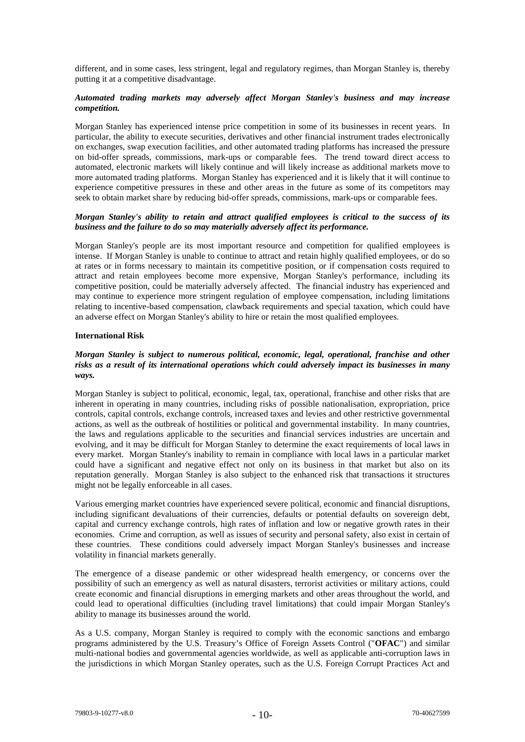different, and in some cases, less stringent, legal and regulatory regimes, than Morgan Stanley is, thereby putting it at a competitive disadvantage.

***Automated trading markets may adversely affect Morgan Stanley's business and may increase competition.***

Morgan Stanley has experienced intense price competition in some of its businesses in recent years. In particular, the ability to execute securities, derivatives and other financial instrument trades electronically on exchanges, swap execution facilities, and other automated trading platforms has increased the pressure on bid-offer spreads, commissions, mark-ups or comparable fees. The trend toward direct access to automated, electronic markets will likely continue and will likely increase as additional markets move to more automated trading platforms. Morgan Stanley has experienced and it is likely that it will continue to experience competitive pressures in these and other areas in the future as some of its competitors may seek to obtain market share by reducing bid-offer spreads, commissions, mark-ups or comparable fees.

***Morgan Stanley's ability to retain and attract qualified employees is critical to the success of its business and the failure to do so may materially adversely affect its performance.***

Morgan Stanley's people are its most important resource and competition for qualified employees is intense. If Morgan Stanley is unable to continue to attract and retain highly qualified employees, or do so at rates or in forms necessary to maintain its competitive position, or if compensation costs required to attract and retain employees become more expensive, Morgan Stanley's performance, including its competitive position, could be materially adversely affected. The financial industry has experienced and may continue to experience more stringent regulation of employee compensation, including limitations relating to incentive-based compensation, clawback requirements and special taxation, which could have an adverse effect on Morgan Stanley's ability to hire or retain the most qualified employees.

**International Risk**

***Morgan Stanley is subject to numerous political, economic, legal, operational, franchise and other risks as a result of its international operations which could adversely impact its businesses in many ways.***

Morgan Stanley is subject to political, economic, legal, tax, operational, franchise and other risks that are inherent in operating in many countries, including risks of possible nationalisation, expropriation, price controls, capital controls, exchange controls, increased taxes and levies and other restrictive governmental actions, as well as the outbreak of hostilities or political and governmental instability. In many countries, the laws and regulations applicable to the securities and financial services industries are uncertain and evolving, and it may be difficult for Morgan Stanley to determine the exact requirements of local laws in every market. Morgan Stanley's inability to remain in compliance with local laws in a particular market could have a significant and negative effect not only on its business in that market but also on its reputation generally. Morgan Stanley is also subject to the enhanced risk that transactions it structures might not be legally enforceable in all cases.

Various emerging market countries have experienced severe political, economic and financial disruptions, including significant devaluations of their currencies, defaults or potential defaults on sovereign debt, capital and currency exchange controls, high rates of inflation and low or negative growth rates in their economies. Crime and corruption, as well as issues of security and personal safety, also exist in certain of these countries. These conditions could adversely impact Morgan Stanley's businesses and increase volatility in financial markets generally.

The emergence of a disease pandemic or other widespread health emergency, or concerns over the possibility of such an emergency as well as natural disasters, terrorist activities or military actions, could create economic and financial disruptions in emerging markets and other areas throughout the world, and could lead to operational difficulties (including travel limitations) that could impair Morgan Stanley's ability to manage its businesses around the world.

As a U.S. company, Morgan Stanley is required to comply with the economic sanctions and embargo programs administered by the U.S. Treasury's Office of Foreign Assets Control ("**OFAC**") and similar multi-national bodies and governmental agencies worldwide, as well as applicable anti-corruption laws in the jurisdictions in which Morgan Stanley operates, such as the U.S. Foreign Corrupt Practices Act and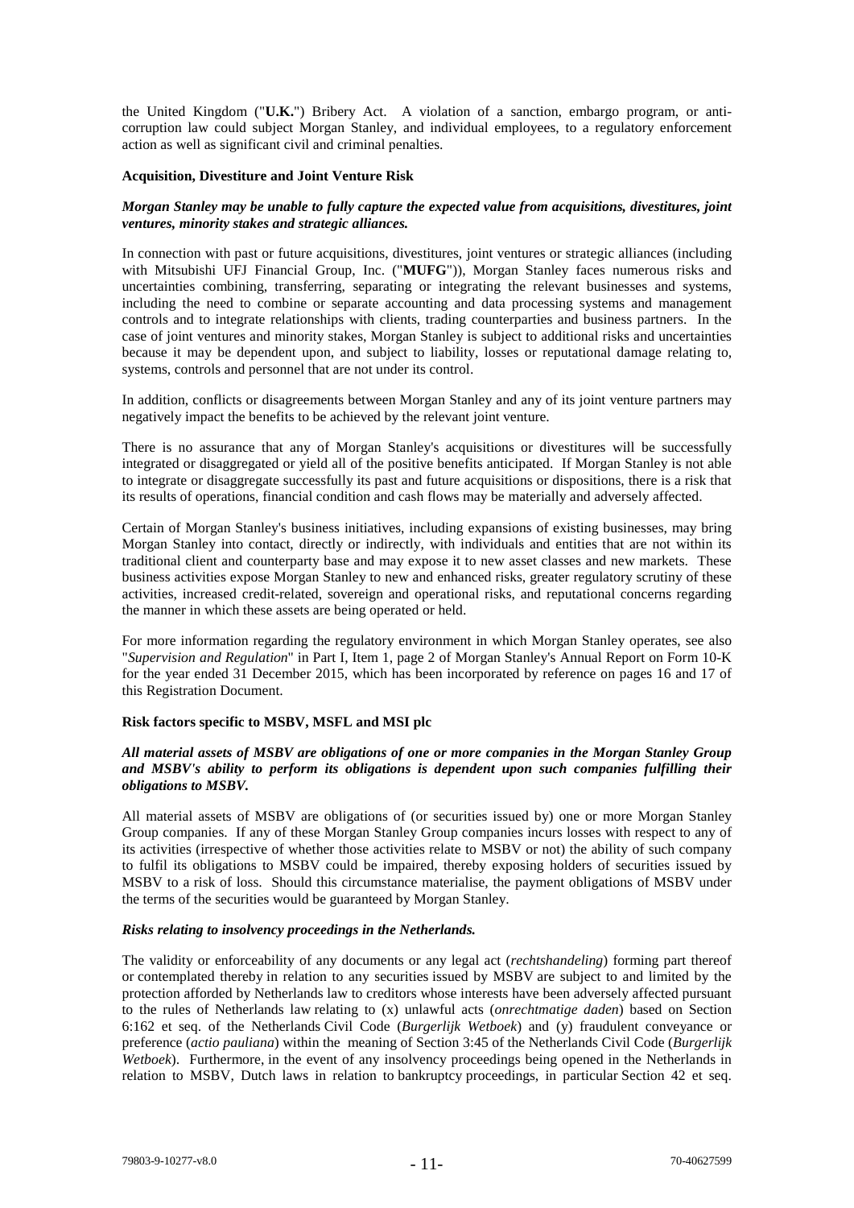the United Kingdom ("**U.K.**") Bribery Act. A violation of a sanction, embargo program, or anti-corruption law could subject Morgan Stanley, and individual employees, to a regulatory enforcement action as well as significant civil and criminal penalties.

**Acquisition, Divestiture and Joint Venture Risk**

***Morgan Stanley may be unable to fully capture the expected value from acquisitions, divestitures, joint ventures, minority stakes and strategic alliances.***

In connection with past or future acquisitions, divestitures, joint ventures or strategic alliances (including with Mitsubishi UFJ Financial Group, Inc. ("**MUFG**")), Morgan Stanley faces numerous risks and uncertainties combining, transferring, separating or integrating the relevant businesses and systems, including the need to combine or separate accounting and data processing systems and management controls and to integrate relationships with clients, trading counterparties and business partners. In the case of joint ventures and minority stakes, Morgan Stanley is subject to additional risks and uncertainties because it may be dependent upon, and subject to liability, losses or reputational damage relating to, systems, controls and personnel that are not under its control.

In addition, conflicts or disagreements between Morgan Stanley and any of its joint venture partners may negatively impact the benefits to be achieved by the relevant joint venture.

There is no assurance that any of Morgan Stanley's acquisitions or divestitures will be successfully integrated or disaggregated or yield all of the positive benefits anticipated. If Morgan Stanley is not able to integrate or disaggregate successfully its past and future acquisitions or dispositions, there is a risk that its results of operations, financial condition and cash flows may be materially and adversely affected.

Certain of Morgan Stanley's business initiatives, including expansions of existing businesses, may bring Morgan Stanley into contact, directly or indirectly, with individuals and entities that are not within its traditional client and counterparty base and may expose it to new asset classes and new markets. These business activities expose Morgan Stanley to new and enhanced risks, greater regulatory scrutiny of these activities, increased credit-related, sovereign and operational risks, and reputational concerns regarding the manner in which these assets are being operated or held.

For more information regarding the regulatory environment in which Morgan Stanley operates, see also "*Supervision and Regulation*" in Part I, Item 1, page 2 of Morgan Stanley's Annual Report on Form 10-K for the year ended 31 December 2015, which has been incorporated by reference on pages 16 and 17 of this Registration Document.

**Risk factors specific to MSBV, MSFL and MSI plc**

***All material assets of MSBV are obligations of one or more companies in the Morgan Stanley Group and MSBV's ability to perform its obligations is dependent upon such companies fulfilling their obligations to MSBV.***

All material assets of MSBV are obligations of (or securities issued by) one or more Morgan Stanley Group companies. If any of these Morgan Stanley Group companies incurs losses with respect to any of its activities (irrespective of whether those activities relate to MSBV or not) the ability of such company to fulfil its obligations to MSBV could be impaired, thereby exposing holders of securities issued by MSBV to a risk of loss. Should this circumstance materialise, the payment obligations of MSBV under the terms of the securities would be guaranteed by Morgan Stanley.

***Risks relating to insolvency proceedings in the Netherlands.***

The validity or enforceability of any documents or any legal act (*rechtshandeling*) forming part thereof or contemplated thereby in relation to any securities issued by MSBV are subject to and limited by the protection afforded by Netherlands law to creditors whose interests have been adversely affected pursuant to the rules of Netherlands law relating to (x) unlawful acts (*onrechtmatige daden*) based on Section 6:162 et seq. of the Netherlands Civil Code (*Burgerlijk Wetboek*) and (y) fraudulent conveyance or preference (*actio pauliana*) within the meaning of Section 3:45 of the Netherlands Civil Code (*Burgerlijk Wetboek*). Furthermore, in the event of any insolvency proceedings being opened in the Netherlands in relation to MSBV, Dutch laws in relation to bankruptcy proceedings, in particular Section 42 et seq.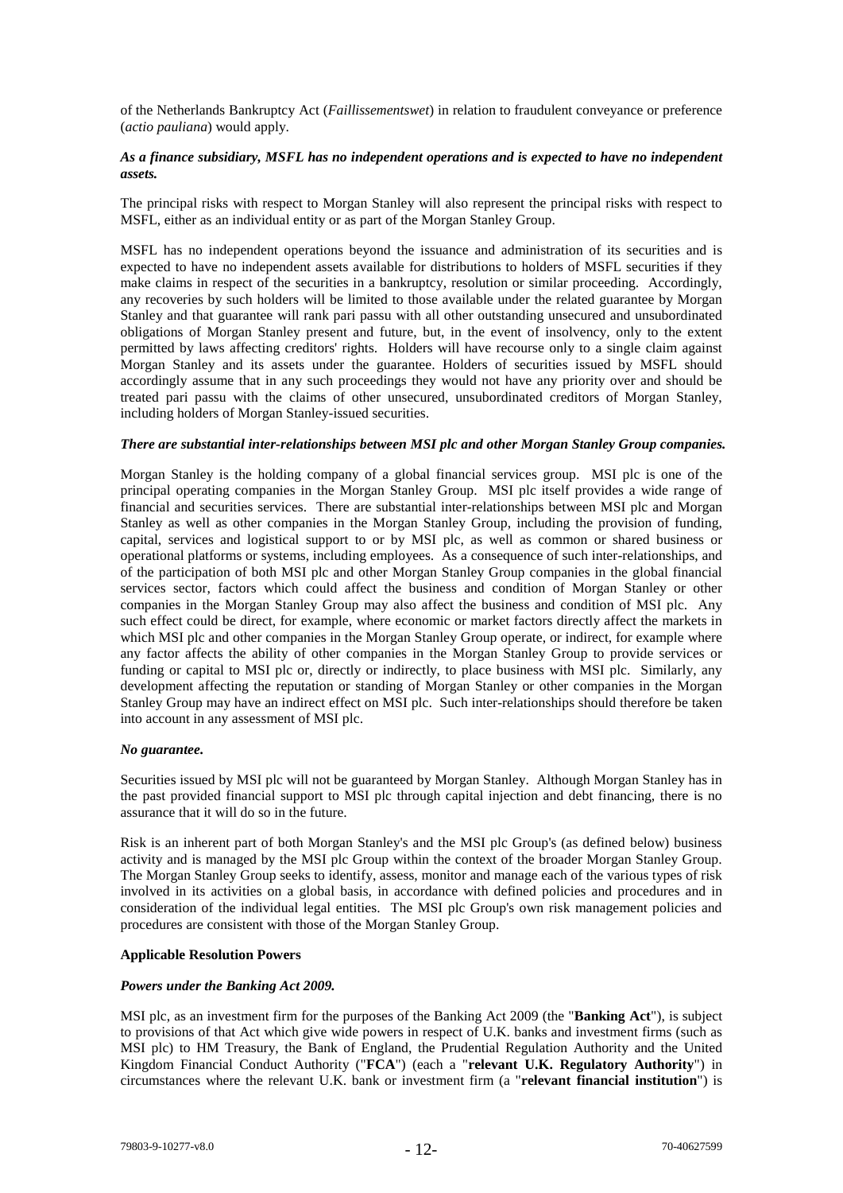of the Netherlands Bankruptcy Act (*Faillissementswet*) in relation to fraudulent conveyance or preference (*actio pauliana*) would apply.

***As a finance subsidiary, MSFL has no independent operations and is expected to have no independent assets.***

The principal risks with respect to Morgan Stanley will also represent the principal risks with respect to MSFL, either as an individual entity or as part of the Morgan Stanley Group.

MSFL has no independent operations beyond the issuance and administration of its securities and is expected to have no independent assets available for distributions to holders of MSFL securities if they make claims in respect of the securities in a bankruptcy, resolution or similar proceeding. Accordingly, any recoveries by such holders will be limited to those available under the related guarantee by Morgan Stanley and that guarantee will rank pari passu with all other outstanding unsecured and unsubordinated obligations of Morgan Stanley present and future, but, in the event of insolvency, only to the extent permitted by laws affecting creditors' rights. Holders will have recourse only to a single claim against Morgan Stanley and its assets under the guarantee. Holders of securities issued by MSFL should accordingly assume that in any such proceedings they would not have any priority over and should be treated pari passu with the claims of other unsecured, unsubordinated creditors of Morgan Stanley, including holders of Morgan Stanley-issued securities.

***There are substantial inter-relationships between MSI plc and other Morgan Stanley Group companies.***

Morgan Stanley is the holding company of a global financial services group. MSI plc is one of the principal operating companies in the Morgan Stanley Group. MSI plc itself provides a wide range of financial and securities services. There are substantial inter-relationships between MSI plc and Morgan Stanley as well as other companies in the Morgan Stanley Group, including the provision of funding, capital, services and logistical support to or by MSI plc, as well as common or shared business or operational platforms or systems, including employees. As a consequence of such inter-relationships, and of the participation of both MSI plc and other Morgan Stanley Group companies in the global financial services sector, factors which could affect the business and condition of Morgan Stanley or other companies in the Morgan Stanley Group may also affect the business and condition of MSI plc. Any such effect could be direct, for example, where economic or market factors directly affect the markets in which MSI plc and other companies in the Morgan Stanley Group operate, or indirect, for example where any factor affects the ability of other companies in the Morgan Stanley Group to provide services or funding or capital to MSI plc or, directly or indirectly, to place business with MSI plc. Similarly, any development affecting the reputation or standing of Morgan Stanley or other companies in the Morgan Stanley Group may have an indirect effect on MSI plc. Such inter-relationships should therefore be taken into account in any assessment of MSI plc.

***No guarantee.***

Securities issued by MSI plc will not be guaranteed by Morgan Stanley. Although Morgan Stanley has in the past provided financial support to MSI plc through capital injection and debt financing, there is no assurance that it will do so in the future.

Risk is an inherent part of both Morgan Stanley's and the MSI plc Group's (as defined below) business activity and is managed by the MSI plc Group within the context of the broader Morgan Stanley Group. The Morgan Stanley Group seeks to identify, assess, monitor and manage each of the various types of risk involved in its activities on a global basis, in accordance with defined policies and procedures and in consideration of the individual legal entities. The MSI plc Group's own risk management policies and procedures are consistent with those of the Morgan Stanley Group.

**Applicable Resolution Powers**

***Powers under the Banking Act 2009.***

MSI plc, as an investment firm for the purposes of the Banking Act 2009 (the "**Banking Act**"), is subject to provisions of that Act which give wide powers in respect of U.K. banks and investment firms (such as MSI plc) to HM Treasury, the Bank of England, the Prudential Regulation Authority and the United Kingdom Financial Conduct Authority ("**FCA**") (each a "**relevant U.K. Regulatory Authority**") in circumstances where the relevant U.K. bank or investment firm (a "**relevant financial institution**") is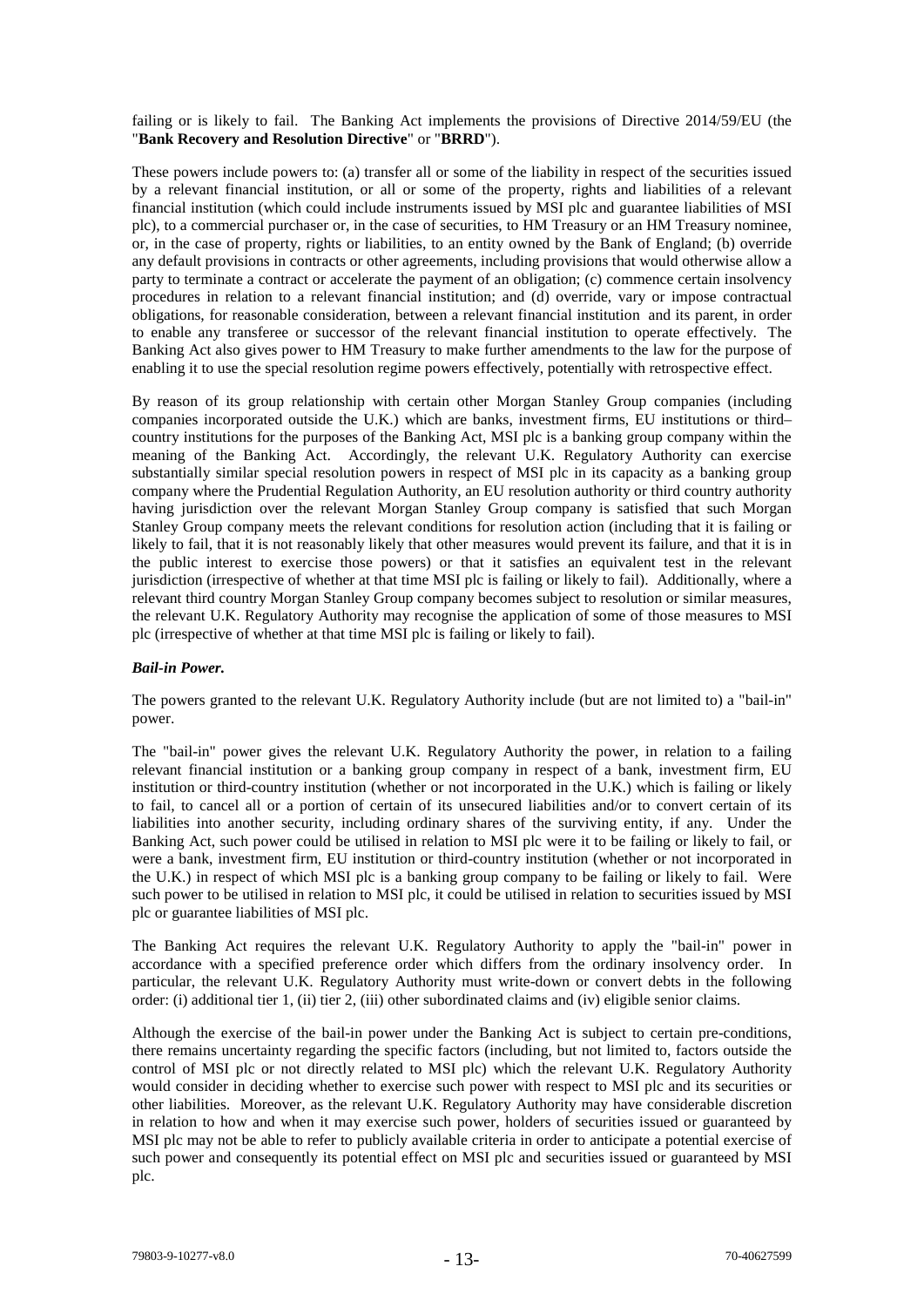failing or is likely to fail. The Banking Act implements the provisions of Directive 2014/59/EU (the "**Bank Recovery and Resolution Directive**" or "**BRRD**").

These powers include powers to: (a) transfer all or some of the liability in respect of the securities issued by a relevant financial institution, or all or some of the property, rights and liabilities of a relevant financial institution (which could include instruments issued by MSI plc and guarantee liabilities of MSI plc), to a commercial purchaser or, in the case of securities, to HM Treasury or an HM Treasury nominee, or, in the case of property, rights or liabilities, to an entity owned by the Bank of England; (b) override any default provisions in contracts or other agreements, including provisions that would otherwise allow a party to terminate a contract or accelerate the payment of an obligation; (c) commence certain insolvency procedures in relation to a relevant financial institution; and (d) override, vary or impose contractual obligations, for reasonable consideration, between a relevant financial institution and its parent, in order to enable any transferee or successor of the relevant financial institution to operate effectively. The Banking Act also gives power to HM Treasury to make further amendments to the law for the purpose of enabling it to use the special resolution regime powers effectively, potentially with retrospective effect.

By reason of its group relationship with certain other Morgan Stanley Group companies (including companies incorporated outside the U.K.) which are banks, investment firms, EU institutions or third–country institutions for the purposes of the Banking Act, MSI plc is a banking group company within the meaning of the Banking Act. Accordingly, the relevant U.K. Regulatory Authority can exercise substantially similar special resolution powers in respect of MSI plc in its capacity as a banking group company where the Prudential Regulation Authority, an EU resolution authority or third country authority having jurisdiction over the relevant Morgan Stanley Group company is satisfied that such Morgan Stanley Group company meets the relevant conditions for resolution action (including that it is failing or likely to fail, that it is not reasonably likely that other measures would prevent its failure, and that it is in the public interest to exercise those powers) or that it satisfies an equivalent test in the relevant jurisdiction (irrespective of whether at that time MSI plc is failing or likely to fail). Additionally, where a relevant third country Morgan Stanley Group company becomes subject to resolution or similar measures, the relevant U.K. Regulatory Authority may recognise the application of some of those measures to MSI plc (irrespective of whether at that time MSI plc is failing or likely to fail).

***Bail-in Power.***

The powers granted to the relevant U.K. Regulatory Authority include (but are not limited to) a "bail-in" power.

The "bail-in" power gives the relevant U.K. Regulatory Authority the power, in relation to a failing relevant financial institution or a banking group company in respect of a bank, investment firm, EU institution or third-country institution (whether or not incorporated in the U.K.) which is failing or likely to fail, to cancel all or a portion of certain of its unsecured liabilities and/or to convert certain of its liabilities into another security, including ordinary shares of the surviving entity, if any. Under the Banking Act, such power could be utilised in relation to MSI plc were it to be failing or likely to fail, or were a bank, investment firm, EU institution or third-country institution (whether or not incorporated in the U.K.) in respect of which MSI plc is a banking group company to be failing or likely to fail. Were such power to be utilised in relation to MSI plc, it could be utilised in relation to securities issued by MSI plc or guarantee liabilities of MSI plc.

The Banking Act requires the relevant U.K. Regulatory Authority to apply the "bail-in" power in accordance with a specified preference order which differs from the ordinary insolvency order. In particular, the relevant U.K. Regulatory Authority must write-down or convert debts in the following order: (i) additional tier 1, (ii) tier 2, (iii) other subordinated claims and (iv) eligible senior claims.

Although the exercise of the bail-in power under the Banking Act is subject to certain pre-conditions, there remains uncertainty regarding the specific factors (including, but not limited to, factors outside the control of MSI plc or not directly related to MSI plc) which the relevant U.K. Regulatory Authority would consider in deciding whether to exercise such power with respect to MSI plc and its securities or other liabilities. Moreover, as the relevant U.K. Regulatory Authority may have considerable discretion in relation to how and when it may exercise such power, holders of securities issued or guaranteed by MSI plc may not be able to refer to publicly available criteria in order to anticipate a potential exercise of such power and consequently its potential effect on MSI plc and securities issued or guaranteed by MSI plc.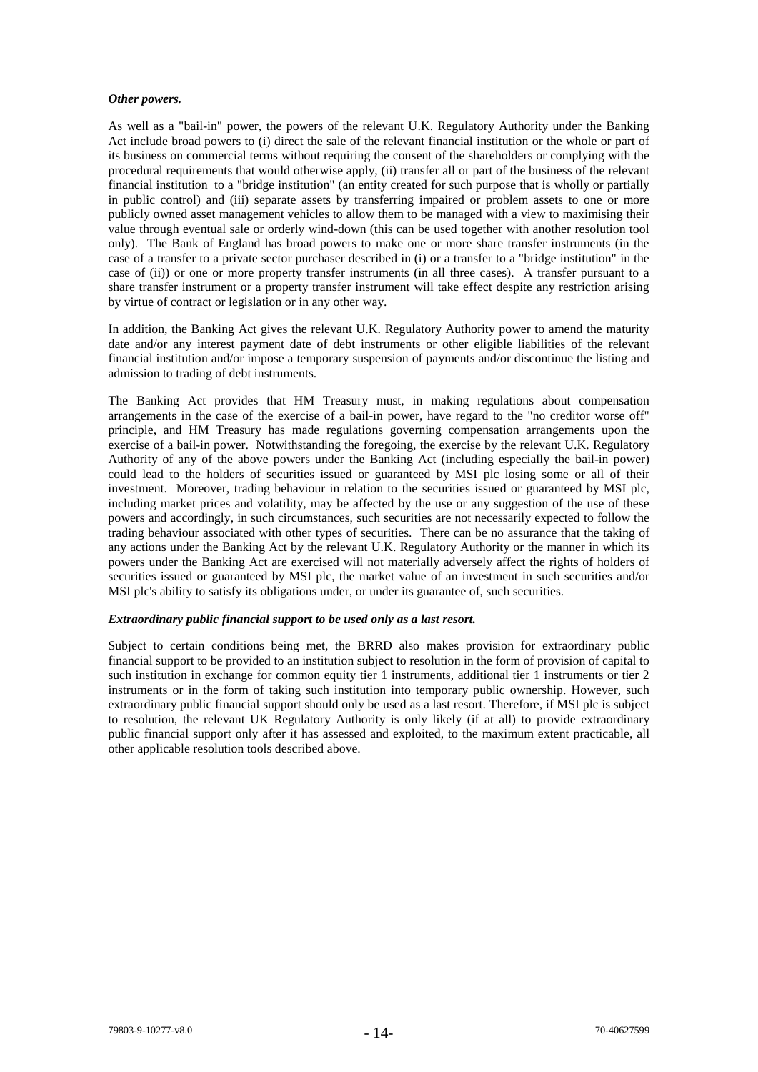***Other powers.***

As well as a "bail-in" power, the powers of the relevant U.K. Regulatory Authority under the Banking Act include broad powers to (i) direct the sale of the relevant financial institution or the whole or part of its business on commercial terms without requiring the consent of the shareholders or complying with the procedural requirements that would otherwise apply, (ii) transfer all or part of the business of the relevant financial institution to a "bridge institution" (an entity created for such purpose that is wholly or partially in public control) and (iii) separate assets by transferring impaired or problem assets to one or more publicly owned asset management vehicles to allow them to be managed with a view to maximising their value through eventual sale or orderly wind-down (this can be used together with another resolution tool only). The Bank of England has broad powers to make one or more share transfer instruments (in the case of a transfer to a private sector purchaser described in (i) or a transfer to a "bridge institution" in the case of (ii)) or one or more property transfer instruments (in all three cases). A transfer pursuant to a share transfer instrument or a property transfer instrument will take effect despite any restriction arising by virtue of contract or legislation or in any other way.

In addition, the Banking Act gives the relevant U.K. Regulatory Authority power to amend the maturity date and/or any interest payment date of debt instruments or other eligible liabilities of the relevant financial institution and/or impose a temporary suspension of payments and/or discontinue the listing and admission to trading of debt instruments.

The Banking Act provides that HM Treasury must, in making regulations about compensation arrangements in the case of the exercise of a bail-in power, have regard to the "no creditor worse off" principle, and HM Treasury has made regulations governing compensation arrangements upon the exercise of a bail-in power. Notwithstanding the foregoing, the exercise by the relevant U.K. Regulatory Authority of any of the above powers under the Banking Act (including especially the bail-in power) could lead to the holders of securities issued or guaranteed by MSI plc losing some or all of their investment. Moreover, trading behaviour in relation to the securities issued or guaranteed by MSI plc, including market prices and volatility, may be affected by the use or any suggestion of the use of these powers and accordingly, in such circumstances, such securities are not necessarily expected to follow the trading behaviour associated with other types of securities. There can be no assurance that the taking of any actions under the Banking Act by the relevant U.K. Regulatory Authority or the manner in which its powers under the Banking Act are exercised will not materially adversely affect the rights of holders of securities issued or guaranteed by MSI plc, the market value of an investment in such securities and/or MSI plc's ability to satisfy its obligations under, or under its guarantee of, such securities.

***Extraordinary public financial support to be used only as a last resort.***

Subject to certain conditions being met, the BRRD also makes provision for extraordinary public financial support to be provided to an institution subject to resolution in the form of provision of capital to such institution in exchange for common equity tier 1 instruments, additional tier 1 instruments or tier 2 instruments or in the form of taking such institution into temporary public ownership. However, such extraordinary public financial support should only be used as a last resort. Therefore, if MSI plc is subject to resolution, the relevant UK Regulatory Authority is only likely (if at all) to provide extraordinary public financial support only after it has assessed and exploited, to the maximum extent practicable, all other applicable resolution tools described above.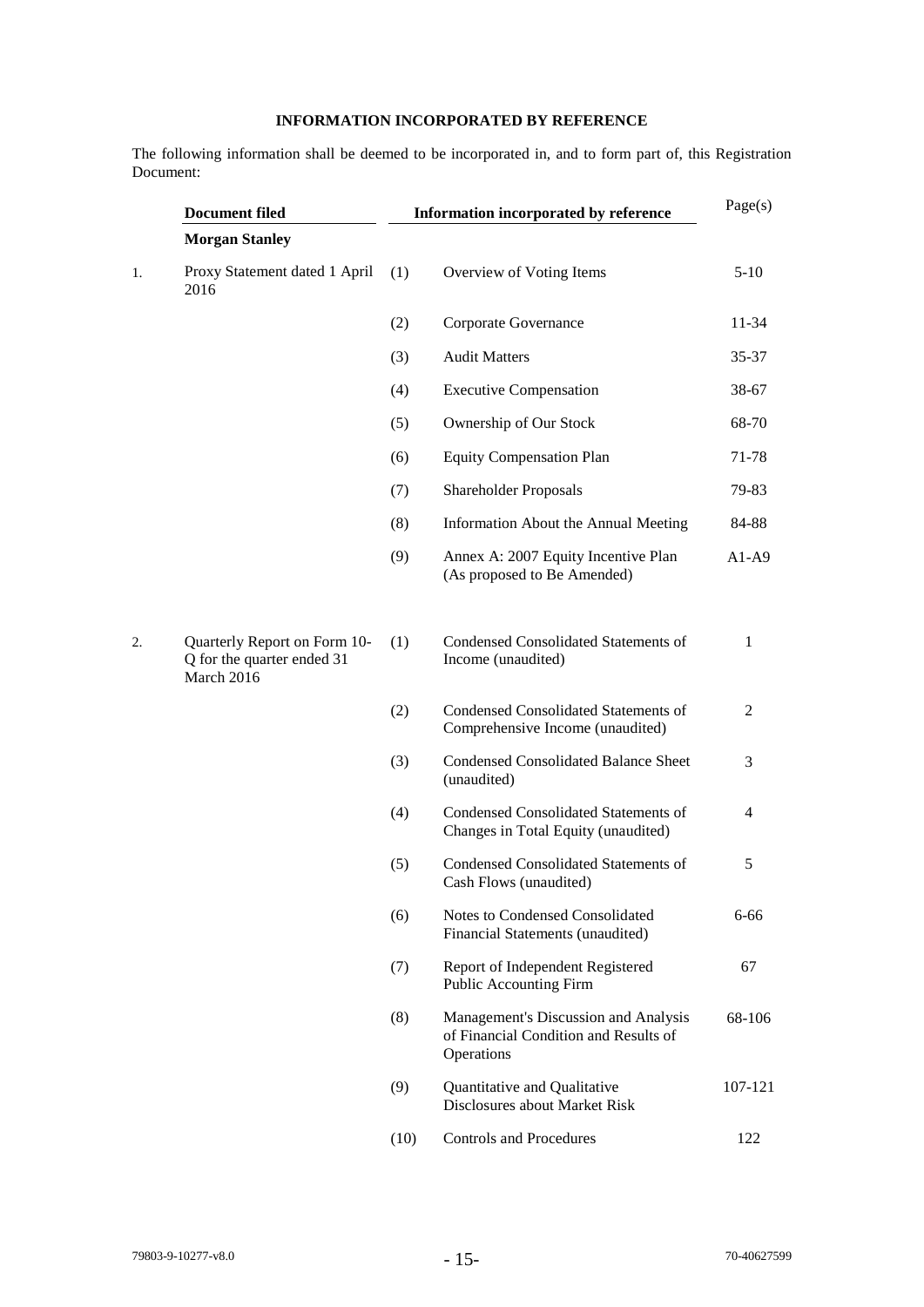## INFORMATION INCORPORATED BY REFERENCE

The following information shall be deemed to be incorporated in, and to form part of, this Registration Document:

| | Document filed | | Information incorporated by reference | Page(s) |
|---|---|---|---|---|
| | **Morgan Stanley** | | | |
| 1. | Proxy Statement dated 1 April 2016 | (1) | Overview of Voting Items | 5-10 |
| | | (2) | Corporate Governance | 11-34 |
| | | (3) | Audit Matters | 35-37 |
| | | (4) | Executive Compensation | 38-67 |
| | | (5) | Ownership of Our Stock | 68-70 |
| | | (6) | Equity Compensation Plan | 71-78 |
| | | (7) | Shareholder Proposals | 79-83 |
| | | (8) | Information About the Annual Meeting | 84-88 |
| | | (9) | Annex A: 2007 Equity Incentive Plan (As proposed to Be Amended) | A1-A9 |
| 2. | Quarterly Report on Form 10-Q for the quarter ended 31 March 2016 | (1) | Condensed Consolidated Statements of Income (unaudited) | 1 |
| | | (2) | Condensed Consolidated Statements of Comprehensive Income (unaudited) | 2 |
| | | (3) | Condensed Consolidated Balance Sheet (unaudited) | 3 |
| | | (4) | Condensed Consolidated Statements of Changes in Total Equity (unaudited) | 4 |
| | | (5) | Condensed Consolidated Statements of Cash Flows (unaudited) | 5 |
| | | (6) | Notes to Condensed Consolidated Financial Statements (unaudited) | 6-66 |
| | | (7) | Report of Independent Registered Public Accounting Firm | 67 |
| | | (8) | Management's Discussion and Analysis of Financial Condition and Results of Operations | 68-106 |
| | | (9) | Quantitative and Qualitative Disclosures about Market Risk | 107-121 |
| | | (10) | Controls and Procedures | 122 |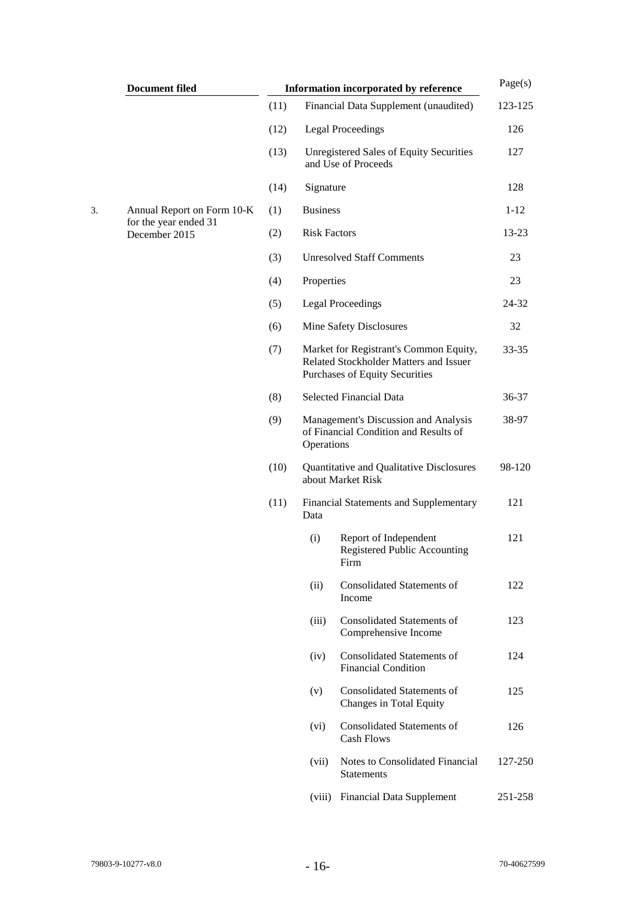| | Document filed | Information incorporated by reference | | | Page(s) |
|---|---|---|---|---|---|
| | | (11) | Financial Data Supplement (unaudited) | | 123-125 |
| | | (12) | Legal Proceedings | | 126 |
| | | (13) | Unregistered Sales of Equity Securities and Use of Proceeds | | 127 |
| | | (14) | Signature | | 128 |
| 3. | Annual Report on Form 10-K for the year ended 31 December 2015 | (1) | Business | | 1-12 |
| | | (2) | Risk Factors | | 13-23 |
| | | (3) | Unresolved Staff Comments | | 23 |
| | | (4) | Properties | | 23 |
| | | (5) | Legal Proceedings | | 24-32 |
| | | (6) | Mine Safety Disclosures | | 32 |
| | | (7) | Market for Registrant's Common Equity, Related Stockholder Matters and Issuer Purchases of Equity Securities | | 33-35 |
| | | (8) | Selected Financial Data | | 36-37 |
| | | (9) | Management's Discussion and Analysis of Financial Condition and Results of Operations | | 38-97 |
| | | (10) | Quantitative and Qualitative Disclosures about Market Risk | | 98-120 |
| | | (11) | Financial Statements and Supplementary Data | | 121 |
| | | | (i) | Report of Independent Registered Public Accounting Firm | 121 |
| | | | (ii) | Consolidated Statements of Income | 122 |
| | | | (iii) | Consolidated Statements of Comprehensive Income | 123 |
| | | | (iv) | Consolidated Statements of Financial Condition | 124 |
| | | | (v) | Consolidated Statements of Changes in Total Equity | 125 |
| | | | (vi) | Consolidated Statements of Cash Flows | 126 |
| | | | (vii) | Notes to Consolidated Financial Statements | 127-250 |
| | | | (viii) | Financial Data Supplement | 251-258 |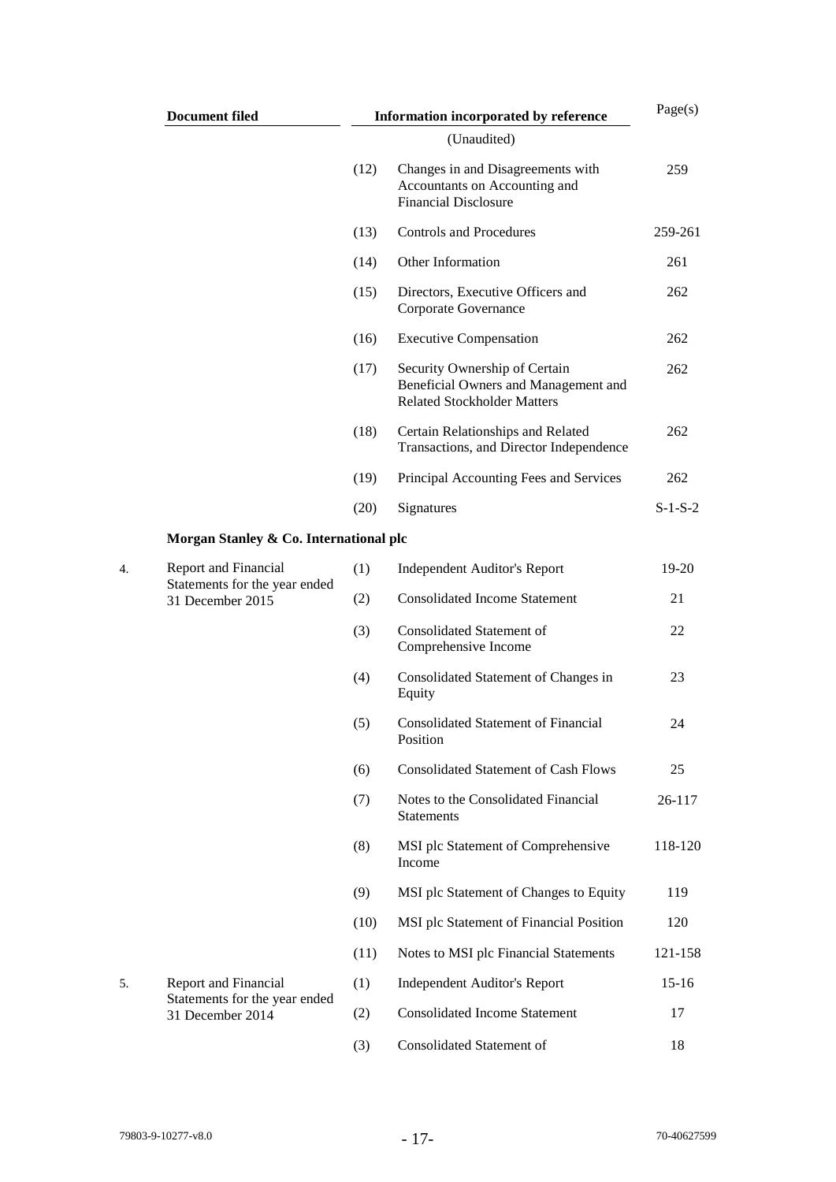| | Document filed | | Information incorporated by reference | Page(s) |
|---|---|---|---|---|
| | | | (Unaudited) | |
| | | (12) | Changes in and Disagreements with Accountants on Accounting and Financial Disclosure | 259 |
| | | (13) | Controls and Procedures | 259-261 |
| | | (14) | Other Information | 261 |
| | | (15) | Directors, Executive Officers and Corporate Governance | 262 |
| | | (16) | Executive Compensation | 262 |
| | | (17) | Security Ownership of Certain Beneficial Owners and Management and Related Stockholder Matters | 262 |
| | | (18) | Certain Relationships and Related Transactions, and Director Independence | 262 |
| | | (19) | Principal Accounting Fees and Services | 262 |
| | | (20) | Signatures | S-1-S-2 |
| | **Morgan Stanley & Co. International plc** | | | |
| 4. | Report and Financial Statements for the year ended 31 December 2015 | (1) | Independent Auditor's Report | 19-20 |
| | | (2) | Consolidated Income Statement | 21 |
| | | (3) | Consolidated Statement of Comprehensive Income | 22 |
| | | (4) | Consolidated Statement of Changes in Equity | 23 |
| | | (5) | Consolidated Statement of Financial Position | 24 |
| | | (6) | Consolidated Statement of Cash Flows | 25 |
| | | (7) | Notes to the Consolidated Financial Statements | 26-117 |
| | | (8) | MSI plc Statement of Comprehensive Income | 118-120 |
| | | (9) | MSI plc Statement of Changes to Equity | 119 |
| | | (10) | MSI plc Statement of Financial Position | 120 |
| | | (11) | Notes to MSI plc Financial Statements | 121-158 |
| 5. | Report and Financial Statements for the year ended 31 December 2014 | (1) | Independent Auditor's Report | 15-16 |
| | | (2) | Consolidated Income Statement | 17 |
| | | (3) | Consolidated Statement of | 18 |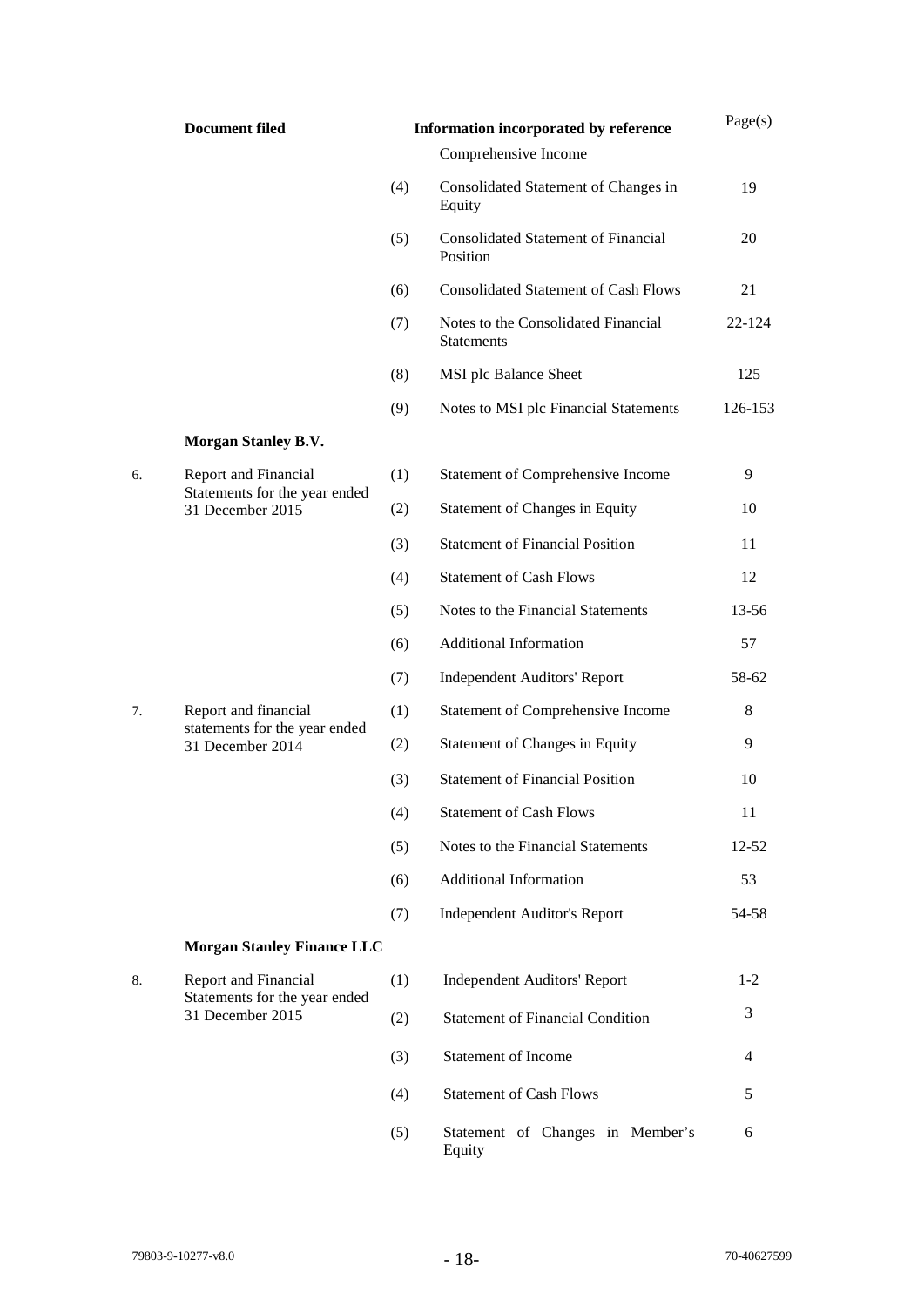| | Document filed | | Information incorporated by reference | Page(s) |
|---|---|---|---|---|
| | | | Comprehensive Income | |
| | | (4) | Consolidated Statement of Changes in Equity | 19 |
| | | (5) | Consolidated Statement of Financial Position | 20 |
| | | (6) | Consolidated Statement of Cash Flows | 21 |
| | | (7) | Notes to the Consolidated Financial Statements | 22-124 |
| | | (8) | MSI plc Balance Sheet | 125 |
| | | (9) | Notes to MSI plc Financial Statements | 126-153 |
| | **Morgan Stanley B.V.** | | | |
| 6. | Report and Financial Statements for the year ended 31 December 2015 | (1) | Statement of Comprehensive Income | 9 |
| | | (2) | Statement of Changes in Equity | 10 |
| | | (3) | Statement of Financial Position | 11 |
| | | (4) | Statement of Cash Flows | 12 |
| | | (5) | Notes to the Financial Statements | 13-56 |
| | | (6) | Additional Information | 57 |
| | | (7) | Independent Auditors' Report | 58-62 |
| 7. | Report and financial statements for the year ended 31 December 2014 | (1) | Statement of Comprehensive Income | 8 |
| | | (2) | Statement of Changes in Equity | 9 |
| | | (3) | Statement of Financial Position | 10 |
| | | (4) | Statement of Cash Flows | 11 |
| | | (5) | Notes to the Financial Statements | 12-52 |
| | | (6) | Additional Information | 53 |
| | | (7) | Independent Auditor's Report | 54-58 |
| | **Morgan Stanley Finance LLC** | | | |
| 8. | Report and Financial Statements for the year ended 31 December 2015 | (1) | Independent Auditors' Report | 1-2 |
| | | (2) | Statement of Financial Condition | 3 |
| | | (3) | Statement of Income | 4 |
| | | (4) | Statement of Cash Flows | 5 |
| | | (5) | Statement of Changes in Member's Equity | 6 |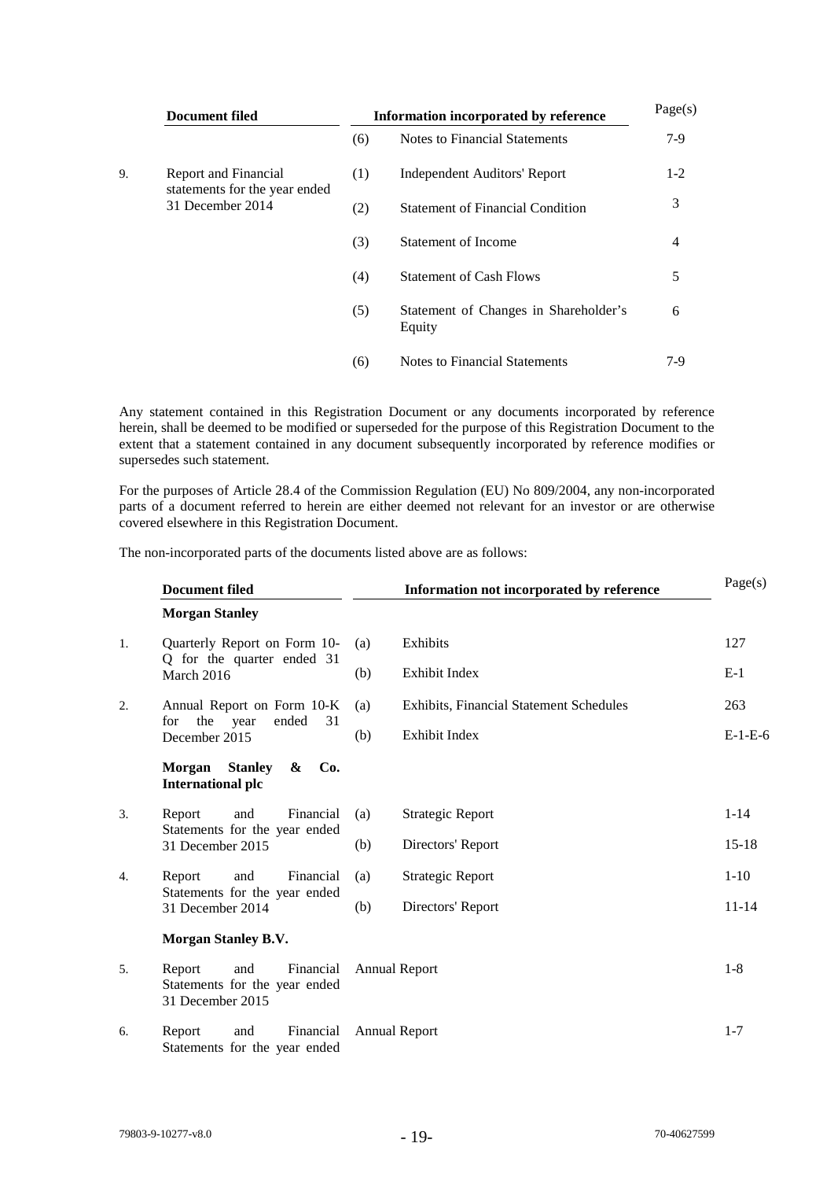| | Document filed | | Information incorporated by reference | Page(s) |
|---|---|---|---|---|
| | | (6) | Notes to Financial Statements | 7-9 |
| 9. | Report and Financial statements for the year ended 31 December 2014 | (1) | Independent Auditors' Report | 1-2 |
| | | (2) | Statement of Financial Condition | 3 |
| | | (3) | Statement of Income | 4 |
| | | (4) | Statement of Cash Flows | 5 |
| | | (5) | Statement of Changes in Shareholder's Equity | 6 |
| | | (6) | Notes to Financial Statements | 7-9 |

Any statement contained in this Registration Document or any documents incorporated by reference herein, shall be deemed to be modified or superseded for the purpose of this Registration Document to the extent that a statement contained in any document subsequently incorporated by reference modifies or supersedes such statement.

For the purposes of Article 28.4 of the Commission Regulation (EU) No 809/2004, any non-incorporated parts of a document referred to herein are either deemed not relevant for an investor or are otherwise covered elsewhere in this Registration Document.

The non-incorporated parts of the documents listed above are as follows:

| | Document filed | | Information not incorporated by reference | Page(s) |
|---|---|---|---|---|
| | **Morgan Stanley** | | | |
| 1. | Quarterly Report on Form 10-Q for the quarter ended 31 March 2016 | (a) | Exhibits | 127 |
| | | (b) | Exhibit Index | E-1 |
| 2. | Annual Report on Form 10-K for the year ended 31 December 2015 | (a) | Exhibits, Financial Statement Schedules | 263 |
| | | (b) | Exhibit Index | E-1-E-6 |
| | **Morgan Stanley & Co. International plc** | | | |
| 3. | Report and Financial Statements for the year ended 31 December 2015 | (a) | Strategic Report | 1-14 |
| | | (b) | Directors' Report | 15-18 |
| 4. | Report and Financial Statements for the year ended 31 December 2014 | (a) | Strategic Report | 1-10 |
| | | (b) | Directors' Report | 11-14 |
| | **Morgan Stanley B.V.** | | | |
| 5. | Report and Financial Statements for the year ended 31 December 2015 | | Annual Report | 1-8 |
| 6. | Report and Financial Statements for the year ended | | Annual Report | 1-7 |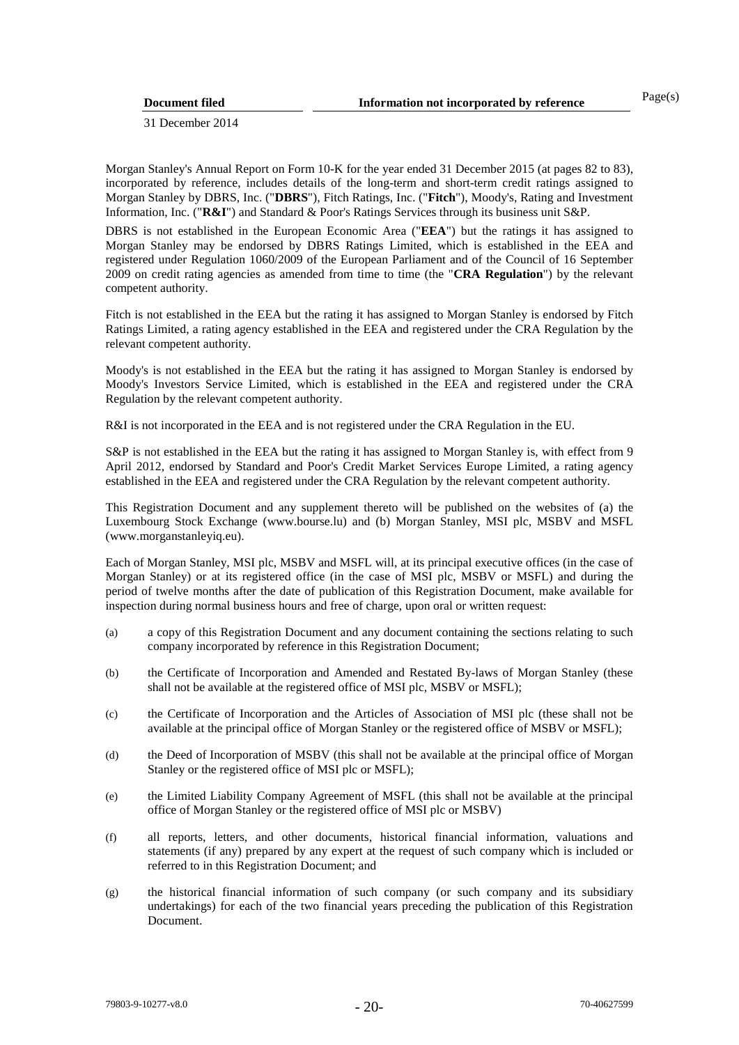| Document filed | Information not incorporated by reference | Page(s) |
| --- | --- | --- |
| 31 December 2014 | | |

Morgan Stanley's Annual Report on Form 10-K for the year ended 31 December 2015 (at pages 82 to 83), incorporated by reference, includes details of the long-term and short-term credit ratings assigned to Morgan Stanley by DBRS, Inc. ("**DBRS**"), Fitch Ratings, Inc. ("**Fitch**"), Moody's, Rating and Investment Information, Inc. ("**R&I**") and Standard & Poor's Ratings Services through its business unit S&P.

DBRS is not established in the European Economic Area ("**EEA**") but the ratings it has assigned to Morgan Stanley may be endorsed by DBRS Ratings Limited, which is established in the EEA and registered under Regulation 1060/2009 of the European Parliament and of the Council of 16 September 2009 on credit rating agencies as amended from time to time (the "**CRA Regulation**") by the relevant competent authority.

Fitch is not established in the EEA but the rating it has assigned to Morgan Stanley is endorsed by Fitch Ratings Limited, a rating agency established in the EEA and registered under the CRA Regulation by the relevant competent authority.

Moody's is not established in the EEA but the rating it has assigned to Morgan Stanley is endorsed by Moody's Investors Service Limited, which is established in the EEA and registered under the CRA Regulation by the relevant competent authority.

R&I is not incorporated in the EEA and is not registered under the CRA Regulation in the EU.

S&P is not established in the EEA but the rating it has assigned to Morgan Stanley is, with effect from 9 April 2012, endorsed by Standard and Poor's Credit Market Services Europe Limited, a rating agency established in the EEA and registered under the CRA Regulation by the relevant competent authority.

This Registration Document and any supplement thereto will be published on the websites of (a) the Luxembourg Stock Exchange (www.bourse.lu) and (b) Morgan Stanley, MSI plc, MSBV and MSFL (www.morganstanleyiq.eu).

Each of Morgan Stanley, MSI plc, MSBV and MSFL will, at its principal executive offices (in the case of Morgan Stanley) or at its registered office (in the case of MSI plc, MSBV or MSFL) and during the period of twelve months after the date of publication of this Registration Document, make available for inspection during normal business hours and free of charge, upon oral or written request:

(a) a copy of this Registration Document and any document containing the sections relating to such company incorporated by reference in this Registration Document;

(b) the Certificate of Incorporation and Amended and Restated By-laws of Morgan Stanley (these shall not be available at the registered office of MSI plc, MSBV or MSFL);

(c) the Certificate of Incorporation and the Articles of Association of MSI plc (these shall not be available at the principal office of Morgan Stanley or the registered office of MSBV or MSFL);

(d) the Deed of Incorporation of MSBV (this shall not be available at the principal office of Morgan Stanley or the registered office of MSI plc or MSFL);

(e) the Limited Liability Company Agreement of MSFL (this shall not be available at the principal office of Morgan Stanley or the registered office of MSI plc or MSBV)

(f) all reports, letters, and other documents, historical financial information, valuations and statements (if any) prepared by any expert at the request of such company which is included or referred to in this Registration Document; and

(g) the historical financial information of such company (or such company and its subsidiary undertakings) for each of the two financial years preceding the publication of this Registration Document.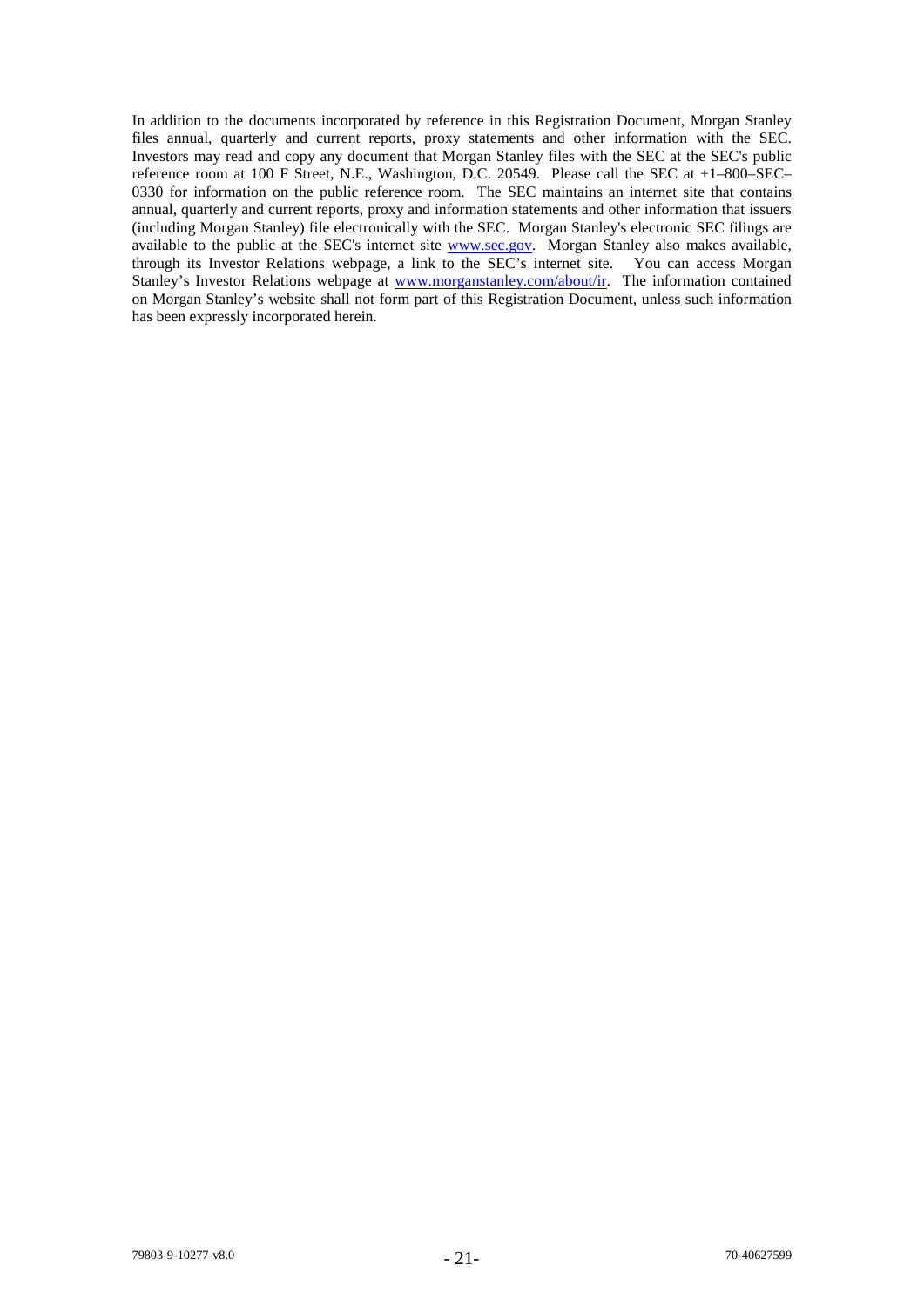In addition to the documents incorporated by reference in this Registration Document, Morgan Stanley files annual, quarterly and current reports, proxy statements and other information with the SEC. Investors may read and copy any document that Morgan Stanley files with the SEC at the SEC's public reference room at 100 F Street, N.E., Washington, D.C. 20549. Please call the SEC at +1–800–SEC–0330 for information on the public reference room. The SEC maintains an internet site that contains annual, quarterly and current reports, proxy and information statements and other information that issuers (including Morgan Stanley) file electronically with the SEC. Morgan Stanley's electronic SEC filings are available to the public at the SEC's internet site www.sec.gov. Morgan Stanley also makes available, through its Investor Relations webpage, a link to the SEC's internet site. You can access Morgan Stanley's Investor Relations webpage at www.morganstanley.com/about/ir. The information contained on Morgan Stanley's website shall not form part of this Registration Document, unless such information has been expressly incorporated herein.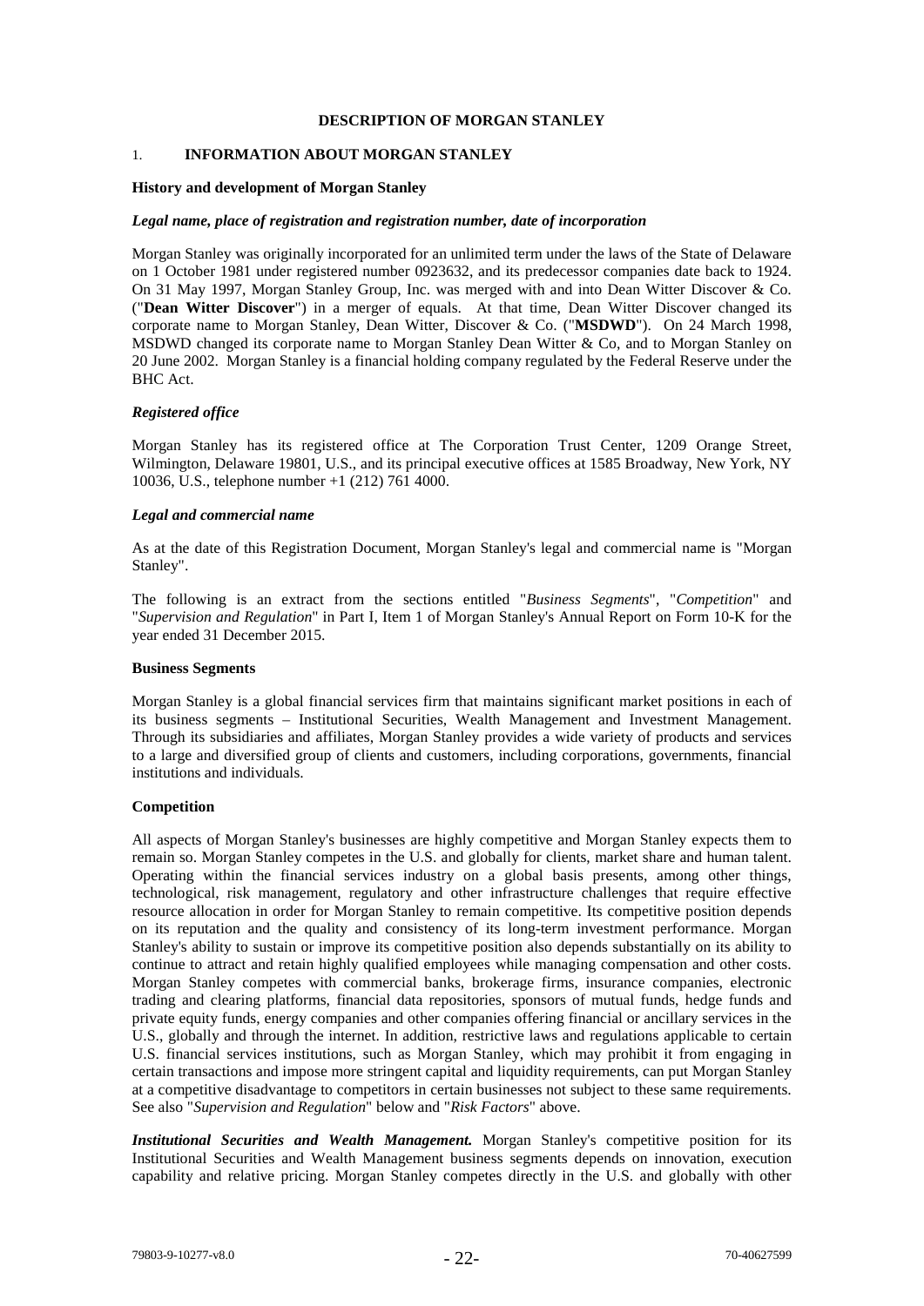## DESCRIPTION OF MORGAN STANLEY

### 1. INFORMATION ABOUT MORGAN STANLEY

**History and development of Morgan Stanley**

***Legal name, place of registration and registration number, date of incorporation***

Morgan Stanley was originally incorporated for an unlimited term under the laws of the State of Delaware on 1 October 1981 under registered number 0923632, and its predecessor companies date back to 1924. On 31 May 1997, Morgan Stanley Group, Inc. was merged with and into Dean Witter Discover & Co. ("**Dean Witter Discover**") in a merger of equals. At that time, Dean Witter Discover changed its corporate name to Morgan Stanley, Dean Witter, Discover & Co. ("**MSDWD**"). On 24 March 1998, MSDWD changed its corporate name to Morgan Stanley Dean Witter & Co, and to Morgan Stanley on 20 June 2002. Morgan Stanley is a financial holding company regulated by the Federal Reserve under the BHC Act.

***Registered office***

Morgan Stanley has its registered office at The Corporation Trust Center, 1209 Orange Street, Wilmington, Delaware 19801, U.S., and its principal executive offices at 1585 Broadway, New York, NY 10036, U.S., telephone number +1 (212) 761 4000.

***Legal and commercial name***

As at the date of this Registration Document, Morgan Stanley's legal and commercial name is "Morgan Stanley".

The following is an extract from the sections entitled "*Business Segments*", "*Competition*" and "*Supervision and Regulation*" in Part I, Item 1 of Morgan Stanley's Annual Report on Form 10-K for the year ended 31 December 2015.

**Business Segments**

Morgan Stanley is a global financial services firm that maintains significant market positions in each of its business segments – Institutional Securities, Wealth Management and Investment Management. Through its subsidiaries and affiliates, Morgan Stanley provides a wide variety of products and services to a large and diversified group of clients and customers, including corporations, governments, financial institutions and individuals.

**Competition**

All aspects of Morgan Stanley's businesses are highly competitive and Morgan Stanley expects them to remain so. Morgan Stanley competes in the U.S. and globally for clients, market share and human talent. Operating within the financial services industry on a global basis presents, among other things, technological, risk management, regulatory and other infrastructure challenges that require effective resource allocation in order for Morgan Stanley to remain competitive. Its competitive position depends on its reputation and the quality and consistency of its long-term investment performance. Morgan Stanley's ability to sustain or improve its competitive position also depends substantially on its ability to continue to attract and retain highly qualified employees while managing compensation and other costs. Morgan Stanley competes with commercial banks, brokerage firms, insurance companies, electronic trading and clearing platforms, financial data repositories, sponsors of mutual funds, hedge funds and private equity funds, energy companies and other companies offering financial or ancillary services in the U.S., globally and through the internet. In addition, restrictive laws and regulations applicable to certain U.S. financial services institutions, such as Morgan Stanley, which may prohibit it from engaging in certain transactions and impose more stringent capital and liquidity requirements, can put Morgan Stanley at a competitive disadvantage to competitors in certain businesses not subject to these same requirements. See also "*Supervision and Regulation*" below and "*Risk Factors*" above.

***Institutional Securities and Wealth Management.*** Morgan Stanley's competitive position for its Institutional Securities and Wealth Management business segments depends on innovation, execution capability and relative pricing. Morgan Stanley competes directly in the U.S. and globally with other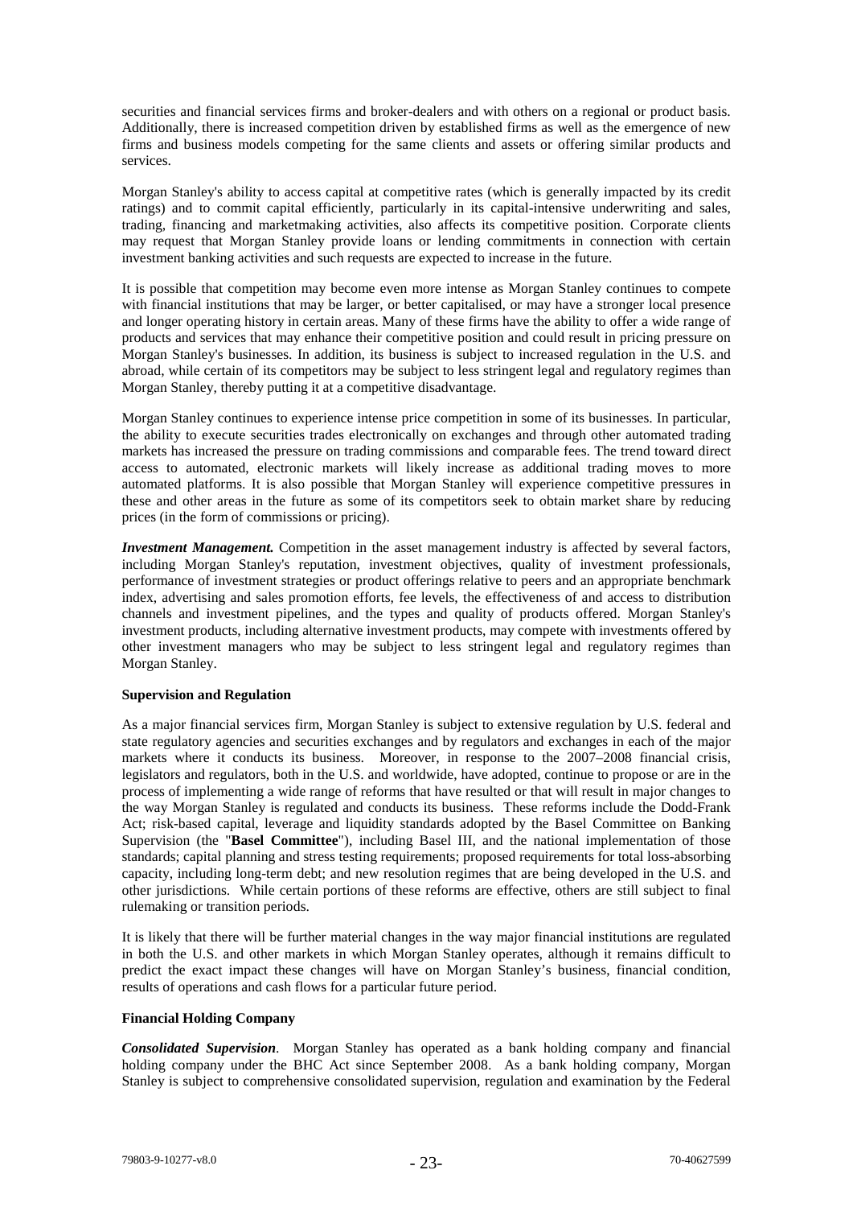securities and financial services firms and broker-dealers and with others on a regional or product basis. Additionally, there is increased competition driven by established firms as well as the emergence of new firms and business models competing for the same clients and assets or offering similar products and services.

Morgan Stanley's ability to access capital at competitive rates (which is generally impacted by its credit ratings) and to commit capital efficiently, particularly in its capital-intensive underwriting and sales, trading, financing and marketmaking activities, also affects its competitive position. Corporate clients may request that Morgan Stanley provide loans or lending commitments in connection with certain investment banking activities and such requests are expected to increase in the future.

It is possible that competition may become even more intense as Morgan Stanley continues to compete with financial institutions that may be larger, or better capitalised, or may have a stronger local presence and longer operating history in certain areas. Many of these firms have the ability to offer a wide range of products and services that may enhance their competitive position and could result in pricing pressure on Morgan Stanley's businesses. In addition, its business is subject to increased regulation in the U.S. and abroad, while certain of its competitors may be subject to less stringent legal and regulatory regimes than Morgan Stanley, thereby putting it at a competitive disadvantage.

Morgan Stanley continues to experience intense price competition in some of its businesses. In particular, the ability to execute securities trades electronically on exchanges and through other automated trading markets has increased the pressure on trading commissions and comparable fees. The trend toward direct access to automated, electronic markets will likely increase as additional trading moves to more automated platforms. It is also possible that Morgan Stanley will experience competitive pressures in these and other areas in the future as some of its competitors seek to obtain market share by reducing prices (in the form of commissions or pricing).

***Investment Management.*** Competition in the asset management industry is affected by several factors, including Morgan Stanley's reputation, investment objectives, quality of investment professionals, performance of investment strategies or product offerings relative to peers and an appropriate benchmark index, advertising and sales promotion efforts, fee levels, the effectiveness of and access to distribution channels and investment pipelines, and the types and quality of products offered. Morgan Stanley's investment products, including alternative investment products, may compete with investments offered by other investment managers who may be subject to less stringent legal and regulatory regimes than Morgan Stanley.

**Supervision and Regulation**

As a major financial services firm, Morgan Stanley is subject to extensive regulation by U.S. federal and state regulatory agencies and securities exchanges and by regulators and exchanges in each of the major markets where it conducts its business. Moreover, in response to the 2007–2008 financial crisis, legislators and regulators, both in the U.S. and worldwide, have adopted, continue to propose or are in the process of implementing a wide range of reforms that have resulted or that will result in major changes to the way Morgan Stanley is regulated and conducts its business. These reforms include the Dodd-Frank Act; risk-based capital, leverage and liquidity standards adopted by the Basel Committee on Banking Supervision (the "**Basel Committee**"), including Basel III, and the national implementation of those standards; capital planning and stress testing requirements; proposed requirements for total loss-absorbing capacity, including long-term debt; and new resolution regimes that are being developed in the U.S. and other jurisdictions. While certain portions of these reforms are effective, others are still subject to final rulemaking or transition periods.

It is likely that there will be further material changes in the way major financial institutions are regulated in both the U.S. and other markets in which Morgan Stanley operates, although it remains difficult to predict the exact impact these changes will have on Morgan Stanley's business, financial condition, results of operations and cash flows for a particular future period.

**Financial Holding Company**

***Consolidated Supervision***. Morgan Stanley has operated as a bank holding company and financial holding company under the BHC Act since September 2008. As a bank holding company, Morgan Stanley is subject to comprehensive consolidated supervision, regulation and examination by the Federal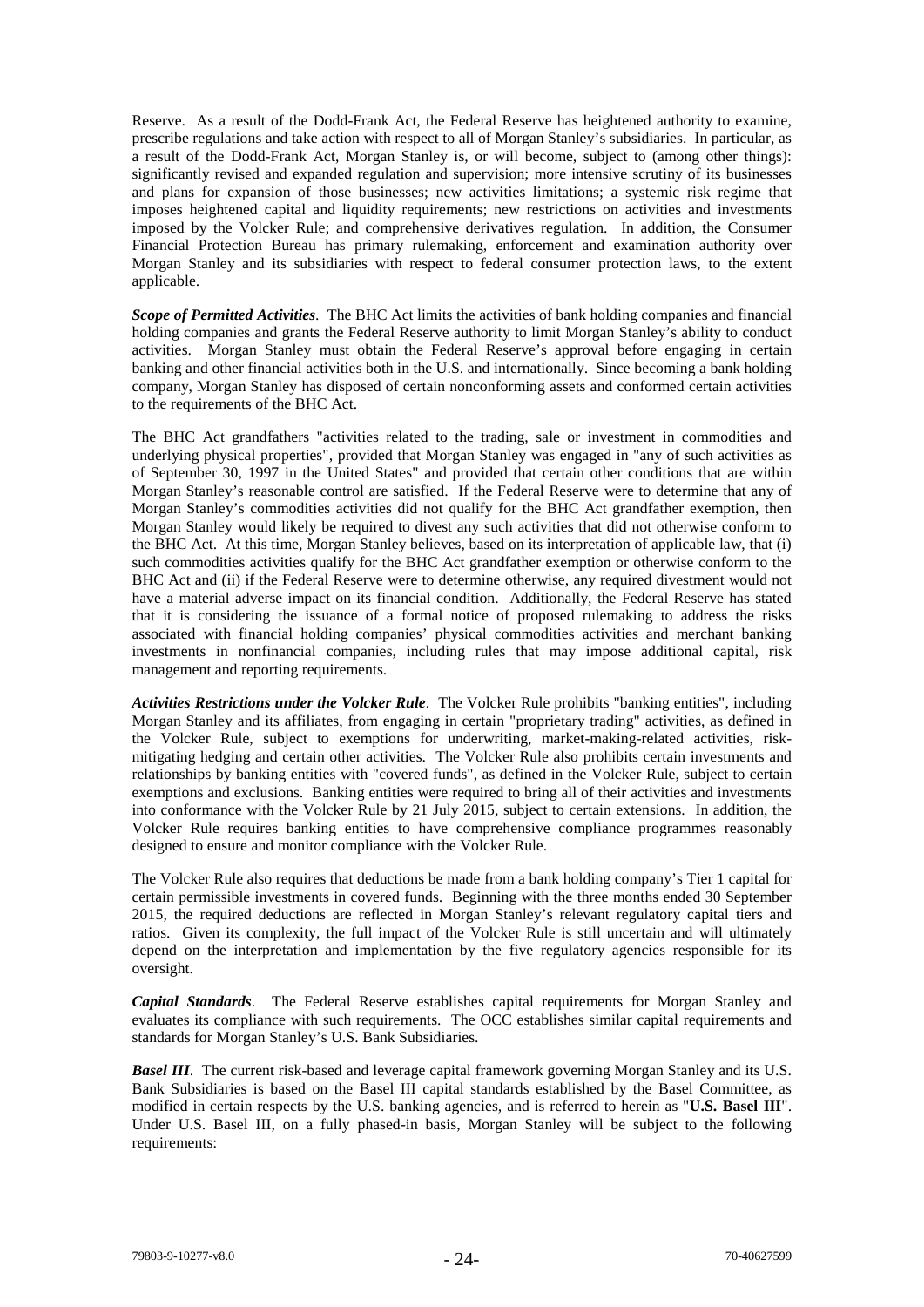Reserve. As a result of the Dodd-Frank Act, the Federal Reserve has heightened authority to examine, prescribe regulations and take action with respect to all of Morgan Stanley's subsidiaries. In particular, as a result of the Dodd-Frank Act, Morgan Stanley is, or will become, subject to (among other things): significantly revised and expanded regulation and supervision; more intensive scrutiny of its businesses and plans for expansion of those businesses; new activities limitations; a systemic risk regime that imposes heightened capital and liquidity requirements; new restrictions on activities and investments imposed by the Volcker Rule; and comprehensive derivatives regulation. In addition, the Consumer Financial Protection Bureau has primary rulemaking, enforcement and examination authority over Morgan Stanley and its subsidiaries with respect to federal consumer protection laws, to the extent applicable.

***Scope of Permitted Activities***. The BHC Act limits the activities of bank holding companies and financial holding companies and grants the Federal Reserve authority to limit Morgan Stanley's ability to conduct activities. Morgan Stanley must obtain the Federal Reserve's approval before engaging in certain banking and other financial activities both in the U.S. and internationally. Since becoming a bank holding company, Morgan Stanley has disposed of certain nonconforming assets and conformed certain activities to the requirements of the BHC Act.

The BHC Act grandfathers "activities related to the trading, sale or investment in commodities and underlying physical properties", provided that Morgan Stanley was engaged in "any of such activities as of September 30, 1997 in the United States" and provided that certain other conditions that are within Morgan Stanley's reasonable control are satisfied. If the Federal Reserve were to determine that any of Morgan Stanley's commodities activities did not qualify for the BHC Act grandfather exemption, then Morgan Stanley would likely be required to divest any such activities that did not otherwise conform to the BHC Act. At this time, Morgan Stanley believes, based on its interpretation of applicable law, that (i) such commodities activities qualify for the BHC Act grandfather exemption or otherwise conform to the BHC Act and (ii) if the Federal Reserve were to determine otherwise, any required divestment would not have a material adverse impact on its financial condition. Additionally, the Federal Reserve has stated that it is considering the issuance of a formal notice of proposed rulemaking to address the risks associated with financial holding companies' physical commodities activities and merchant banking investments in nonfinancial companies, including rules that may impose additional capital, risk management and reporting requirements.

***Activities Restrictions under the Volcker Rule***. The Volcker Rule prohibits "banking entities", including Morgan Stanley and its affiliates, from engaging in certain "proprietary trading" activities, as defined in the Volcker Rule, subject to exemptions for underwriting, market-making-related activities, risk-mitigating hedging and certain other activities. The Volcker Rule also prohibits certain investments and relationships by banking entities with "covered funds", as defined in the Volcker Rule, subject to certain exemptions and exclusions. Banking entities were required to bring all of their activities and investments into conformance with the Volcker Rule by 21 July 2015, subject to certain extensions. In addition, the Volcker Rule requires banking entities to have comprehensive compliance programmes reasonably designed to ensure and monitor compliance with the Volcker Rule.

The Volcker Rule also requires that deductions be made from a bank holding company's Tier 1 capital for certain permissible investments in covered funds. Beginning with the three months ended 30 September 2015, the required deductions are reflected in Morgan Stanley's relevant regulatory capital tiers and ratios. Given its complexity, the full impact of the Volcker Rule is still uncertain and will ultimately depend on the interpretation and implementation by the five regulatory agencies responsible for its oversight.

***Capital Standards***. The Federal Reserve establishes capital requirements for Morgan Stanley and evaluates its compliance with such requirements. The OCC establishes similar capital requirements and standards for Morgan Stanley's U.S. Bank Subsidiaries.

***Basel III***. The current risk-based and leverage capital framework governing Morgan Stanley and its U.S. Bank Subsidiaries is based on the Basel III capital standards established by the Basel Committee, as modified in certain respects by the U.S. banking agencies, and is referred to herein as "**U.S. Basel III**". Under U.S. Basel III, on a fully phased-in basis, Morgan Stanley will be subject to the following requirements: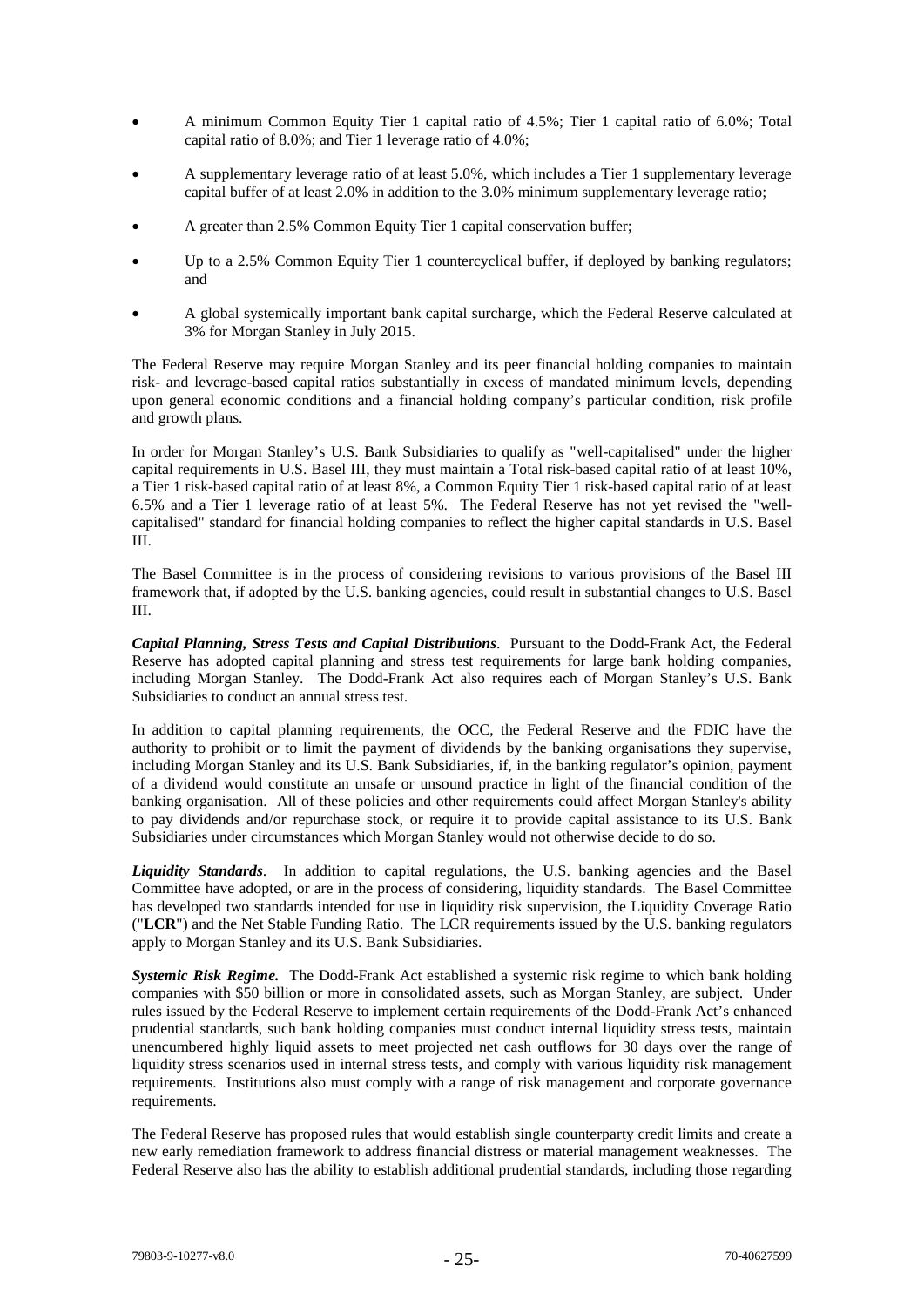- A minimum Common Equity Tier 1 capital ratio of 4.5%; Tier 1 capital ratio of 6.0%; Total capital ratio of 8.0%; and Tier 1 leverage ratio of 4.0%;
- A supplementary leverage ratio of at least 5.0%, which includes a Tier 1 supplementary leverage capital buffer of at least 2.0% in addition to the 3.0% minimum supplementary leverage ratio;
- A greater than 2.5% Common Equity Tier 1 capital conservation buffer;
- Up to a 2.5% Common Equity Tier 1 countercyclical buffer, if deployed by banking regulators; and
- A global systemically important bank capital surcharge, which the Federal Reserve calculated at 3% for Morgan Stanley in July 2015.

The Federal Reserve may require Morgan Stanley and its peer financial holding companies to maintain risk- and leverage-based capital ratios substantially in excess of mandated minimum levels, depending upon general economic conditions and a financial holding company's particular condition, risk profile and growth plans.

In order for Morgan Stanley's U.S. Bank Subsidiaries to qualify as "well-capitalised" under the higher capital requirements in U.S. Basel III, they must maintain a Total risk-based capital ratio of at least 10%, a Tier 1 risk-based capital ratio of at least 8%, a Common Equity Tier 1 risk-based capital ratio of at least 6.5% and a Tier 1 leverage ratio of at least 5%. The Federal Reserve has not yet revised the "well-capitalised" standard for financial holding companies to reflect the higher capital standards in U.S. Basel III.

The Basel Committee is in the process of considering revisions to various provisions of the Basel III framework that, if adopted by the U.S. banking agencies, could result in substantial changes to U.S. Basel III.

***Capital Planning, Stress Tests and Capital Distributions***. Pursuant to the Dodd-Frank Act, the Federal Reserve has adopted capital planning and stress test requirements for large bank holding companies, including Morgan Stanley. The Dodd-Frank Act also requires each of Morgan Stanley's U.S. Bank Subsidiaries to conduct an annual stress test.

In addition to capital planning requirements, the OCC, the Federal Reserve and the FDIC have the authority to prohibit or to limit the payment of dividends by the banking organisations they supervise, including Morgan Stanley and its U.S. Bank Subsidiaries, if, in the banking regulator's opinion, payment of a dividend would constitute an unsafe or unsound practice in light of the financial condition of the banking organisation. All of these policies and other requirements could affect Morgan Stanley's ability to pay dividends and/or repurchase stock, or require it to provide capital assistance to its U.S. Bank Subsidiaries under circumstances which Morgan Stanley would not otherwise decide to do so.

***Liquidity Standards***. In addition to capital regulations, the U.S. banking agencies and the Basel Committee have adopted, or are in the process of considering, liquidity standards. The Basel Committee has developed two standards intended for use in liquidity risk supervision, the Liquidity Coverage Ratio ("**LCR**") and the Net Stable Funding Ratio. The LCR requirements issued by the U.S. banking regulators apply to Morgan Stanley and its U.S. Bank Subsidiaries.

***Systemic Risk Regime.*** The Dodd-Frank Act established a systemic risk regime to which bank holding companies with $50 billion or more in consolidated assets, such as Morgan Stanley, are subject. Under rules issued by the Federal Reserve to implement certain requirements of the Dodd-Frank Act's enhanced prudential standards, such bank holding companies must conduct internal liquidity stress tests, maintain unencumbered highly liquid assets to meet projected net cash outflows for 30 days over the range of liquidity stress scenarios used in internal stress tests, and comply with various liquidity risk management requirements. Institutions also must comply with a range of risk management and corporate governance requirements.

The Federal Reserve has proposed rules that would establish single counterparty credit limits and create a new early remediation framework to address financial distress or material management weaknesses. The Federal Reserve also has the ability to establish additional prudential standards, including those regarding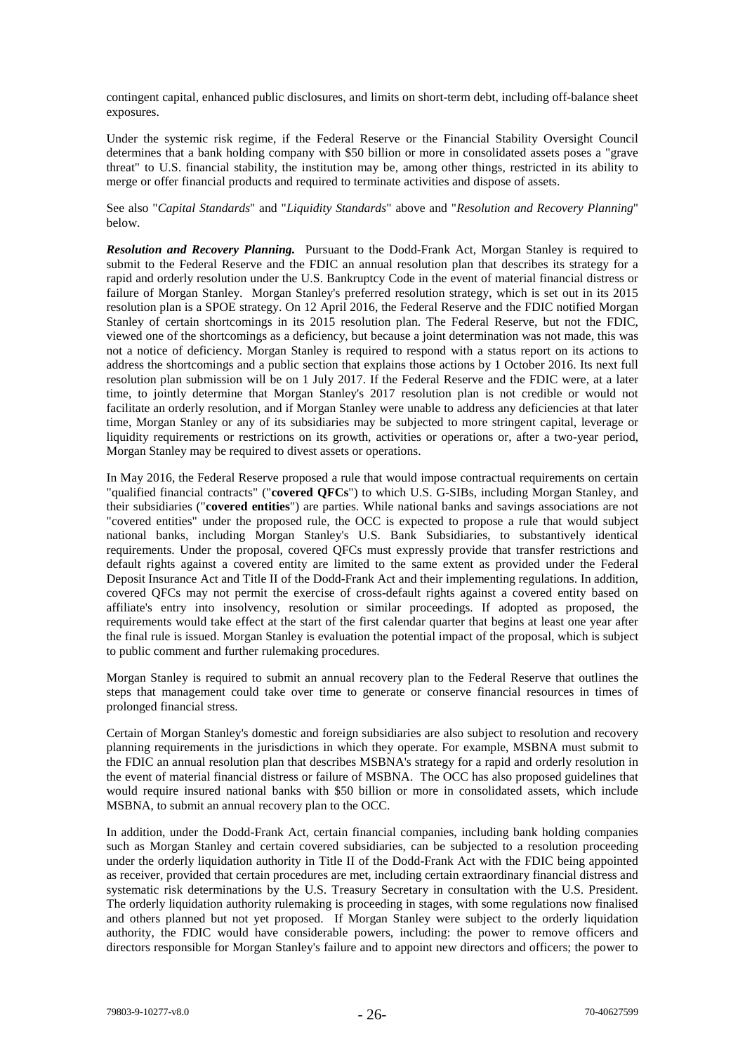contingent capital, enhanced public disclosures, and limits on short-term debt, including off-balance sheet exposures.

Under the systemic risk regime, if the Federal Reserve or the Financial Stability Oversight Council determines that a bank holding company with $50 billion or more in consolidated assets poses a "grave threat" to U.S. financial stability, the institution may be, among other things, restricted in its ability to merge or offer financial products and required to terminate activities and dispose of assets.

See also "*Capital Standards*" and "*Liquidity Standards*" above and "*Resolution and Recovery Planning*" below.

***Resolution and Recovery Planning.*** Pursuant to the Dodd-Frank Act, Morgan Stanley is required to submit to the Federal Reserve and the FDIC an annual resolution plan that describes its strategy for a rapid and orderly resolution under the U.S. Bankruptcy Code in the event of material financial distress or failure of Morgan Stanley. Morgan Stanley's preferred resolution strategy, which is set out in its 2015 resolution plan is a SPOE strategy. On 12 April 2016, the Federal Reserve and the FDIC notified Morgan Stanley of certain shortcomings in its 2015 resolution plan. The Federal Reserve, but not the FDIC, viewed one of the shortcomings as a deficiency, but because a joint determination was not made, this was not a notice of deficiency. Morgan Stanley is required to respond with a status report on its actions to address the shortcomings and a public section that explains those actions by 1 October 2016. Its next full resolution plan submission will be on 1 July 2017. If the Federal Reserve and the FDIC were, at a later time, to jointly determine that Morgan Stanley's 2017 resolution plan is not credible or would not facilitate an orderly resolution, and if Morgan Stanley were unable to address any deficiencies at that later time, Morgan Stanley or any of its subsidiaries may be subjected to more stringent capital, leverage or liquidity requirements or restrictions on its growth, activities or operations or, after a two-year period, Morgan Stanley may be required to divest assets or operations.

In May 2016, the Federal Reserve proposed a rule that would impose contractual requirements on certain "qualified financial contracts" ("**covered QFCs**") to which U.S. G-SIBs, including Morgan Stanley, and their subsidiaries ("**covered entities**") are parties. While national banks and savings associations are not "covered entities" under the proposed rule, the OCC is expected to propose a rule that would subject national banks, including Morgan Stanley's U.S. Bank Subsidiaries, to substantively identical requirements. Under the proposal, covered QFCs must expressly provide that transfer restrictions and default rights against a covered entity are limited to the same extent as provided under the Federal Deposit Insurance Act and Title II of the Dodd-Frank Act and their implementing regulations. In addition, covered QFCs may not permit the exercise of cross-default rights against a covered entity based on affiliate's entry into insolvency, resolution or similar proceedings. If adopted as proposed, the requirements would take effect at the start of the first calendar quarter that begins at least one year after the final rule is issued. Morgan Stanley is evaluation the potential impact of the proposal, which is subject to public comment and further rulemaking procedures.

Morgan Stanley is required to submit an annual recovery plan to the Federal Reserve that outlines the steps that management could take over time to generate or conserve financial resources in times of prolonged financial stress.

Certain of Morgan Stanley's domestic and foreign subsidiaries are also subject to resolution and recovery planning requirements in the jurisdictions in which they operate. For example, MSBNA must submit to the FDIC an annual resolution plan that describes MSBNA's strategy for a rapid and orderly resolution in the event of material financial distress or failure of MSBNA. The OCC has also proposed guidelines that would require insured national banks with $50 billion or more in consolidated assets, which include MSBNA, to submit an annual recovery plan to the OCC.

In addition, under the Dodd-Frank Act, certain financial companies, including bank holding companies such as Morgan Stanley and certain covered subsidiaries, can be subjected to a resolution proceeding under the orderly liquidation authority in Title II of the Dodd-Frank Act with the FDIC being appointed as receiver, provided that certain procedures are met, including certain extraordinary financial distress and systematic risk determinations by the U.S. Treasury Secretary in consultation with the U.S. President. The orderly liquidation authority rulemaking is proceeding in stages, with some regulations now finalised and others planned but not yet proposed. If Morgan Stanley were subject to the orderly liquidation authority, the FDIC would have considerable powers, including: the power to remove officers and directors responsible for Morgan Stanley's failure and to appoint new directors and officers; the power to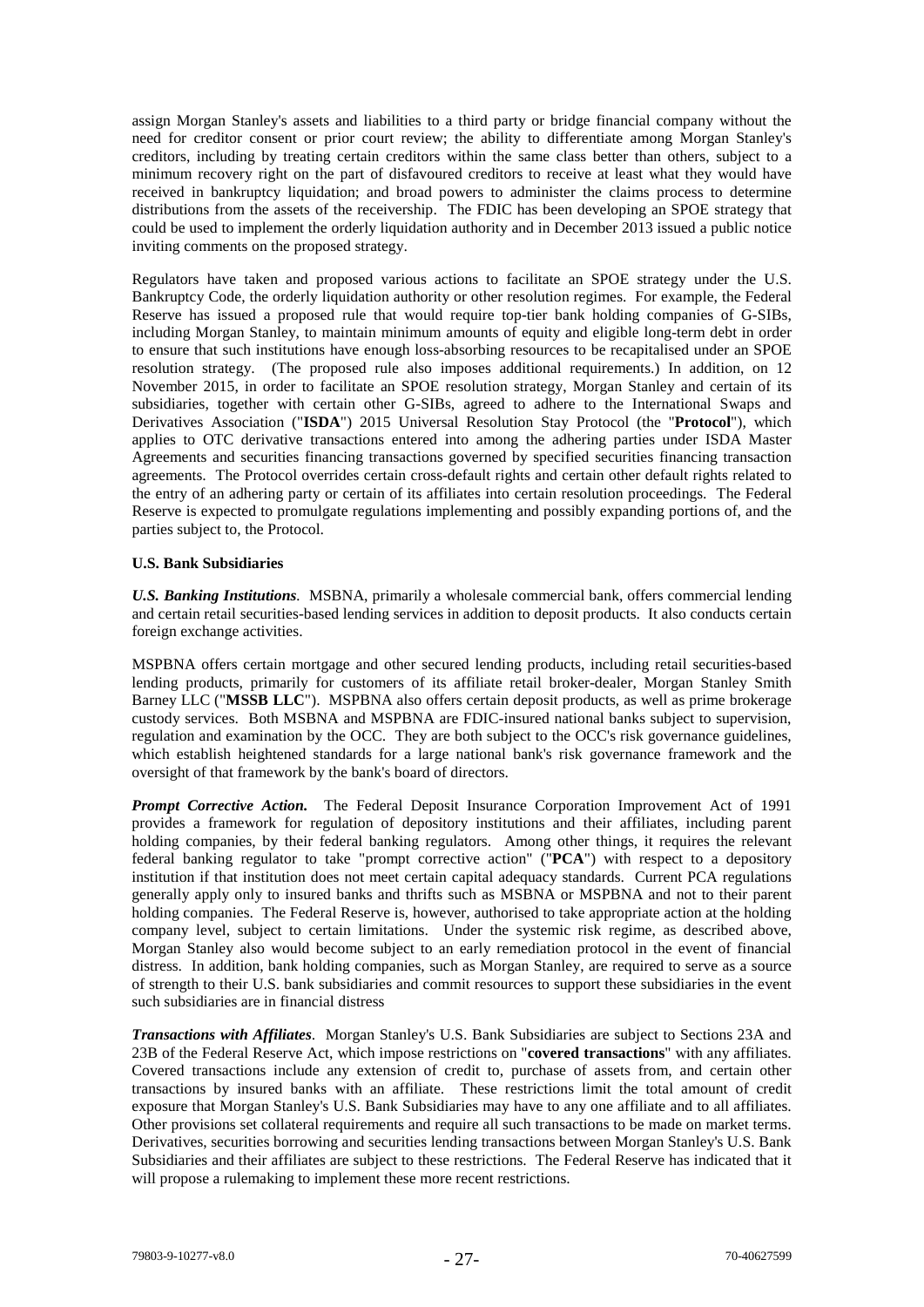assign Morgan Stanley's assets and liabilities to a third party or bridge financial company without the need for creditor consent or prior court review; the ability to differentiate among Morgan Stanley's creditors, including by treating certain creditors within the same class better than others, subject to a minimum recovery right on the part of disfavoured creditors to receive at least what they would have received in bankruptcy liquidation; and broad powers to administer the claims process to determine distributions from the assets of the receivership. The FDIC has been developing an SPOE strategy that could be used to implement the orderly liquidation authority and in December 2013 issued a public notice inviting comments on the proposed strategy.

Regulators have taken and proposed various actions to facilitate an SPOE strategy under the U.S. Bankruptcy Code, the orderly liquidation authority or other resolution regimes. For example, the Federal Reserve has issued a proposed rule that would require top-tier bank holding companies of G-SIBs, including Morgan Stanley, to maintain minimum amounts of equity and eligible long-term debt in order to ensure that such institutions have enough loss-absorbing resources to be recapitalised under an SPOE resolution strategy. (The proposed rule also imposes additional requirements.) In addition, on 12 November 2015, in order to facilitate an SPOE resolution strategy, Morgan Stanley and certain of its subsidiaries, together with certain other G-SIBs, agreed to adhere to the International Swaps and Derivatives Association ("**ISDA**") 2015 Universal Resolution Stay Protocol (the "**Protocol**"), which applies to OTC derivative transactions entered into among the adhering parties under ISDA Master Agreements and securities financing transactions governed by specified securities financing transaction agreements. The Protocol overrides certain cross-default rights and certain other default rights related to the entry of an adhering party or certain of its affiliates into certain resolution proceedings. The Federal Reserve is expected to promulgate regulations implementing and possibly expanding portions of, and the parties subject to, the Protocol.

**U.S. Bank Subsidiaries**

***U.S. Banking Institutions***. MSBNA, primarily a wholesale commercial bank, offers commercial lending and certain retail securities-based lending services in addition to deposit products. It also conducts certain foreign exchange activities.

MSPBNA offers certain mortgage and other secured lending products, including retail securities-based lending products, primarily for customers of its affiliate retail broker-dealer, Morgan Stanley Smith Barney LLC ("**MSSB LLC**"). MSPBNA also offers certain deposit products, as well as prime brokerage custody services. Both MSBNA and MSPBNA are FDIC-insured national banks subject to supervision, regulation and examination by the OCC. They are both subject to the OCC's risk governance guidelines, which establish heightened standards for a large national bank's risk governance framework and the oversight of that framework by the bank's board of directors.

***Prompt Corrective Action.*** The Federal Deposit Insurance Corporation Improvement Act of 1991 provides a framework for regulation of depository institutions and their affiliates, including parent holding companies, by their federal banking regulators. Among other things, it requires the relevant federal banking regulator to take "prompt corrective action" ("**PCA**") with respect to a depository institution if that institution does not meet certain capital adequacy standards. Current PCA regulations generally apply only to insured banks and thrifts such as MSBNA or MSPBNA and not to their parent holding companies. The Federal Reserve is, however, authorised to take appropriate action at the holding company level, subject to certain limitations. Under the systemic risk regime, as described above, Morgan Stanley also would become subject to an early remediation protocol in the event of financial distress. In addition, bank holding companies, such as Morgan Stanley, are required to serve as a source of strength to their U.S. bank subsidiaries and commit resources to support these subsidiaries in the event such subsidiaries are in financial distress

***Transactions with Affiliates***. Morgan Stanley's U.S. Bank Subsidiaries are subject to Sections 23A and 23B of the Federal Reserve Act, which impose restrictions on "**covered transactions**" with any affiliates. Covered transactions include any extension of credit to, purchase of assets from, and certain other transactions by insured banks with an affiliate. These restrictions limit the total amount of credit exposure that Morgan Stanley's U.S. Bank Subsidiaries may have to any one affiliate and to all affiliates. Other provisions set collateral requirements and require all such transactions to be made on market terms. Derivatives, securities borrowing and securities lending transactions between Morgan Stanley's U.S. Bank Subsidiaries and their affiliates are subject to these restrictions. The Federal Reserve has indicated that it will propose a rulemaking to implement these more recent restrictions.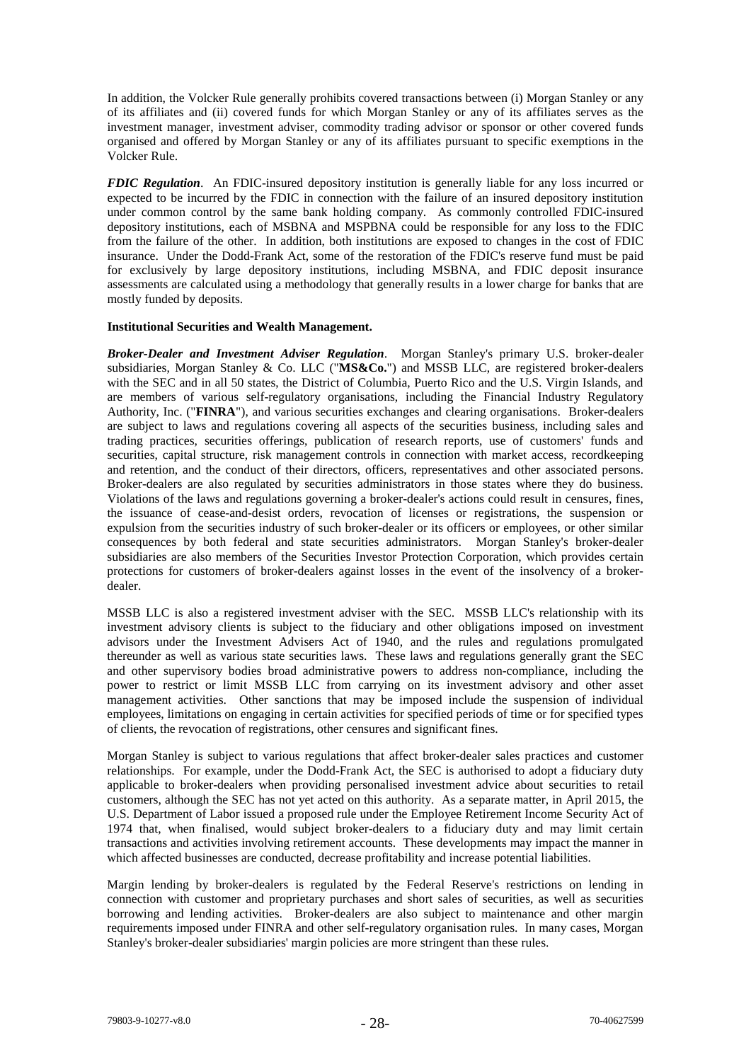In addition, the Volcker Rule generally prohibits covered transactions between (i) Morgan Stanley or any of its affiliates and (ii) covered funds for which Morgan Stanley or any of its affiliates serves as the investment manager, investment adviser, commodity trading advisor or sponsor or other covered funds organised and offered by Morgan Stanley or any of its affiliates pursuant to specific exemptions in the Volcker Rule.

***FDIC Regulation***. An FDIC-insured depository institution is generally liable for any loss incurred or expected to be incurred by the FDIC in connection with the failure of an insured depository institution under common control by the same bank holding company. As commonly controlled FDIC-insured depository institutions, each of MSBNA and MSPBNA could be responsible for any loss to the FDIC from the failure of the other. In addition, both institutions are exposed to changes in the cost of FDIC insurance. Under the Dodd-Frank Act, some of the restoration of the FDIC's reserve fund must be paid for exclusively by large depository institutions, including MSBNA, and FDIC deposit insurance assessments are calculated using a methodology that generally results in a lower charge for banks that are mostly funded by deposits.

**Institutional Securities and Wealth Management.**

***Broker-Dealer and Investment Adviser Regulation***. Morgan Stanley's primary U.S. broker-dealer subsidiaries, Morgan Stanley & Co. LLC ("**MS&Co.**") and MSSB LLC, are registered broker-dealers with the SEC and in all 50 states, the District of Columbia, Puerto Rico and the U.S. Virgin Islands, and are members of various self-regulatory organisations, including the Financial Industry Regulatory Authority, Inc. ("**FINRA**"), and various securities exchanges and clearing organisations. Broker-dealers are subject to laws and regulations covering all aspects of the securities business, including sales and trading practices, securities offerings, publication of research reports, use of customers' funds and securities, capital structure, risk management controls in connection with market access, recordkeeping and retention, and the conduct of their directors, officers, representatives and other associated persons. Broker-dealers are also regulated by securities administrators in those states where they do business. Violations of the laws and regulations governing a broker-dealer's actions could result in censures, fines, the issuance of cease-and-desist orders, revocation of licenses or registrations, the suspension or expulsion from the securities industry of such broker-dealer or its officers or employees, or other similar consequences by both federal and state securities administrators. Morgan Stanley's broker-dealer subsidiaries are also members of the Securities Investor Protection Corporation, which provides certain protections for customers of broker-dealers against losses in the event of the insolvency of a broker-dealer.

MSSB LLC is also a registered investment adviser with the SEC. MSSB LLC's relationship with its investment advisory clients is subject to the fiduciary and other obligations imposed on investment advisors under the Investment Advisers Act of 1940, and the rules and regulations promulgated thereunder as well as various state securities laws. These laws and regulations generally grant the SEC and other supervisory bodies broad administrative powers to address non-compliance, including the power to restrict or limit MSSB LLC from carrying on its investment advisory and other asset management activities. Other sanctions that may be imposed include the suspension of individual employees, limitations on engaging in certain activities for specified periods of time or for specified types of clients, the revocation of registrations, other censures and significant fines.

Morgan Stanley is subject to various regulations that affect broker-dealer sales practices and customer relationships. For example, under the Dodd-Frank Act, the SEC is authorised to adopt a fiduciary duty applicable to broker-dealers when providing personalised investment advice about securities to retail customers, although the SEC has not yet acted on this authority. As a separate matter, in April 2015, the U.S. Department of Labor issued a proposed rule under the Employee Retirement Income Security Act of 1974 that, when finalised, would subject broker-dealers to a fiduciary duty and may limit certain transactions and activities involving retirement accounts. These developments may impact the manner in which affected businesses are conducted, decrease profitability and increase potential liabilities.

Margin lending by broker-dealers is regulated by the Federal Reserve's restrictions on lending in connection with customer and proprietary purchases and short sales of securities, as well as securities borrowing and lending activities. Broker-dealers are also subject to maintenance and other margin requirements imposed under FINRA and other self-regulatory organisation rules. In many cases, Morgan Stanley's broker-dealer subsidiaries' margin policies are more stringent than these rules.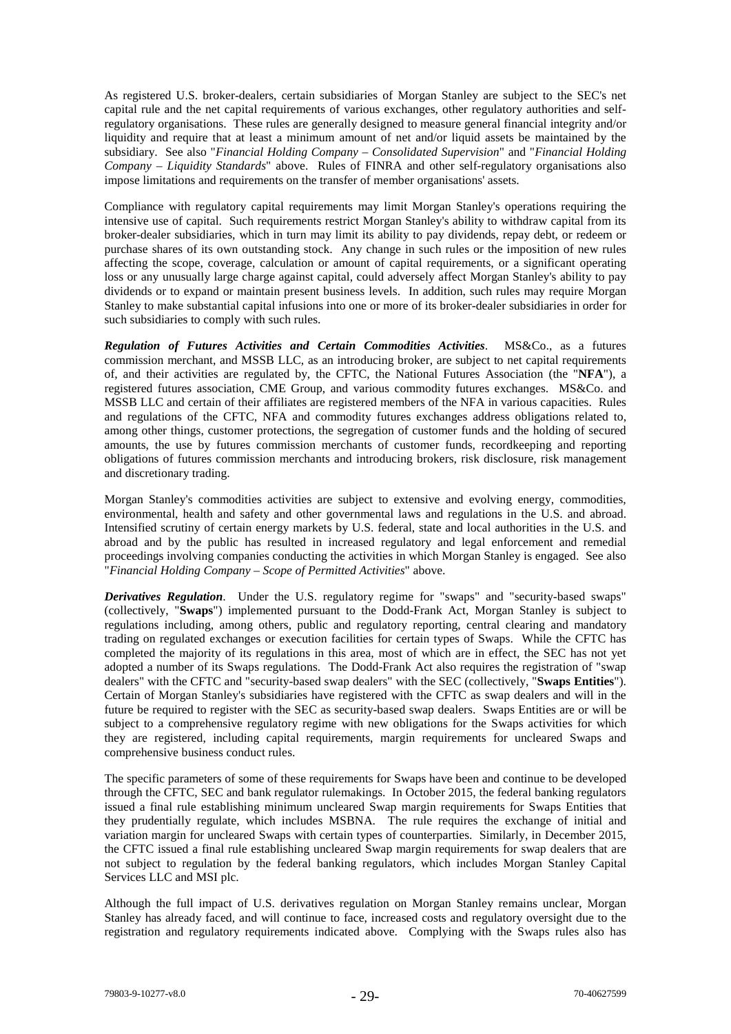As registered U.S. broker-dealers, certain subsidiaries of Morgan Stanley are subject to the SEC's net capital rule and the net capital requirements of various exchanges, other regulatory authorities and self-regulatory organisations. These rules are generally designed to measure general financial integrity and/or liquidity and require that at least a minimum amount of net and/or liquid assets be maintained by the subsidiary. See also "*Financial Holding Company – Consolidated Supervision*" and "*Financial Holding Company – Liquidity Standards*" above. Rules of FINRA and other self-regulatory organisations also impose limitations and requirements on the transfer of member organisations' assets.

Compliance with regulatory capital requirements may limit Morgan Stanley's operations requiring the intensive use of capital. Such requirements restrict Morgan Stanley's ability to withdraw capital from its broker-dealer subsidiaries, which in turn may limit its ability to pay dividends, repay debt, or redeem or purchase shares of its own outstanding stock. Any change in such rules or the imposition of new rules affecting the scope, coverage, calculation or amount of capital requirements, or a significant operating loss or any unusually large charge against capital, could adversely affect Morgan Stanley's ability to pay dividends or to expand or maintain present business levels. In addition, such rules may require Morgan Stanley to make substantial capital infusions into one or more of its broker-dealer subsidiaries in order for such subsidiaries to comply with such rules.

***Regulation of Futures Activities and Certain Commodities Activities***. MS&Co., as a futures commission merchant, and MSSB LLC, as an introducing broker, are subject to net capital requirements of, and their activities are regulated by, the CFTC, the National Futures Association (the "**NFA**"), a registered futures association, CME Group, and various commodity futures exchanges. MS&Co. and MSSB LLC and certain of their affiliates are registered members of the NFA in various capacities. Rules and regulations of the CFTC, NFA and commodity futures exchanges address obligations related to, among other things, customer protections, the segregation of customer funds and the holding of secured amounts, the use by futures commission merchants of customer funds, recordkeeping and reporting obligations of futures commission merchants and introducing brokers, risk disclosure, risk management and discretionary trading.

Morgan Stanley's commodities activities are subject to extensive and evolving energy, commodities, environmental, health and safety and other governmental laws and regulations in the U.S. and abroad. Intensified scrutiny of certain energy markets by U.S. federal, state and local authorities in the U.S. and abroad and by the public has resulted in increased regulatory and legal enforcement and remedial proceedings involving companies conducting the activities in which Morgan Stanley is engaged. See also "*Financial Holding Company – Scope of Permitted Activities*" above.

***Derivatives Regulation***. Under the U.S. regulatory regime for "swaps" and "security-based swaps" (collectively, "**Swaps**") implemented pursuant to the Dodd-Frank Act, Morgan Stanley is subject to regulations including, among others, public and regulatory reporting, central clearing and mandatory trading on regulated exchanges or execution facilities for certain types of Swaps. While the CFTC has completed the majority of its regulations in this area, most of which are in effect, the SEC has not yet adopted a number of its Swaps regulations. The Dodd-Frank Act also requires the registration of "swap dealers" with the CFTC and "security-based swap dealers" with the SEC (collectively, "**Swaps Entities**"). Certain of Morgan Stanley's subsidiaries have registered with the CFTC as swap dealers and will in the future be required to register with the SEC as security-based swap dealers. Swaps Entities are or will be subject to a comprehensive regulatory regime with new obligations for the Swaps activities for which they are registered, including capital requirements, margin requirements for uncleared Swaps and comprehensive business conduct rules.

The specific parameters of some of these requirements for Swaps have been and continue to be developed through the CFTC, SEC and bank regulator rulemakings. In October 2015, the federal banking regulators issued a final rule establishing minimum uncleared Swap margin requirements for Swaps Entities that they prudentially regulate, which includes MSBNA. The rule requires the exchange of initial and variation margin for uncleared Swaps with certain types of counterparties. Similarly, in December 2015, the CFTC issued a final rule establishing uncleared Swap margin requirements for swap dealers that are not subject to regulation by the federal banking regulators, which includes Morgan Stanley Capital Services LLC and MSI plc.

Although the full impact of U.S. derivatives regulation on Morgan Stanley remains unclear, Morgan Stanley has already faced, and will continue to face, increased costs and regulatory oversight due to the registration and regulatory requirements indicated above. Complying with the Swaps rules also has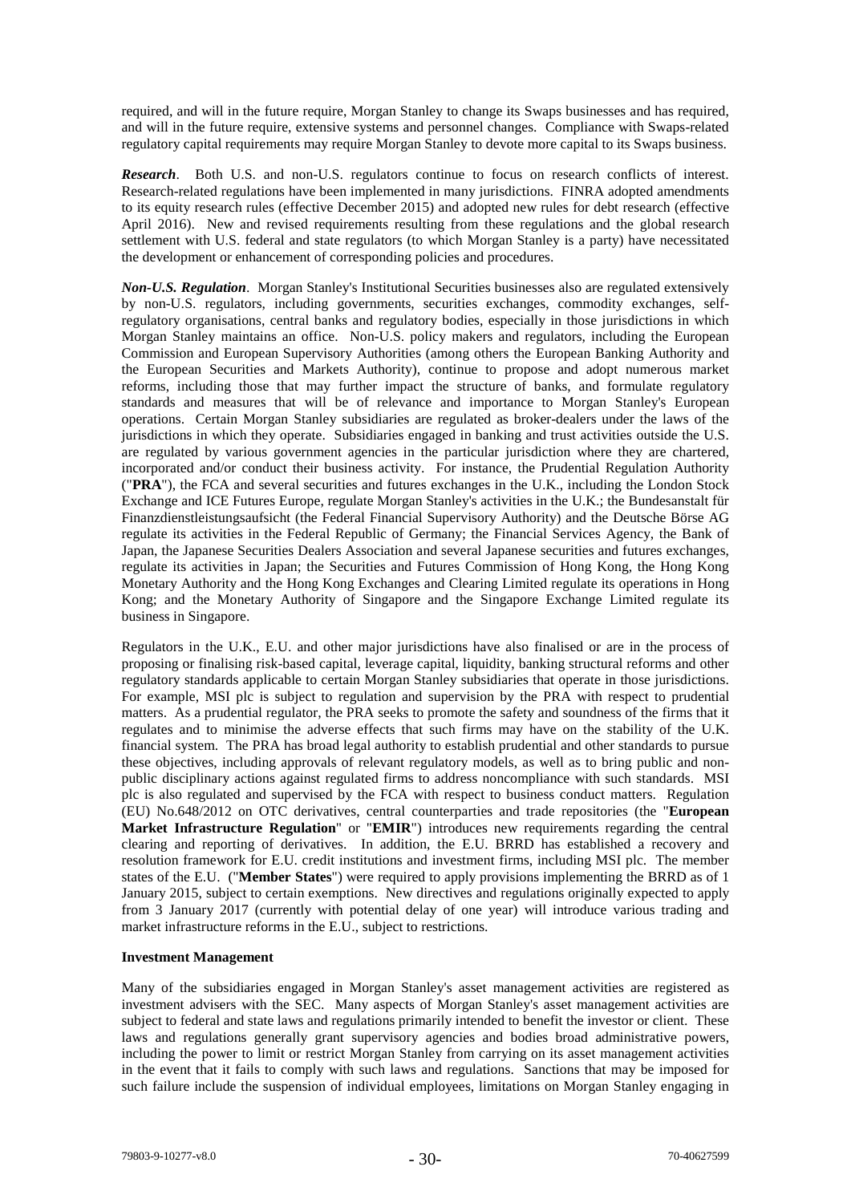required, and will in the future require, Morgan Stanley to change its Swaps businesses and has required, and will in the future require, extensive systems and personnel changes. Compliance with Swaps-related regulatory capital requirements may require Morgan Stanley to devote more capital to its Swaps business.

***Research***. Both U.S. and non-U.S. regulators continue to focus on research conflicts of interest. Research-related regulations have been implemented in many jurisdictions. FINRA adopted amendments to its equity research rules (effective December 2015) and adopted new rules for debt research (effective April 2016). New and revised requirements resulting from these regulations and the global research settlement with U.S. federal and state regulators (to which Morgan Stanley is a party) have necessitated the development or enhancement of corresponding policies and procedures.

***Non-U.S. Regulation***. Morgan Stanley's Institutional Securities businesses also are regulated extensively by non-U.S. regulators, including governments, securities exchanges, commodity exchanges, self-regulatory organisations, central banks and regulatory bodies, especially in those jurisdictions in which Morgan Stanley maintains an office. Non-U.S. policy makers and regulators, including the European Commission and European Supervisory Authorities (among others the European Banking Authority and the European Securities and Markets Authority), continue to propose and adopt numerous market reforms, including those that may further impact the structure of banks, and formulate regulatory standards and measures that will be of relevance and importance to Morgan Stanley's European operations. Certain Morgan Stanley subsidiaries are regulated as broker-dealers under the laws of the jurisdictions in which they operate. Subsidiaries engaged in banking and trust activities outside the U.S. are regulated by various government agencies in the particular jurisdiction where they are chartered, incorporated and/or conduct their business activity. For instance, the Prudential Regulation Authority ("**PRA**"), the FCA and several securities and futures exchanges in the U.K., including the London Stock Exchange and ICE Futures Europe, regulate Morgan Stanley's activities in the U.K.; the Bundesanstalt für Finanzdienstleistungsaufsicht (the Federal Financial Supervisory Authority) and the Deutsche Börse AG regulate its activities in the Federal Republic of Germany; the Financial Services Agency, the Bank of Japan, the Japanese Securities Dealers Association and several Japanese securities and futures exchanges, regulate its activities in Japan; the Securities and Futures Commission of Hong Kong, the Hong Kong Monetary Authority and the Hong Kong Exchanges and Clearing Limited regulate its operations in Hong Kong; and the Monetary Authority of Singapore and the Singapore Exchange Limited regulate its business in Singapore.

Regulators in the U.K., E.U. and other major jurisdictions have also finalised or are in the process of proposing or finalising risk-based capital, leverage capital, liquidity, banking structural reforms and other regulatory standards applicable to certain Morgan Stanley subsidiaries that operate in those jurisdictions. For example, MSI plc is subject to regulation and supervision by the PRA with respect to prudential matters. As a prudential regulator, the PRA seeks to promote the safety and soundness of the firms that it regulates and to minimise the adverse effects that such firms may have on the stability of the U.K. financial system. The PRA has broad legal authority to establish prudential and other standards to pursue these objectives, including approvals of relevant regulatory models, as well as to bring public and non-public disciplinary actions against regulated firms to address noncompliance with such standards. MSI plc is also regulated and supervised by the FCA with respect to business conduct matters. Regulation (EU) No.648/2012 on OTC derivatives, central counterparties and trade repositories (the "**European Market Infrastructure Regulation**" or "**EMIR**") introduces new requirements regarding the central clearing and reporting of derivatives. In addition, the E.U. BRRD has established a recovery and resolution framework for E.U. credit institutions and investment firms, including MSI plc. The member states of the E.U. ("**Member States**") were required to apply provisions implementing the BRRD as of 1 January 2015, subject to certain exemptions. New directives and regulations originally expected to apply from 3 January 2017 (currently with potential delay of one year) will introduce various trading and market infrastructure reforms in the E.U., subject to restrictions.

**Investment Management**

Many of the subsidiaries engaged in Morgan Stanley's asset management activities are registered as investment advisers with the SEC. Many aspects of Morgan Stanley's asset management activities are subject to federal and state laws and regulations primarily intended to benefit the investor or client. These laws and regulations generally grant supervisory agencies and bodies broad administrative powers, including the power to limit or restrict Morgan Stanley from carrying on its asset management activities in the event that it fails to comply with such laws and regulations. Sanctions that may be imposed for such failure include the suspension of individual employees, limitations on Morgan Stanley engaging in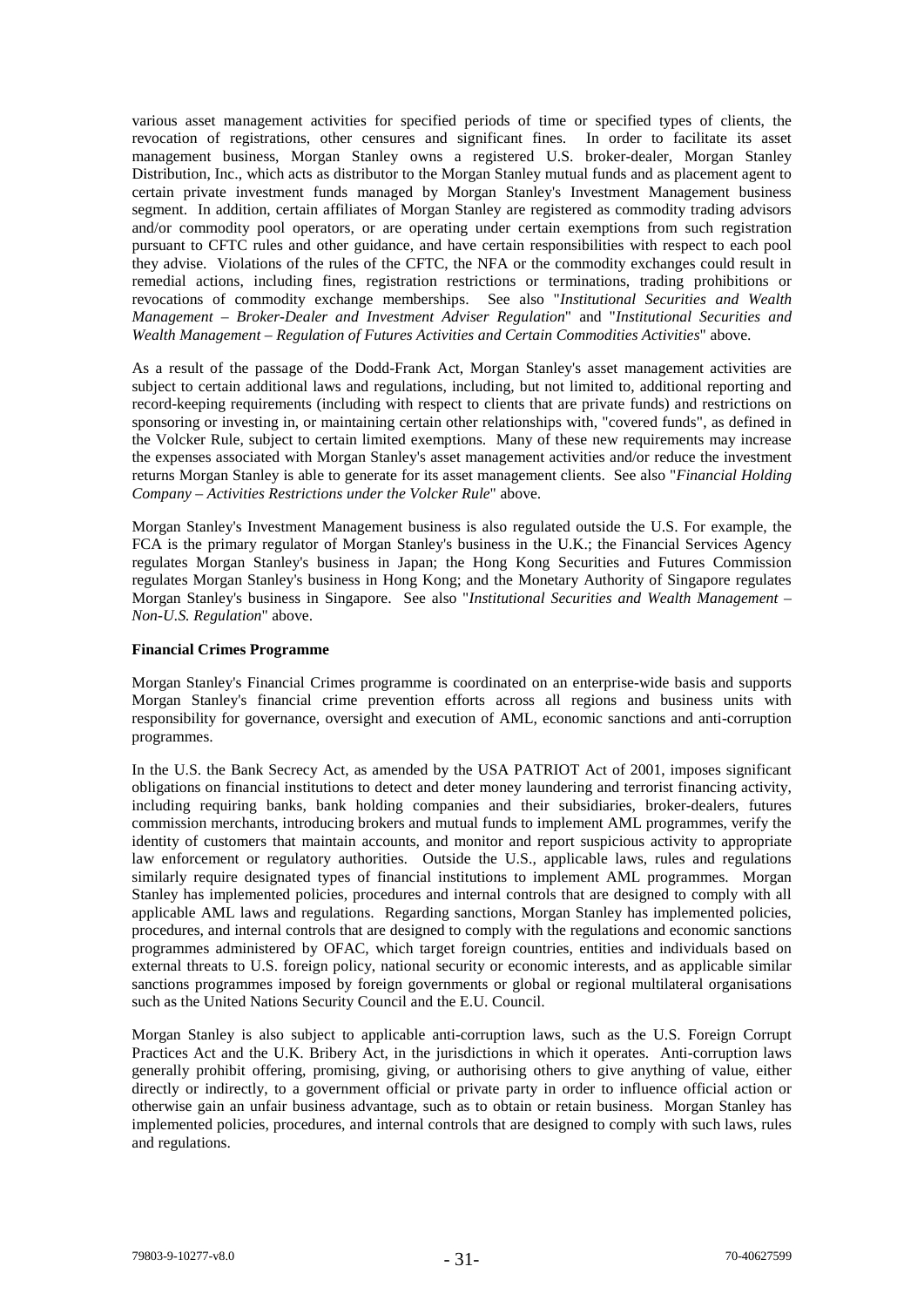various asset management activities for specified periods of time or specified types of clients, the revocation of registrations, other censures and significant fines. In order to facilitate its asset management business, Morgan Stanley owns a registered U.S. broker-dealer, Morgan Stanley Distribution, Inc., which acts as distributor to the Morgan Stanley mutual funds and as placement agent to certain private investment funds managed by Morgan Stanley's Investment Management business segment. In addition, certain affiliates of Morgan Stanley are registered as commodity trading advisors and/or commodity pool operators, or are operating under certain exemptions from such registration pursuant to CFTC rules and other guidance, and have certain responsibilities with respect to each pool they advise. Violations of the rules of the CFTC, the NFA or the commodity exchanges could result in remedial actions, including fines, registration restrictions or terminations, trading prohibitions or revocations of commodity exchange memberships. See also "*Institutional Securities and Wealth Management – Broker-Dealer and Investment Adviser Regulation*" and "*Institutional Securities and Wealth Management – Regulation of Futures Activities and Certain Commodities Activities*" above.

As a result of the passage of the Dodd-Frank Act, Morgan Stanley's asset management activities are subject to certain additional laws and regulations, including, but not limited to, additional reporting and record-keeping requirements (including with respect to clients that are private funds) and restrictions on sponsoring or investing in, or maintaining certain other relationships with, "covered funds", as defined in the Volcker Rule, subject to certain limited exemptions. Many of these new requirements may increase the expenses associated with Morgan Stanley's asset management activities and/or reduce the investment returns Morgan Stanley is able to generate for its asset management clients. See also "*Financial Holding Company – Activities Restrictions under the Volcker Rule*" above.

Morgan Stanley's Investment Management business is also regulated outside the U.S. For example, the FCA is the primary regulator of Morgan Stanley's business in the U.K.; the Financial Services Agency regulates Morgan Stanley's business in Japan; the Hong Kong Securities and Futures Commission regulates Morgan Stanley's business in Hong Kong; and the Monetary Authority of Singapore regulates Morgan Stanley's business in Singapore. See also "*Institutional Securities and Wealth Management – Non-U.S. Regulation*" above.

**Financial Crimes Programme**

Morgan Stanley's Financial Crimes programme is coordinated on an enterprise-wide basis and supports Morgan Stanley's financial crime prevention efforts across all regions and business units with responsibility for governance, oversight and execution of AML, economic sanctions and anti-corruption programmes.

In the U.S. the Bank Secrecy Act, as amended by the USA PATRIOT Act of 2001, imposes significant obligations on financial institutions to detect and deter money laundering and terrorist financing activity, including requiring banks, bank holding companies and their subsidiaries, broker-dealers, futures commission merchants, introducing brokers and mutual funds to implement AML programmes, verify the identity of customers that maintain accounts, and monitor and report suspicious activity to appropriate law enforcement or regulatory authorities. Outside the U.S., applicable laws, rules and regulations similarly require designated types of financial institutions to implement AML programmes. Morgan Stanley has implemented policies, procedures and internal controls that are designed to comply with all applicable AML laws and regulations. Regarding sanctions, Morgan Stanley has implemented policies, procedures, and internal controls that are designed to comply with the regulations and economic sanctions programmes administered by OFAC, which target foreign countries, entities and individuals based on external threats to U.S. foreign policy, national security or economic interests, and as applicable similar sanctions programmes imposed by foreign governments or global or regional multilateral organisations such as the United Nations Security Council and the E.U. Council.

Morgan Stanley is also subject to applicable anti-corruption laws, such as the U.S. Foreign Corrupt Practices Act and the U.K. Bribery Act, in the jurisdictions in which it operates. Anti-corruption laws generally prohibit offering, promising, giving, or authorising others to give anything of value, either directly or indirectly, to a government official or private party in order to influence official action or otherwise gain an unfair business advantage, such as to obtain or retain business. Morgan Stanley has implemented policies, procedures, and internal controls that are designed to comply with such laws, rules and regulations.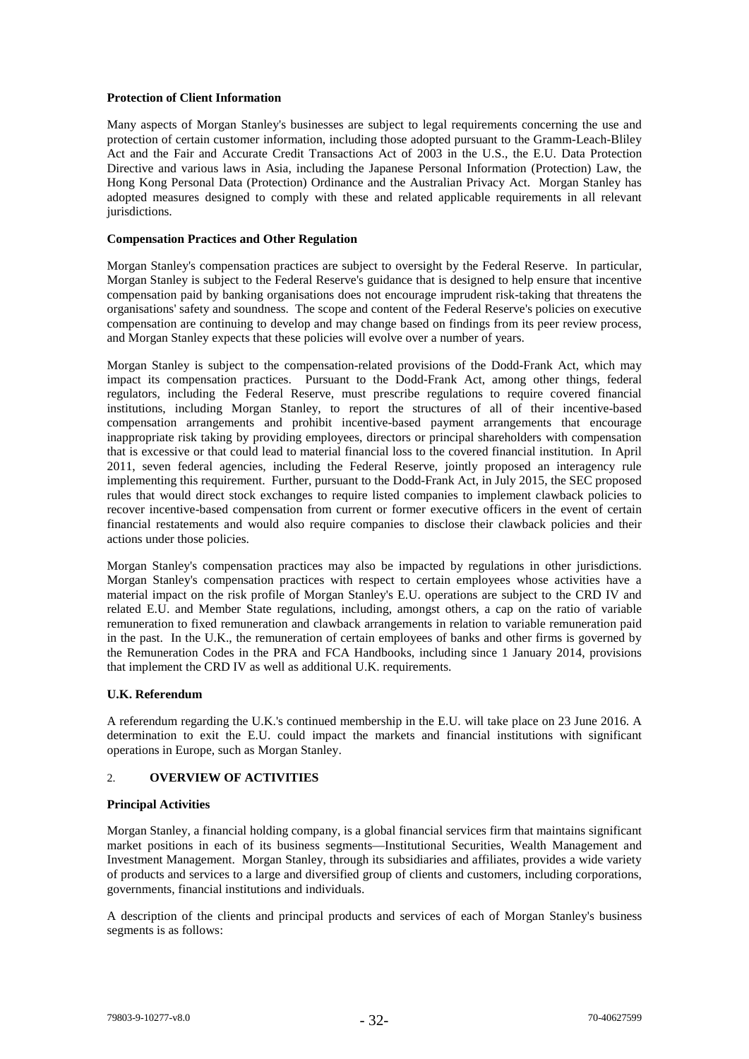**Protection of Client Information**

Many aspects of Morgan Stanley's businesses are subject to legal requirements concerning the use and protection of certain customer information, including those adopted pursuant to the Gramm-Leach-Bliley Act and the Fair and Accurate Credit Transactions Act of 2003 in the U.S., the E.U. Data Protection Directive and various laws in Asia, including the Japanese Personal Information (Protection) Law, the Hong Kong Personal Data (Protection) Ordinance and the Australian Privacy Act. Morgan Stanley has adopted measures designed to comply with these and related applicable requirements in all relevant jurisdictions.

**Compensation Practices and Other Regulation**

Morgan Stanley's compensation practices are subject to oversight by the Federal Reserve. In particular, Morgan Stanley is subject to the Federal Reserve's guidance that is designed to help ensure that incentive compensation paid by banking organisations does not encourage imprudent risk-taking that threatens the organisations' safety and soundness. The scope and content of the Federal Reserve's policies on executive compensation are continuing to develop and may change based on findings from its peer review process, and Morgan Stanley expects that these policies will evolve over a number of years.

Morgan Stanley is subject to the compensation-related provisions of the Dodd-Frank Act, which may impact its compensation practices. Pursuant to the Dodd-Frank Act, among other things, federal regulators, including the Federal Reserve, must prescribe regulations to require covered financial institutions, including Morgan Stanley, to report the structures of all of their incentive-based compensation arrangements and prohibit incentive-based payment arrangements that encourage inappropriate risk taking by providing employees, directors or principal shareholders with compensation that is excessive or that could lead to material financial loss to the covered financial institution. In April 2011, seven federal agencies, including the Federal Reserve, jointly proposed an interagency rule implementing this requirement. Further, pursuant to the Dodd-Frank Act, in July 2015, the SEC proposed rules that would direct stock exchanges to require listed companies to implement clawback policies to recover incentive-based compensation from current or former executive officers in the event of certain financial restatements and would also require companies to disclose their clawback policies and their actions under those policies.

Morgan Stanley's compensation practices may also be impacted by regulations in other jurisdictions. Morgan Stanley's compensation practices with respect to certain employees whose activities have a material impact on the risk profile of Morgan Stanley's E.U. operations are subject to the CRD IV and related E.U. and Member State regulations, including, amongst others, a cap on the ratio of variable remuneration to fixed remuneration and clawback arrangements in relation to variable remuneration paid in the past. In the U.K., the remuneration of certain employees of banks and other firms is governed by the Remuneration Codes in the PRA and FCA Handbooks, including since 1 January 2014, provisions that implement the CRD IV as well as additional U.K. requirements.

**U.K. Referendum**

A referendum regarding the U.K.'s continued membership in the E.U. will take place on 23 June 2016. A determination to exit the E.U. could impact the markets and financial institutions with significant operations in Europe, such as Morgan Stanley.

## 2. OVERVIEW OF ACTIVITIES

**Principal Activities**

Morgan Stanley, a financial holding company, is a global financial services firm that maintains significant market positions in each of its business segments—Institutional Securities, Wealth Management and Investment Management. Morgan Stanley, through its subsidiaries and affiliates, provides a wide variety of products and services to a large and diversified group of clients and customers, including corporations, governments, financial institutions and individuals.

A description of the clients and principal products and services of each of Morgan Stanley's business segments is as follows: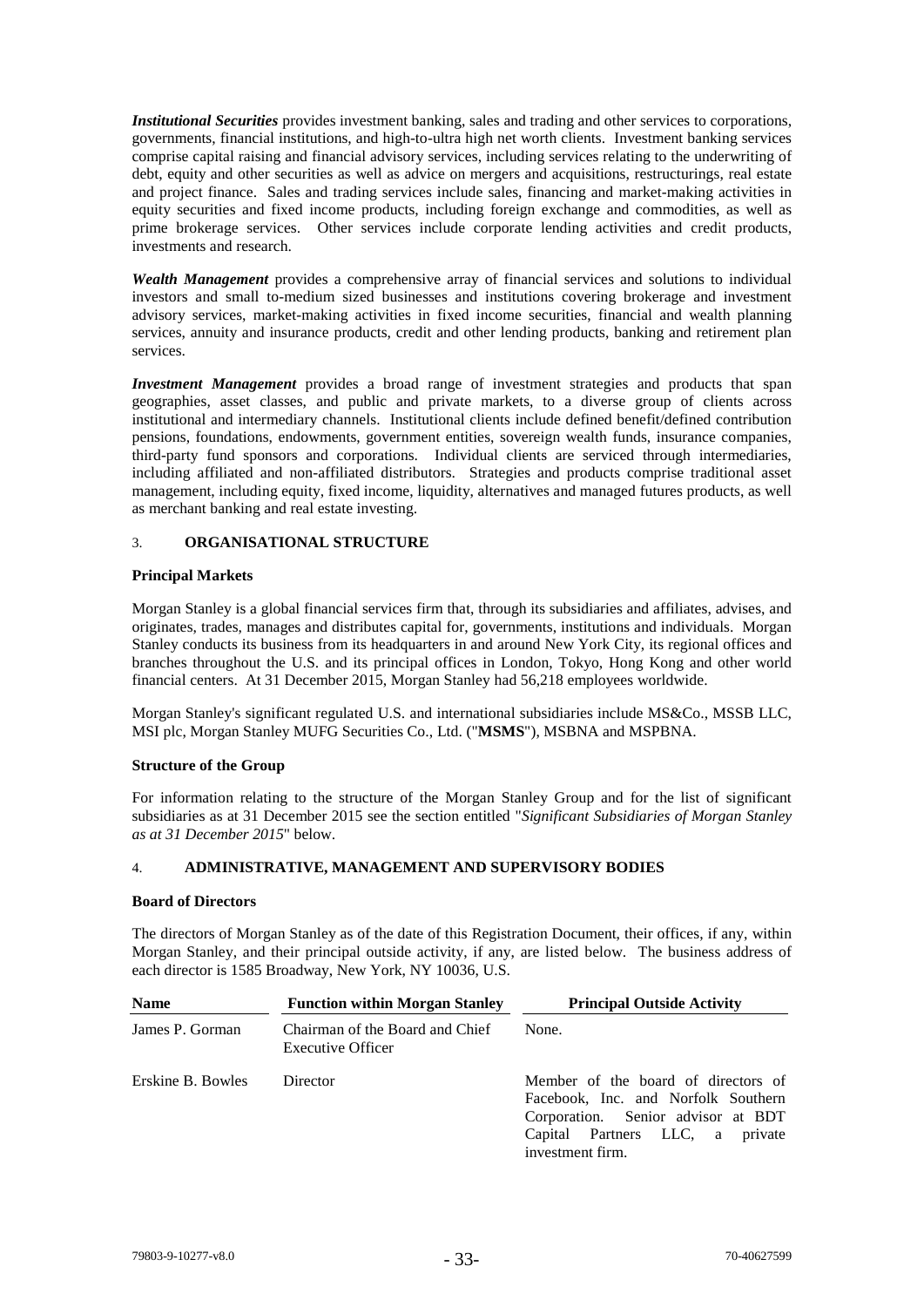***Institutional Securities*** provides investment banking, sales and trading and other services to corporations, governments, financial institutions, and high-to-ultra high net worth clients. Investment banking services comprise capital raising and financial advisory services, including services relating to the underwriting of debt, equity and other securities as well as advice on mergers and acquisitions, restructurings, real estate and project finance. Sales and trading services include sales, financing and market-making activities in equity securities and fixed income products, including foreign exchange and commodities, as well as prime brokerage services. Other services include corporate lending activities and credit products, investments and research.

***Wealth Management*** provides a comprehensive array of financial services and solutions to individual investors and small to-medium sized businesses and institutions covering brokerage and investment advisory services, market-making activities in fixed income securities, financial and wealth planning services, annuity and insurance products, credit and other lending products, banking and retirement plan services.

***Investment Management*** provides a broad range of investment strategies and products that span geographies, asset classes, and public and private markets, to a diverse group of clients across institutional and intermediary channels. Institutional clients include defined benefit/defined contribution pensions, foundations, endowments, government entities, sovereign wealth funds, insurance companies, third-party fund sponsors and corporations. Individual clients are serviced through intermediaries, including affiliated and non-affiliated distributors. Strategies and products comprise traditional asset management, including equity, fixed income, liquidity, alternatives and managed futures products, as well as merchant banking and real estate investing.

## 3. ORGANISATIONAL STRUCTURE

### Principal Markets

Morgan Stanley is a global financial services firm that, through its subsidiaries and affiliates, advises, and originates, trades, manages and distributes capital for, governments, institutions and individuals. Morgan Stanley conducts its business from its headquarters in and around New York City, its regional offices and branches throughout the U.S. and its principal offices in London, Tokyo, Hong Kong and other world financial centers. At 31 December 2015, Morgan Stanley had 56,218 employees worldwide.

Morgan Stanley's significant regulated U.S. and international subsidiaries include MS&Co., MSSB LLC, MSI plc, Morgan Stanley MUFG Securities Co., Ltd. ("**MSMS**"), MSBNA and MSPBNA.

### Structure of the Group

For information relating to the structure of the Morgan Stanley Group and for the list of significant subsidiaries as at 31 December 2015 see the section entitled "*Significant Subsidiaries of Morgan Stanley as at 31 December 2015*" below.

## 4. ADMINISTRATIVE, MANAGEMENT AND SUPERVISORY BODIES

### Board of Directors

The directors of Morgan Stanley as of the date of this Registration Document, their offices, if any, within Morgan Stanley, and their principal outside activity, if any, are listed below. The business address of each director is 1585 Broadway, New York, NY 10036, U.S.

| Name | Function within Morgan Stanley | Principal Outside Activity |
|---|---|---|
| James P. Gorman | Chairman of the Board and Chief Executive Officer | None. |
| Erskine B. Bowles | Director | Member of the board of directors of Facebook, Inc. and Norfolk Southern Corporation. Senior advisor at BDT Capital Partners LLC, a private investment firm. |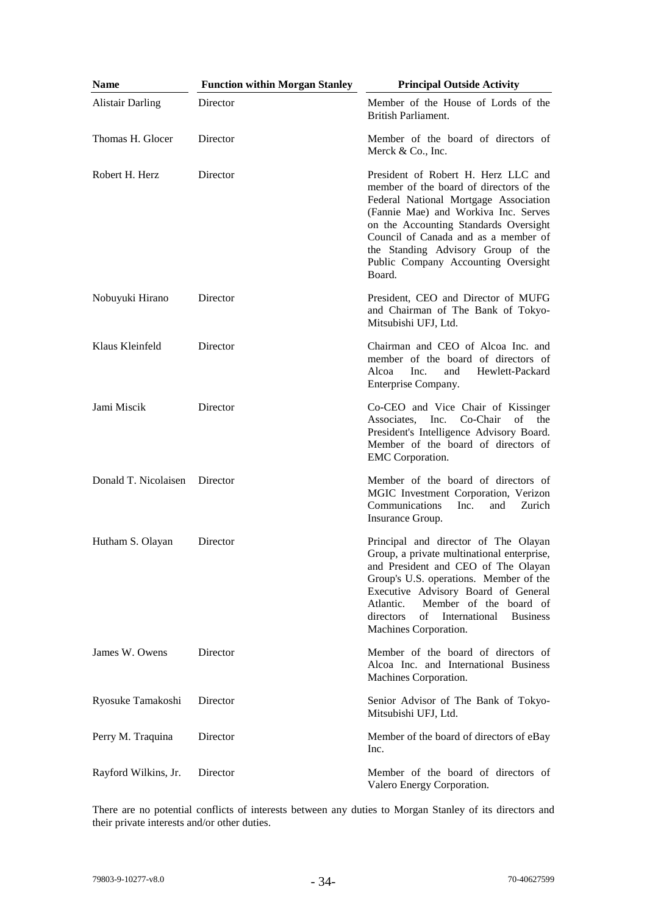| Name | Function within Morgan Stanley | Principal Outside Activity |
| --- | --- | --- |
| Alistair Darling | Director | Member of the House of Lords of the British Parliament. |
| Thomas H. Glocer | Director | Member of the board of directors of Merck & Co., Inc. |
| Robert H. Herz | Director | President of Robert H. Herz LLC and member of the board of directors of the Federal National Mortgage Association (Fannie Mae) and Workiva Inc. Serves on the Accounting Standards Oversight Council of Canada and as a member of the Standing Advisory Group of the Public Company Accounting Oversight Board. |
| Nobuyuki Hirano | Director | President, CEO and Director of MUFG and Chairman of The Bank of Tokyo-Mitsubishi UFJ, Ltd. |
| Klaus Kleinfeld | Director | Chairman and CEO of Alcoa Inc. and member of the board of directors of Alcoa Inc. and Hewlett-Packard Enterprise Company. |
| Jami Miscik | Director | Co-CEO and Vice Chair of Kissinger Associates, Inc. Co-Chair of the President's Intelligence Advisory Board. Member of the board of directors of EMC Corporation. |
| Donald T. Nicolaisen | Director | Member of the board of directors of MGIC Investment Corporation, Verizon Communications Inc. and Zurich Insurance Group. |
| Hutham S. Olayan | Director | Principal and director of The Olayan Group, a private multinational enterprise, and President and CEO of The Olayan Group's U.S. operations. Member of the Executive Advisory Board of General Atlantic. Member of the board of directors of International Business Machines Corporation. |
| James W. Owens | Director | Member of the board of directors of Alcoa Inc. and International Business Machines Corporation. |
| Ryosuke Tamakoshi | Director | Senior Advisor of The Bank of Tokyo-Mitsubishi UFJ, Ltd. |
| Perry M. Traquina | Director | Member of the board of directors of eBay Inc. |
| Rayford Wilkins, Jr. | Director | Member of the board of directors of Valero Energy Corporation. |

There are no potential conflicts of interests between any duties to Morgan Stanley of its directors and their private interests and/or other duties.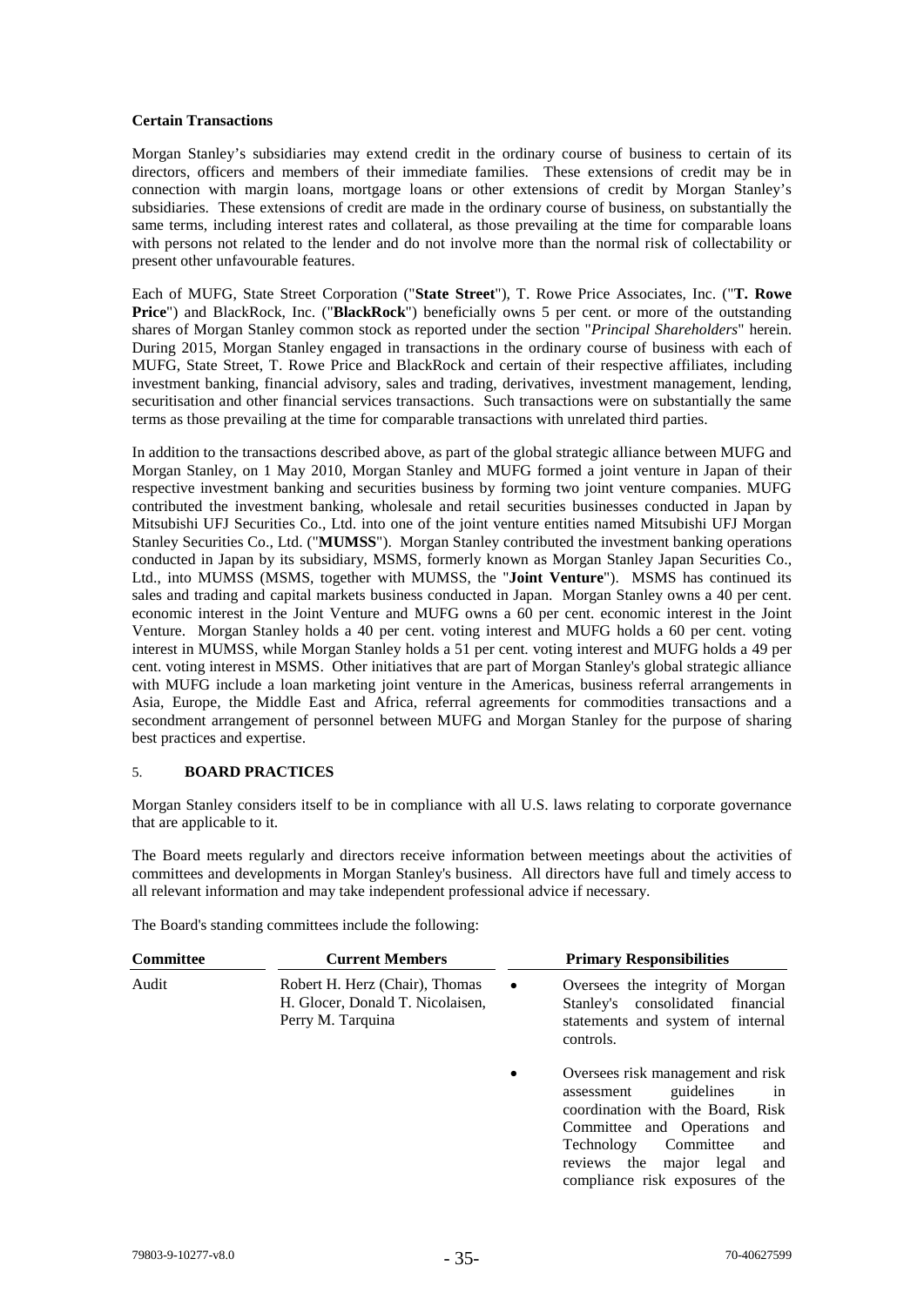**Certain Transactions**

Morgan Stanley's subsidiaries may extend credit in the ordinary course of business to certain of its directors, officers and members of their immediate families. These extensions of credit may be in connection with margin loans, mortgage loans or other extensions of credit by Morgan Stanley's subsidiaries. These extensions of credit are made in the ordinary course of business, on substantially the same terms, including interest rates and collateral, as those prevailing at the time for comparable loans with persons not related to the lender and do not involve more than the normal risk of collectability or present other unfavourable features.

Each of MUFG, State Street Corporation ("**State Street**"), T. Rowe Price Associates, Inc. ("**T. Rowe Price**") and BlackRock, Inc. ("**BlackRock**") beneficially owns 5 per cent. or more of the outstanding shares of Morgan Stanley common stock as reported under the section "*Principal Shareholders*" herein. During 2015, Morgan Stanley engaged in transactions in the ordinary course of business with each of MUFG, State Street, T. Rowe Price and BlackRock and certain of their respective affiliates, including investment banking, financial advisory, sales and trading, derivatives, investment management, lending, securitisation and other financial services transactions. Such transactions were on substantially the same terms as those prevailing at the time for comparable transactions with unrelated third parties.

In addition to the transactions described above, as part of the global strategic alliance between MUFG and Morgan Stanley, on 1 May 2010, Morgan Stanley and MUFG formed a joint venture in Japan of their respective investment banking and securities business by forming two joint venture companies. MUFG contributed the investment banking, wholesale and retail securities businesses conducted in Japan by Mitsubishi UFJ Securities Co., Ltd. into one of the joint venture entities named Mitsubishi UFJ Morgan Stanley Securities Co., Ltd. ("**MUMSS**"). Morgan Stanley contributed the investment banking operations conducted in Japan by its subsidiary, MSMS, formerly known as Morgan Stanley Japan Securities Co., Ltd., into MUMSS (MSMS, together with MUMSS, the "**Joint Venture**"). MSMS has continued its sales and trading and capital markets business conducted in Japan. Morgan Stanley owns a 40 per cent. economic interest in the Joint Venture and MUFG owns a 60 per cent. economic interest in the Joint Venture. Morgan Stanley holds a 40 per cent. voting interest and MUFG holds a 60 per cent. voting interest in MUMSS, while Morgan Stanley holds a 51 per cent. voting interest and MUFG holds a 49 per cent. voting interest in MSMS. Other initiatives that are part of Morgan Stanley's global strategic alliance with MUFG include a loan marketing joint venture in the Americas, business referral arrangements in Asia, Europe, the Middle East and Africa, referral agreements for commodities transactions and a secondment arrangement of personnel between MUFG and Morgan Stanley for the purpose of sharing best practices and expertise.

## 5. BOARD PRACTICES

Morgan Stanley considers itself to be in compliance with all U.S. laws relating to corporate governance that are applicable to it.

The Board meets regularly and directors receive information between meetings about the activities of committees and developments in Morgan Stanley's business. All directors have full and timely access to all relevant information and may take independent professional advice if necessary.

The Board's standing committees include the following:

| Committee | Current Members | Primary Responsibilities |
|---|---|---|
| Audit | Robert H. Herz (Chair), Thomas H. Glocer, Donald T. Nicolaisen, Perry M. Tarquina | • Oversees the integrity of Morgan Stanley's consolidated financial statements and system of internal controls.<br>• Oversees risk management and risk assessment guidelines in coordination with the Board, Risk Committee and Operations and Technology Committee and reviews the major legal and compliance risk exposures of the |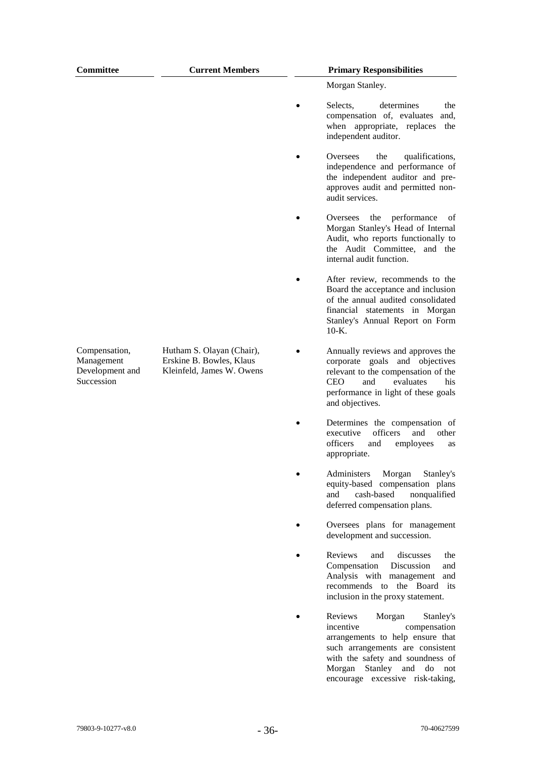| Committee | Current Members | Primary Responsibilities |
|---|---|---|
| | | Morgan Stanley. |
| | | • Selects, determines the compensation of, evaluates and, when appropriate, replaces the independent auditor. |
| | | • Oversees the qualifications, independence and performance of the independent auditor and pre-approves audit and permitted non-audit services. |
| | | • Oversees the performance of Morgan Stanley's Head of Internal Audit, who reports functionally to the Audit Committee, and the internal audit function. |
| | | • After review, recommends to the Board the acceptance and inclusion of the annual audited consolidated financial statements in Morgan Stanley's Annual Report on Form 10-K. |
| Compensation, Management Development and Succession | Hutham S. Olayan (Chair), Erskine B. Bowles, Klaus Kleinfeld, James W. Owens | • Annually reviews and approves the corporate goals and objectives relevant to the compensation of the CEO and evaluates his performance in light of these goals and objectives. |
| | | • Determines the compensation of executive officers and other officers and employees as appropriate. |
| | | • Administers Morgan Stanley's equity-based compensation plans and cash-based nonqualified deferred compensation plans. |
| | | • Oversees plans for management development and succession. |
| | | • Reviews and discusses the Compensation Discussion and Analysis with management and recommends to the Board its inclusion in the proxy statement. |
| | | • Reviews Morgan Stanley's incentive compensation arrangements to help ensure that such arrangements are consistent with the safety and soundness of Morgan Stanley and do not encourage excessive risk-taking, |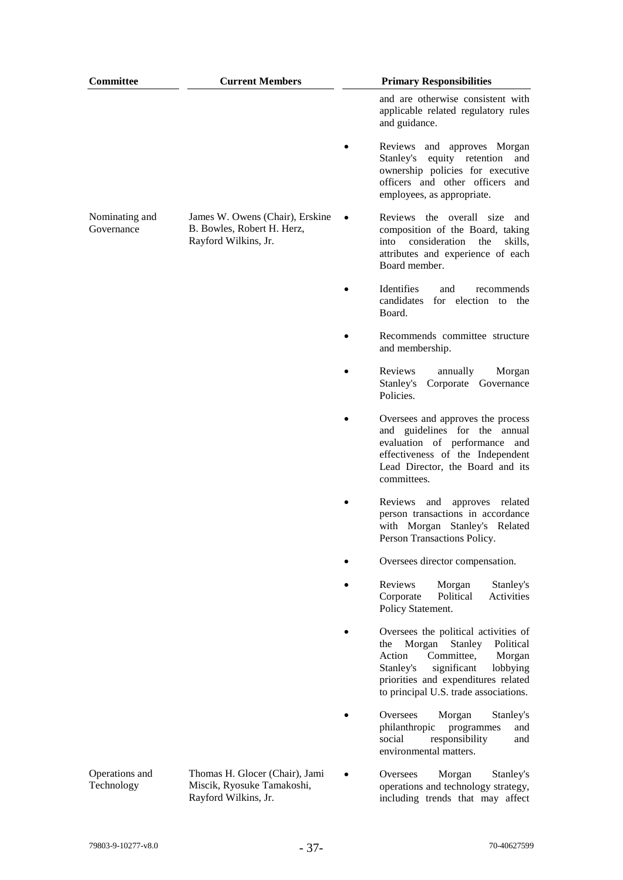| Committee | Current Members | Primary Responsibilities |
|---|---|---|
| | | and are otherwise consistent with applicable related regulatory rules and guidance.<br><br>• Reviews and approves Morgan Stanley's equity retention and ownership policies for executive officers and other officers and employees, as appropriate. |
| Nominating and Governance | James W. Owens (Chair), Erskine B. Bowles, Robert H. Herz, Rayford Wilkins, Jr. | • Reviews the overall size and composition of the Board, taking into consideration the skills, attributes and experience of each Board member.<br><br>• Identifies and recommends candidates for election to the Board.<br><br>• Recommends committee structure and membership.<br><br>• Reviews annually Morgan Stanley's Corporate Governance Policies.<br><br>• Oversees and approves the process and guidelines for the annual evaluation of performance and effectiveness of the Independent Lead Director, the Board and its committees.<br><br>• Reviews and approves related person transactions in accordance with Morgan Stanley's Related Person Transactions Policy.<br><br>• Oversees director compensation.<br><br>• Reviews Morgan Stanley's Corporate Political Activities Policy Statement.<br><br>• Oversees the political activities of the Morgan Stanley Political Action Committee, Morgan Stanley's significant lobbying priorities and expenditures related to principal U.S. trade associations.<br><br>• Oversees Morgan Stanley's philanthropic programmes and social responsibility and environmental matters. |
| Operations and Technology | Thomas H. Glocer (Chair), Jami Miscik, Ryosuke Tamakoshi, Rayford Wilkins, Jr. | • Oversees Morgan Stanley's operations and technology strategy, including trends that may affect |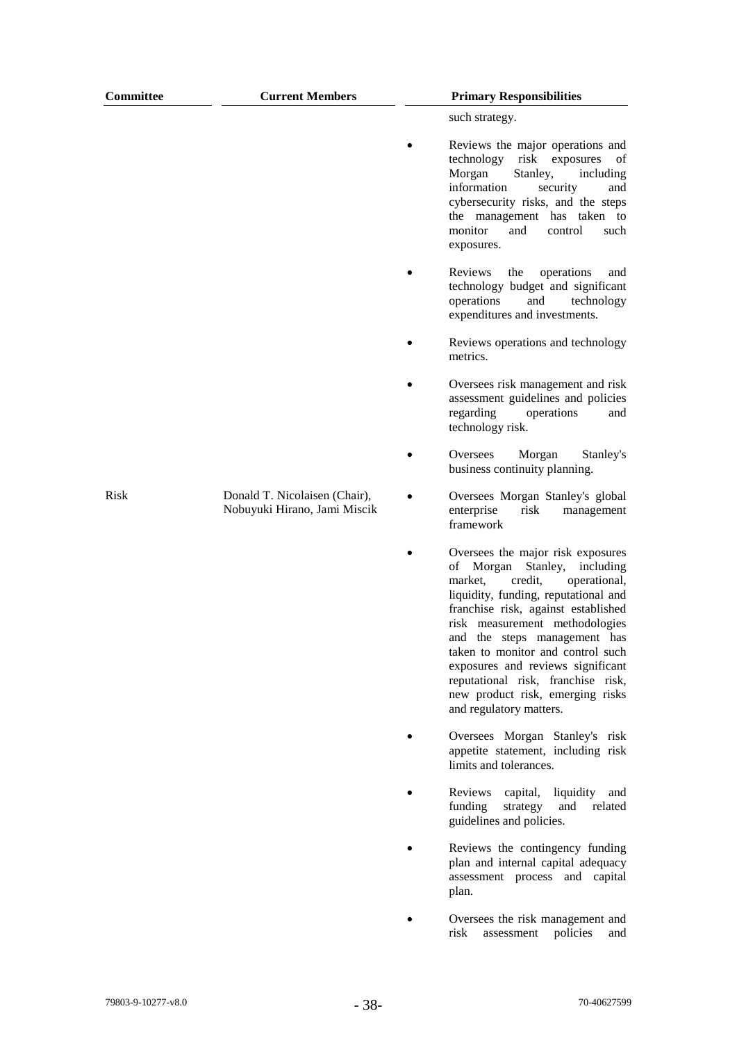| Committee | Current Members | Primary Responsibilities |
|---|---|---|
| | | such strategy.<br>• Reviews the major operations and technology risk exposures of Morgan Stanley, including information security and cybersecurity risks, and the steps the management has taken to monitor and control such exposures.<br>• Reviews the operations and technology budget and significant operations and technology expenditures and investments.<br>• Reviews operations and technology metrics.<br>• Oversees risk management and risk assessment guidelines and policies regarding operations and technology risk.<br>• Oversees Morgan Stanley's business continuity planning. |
| Risk | Donald T. Nicolaisen (Chair), Nobuyuki Hirano, Jami Miscik | • Oversees Morgan Stanley's global enterprise risk management framework<br>• Oversees the major risk exposures of Morgan Stanley, including market, credit, operational, liquidity, funding, reputational and franchise risk, against established risk measurement methodologies and the steps management has taken to monitor and control such exposures and reviews significant reputational risk, franchise risk, new product risk, emerging risks and regulatory matters.<br>• Oversees Morgan Stanley's risk appetite statement, including risk limits and tolerances.<br>• Reviews capital, liquidity and funding strategy and related guidelines and policies.<br>• Reviews the contingency funding plan and internal capital adequacy assessment process and capital plan.<br>• Oversees the risk management and risk assessment policies and |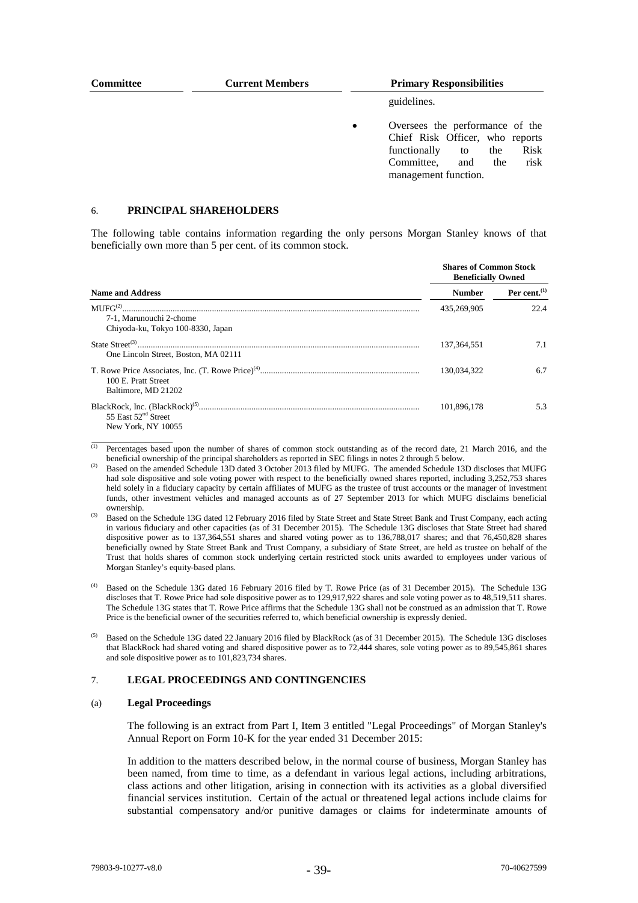| Committee | Current Members | Primary Responsibilities |
|---|---|---|
| | | guidelines. |
| | | • Oversees the performance of the Chief Risk Officer, who reports functionally to the Risk Committee, and the risk management function. |

## 6. PRINCIPAL SHAREHOLDERS

The following table contains information regarding the only persons Morgan Stanley knows of that beneficially own more than 5 per cent. of its common stock.

| Name and Address | Shares of Common Stock Beneficially Owned | |
|---|---|---|
| | **Number** | **Per cent.[(1)]** |
| MUFG[(2)] 7-1, Marunouchi 2-chome Chiyoda-ku, Tokyo 100-8330, Japan | 435,269,905 | 22.4 |
| State Street[(3)] One Lincoln Street, Boston, MA 02111 | 137,364,551 | 7.1 |
| T. Rowe Price Associates, Inc. (T. Rowe Price)[(4)] 100 E. Pratt Street Baltimore, MD 21202 | 130,034,322 | 6.7 |
| BlackRock, Inc. (BlackRock)[(5)] 55 East 52nd Street New York, NY 10055 | 101,896,178 | 5.3 |

(1) Percentages based upon the number of shares of common stock outstanding as of the record date, 21 March 2016, and the beneficial ownership of the principal shareholders as reported in SEC filings in notes 2 through 5 below.

(2) Based on the amended Schedule 13D dated 3 October 2013 filed by MUFG. The amended Schedule 13D discloses that MUFG had sole dispositive and sole voting power with respect to the beneficially owned shares reported, including 3,252,753 shares held solely in a fiduciary capacity by certain affiliates of MUFG as the trustee of trust accounts or the manager of investment funds, other investment vehicles and managed accounts as of 27 September 2013 for which MUFG disclaims beneficial ownership.

(3) Based on the Schedule 13G dated 12 February 2016 filed by State Street and State Street Bank and Trust Company, each acting in various fiduciary and other capacities (as of 31 December 2015). The Schedule 13G discloses that State Street had shared dispositive power as to 137,364,551 shares and shared voting power as to 136,788,017 shares; and that 76,450,828 shares beneficially owned by State Street Bank and Trust Company, a subsidiary of State Street, are held as trustee on behalf of the Trust that holds shares of common stock underlying certain restricted stock units awarded to employees under various of Morgan Stanley's equity-based plans.

(4) Based on the Schedule 13G dated 16 February 2016 filed by T. Rowe Price (as of 31 December 2015). The Schedule 13G discloses that T. Rowe Price had sole dispositive power as to 129,917,922 shares and sole voting power as to 48,519,511 shares. The Schedule 13G states that T. Rowe Price affirms that the Schedule 13G shall not be construed as an admission that T. Rowe Price is the beneficial owner of the securities referred to, which beneficial ownership is expressly denied.

(5) Based on the Schedule 13G dated 22 January 2016 filed by BlackRock (as of 31 December 2015). The Schedule 13G discloses that BlackRock had shared voting and shared dispositive power as to 72,444 shares, sole voting power as to 89,545,861 shares and sole dispositive power as to 101,823,734 shares.

## 7. LEGAL PROCEEDINGS AND CONTINGENCIES

### (a) Legal Proceedings

The following is an extract from Part I, Item 3 entitled "Legal Proceedings" of Morgan Stanley's Annual Report on Form 10-K for the year ended 31 December 2015:

In addition to the matters described below, in the normal course of business, Morgan Stanley has been named, from time to time, as a defendant in various legal actions, including arbitrations, class actions and other litigation, arising in connection with its activities as a global diversified financial services institution. Certain of the actual or threatened legal actions include claims for substantial compensatory and/or punitive damages or claims for indeterminate amounts of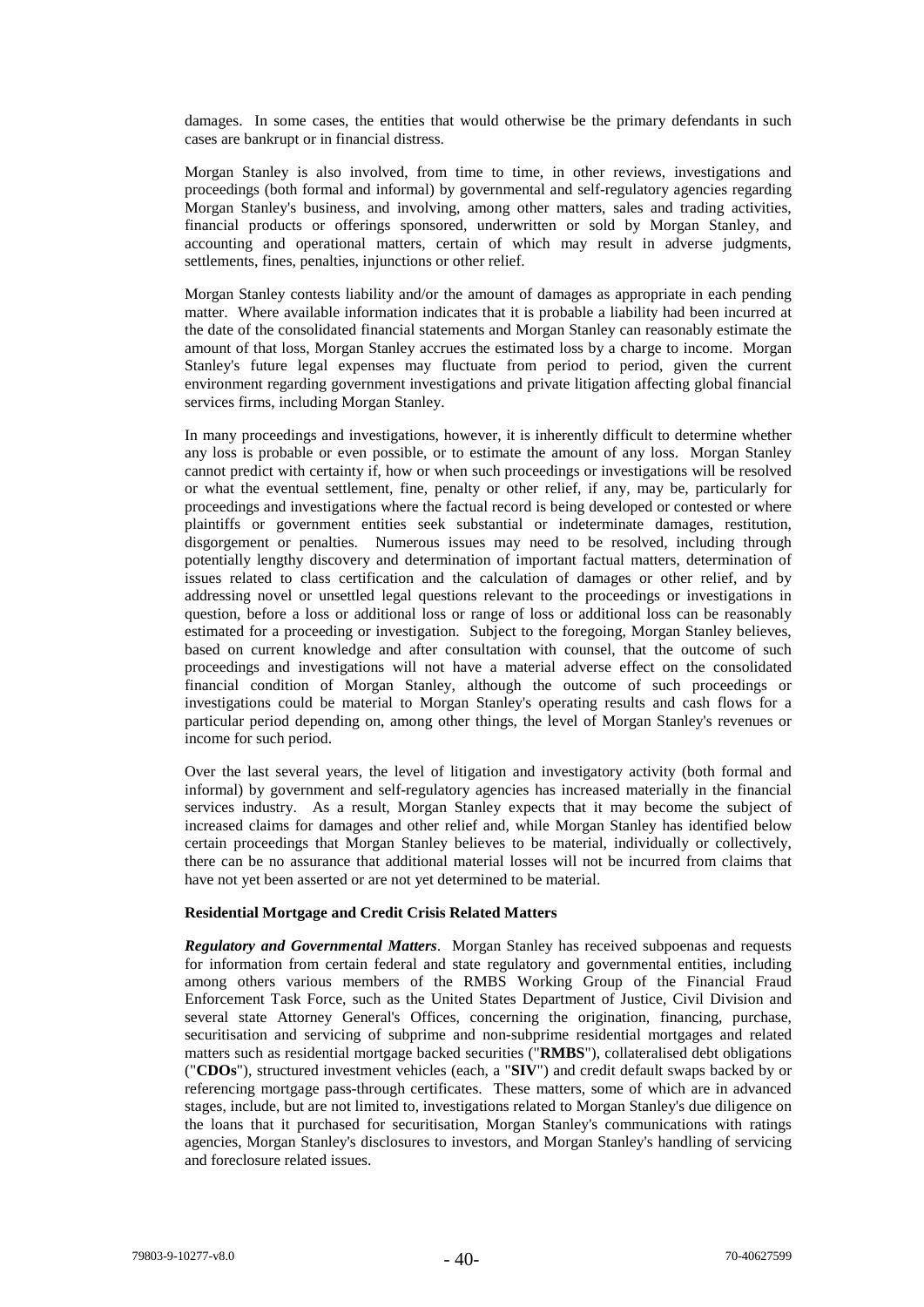damages. In some cases, the entities that would otherwise be the primary defendants in such cases are bankrupt or in financial distress.

Morgan Stanley is also involved, from time to time, in other reviews, investigations and proceedings (both formal and informal) by governmental and self-regulatory agencies regarding Morgan Stanley's business, and involving, among other matters, sales and trading activities, financial products or offerings sponsored, underwritten or sold by Morgan Stanley, and accounting and operational matters, certain of which may result in adverse judgments, settlements, fines, penalties, injunctions or other relief.

Morgan Stanley contests liability and/or the amount of damages as appropriate in each pending matter. Where available information indicates that it is probable a liability had been incurred at the date of the consolidated financial statements and Morgan Stanley can reasonably estimate the amount of that loss, Morgan Stanley accrues the estimated loss by a charge to income. Morgan Stanley's future legal expenses may fluctuate from period to period, given the current environment regarding government investigations and private litigation affecting global financial services firms, including Morgan Stanley.

In many proceedings and investigations, however, it is inherently difficult to determine whether any loss is probable or even possible, or to estimate the amount of any loss. Morgan Stanley cannot predict with certainty if, how or when such proceedings or investigations will be resolved or what the eventual settlement, fine, penalty or other relief, if any, may be, particularly for proceedings and investigations where the factual record is being developed or contested or where plaintiffs or government entities seek substantial or indeterminate damages, restitution, disgorgement or penalties. Numerous issues may need to be resolved, including through potentially lengthy discovery and determination of important factual matters, determination of issues related to class certification and the calculation of damages or other relief, and by addressing novel or unsettled legal questions relevant to the proceedings or investigations in question, before a loss or additional loss or range of loss or additional loss can be reasonably estimated for a proceeding or investigation. Subject to the foregoing, Morgan Stanley believes, based on current knowledge and after consultation with counsel, that the outcome of such proceedings and investigations will not have a material adverse effect on the consolidated financial condition of Morgan Stanley, although the outcome of such proceedings or investigations could be material to Morgan Stanley's operating results and cash flows for a particular period depending on, among other things, the level of Morgan Stanley's revenues or income for such period.

Over the last several years, the level of litigation and investigatory activity (both formal and informal) by government and self-regulatory agencies has increased materially in the financial services industry. As a result, Morgan Stanley expects that it may become the subject of increased claims for damages and other relief and, while Morgan Stanley has identified below certain proceedings that Morgan Stanley believes to be material, individually or collectively, there can be no assurance that additional material losses will not be incurred from claims that have not yet been asserted or are not yet determined to be material.

**Residential Mortgage and Credit Crisis Related Matters**

***Regulatory and Governmental Matters***. Morgan Stanley has received subpoenas and requests for information from certain federal and state regulatory and governmental entities, including among others various members of the RMBS Working Group of the Financial Fraud Enforcement Task Force, such as the United States Department of Justice, Civil Division and several state Attorney General's Offices, concerning the origination, financing, purchase, securitisation and servicing of subprime and non-subprime residential mortgages and related matters such as residential mortgage backed securities ("**RMBS**"), collateralised debt obligations ("**CDOs**"), structured investment vehicles (each, a "**SIV**") and credit default swaps backed by or referencing mortgage pass-through certificates. These matters, some of which are in advanced stages, include, but are not limited to, investigations related to Morgan Stanley's due diligence on the loans that it purchased for securitisation, Morgan Stanley's communications with ratings agencies, Morgan Stanley's disclosures to investors, and Morgan Stanley's handling of servicing and foreclosure related issues.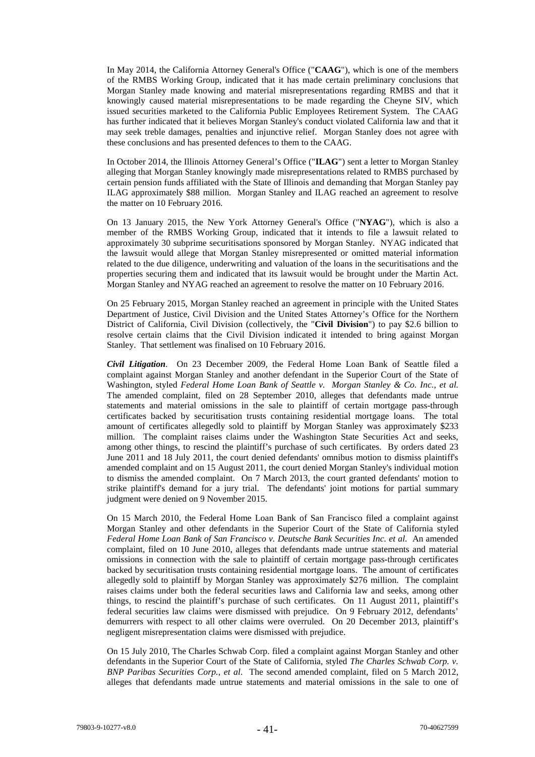In May 2014, the California Attorney General's Office ("**CAAG**"), which is one of the members of the RMBS Working Group, indicated that it has made certain preliminary conclusions that Morgan Stanley made knowing and material misrepresentations regarding RMBS and that it knowingly caused material misrepresentations to be made regarding the Cheyne SIV, which issued securities marketed to the California Public Employees Retirement System. The CAAG has further indicated that it believes Morgan Stanley's conduct violated California law and that it may seek treble damages, penalties and injunctive relief. Morgan Stanley does not agree with these conclusions and has presented defences to them to the CAAG.

In October 2014, the Illinois Attorney General's Office ("**ILAG**") sent a letter to Morgan Stanley alleging that Morgan Stanley knowingly made misrepresentations related to RMBS purchased by certain pension funds affiliated with the State of Illinois and demanding that Morgan Stanley pay ILAG approximately $88 million. Morgan Stanley and ILAG reached an agreement to resolve the matter on 10 February 2016.

On 13 January 2015, the New York Attorney General's Office ("**NYAG**"), which is also a member of the RMBS Working Group, indicated that it intends to file a lawsuit related to approximately 30 subprime securitisations sponsored by Morgan Stanley. NYAG indicated that the lawsuit would allege that Morgan Stanley misrepresented or omitted material information related to the due diligence, underwriting and valuation of the loans in the securitisations and the properties securing them and indicated that its lawsuit would be brought under the Martin Act. Morgan Stanley and NYAG reached an agreement to resolve the matter on 10 February 2016.

On 25 February 2015, Morgan Stanley reached an agreement in principle with the United States Department of Justice, Civil Division and the United States Attorney's Office for the Northern District of California, Civil Division (collectively, the "**Civil Division**") to pay $2.6 billion to resolve certain claims that the Civil Division indicated it intended to bring against Morgan Stanley. That settlement was finalised on 10 February 2016.

***Civil Litigation***. On 23 December 2009, the Federal Home Loan Bank of Seattle filed a complaint against Morgan Stanley and another defendant in the Superior Court of the State of Washington, styled *Federal Home Loan Bank of Seattle v. Morgan Stanley & Co. Inc., et al.* The amended complaint, filed on 28 September 2010, alleges that defendants made untrue statements and material omissions in the sale to plaintiff of certain mortgage pass-through certificates backed by securitisation trusts containing residential mortgage loans. The total amount of certificates allegedly sold to plaintiff by Morgan Stanley was approximately $233 million. The complaint raises claims under the Washington State Securities Act and seeks, among other things, to rescind the plaintiff's purchase of such certificates. By orders dated 23 June 2011 and 18 July 2011, the court denied defendants' omnibus motion to dismiss plaintiff's amended complaint and on 15 August 2011, the court denied Morgan Stanley's individual motion to dismiss the amended complaint. On 7 March 2013, the court granted defendants' motion to strike plaintiff's demand for a jury trial. The defendants' joint motions for partial summary judgment were denied on 9 November 2015.

On 15 March 2010, the Federal Home Loan Bank of San Francisco filed a complaint against Morgan Stanley and other defendants in the Superior Court of the State of California styled *Federal Home Loan Bank of San Francisco v. Deutsche Bank Securities Inc. et al.* An amended complaint, filed on 10 June 2010, alleges that defendants made untrue statements and material omissions in connection with the sale to plaintiff of certain mortgage pass-through certificates backed by securitisation trusts containing residential mortgage loans. The amount of certificates allegedly sold to plaintiff by Morgan Stanley was approximately $276 million. The complaint raises claims under both the federal securities laws and California law and seeks, among other things, to rescind the plaintiff's purchase of such certificates. On 11 August 2011, plaintiff's federal securities law claims were dismissed with prejudice. On 9 February 2012, defendants' demurrers with respect to all other claims were overruled. On 20 December 2013, plaintiff's negligent misrepresentation claims were dismissed with prejudice.

On 15 July 2010, The Charles Schwab Corp. filed a complaint against Morgan Stanley and other defendants in the Superior Court of the State of California, styled *The Charles Schwab Corp. v. BNP Paribas Securities Corp., et al*. The second amended complaint, filed on 5 March 2012, alleges that defendants made untrue statements and material omissions in the sale to one of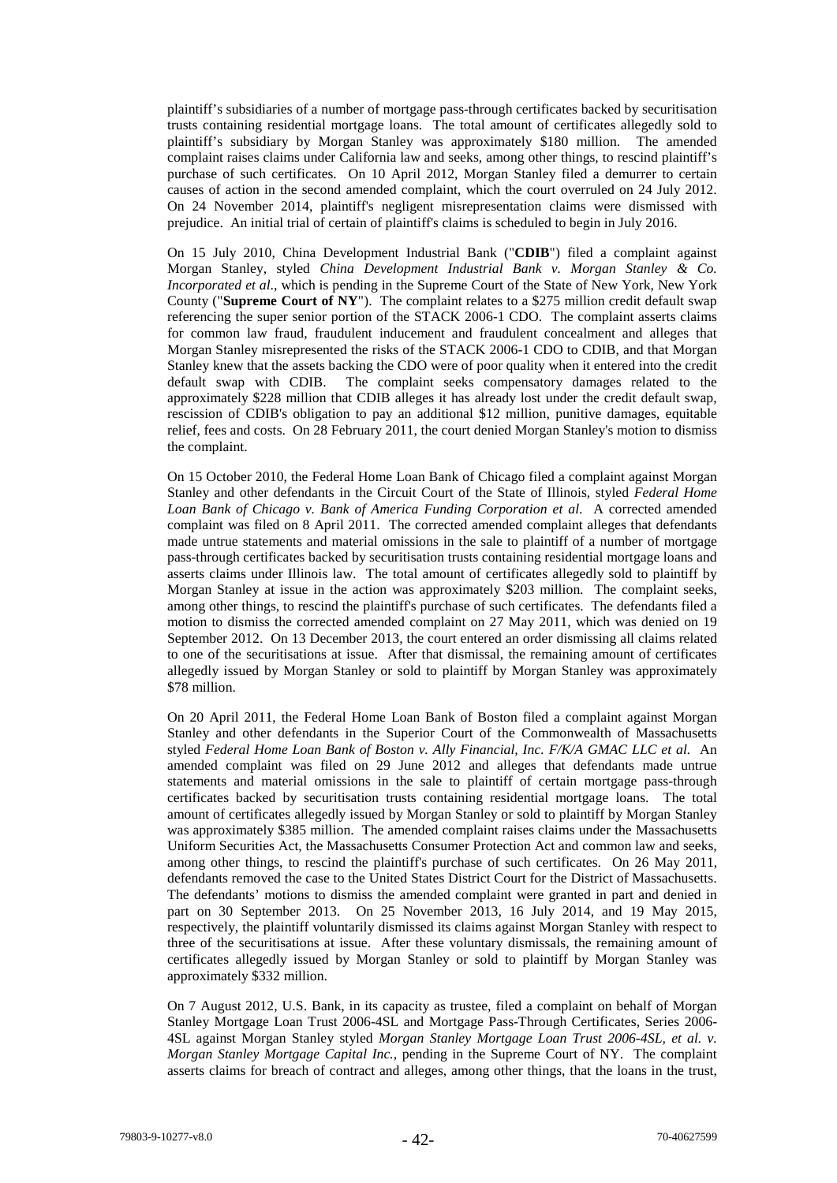plaintiff's subsidiaries of a number of mortgage pass-through certificates backed by securitisation trusts containing residential mortgage loans. The total amount of certificates allegedly sold to plaintiff's subsidiary by Morgan Stanley was approximately $180 million. The amended complaint raises claims under California law and seeks, among other things, to rescind plaintiff's purchase of such certificates. On 10 April 2012, Morgan Stanley filed a demurrer to certain causes of action in the second amended complaint, which the court overruled on 24 July 2012. On 24 November 2014, plaintiff's negligent misrepresentation claims were dismissed with prejudice. An initial trial of certain of plaintiff's claims is scheduled to begin in July 2016.

On 15 July 2010, China Development Industrial Bank ("**CDIB**") filed a complaint against Morgan Stanley, styled *China Development Industrial Bank v. Morgan Stanley & Co. Incorporated et al.*, which is pending in the Supreme Court of the State of New York, New York County ("**Supreme Court of NY**"). The complaint relates to a $275 million credit default swap referencing the super senior portion of the STACK 2006-1 CDO. The complaint asserts claims for common law fraud, fraudulent inducement and fraudulent concealment and alleges that Morgan Stanley misrepresented the risks of the STACK 2006-1 CDO to CDIB, and that Morgan Stanley knew that the assets backing the CDO were of poor quality when it entered into the credit default swap with CDIB. The complaint seeks compensatory damages related to the approximately $228 million that CDIB alleges it has already lost under the credit default swap, rescission of CDIB's obligation to pay an additional $12 million, punitive damages, equitable relief, fees and costs. On 28 February 2011, the court denied Morgan Stanley's motion to dismiss the complaint.

On 15 October 2010, the Federal Home Loan Bank of Chicago filed a complaint against Morgan Stanley and other defendants in the Circuit Court of the State of Illinois, styled *Federal Home Loan Bank of Chicago v. Bank of America Funding Corporation et al.* A corrected amended complaint was filed on 8 April 2011. The corrected amended complaint alleges that defendants made untrue statements and material omissions in the sale to plaintiff of a number of mortgage pass-through certificates backed by securitisation trusts containing residential mortgage loans and asserts claims under Illinois law. The total amount of certificates allegedly sold to plaintiff by Morgan Stanley at issue in the action was approximately $203 million. The complaint seeks, among other things, to rescind the plaintiff's purchase of such certificates. The defendants filed a motion to dismiss the corrected amended complaint on 27 May 2011, which was denied on 19 September 2012. On 13 December 2013, the court entered an order dismissing all claims related to one of the securitisations at issue. After that dismissal, the remaining amount of certificates allegedly issued by Morgan Stanley or sold to plaintiff by Morgan Stanley was approximately $78 million.

On 20 April 2011, the Federal Home Loan Bank of Boston filed a complaint against Morgan Stanley and other defendants in the Superior Court of the Commonwealth of Massachusetts styled *Federal Home Loan Bank of Boston v. Ally Financial, Inc. F/K/A GMAC LLC et al.* An amended complaint was filed on 29 June 2012 and alleges that defendants made untrue statements and material omissions in the sale to plaintiff of certain mortgage pass-through certificates backed by securitisation trusts containing residential mortgage loans. The total amount of certificates allegedly issued by Morgan Stanley or sold to plaintiff by Morgan Stanley was approximately $385 million. The amended complaint raises claims under the Massachusetts Uniform Securities Act, the Massachusetts Consumer Protection Act and common law and seeks, among other things, to rescind the plaintiff's purchase of such certificates. On 26 May 2011, defendants removed the case to the United States District Court for the District of Massachusetts. The defendants' motions to dismiss the amended complaint were granted in part and denied in part on 30 September 2013. On 25 November 2013, 16 July 2014, and 19 May 2015, respectively, the plaintiff voluntarily dismissed its claims against Morgan Stanley with respect to three of the securitisations at issue. After these voluntary dismissals, the remaining amount of certificates allegedly issued by Morgan Stanley or sold to plaintiff by Morgan Stanley was approximately $332 million.

On 7 August 2012, U.S. Bank, in its capacity as trustee, filed a complaint on behalf of Morgan Stanley Mortgage Loan Trust 2006-4SL and Mortgage Pass-Through Certificates, Series 2006-4SL against Morgan Stanley styled *Morgan Stanley Mortgage Loan Trust 2006-4SL, et al. v. Morgan Stanley Mortgage Capital Inc.*, pending in the Supreme Court of NY. The complaint asserts claims for breach of contract and alleges, among other things, that the loans in the trust,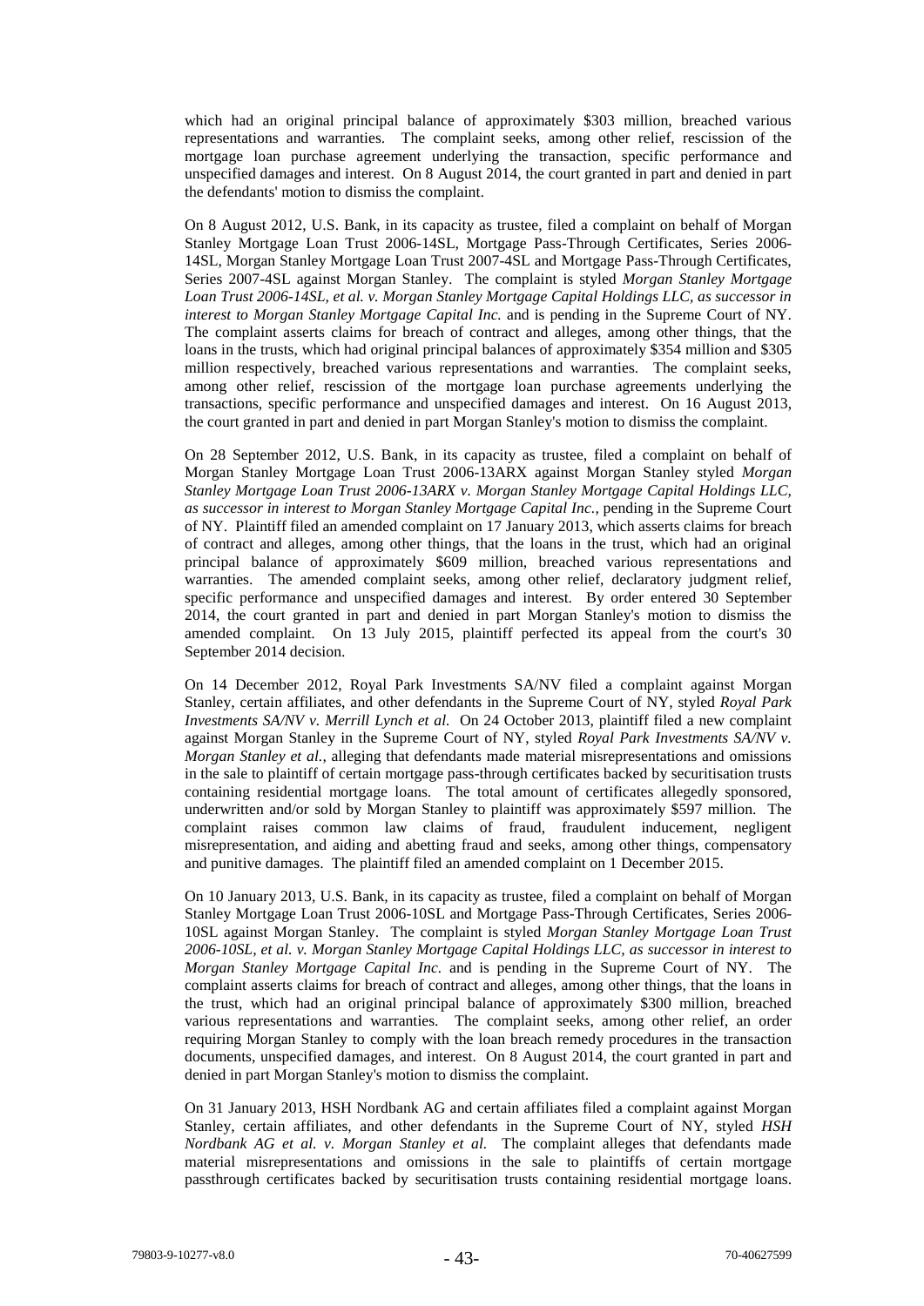which had an original principal balance of approximately $303 million, breached various representations and warranties. The complaint seeks, among other relief, rescission of the mortgage loan purchase agreement underlying the transaction, specific performance and unspecified damages and interest. On 8 August 2014, the court granted in part and denied in part the defendants' motion to dismiss the complaint.

On 8 August 2012, U.S. Bank, in its capacity as trustee, filed a complaint on behalf of Morgan Stanley Mortgage Loan Trust 2006-14SL, Mortgage Pass-Through Certificates, Series 2006-14SL, Morgan Stanley Mortgage Loan Trust 2007-4SL and Mortgage Pass-Through Certificates, Series 2007-4SL against Morgan Stanley. The complaint is styled *Morgan Stanley Mortgage Loan Trust 2006-14SL, et al. v. Morgan Stanley Mortgage Capital Holdings LLC, as successor in interest to Morgan Stanley Mortgage Capital Inc.* and is pending in the Supreme Court of NY. The complaint asserts claims for breach of contract and alleges, among other things, that the loans in the trusts, which had original principal balances of approximately $354 million and $305 million respectively, breached various representations and warranties. The complaint seeks, among other relief, rescission of the mortgage loan purchase agreements underlying the transactions, specific performance and unspecified damages and interest. On 16 August 2013, the court granted in part and denied in part Morgan Stanley's motion to dismiss the complaint.

On 28 September 2012, U.S. Bank, in its capacity as trustee, filed a complaint on behalf of Morgan Stanley Mortgage Loan Trust 2006-13ARX against Morgan Stanley styled *Morgan Stanley Mortgage Loan Trust 2006-13ARX v. Morgan Stanley Mortgage Capital Holdings LLC, as successor in interest to Morgan Stanley Mortgage Capital Inc.*, pending in the Supreme Court of NY. Plaintiff filed an amended complaint on 17 January 2013, which asserts claims for breach of contract and alleges, among other things, that the loans in the trust, which had an original principal balance of approximately $609 million, breached various representations and warranties. The amended complaint seeks, among other relief, declaratory judgment relief, specific performance and unspecified damages and interest. By order entered 30 September 2014, the court granted in part and denied in part Morgan Stanley's motion to dismiss the amended complaint. On 13 July 2015, plaintiff perfected its appeal from the court's 30 September 2014 decision.

On 14 December 2012, Royal Park Investments SA/NV filed a complaint against Morgan Stanley, certain affiliates, and other defendants in the Supreme Court of NY, styled *Royal Park Investments SA/NV v. Merrill Lynch et al.* On 24 October 2013, plaintiff filed a new complaint against Morgan Stanley in the Supreme Court of NY, styled *Royal Park Investments SA/NV v. Morgan Stanley et al.*, alleging that defendants made material misrepresentations and omissions in the sale to plaintiff of certain mortgage pass-through certificates backed by securitisation trusts containing residential mortgage loans. The total amount of certificates allegedly sponsored, underwritten and/or sold by Morgan Stanley to plaintiff was approximately $597 million. The complaint raises common law claims of fraud, fraudulent inducement, negligent misrepresentation, and aiding and abetting fraud and seeks, among other things, compensatory and punitive damages. The plaintiff filed an amended complaint on 1 December 2015.

On 10 January 2013, U.S. Bank, in its capacity as trustee, filed a complaint on behalf of Morgan Stanley Mortgage Loan Trust 2006-10SL and Mortgage Pass-Through Certificates, Series 2006-10SL against Morgan Stanley. The complaint is styled *Morgan Stanley Mortgage Loan Trust 2006-10SL, et al. v. Morgan Stanley Mortgage Capital Holdings LLC, as successor in interest to Morgan Stanley Mortgage Capital Inc.* and is pending in the Supreme Court of NY. The complaint asserts claims for breach of contract and alleges, among other things, that the loans in the trust, which had an original principal balance of approximately $300 million, breached various representations and warranties. The complaint seeks, among other relief, an order requiring Morgan Stanley to comply with the loan breach remedy procedures in the transaction documents, unspecified damages, and interest. On 8 August 2014, the court granted in part and denied in part Morgan Stanley's motion to dismiss the complaint.

On 31 January 2013, HSH Nordbank AG and certain affiliates filed a complaint against Morgan Stanley, certain affiliates, and other defendants in the Supreme Court of NY, styled *HSH Nordbank AG et al. v. Morgan Stanley et al.* The complaint alleges that defendants made material misrepresentations and omissions in the sale to plaintiffs of certain mortgage passthrough certificates backed by securitisation trusts containing residential mortgage loans.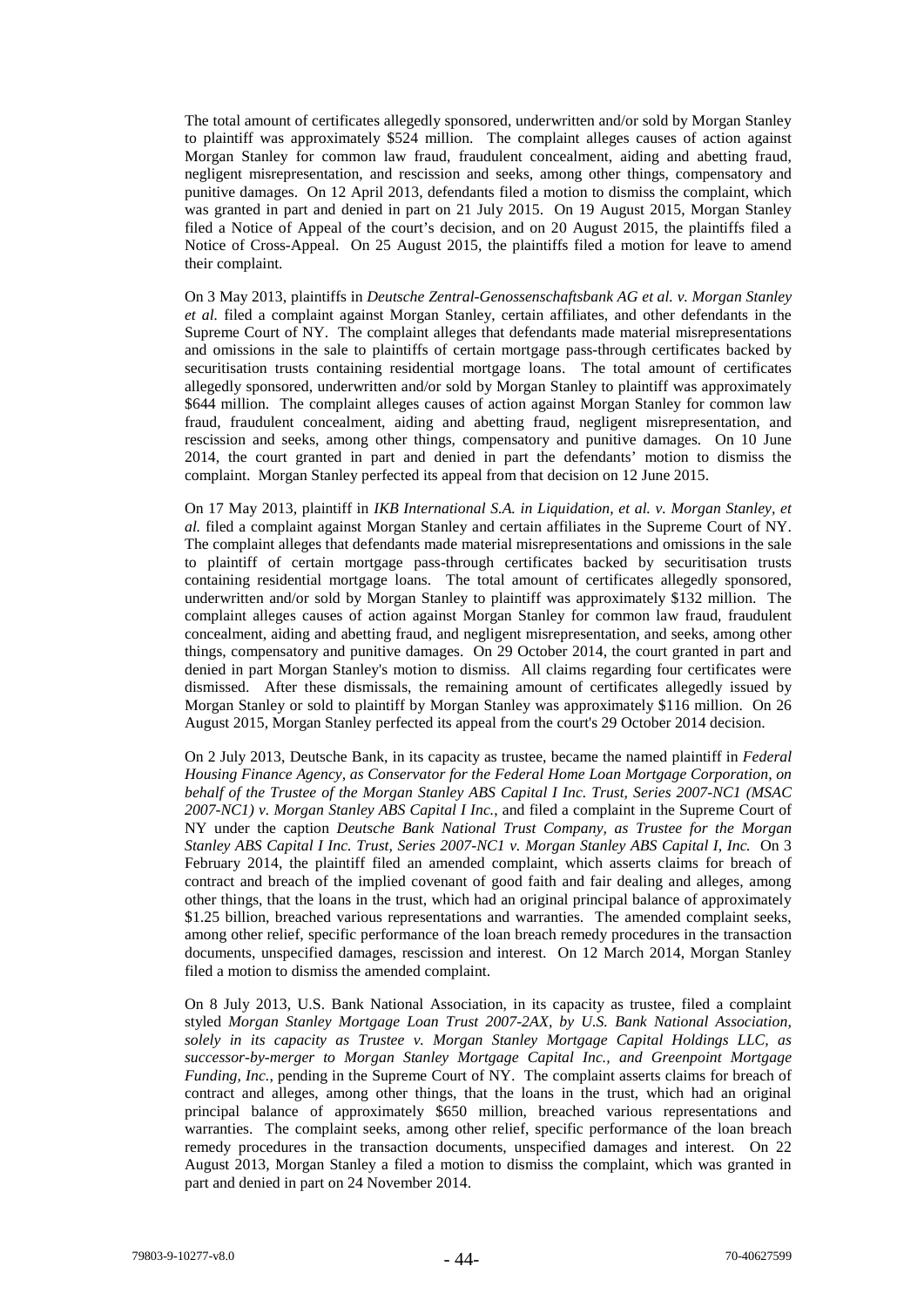The total amount of certificates allegedly sponsored, underwritten and/or sold by Morgan Stanley to plaintiff was approximately $524 million. The complaint alleges causes of action against Morgan Stanley for common law fraud, fraudulent concealment, aiding and abetting fraud, negligent misrepresentation, and rescission and seeks, among other things, compensatory and punitive damages. On 12 April 2013, defendants filed a motion to dismiss the complaint, which was granted in part and denied in part on 21 July 2015. On 19 August 2015, Morgan Stanley filed a Notice of Appeal of the court's decision, and on 20 August 2015, the plaintiffs filed a Notice of Cross-Appeal. On 25 August 2015, the plaintiffs filed a motion for leave to amend their complaint.

On 3 May 2013, plaintiffs in *Deutsche Zentral-Genossenschaftsbank AG et al. v. Morgan Stanley et al.* filed a complaint against Morgan Stanley, certain affiliates, and other defendants in the Supreme Court of NY. The complaint alleges that defendants made material misrepresentations and omissions in the sale to plaintiffs of certain mortgage pass-through certificates backed by securitisation trusts containing residential mortgage loans. The total amount of certificates allegedly sponsored, underwritten and/or sold by Morgan Stanley to plaintiff was approximately $644 million. The complaint alleges causes of action against Morgan Stanley for common law fraud, fraudulent concealment, aiding and abetting fraud, negligent misrepresentation, and rescission and seeks, among other things, compensatory and punitive damages. On 10 June 2014, the court granted in part and denied in part the defendants' motion to dismiss the complaint. Morgan Stanley perfected its appeal from that decision on 12 June 2015.

On 17 May 2013, plaintiff in *IKB International S.A. in Liquidation, et al. v. Morgan Stanley, et al.* filed a complaint against Morgan Stanley and certain affiliates in the Supreme Court of NY. The complaint alleges that defendants made material misrepresentations and omissions in the sale to plaintiff of certain mortgage pass-through certificates backed by securitisation trusts containing residential mortgage loans. The total amount of certificates allegedly sponsored, underwritten and/or sold by Morgan Stanley to plaintiff was approximately $132 million. The complaint alleges causes of action against Morgan Stanley for common law fraud, fraudulent concealment, aiding and abetting fraud, and negligent misrepresentation, and seeks, among other things, compensatory and punitive damages. On 29 October 2014, the court granted in part and denied in part Morgan Stanley's motion to dismiss. All claims regarding four certificates were dismissed. After these dismissals, the remaining amount of certificates allegedly issued by Morgan Stanley or sold to plaintiff by Morgan Stanley was approximately $116 million. On 26 August 2015, Morgan Stanley perfected its appeal from the court's 29 October 2014 decision.

On 2 July 2013, Deutsche Bank, in its capacity as trustee, became the named plaintiff in *Federal Housing Finance Agency, as Conservator for the Federal Home Loan Mortgage Corporation, on behalf of the Trustee of the Morgan Stanley ABS Capital I Inc. Trust, Series 2007-NC1 (MSAC 2007-NC1) v. Morgan Stanley ABS Capital I Inc.*, and filed a complaint in the Supreme Court of NY under the caption *Deutsche Bank National Trust Company, as Trustee for the Morgan Stanley ABS Capital I Inc. Trust, Series 2007-NC1 v. Morgan Stanley ABS Capital I, Inc.* On 3 February 2014, the plaintiff filed an amended complaint, which asserts claims for breach of contract and breach of the implied covenant of good faith and fair dealing and alleges, among other things, that the loans in the trust, which had an original principal balance of approximately $1.25 billion, breached various representations and warranties. The amended complaint seeks, among other relief, specific performance of the loan breach remedy procedures in the transaction documents, unspecified damages, rescission and interest. On 12 March 2014, Morgan Stanley filed a motion to dismiss the amended complaint.

On 8 July 2013, U.S. Bank National Association, in its capacity as trustee, filed a complaint styled *Morgan Stanley Mortgage Loan Trust 2007-2AX, by U.S. Bank National Association, solely in its capacity as Trustee v. Morgan Stanley Mortgage Capital Holdings LLC, as successor-by-merger to Morgan Stanley Mortgage Capital Inc., and Greenpoint Mortgage Funding, Inc.*, pending in the Supreme Court of NY. The complaint asserts claims for breach of contract and alleges, among other things, that the loans in the trust, which had an original principal balance of approximately $650 million, breached various representations and warranties. The complaint seeks, among other relief, specific performance of the loan breach remedy procedures in the transaction documents, unspecified damages and interest. On 22 August 2013, Morgan Stanley a filed a motion to dismiss the complaint, which was granted in part and denied in part on 24 November 2014.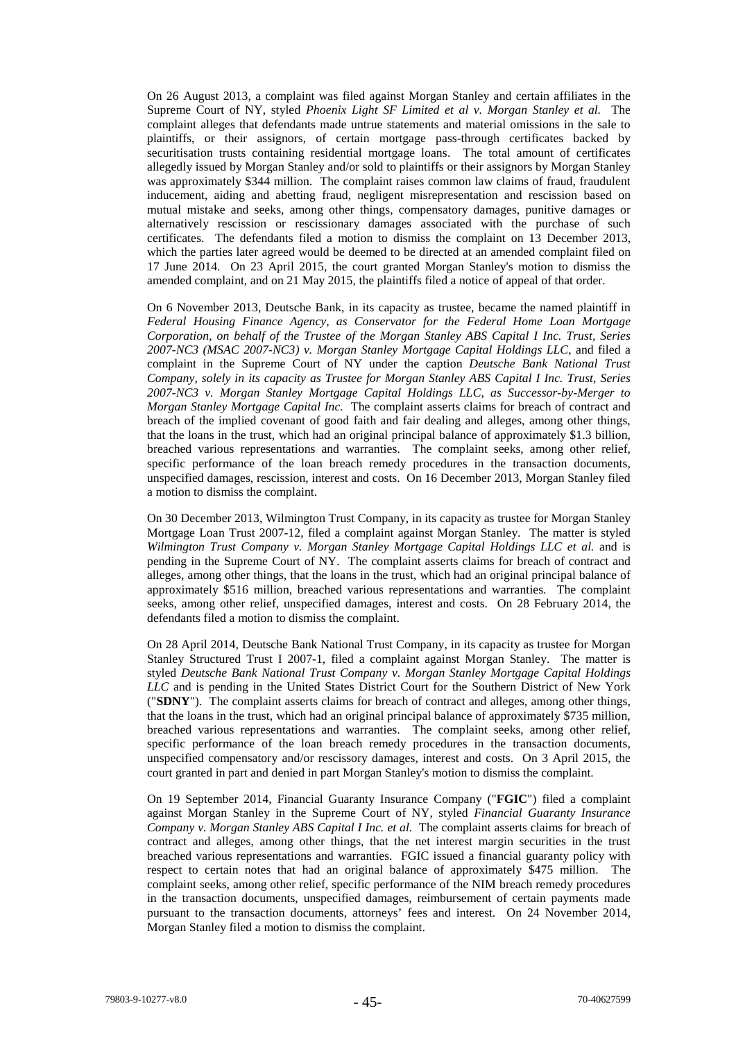On 26 August 2013, a complaint was filed against Morgan Stanley and certain affiliates in the Supreme Court of NY, styled *Phoenix Light SF Limited et al v. Morgan Stanley et al.* The complaint alleges that defendants made untrue statements and material omissions in the sale to plaintiffs, or their assignors, of certain mortgage pass-through certificates backed by securitisation trusts containing residential mortgage loans. The total amount of certificates allegedly issued by Morgan Stanley and/or sold to plaintiffs or their assignors by Morgan Stanley was approximately $344 million. The complaint raises common law claims of fraud, fraudulent inducement, aiding and abetting fraud, negligent misrepresentation and rescission based on mutual mistake and seeks, among other things, compensatory damages, punitive damages or alternatively rescission or rescissionary damages associated with the purchase of such certificates. The defendants filed a motion to dismiss the complaint on 13 December 2013, which the parties later agreed would be deemed to be directed at an amended complaint filed on 17 June 2014. On 23 April 2015, the court granted Morgan Stanley's motion to dismiss the amended complaint, and on 21 May 2015, the plaintiffs filed a notice of appeal of that order.

On 6 November 2013, Deutsche Bank, in its capacity as trustee, became the named plaintiff in *Federal Housing Finance Agency, as Conservator for the Federal Home Loan Mortgage Corporation, on behalf of the Trustee of the Morgan Stanley ABS Capital I Inc. Trust, Series 2007-NC3 (MSAC 2007-NC3) v. Morgan Stanley Mortgage Capital Holdings LLC*, and filed a complaint in the Supreme Court of NY under the caption *Deutsche Bank National Trust Company, solely in its capacity as Trustee for Morgan Stanley ABS Capital I Inc. Trust, Series 2007-NC3 v. Morgan Stanley Mortgage Capital Holdings LLC, as Successor-by-Merger to Morgan Stanley Mortgage Capital Inc.* The complaint asserts claims for breach of contract and breach of the implied covenant of good faith and fair dealing and alleges, among other things, that the loans in the trust, which had an original principal balance of approximately $1.3 billion, breached various representations and warranties. The complaint seeks, among other relief, specific performance of the loan breach remedy procedures in the transaction documents, unspecified damages, rescission, interest and costs. On 16 December 2013, Morgan Stanley filed a motion to dismiss the complaint.

On 30 December 2013, Wilmington Trust Company, in its capacity as trustee for Morgan Stanley Mortgage Loan Trust 2007-12, filed a complaint against Morgan Stanley. The matter is styled *Wilmington Trust Company v. Morgan Stanley Mortgage Capital Holdings LLC et al.* and is pending in the Supreme Court of NY. The complaint asserts claims for breach of contract and alleges, among other things, that the loans in the trust, which had an original principal balance of approximately $516 million, breached various representations and warranties. The complaint seeks, among other relief, unspecified damages, interest and costs. On 28 February 2014, the defendants filed a motion to dismiss the complaint.

On 28 April 2014, Deutsche Bank National Trust Company, in its capacity as trustee for Morgan Stanley Structured Trust I 2007-1, filed a complaint against Morgan Stanley. The matter is styled *Deutsche Bank National Trust Company v. Morgan Stanley Mortgage Capital Holdings LLC* and is pending in the United States District Court for the Southern District of New York ("**SDNY**"). The complaint asserts claims for breach of contract and alleges, among other things, that the loans in the trust, which had an original principal balance of approximately $735 million, breached various representations and warranties. The complaint seeks, among other relief, specific performance of the loan breach remedy procedures in the transaction documents, unspecified compensatory and/or rescissory damages, interest and costs. On 3 April 2015, the court granted in part and denied in part Morgan Stanley's motion to dismiss the complaint.

On 19 September 2014, Financial Guaranty Insurance Company ("**FGIC**") filed a complaint against Morgan Stanley in the Supreme Court of NY, styled *Financial Guaranty Insurance Company v. Morgan Stanley ABS Capital I Inc. et al.* The complaint asserts claims for breach of contract and alleges, among other things, that the net interest margin securities in the trust breached various representations and warranties. FGIC issued a financial guaranty policy with respect to certain notes that had an original balance of approximately $475 million. The complaint seeks, among other relief, specific performance of the NIM breach remedy procedures in the transaction documents, unspecified damages, reimbursement of certain payments made pursuant to the transaction documents, attorneys' fees and interest. On 24 November 2014, Morgan Stanley filed a motion to dismiss the complaint.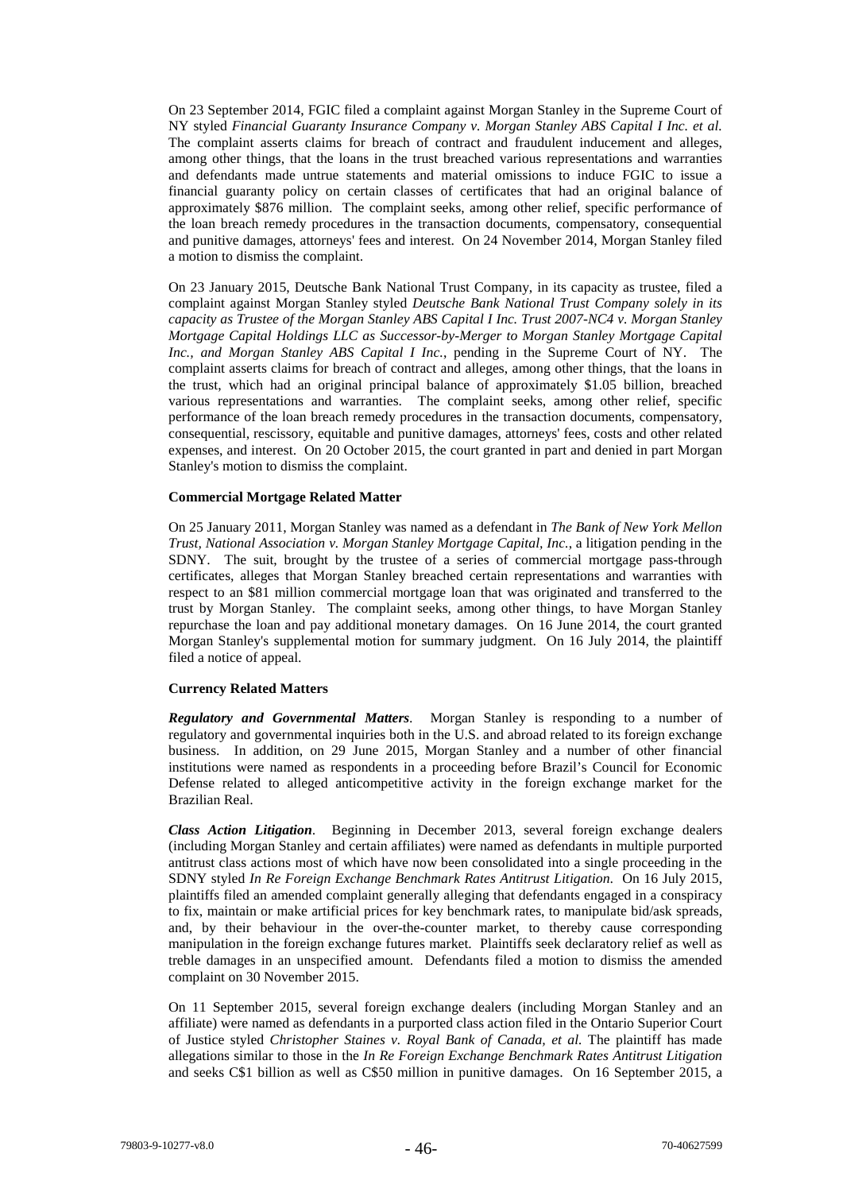On 23 September 2014, FGIC filed a complaint against Morgan Stanley in the Supreme Court of NY styled *Financial Guaranty Insurance Company v. Morgan Stanley ABS Capital I Inc. et al.* The complaint asserts claims for breach of contract and fraudulent inducement and alleges, among other things, that the loans in the trust breached various representations and warranties and defendants made untrue statements and material omissions to induce FGIC to issue a financial guaranty policy on certain classes of certificates that had an original balance of approximately $876 million. The complaint seeks, among other relief, specific performance of the loan breach remedy procedures in the transaction documents, compensatory, consequential and punitive damages, attorneys' fees and interest. On 24 November 2014, Morgan Stanley filed a motion to dismiss the complaint.

On 23 January 2015, Deutsche Bank National Trust Company, in its capacity as trustee, filed a complaint against Morgan Stanley styled *Deutsche Bank National Trust Company solely in its capacity as Trustee of the Morgan Stanley ABS Capital I Inc. Trust 2007-NC4 v. Morgan Stanley Mortgage Capital Holdings LLC as Successor-by-Merger to Morgan Stanley Mortgage Capital Inc., and Morgan Stanley ABS Capital I Inc.*, pending in the Supreme Court of NY. The complaint asserts claims for breach of contract and alleges, among other things, that the loans in the trust, which had an original principal balance of approximately $1.05 billion, breached various representations and warranties. The complaint seeks, among other relief, specific performance of the loan breach remedy procedures in the transaction documents, compensatory, consequential, rescissory, equitable and punitive damages, attorneys' fees, costs and other related expenses, and interest. On 20 October 2015, the court granted in part and denied in part Morgan Stanley's motion to dismiss the complaint.

**Commercial Mortgage Related Matter**

On 25 January 2011, Morgan Stanley was named as a defendant in *The Bank of New York Mellon Trust, National Association v. Morgan Stanley Mortgage Capital, Inc.*, a litigation pending in the SDNY. The suit, brought by the trustee of a series of commercial mortgage pass-through certificates, alleges that Morgan Stanley breached certain representations and warranties with respect to an $81 million commercial mortgage loan that was originated and transferred to the trust by Morgan Stanley. The complaint seeks, among other things, to have Morgan Stanley repurchase the loan and pay additional monetary damages. On 16 June 2014, the court granted Morgan Stanley's supplemental motion for summary judgment. On 16 July 2014, the plaintiff filed a notice of appeal.

**Currency Related Matters**

***Regulatory and Governmental Matters***. Morgan Stanley is responding to a number of regulatory and governmental inquiries both in the U.S. and abroad related to its foreign exchange business. In addition, on 29 June 2015, Morgan Stanley and a number of other financial institutions were named as respondents in a proceeding before Brazil's Council for Economic Defense related to alleged anticompetitive activity in the foreign exchange market for the Brazilian Real.

***Class Action Litigation***. Beginning in December 2013, several foreign exchange dealers (including Morgan Stanley and certain affiliates) were named as defendants in multiple purported antitrust class actions most of which have now been consolidated into a single proceeding in the SDNY styled *In Re Foreign Exchange Benchmark Rates Antitrust Litigation*. On 16 July 2015, plaintiffs filed an amended complaint generally alleging that defendants engaged in a conspiracy to fix, maintain or make artificial prices for key benchmark rates, to manipulate bid/ask spreads, and, by their behaviour in the over-the-counter market, to thereby cause corresponding manipulation in the foreign exchange futures market. Plaintiffs seek declaratory relief as well as treble damages in an unspecified amount. Defendants filed a motion to dismiss the amended complaint on 30 November 2015.

On 11 September 2015, several foreign exchange dealers (including Morgan Stanley and an affiliate) were named as defendants in a purported class action filed in the Ontario Superior Court of Justice styled *Christopher Staines v. Royal Bank of Canada, et al.* The plaintiff has made allegations similar to those in the *In Re Foreign Exchange Benchmark Rates Antitrust Litigation* and seeks C$1 billion as well as C$50 million in punitive damages. On 16 September 2015, a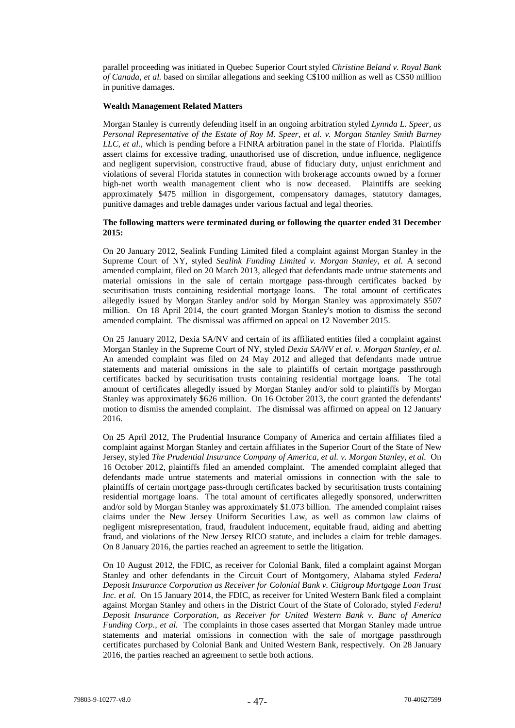parallel proceeding was initiated in Quebec Superior Court styled *Christine Beland v. Royal Bank of Canada, et al.* based on similar allegations and seeking C$100 million as well as C$50 million in punitive damages.

**Wealth Management Related Matters**

Morgan Stanley is currently defending itself in an ongoing arbitration styled *Lynnda L. Speer, as Personal Representative of the Estate of Roy M. Speer, et al. v. Morgan Stanley Smith Barney LLC, et al.*, which is pending before a FINRA arbitration panel in the state of Florida. Plaintiffs assert claims for excessive trading, unauthorised use of discretion, undue influence, negligence and negligent supervision, constructive fraud, abuse of fiduciary duty, unjust enrichment and violations of several Florida statutes in connection with brokerage accounts owned by a former high-net worth wealth management client who is now deceased. Plaintiffs are seeking approximately $475 million in disgorgement, compensatory damages, statutory damages, punitive damages and treble damages under various factual and legal theories.

**The following matters were terminated during or following the quarter ended 31 December 2015:**

On 20 January 2012, Sealink Funding Limited filed a complaint against Morgan Stanley in the Supreme Court of NY, styled *Sealink Funding Limited v. Morgan Stanley, et al.* A second amended complaint, filed on 20 March 2013, alleged that defendants made untrue statements and material omissions in the sale of certain mortgage pass-through certificates backed by securitisation trusts containing residential mortgage loans. The total amount of certificates allegedly issued by Morgan Stanley and/or sold by Morgan Stanley was approximately $507 million. On 18 April 2014, the court granted Morgan Stanley's motion to dismiss the second amended complaint. The dismissal was affirmed on appeal on 12 November 2015.

On 25 January 2012, Dexia SA/NV and certain of its affiliated entities filed a complaint against Morgan Stanley in the Supreme Court of NY, styled *Dexia SA/NV et al. v. Morgan Stanley, et al.* An amended complaint was filed on 24 May 2012 and alleged that defendants made untrue statements and material omissions in the sale to plaintiffs of certain mortgage passthrough certificates backed by securitisation trusts containing residential mortgage loans. The total amount of certificates allegedly issued by Morgan Stanley and/or sold to plaintiffs by Morgan Stanley was approximately $626 million. On 16 October 2013, the court granted the defendants' motion to dismiss the amended complaint. The dismissal was affirmed on appeal on 12 January 2016.

On 25 April 2012, The Prudential Insurance Company of America and certain affiliates filed a complaint against Morgan Stanley and certain affiliates in the Superior Court of the State of New Jersey, styled *The Prudential Insurance Company of America, et al. v. Morgan Stanley, et al.* On 16 October 2012, plaintiffs filed an amended complaint. The amended complaint alleged that defendants made untrue statements and material omissions in connection with the sale to plaintiffs of certain mortgage pass-through certificates backed by securitisation trusts containing residential mortgage loans. The total amount of certificates allegedly sponsored, underwritten and/or sold by Morgan Stanley was approximately $1.073 billion. The amended complaint raises claims under the New Jersey Uniform Securities Law, as well as common law claims of negligent misrepresentation, fraud, fraudulent inducement, equitable fraud, aiding and abetting fraud, and violations of the New Jersey RICO statute, and includes a claim for treble damages. On 8 January 2016, the parties reached an agreement to settle the litigation.

On 10 August 2012, the FDIC, as receiver for Colonial Bank, filed a complaint against Morgan Stanley and other defendants in the Circuit Court of Montgomery, Alabama styled *Federal Deposit Insurance Corporation as Receiver for Colonial Bank v. Citigroup Mortgage Loan Trust Inc. et al.* On 15 January 2014, the FDIC, as receiver for United Western Bank filed a complaint against Morgan Stanley and others in the District Court of the State of Colorado, styled *Federal Deposit Insurance Corporation, as Receiver for United Western Bank v. Banc of America Funding Corp., et al.* The complaints in those cases asserted that Morgan Stanley made untrue statements and material omissions in connection with the sale of mortgage passthrough certificates purchased by Colonial Bank and United Western Bank, respectively. On 28 January 2016, the parties reached an agreement to settle both actions.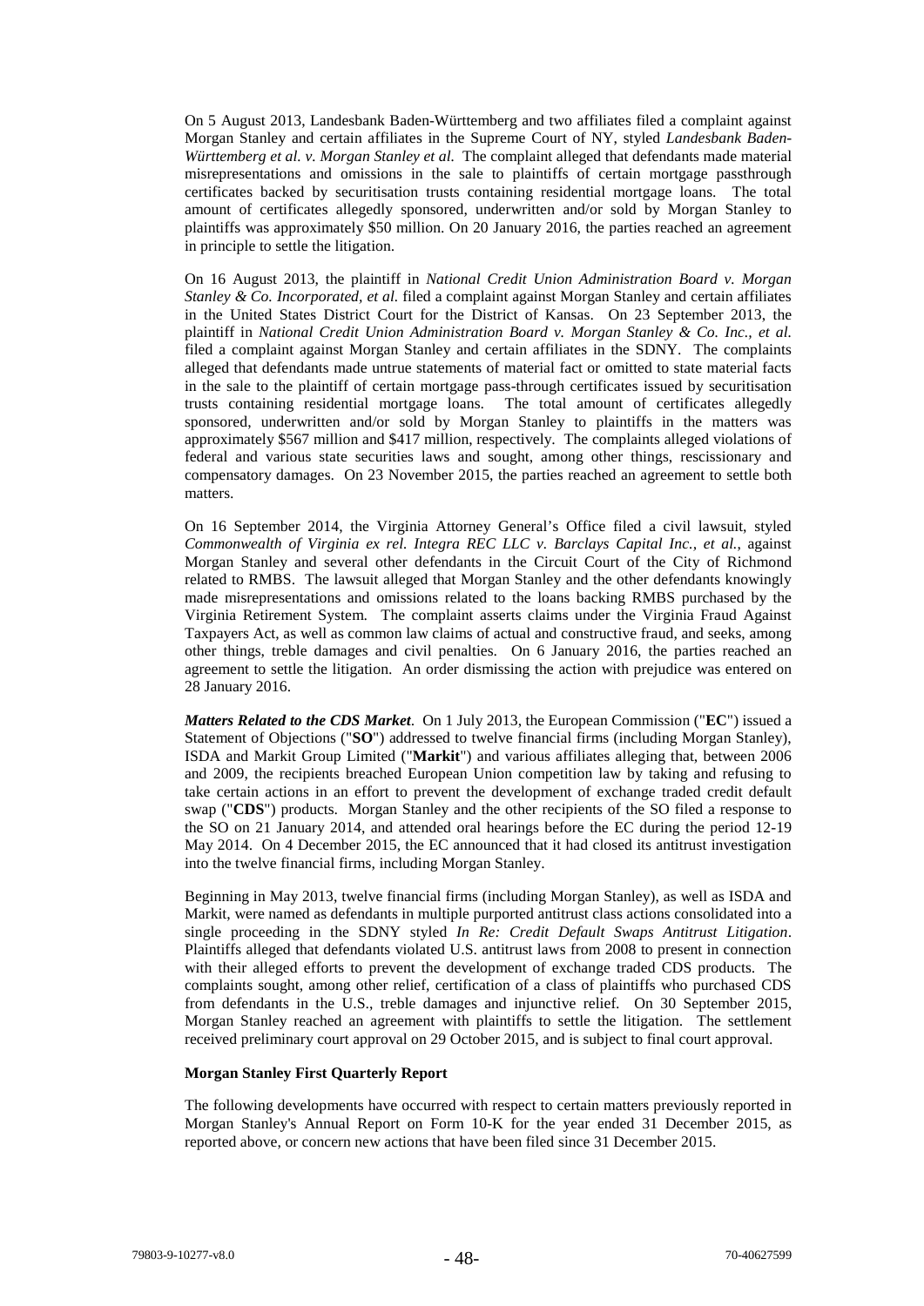On 5 August 2013, Landesbank Baden-Württemberg and two affiliates filed a complaint against Morgan Stanley and certain affiliates in the Supreme Court of NY, styled *Landesbank Baden-Württemberg et al. v. Morgan Stanley et al.* The complaint alleged that defendants made material misrepresentations and omissions in the sale to plaintiffs of certain mortgage passthrough certificates backed by securitisation trusts containing residential mortgage loans. The total amount of certificates allegedly sponsored, underwritten and/or sold by Morgan Stanley to plaintiffs was approximately $50 million. On 20 January 2016, the parties reached an agreement in principle to settle the litigation.

On 16 August 2013, the plaintiff in *National Credit Union Administration Board v. Morgan Stanley & Co. Incorporated, et al.* filed a complaint against Morgan Stanley and certain affiliates in the United States District Court for the District of Kansas. On 23 September 2013, the plaintiff in *National Credit Union Administration Board v. Morgan Stanley & Co. Inc., et al.* filed a complaint against Morgan Stanley and certain affiliates in the SDNY. The complaints alleged that defendants made untrue statements of material fact or omitted to state material facts in the sale to the plaintiff of certain mortgage pass-through certificates issued by securitisation trusts containing residential mortgage loans. The total amount of certificates allegedly sponsored, underwritten and/or sold by Morgan Stanley to plaintiffs in the matters was approximately $567 million and $417 million, respectively. The complaints alleged violations of federal and various state securities laws and sought, among other things, rescissionary and compensatory damages. On 23 November 2015, the parties reached an agreement to settle both matters.

On 16 September 2014, the Virginia Attorney General's Office filed a civil lawsuit, styled *Commonwealth of Virginia ex rel. Integra REC LLC v. Barclays Capital Inc., et al.*, against Morgan Stanley and several other defendants in the Circuit Court of the City of Richmond related to RMBS. The lawsuit alleged that Morgan Stanley and the other defendants knowingly made misrepresentations and omissions related to the loans backing RMBS purchased by the Virginia Retirement System. The complaint asserts claims under the Virginia Fraud Against Taxpayers Act, as well as common law claims of actual and constructive fraud, and seeks, among other things, treble damages and civil penalties. On 6 January 2016, the parties reached an agreement to settle the litigation. An order dismissing the action with prejudice was entered on 28 January 2016.

***Matters Related to the CDS Market***. On 1 July 2013, the European Commission ("**EC**") issued a Statement of Objections ("**SO**") addressed to twelve financial firms (including Morgan Stanley), ISDA and Markit Group Limited ("**Markit**") and various affiliates alleging that, between 2006 and 2009, the recipients breached European Union competition law by taking and refusing to take certain actions in an effort to prevent the development of exchange traded credit default swap ("**CDS**") products. Morgan Stanley and the other recipients of the SO filed a response to the SO on 21 January 2014, and attended oral hearings before the EC during the period 12-19 May 2014. On 4 December 2015, the EC announced that it had closed its antitrust investigation into the twelve financial firms, including Morgan Stanley.

Beginning in May 2013, twelve financial firms (including Morgan Stanley), as well as ISDA and Markit, were named as defendants in multiple purported antitrust class actions consolidated into a single proceeding in the SDNY styled *In Re: Credit Default Swaps Antitrust Litigation*. Plaintiffs alleged that defendants violated U.S. antitrust laws from 2008 to present in connection with their alleged efforts to prevent the development of exchange traded CDS products. The complaints sought, among other relief, certification of a class of plaintiffs who purchased CDS from defendants in the U.S., treble damages and injunctive relief. On 30 September 2015, Morgan Stanley reached an agreement with plaintiffs to settle the litigation. The settlement received preliminary court approval on 29 October 2015, and is subject to final court approval.

**Morgan Stanley First Quarterly Report**

The following developments have occurred with respect to certain matters previously reported in Morgan Stanley's Annual Report on Form 10-K for the year ended 31 December 2015, as reported above, or concern new actions that have been filed since 31 December 2015.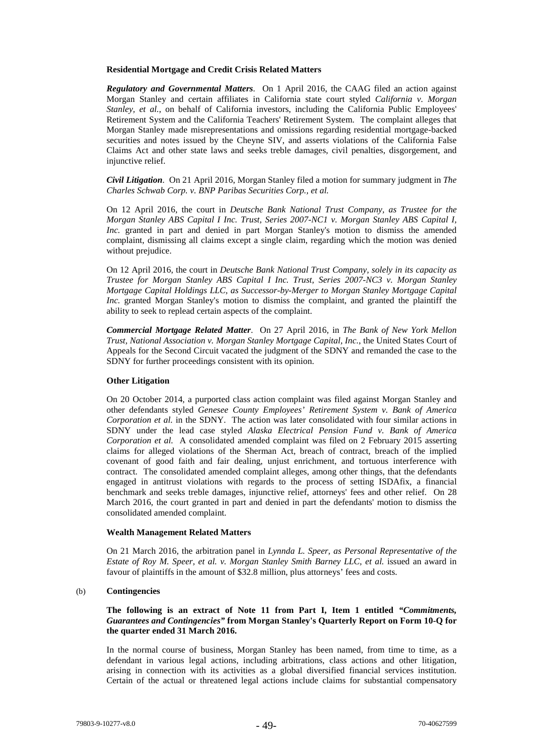**Residential Mortgage and Credit Crisis Related Matters**

***Regulatory and Governmental Matters***. On 1 April 2016, the CAAG filed an action against Morgan Stanley and certain affiliates in California state court styled *California v. Morgan Stanley, et al.*, on behalf of California investors, including the California Public Employees' Retirement System and the California Teachers' Retirement System. The complaint alleges that Morgan Stanley made misrepresentations and omissions regarding residential mortgage-backed securities and notes issued by the Cheyne SIV, and asserts violations of the California False Claims Act and other state laws and seeks treble damages, civil penalties, disgorgement, and injunctive relief.

***Civil Litigation***. On 21 April 2016, Morgan Stanley filed a motion for summary judgment in *The Charles Schwab Corp. v. BNP Paribas Securities Corp., et al.*

On 12 April 2016, the court in *Deutsche Bank National Trust Company, as Trustee for the Morgan Stanley ABS Capital I Inc. Trust, Series 2007-NC1 v. Morgan Stanley ABS Capital I, Inc.* granted in part and denied in part Morgan Stanley's motion to dismiss the amended complaint, dismissing all claims except a single claim, regarding which the motion was denied without prejudice.

On 12 April 2016, the court in *Deutsche Bank National Trust Company, solely in its capacity as Trustee for Morgan Stanley ABS Capital I Inc. Trust, Series 2007-NC3 v. Morgan Stanley Mortgage Capital Holdings LLC, as Successor-by-Merger to Morgan Stanley Mortgage Capital Inc.* granted Morgan Stanley's motion to dismiss the complaint, and granted the plaintiff the ability to seek to replead certain aspects of the complaint.

***Commercial Mortgage Related Matter***. On 27 April 2016, in *The Bank of New York Mellon Trust, National Association v. Morgan Stanley Mortgage Capital, Inc.*, the United States Court of Appeals for the Second Circuit vacated the judgment of the SDNY and remanded the case to the SDNY for further proceedings consistent with its opinion.

**Other Litigation**

On 20 October 2014, a purported class action complaint was filed against Morgan Stanley and other defendants styled *Genesee County Employees' Retirement System v. Bank of America Corporation et al.* in the SDNY. The action was later consolidated with four similar actions in SDNY under the lead case styled *Alaska Electrical Pension Fund v. Bank of America Corporation et al.* A consolidated amended complaint was filed on 2 February 2015 asserting claims for alleged violations of the Sherman Act, breach of contract, breach of the implied covenant of good faith and fair dealing, unjust enrichment, and tortuous interference with contract. The consolidated amended complaint alleges, among other things, that the defendants engaged in antitrust violations with regards to the process of setting ISDAfix, a financial benchmark and seeks treble damages, injunctive relief, attorneys' fees and other relief. On 28 March 2016, the court granted in part and denied in part the defendants' motion to dismiss the consolidated amended complaint.

**Wealth Management Related Matters**

On 21 March 2016, the arbitration panel in *Lynnda L. Speer, as Personal Representative of the Estate of Roy M. Speer, et al. v. Morgan Stanley Smith Barney LLC, et al.* issued an award in favour of plaintiffs in the amount of $32.8 million, plus attorneys' fees and costs.

(b) **Contingencies**

**The following is an extract of Note 11 from Part I, Item 1 entitled *"Commitments, Guarantees and Contingencies"* from Morgan Stanley's Quarterly Report on Form 10-Q for the quarter ended 31 March 2016.**

In the normal course of business, Morgan Stanley has been named, from time to time, as a defendant in various legal actions, including arbitrations, class actions and other litigation, arising in connection with its activities as a global diversified financial services institution. Certain of the actual or threatened legal actions include claims for substantial compensatory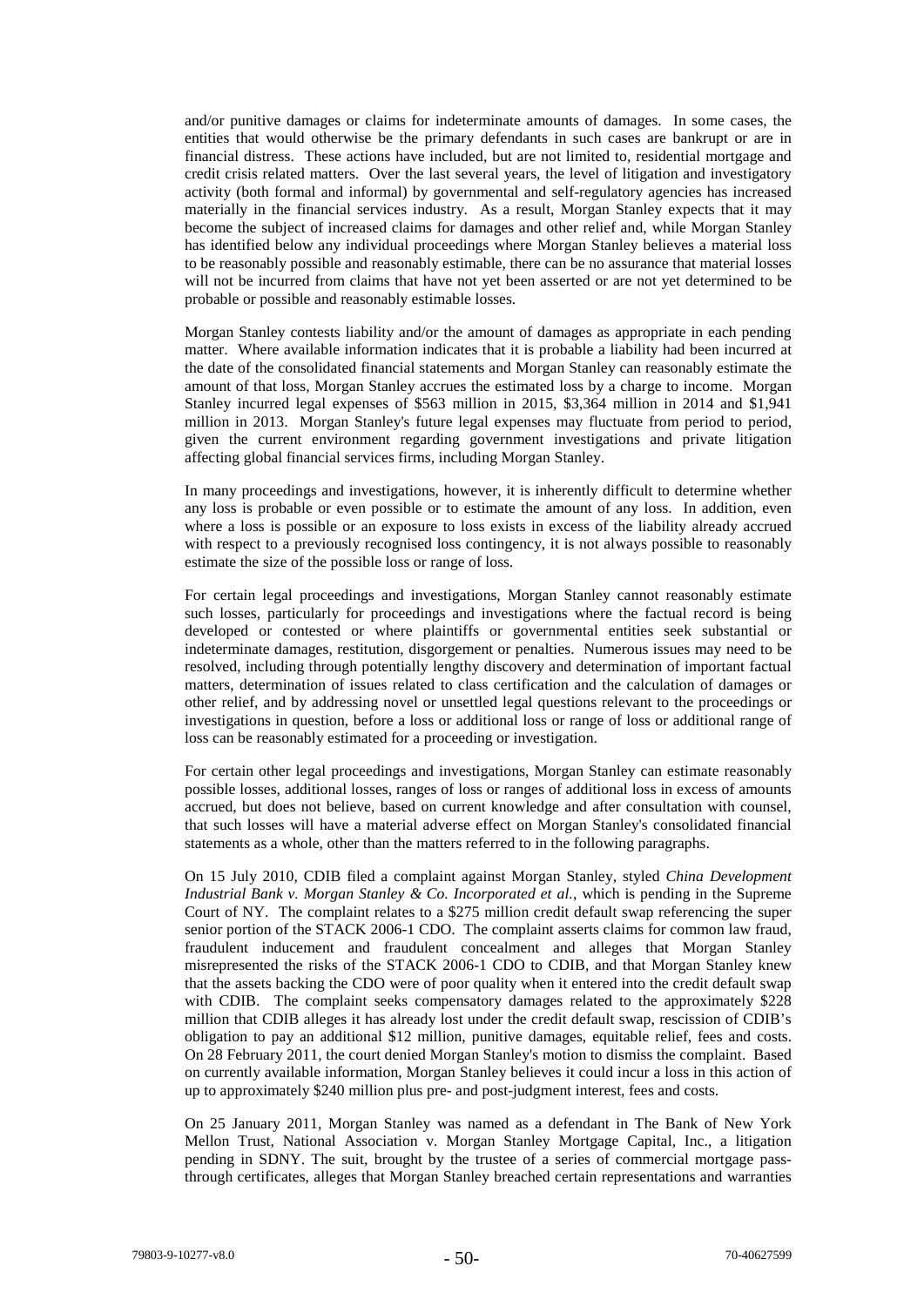and/or punitive damages or claims for indeterminate amounts of damages. In some cases, the entities that would otherwise be the primary defendants in such cases are bankrupt or are in financial distress. These actions have included, but are not limited to, residential mortgage and credit crisis related matters. Over the last several years, the level of litigation and investigatory activity (both formal and informal) by governmental and self-regulatory agencies has increased materially in the financial services industry. As a result, Morgan Stanley expects that it may become the subject of increased claims for damages and other relief and, while Morgan Stanley has identified below any individual proceedings where Morgan Stanley believes a material loss to be reasonably possible and reasonably estimable, there can be no assurance that material losses will not be incurred from claims that have not yet been asserted or are not yet determined to be probable or possible and reasonably estimable losses.

Morgan Stanley contests liability and/or the amount of damages as appropriate in each pending matter. Where available information indicates that it is probable a liability had been incurred at the date of the consolidated financial statements and Morgan Stanley can reasonably estimate the amount of that loss, Morgan Stanley accrues the estimated loss by a charge to income. Morgan Stanley incurred legal expenses of $563 million in 2015, $3,364 million in 2014 and $1,941 million in 2013. Morgan Stanley's future legal expenses may fluctuate from period to period, given the current environment regarding government investigations and private litigation affecting global financial services firms, including Morgan Stanley.

In many proceedings and investigations, however, it is inherently difficult to determine whether any loss is probable or even possible or to estimate the amount of any loss. In addition, even where a loss is possible or an exposure to loss exists in excess of the liability already accrued with respect to a previously recognised loss contingency, it is not always possible to reasonably estimate the size of the possible loss or range of loss.

For certain legal proceedings and investigations, Morgan Stanley cannot reasonably estimate such losses, particularly for proceedings and investigations where the factual record is being developed or contested or where plaintiffs or governmental entities seek substantial or indeterminate damages, restitution, disgorgement or penalties. Numerous issues may need to be resolved, including through potentially lengthy discovery and determination of important factual matters, determination of issues related to class certification and the calculation of damages or other relief, and by addressing novel or unsettled legal questions relevant to the proceedings or investigations in question, before a loss or additional loss or range of loss or additional range of loss can be reasonably estimated for a proceeding or investigation.

For certain other legal proceedings and investigations, Morgan Stanley can estimate reasonably possible losses, additional losses, ranges of loss or ranges of additional loss in excess of amounts accrued, but does not believe, based on current knowledge and after consultation with counsel, that such losses will have a material adverse effect on Morgan Stanley's consolidated financial statements as a whole, other than the matters referred to in the following paragraphs.

On 15 July 2010, CDIB filed a complaint against Morgan Stanley, styled *China Development Industrial Bank v. Morgan Stanley & Co. Incorporated et al.*, which is pending in the Supreme Court of NY. The complaint relates to a $275 million credit default swap referencing the super senior portion of the STACK 2006-1 CDO. The complaint asserts claims for common law fraud, fraudulent inducement and fraudulent concealment and alleges that Morgan Stanley misrepresented the risks of the STACK 2006-1 CDO to CDIB, and that Morgan Stanley knew that the assets backing the CDO were of poor quality when it entered into the credit default swap with CDIB. The complaint seeks compensatory damages related to the approximately $228 million that CDIB alleges it has already lost under the credit default swap, rescission of CDIB's obligation to pay an additional $12 million, punitive damages, equitable relief, fees and costs. On 28 February 2011, the court denied Morgan Stanley's motion to dismiss the complaint. Based on currently available information, Morgan Stanley believes it could incur a loss in this action of up to approximately $240 million plus pre- and post-judgment interest, fees and costs.

On 25 January 2011, Morgan Stanley was named as a defendant in The Bank of New York Mellon Trust, National Association v. Morgan Stanley Mortgage Capital, Inc., a litigation pending in SDNY. The suit, brought by the trustee of a series of commercial mortgage pass-through certificates, alleges that Morgan Stanley breached certain representations and warranties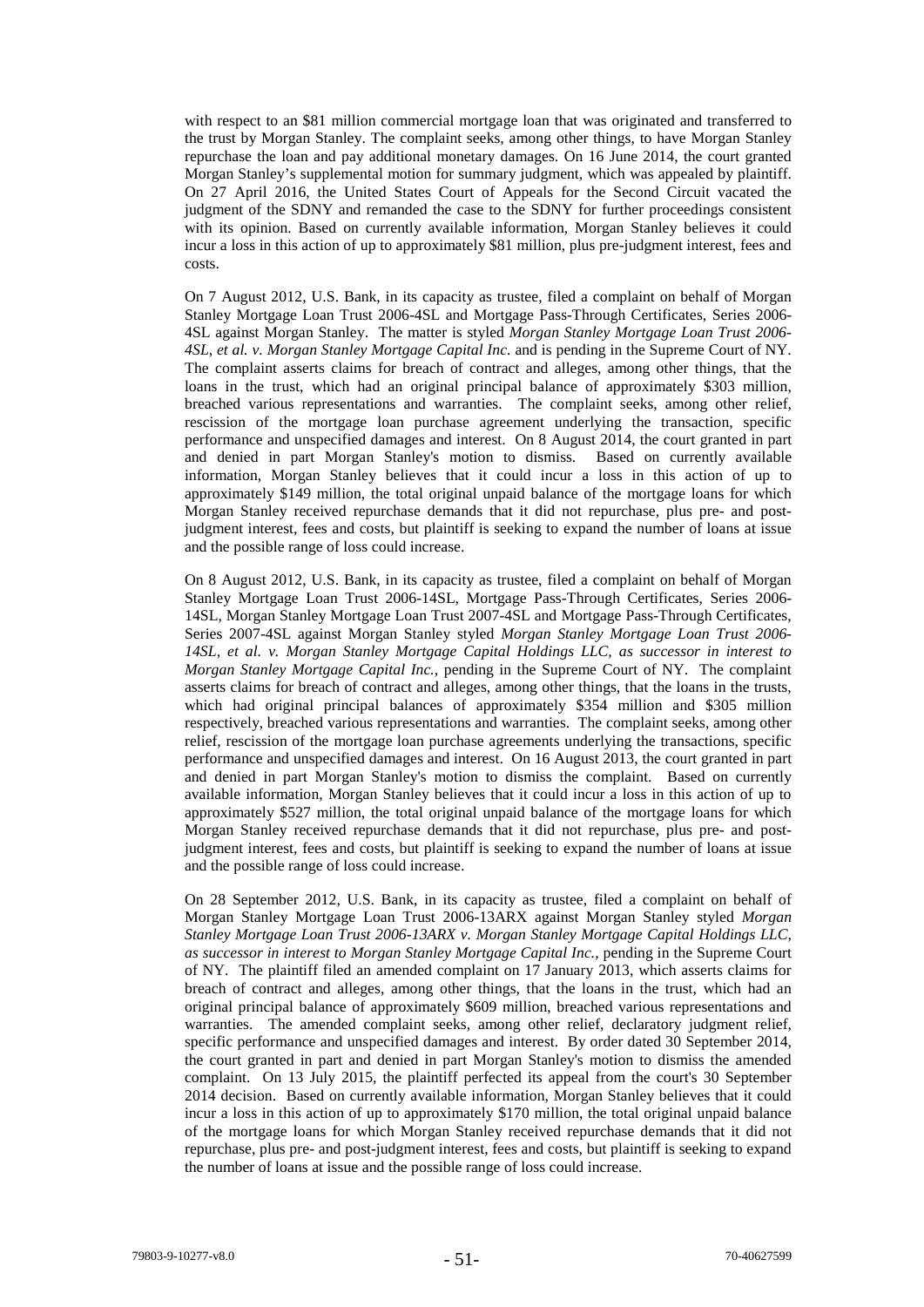with respect to an $81 million commercial mortgage loan that was originated and transferred to the trust by Morgan Stanley. The complaint seeks, among other things, to have Morgan Stanley repurchase the loan and pay additional monetary damages. On 16 June 2014, the court granted Morgan Stanley's supplemental motion for summary judgment, which was appealed by plaintiff. On 27 April 2016, the United States Court of Appeals for the Second Circuit vacated the judgment of the SDNY and remanded the case to the SDNY for further proceedings consistent with its opinion. Based on currently available information, Morgan Stanley believes it could incur a loss in this action of up to approximately $81 million, plus pre-judgment interest, fees and costs.

On 7 August 2012, U.S. Bank, in its capacity as trustee, filed a complaint on behalf of Morgan Stanley Mortgage Loan Trust 2006-4SL and Mortgage Pass-Through Certificates, Series 2006-4SL against Morgan Stanley. The matter is styled *Morgan Stanley Mortgage Loan Trust 2006-4SL, et al. v. Morgan Stanley Mortgage Capital Inc.* and is pending in the Supreme Court of NY. The complaint asserts claims for breach of contract and alleges, among other things, that the loans in the trust, which had an original principal balance of approximately $303 million, breached various representations and warranties. The complaint seeks, among other relief, rescission of the mortgage loan purchase agreement underlying the transaction, specific performance and unspecified damages and interest. On 8 August 2014, the court granted in part and denied in part Morgan Stanley's motion to dismiss. Based on currently available information, Morgan Stanley believes that it could incur a loss in this action of up to approximately $149 million, the total original unpaid balance of the mortgage loans for which Morgan Stanley received repurchase demands that it did not repurchase, plus pre- and post-judgment interest, fees and costs, but plaintiff is seeking to expand the number of loans at issue and the possible range of loss could increase.

On 8 August 2012, U.S. Bank, in its capacity as trustee, filed a complaint on behalf of Morgan Stanley Mortgage Loan Trust 2006-14SL, Mortgage Pass-Through Certificates, Series 2006-14SL, Morgan Stanley Mortgage Loan Trust 2007-4SL and Mortgage Pass-Through Certificates, Series 2007-4SL against Morgan Stanley styled *Morgan Stanley Mortgage Loan Trust 2006-14SL, et al. v. Morgan Stanley Mortgage Capital Holdings LLC, as successor in interest to Morgan Stanley Mortgage Capital Inc.*, pending in the Supreme Court of NY. The complaint asserts claims for breach of contract and alleges, among other things, that the loans in the trusts, which had original principal balances of approximately $354 million and $305 million respectively, breached various representations and warranties. The complaint seeks, among other relief, rescission of the mortgage loan purchase agreements underlying the transactions, specific performance and unspecified damages and interest. On 16 August 2013, the court granted in part and denied in part Morgan Stanley's motion to dismiss the complaint. Based on currently available information, Morgan Stanley believes that it could incur a loss in this action of up to approximately $527 million, the total original unpaid balance of the mortgage loans for which Morgan Stanley received repurchase demands that it did not repurchase, plus pre- and post-judgment interest, fees and costs, but plaintiff is seeking to expand the number of loans at issue and the possible range of loss could increase.

On 28 September 2012, U.S. Bank, in its capacity as trustee, filed a complaint on behalf of Morgan Stanley Mortgage Loan Trust 2006-13ARX against Morgan Stanley styled *Morgan Stanley Mortgage Loan Trust 2006-13ARX v. Morgan Stanley Mortgage Capital Holdings LLC, as successor in interest to Morgan Stanley Mortgage Capital Inc.*, pending in the Supreme Court of NY. The plaintiff filed an amended complaint on 17 January 2013, which asserts claims for breach of contract and alleges, among other things, that the loans in the trust, which had an original principal balance of approximately $609 million, breached various representations and warranties. The amended complaint seeks, among other relief, declaratory judgment relief, specific performance and unspecified damages and interest. By order dated 30 September 2014, the court granted in part and denied in part Morgan Stanley's motion to dismiss the amended complaint. On 13 July 2015, the plaintiff perfected its appeal from the court's 30 September 2014 decision. Based on currently available information, Morgan Stanley believes that it could incur a loss in this action of up to approximately $170 million, the total original unpaid balance of the mortgage loans for which Morgan Stanley received repurchase demands that it did not repurchase, plus pre- and post-judgment interest, fees and costs, but plaintiff is seeking to expand the number of loans at issue and the possible range of loss could increase.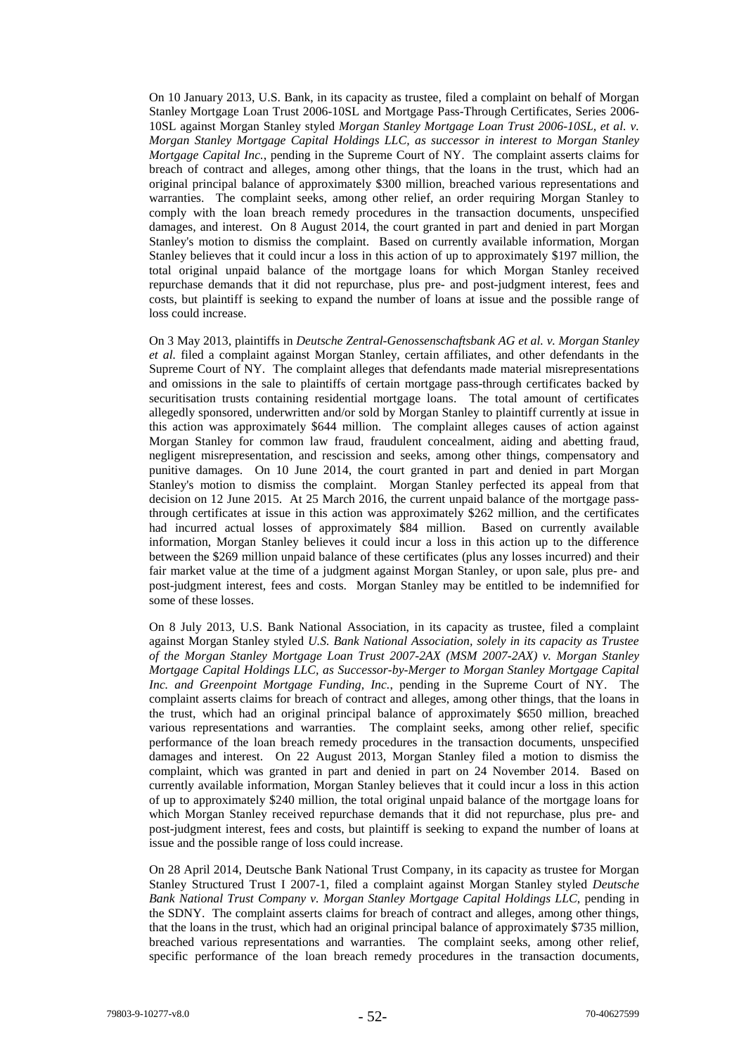On 10 January 2013, U.S. Bank, in its capacity as trustee, filed a complaint on behalf of Morgan Stanley Mortgage Loan Trust 2006-10SL and Mortgage Pass-Through Certificates, Series 2006-10SL against Morgan Stanley styled *Morgan Stanley Mortgage Loan Trust 2006-10SL, et al. v. Morgan Stanley Mortgage Capital Holdings LLC, as successor in interest to Morgan Stanley Mortgage Capital Inc.*, pending in the Supreme Court of NY. The complaint asserts claims for breach of contract and alleges, among other things, that the loans in the trust, which had an original principal balance of approximately $300 million, breached various representations and warranties. The complaint seeks, among other relief, an order requiring Morgan Stanley to comply with the loan breach remedy procedures in the transaction documents, unspecified damages, and interest. On 8 August 2014, the court granted in part and denied in part Morgan Stanley's motion to dismiss the complaint. Based on currently available information, Morgan Stanley believes that it could incur a loss in this action of up to approximately $197 million, the total original unpaid balance of the mortgage loans for which Morgan Stanley received repurchase demands that it did not repurchase, plus pre- and post-judgment interest, fees and costs, but plaintiff is seeking to expand the number of loans at issue and the possible range of loss could increase.

On 3 May 2013, plaintiffs in *Deutsche Zentral-Genossenschaftsbank AG et al. v. Morgan Stanley et al.* filed a complaint against Morgan Stanley, certain affiliates, and other defendants in the Supreme Court of NY. The complaint alleges that defendants made material misrepresentations and omissions in the sale to plaintiffs of certain mortgage pass-through certificates backed by securitisation trusts containing residential mortgage loans. The total amount of certificates allegedly sponsored, underwritten and/or sold by Morgan Stanley to plaintiff currently at issue in this action was approximately $644 million. The complaint alleges causes of action against Morgan Stanley for common law fraud, fraudulent concealment, aiding and abetting fraud, negligent misrepresentation, and rescission and seeks, among other things, compensatory and punitive damages. On 10 June 2014, the court granted in part and denied in part Morgan Stanley's motion to dismiss the complaint. Morgan Stanley perfected its appeal from that decision on 12 June 2015. At 25 March 2016, the current unpaid balance of the mortgage pass-through certificates at issue in this action was approximately $262 million, and the certificates had incurred actual losses of approximately $84 million. Based on currently available information, Morgan Stanley believes it could incur a loss in this action up to the difference between the $269 million unpaid balance of these certificates (plus any losses incurred) and their fair market value at the time of a judgment against Morgan Stanley, or upon sale, plus pre- and post-judgment interest, fees and costs. Morgan Stanley may be entitled to be indemnified for some of these losses.

On 8 July 2013, U.S. Bank National Association, in its capacity as trustee, filed a complaint against Morgan Stanley styled *U.S. Bank National Association, solely in its capacity as Trustee of the Morgan Stanley Mortgage Loan Trust 2007-2AX (MSM 2007-2AX) v. Morgan Stanley Mortgage Capital Holdings LLC, as Successor-by-Merger to Morgan Stanley Mortgage Capital Inc. and Greenpoint Mortgage Funding, Inc.*, pending in the Supreme Court of NY. The complaint asserts claims for breach of contract and alleges, among other things, that the loans in the trust, which had an original principal balance of approximately $650 million, breached various representations and warranties. The complaint seeks, among other relief, specific performance of the loan breach remedy procedures in the transaction documents, unspecified damages and interest. On 22 August 2013, Morgan Stanley filed a motion to dismiss the complaint, which was granted in part and denied in part on 24 November 2014. Based on currently available information, Morgan Stanley believes that it could incur a loss in this action of up to approximately $240 million, the total original unpaid balance of the mortgage loans for which Morgan Stanley received repurchase demands that it did not repurchase, plus pre- and post-judgment interest, fees and costs, but plaintiff is seeking to expand the number of loans at issue and the possible range of loss could increase.

On 28 April 2014, Deutsche Bank National Trust Company, in its capacity as trustee for Morgan Stanley Structured Trust I 2007-1, filed a complaint against Morgan Stanley styled *Deutsche Bank National Trust Company v. Morgan Stanley Mortgage Capital Holdings LLC*, pending in the SDNY. The complaint asserts claims for breach of contract and alleges, among other things, that the loans in the trust, which had an original principal balance of approximately $735 million, breached various representations and warranties. The complaint seeks, among other relief, specific performance of the loan breach remedy procedures in the transaction documents,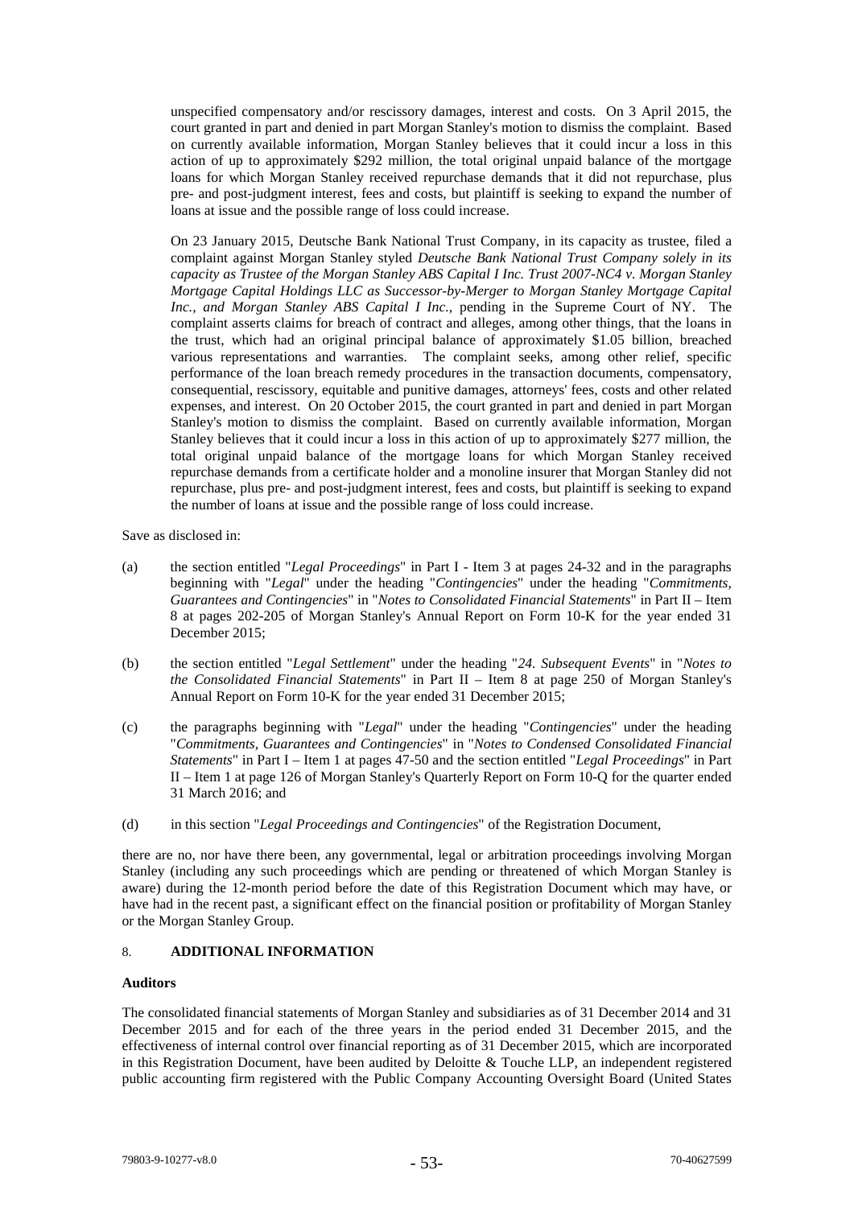unspecified compensatory and/or rescissory damages, interest and costs. On 3 April 2015, the court granted in part and denied in part Morgan Stanley's motion to dismiss the complaint. Based on currently available information, Morgan Stanley believes that it could incur a loss in this action of up to approximately $292 million, the total original unpaid balance of the mortgage loans for which Morgan Stanley received repurchase demands that it did not repurchase, plus pre- and post-judgment interest, fees and costs, but plaintiff is seeking to expand the number of loans at issue and the possible range of loss could increase.

On 23 January 2015, Deutsche Bank National Trust Company, in its capacity as trustee, filed a complaint against Morgan Stanley styled *Deutsche Bank National Trust Company solely in its capacity as Trustee of the Morgan Stanley ABS Capital I Inc. Trust 2007-NC4 v. Morgan Stanley Mortgage Capital Holdings LLC as Successor-by-Merger to Morgan Stanley Mortgage Capital Inc., and Morgan Stanley ABS Capital I Inc.*, pending in the Supreme Court of NY. The complaint asserts claims for breach of contract and alleges, among other things, that the loans in the trust, which had an original principal balance of approximately $1.05 billion, breached various representations and warranties. The complaint seeks, among other relief, specific performance of the loan breach remedy procedures in the transaction documents, compensatory, consequential, rescissory, equitable and punitive damages, attorneys' fees, costs and other related expenses, and interest. On 20 October 2015, the court granted in part and denied in part Morgan Stanley's motion to dismiss the complaint. Based on currently available information, Morgan Stanley believes that it could incur a loss in this action of up to approximately $277 million, the total original unpaid balance of the mortgage loans for which Morgan Stanley received repurchase demands from a certificate holder and a monoline insurer that Morgan Stanley did not repurchase, plus pre- and post-judgment interest, fees and costs, but plaintiff is seeking to expand the number of loans at issue and the possible range of loss could increase.

Save as disclosed in:

(a) the section entitled "*Legal Proceedings*" in Part I - Item 3 at pages 24-32 and in the paragraphs beginning with "*Legal*" under the heading "*Contingencies*" under the heading "*Commitments, Guarantees and Contingencies*" in "*Notes to Consolidated Financial Statements*" in Part II – Item 8 at pages 202-205 of Morgan Stanley's Annual Report on Form 10-K for the year ended 31 December 2015;

(b) the section entitled "*Legal Settlement*" under the heading "*24. Subsequent Events*" in "*Notes to the Consolidated Financial Statements*" in Part II – Item 8 at page 250 of Morgan Stanley's Annual Report on Form 10-K for the year ended 31 December 2015;

(c) the paragraphs beginning with "*Legal*" under the heading "*Contingencies*" under the heading "*Commitments, Guarantees and Contingencies*" in "*Notes to Condensed Consolidated Financial Statements*" in Part I – Item 1 at pages 47-50 and the section entitled "*Legal Proceedings*" in Part II – Item 1 at page 126 of Morgan Stanley's Quarterly Report on Form 10-Q for the quarter ended 31 March 2016; and

(d) in this section "*Legal Proceedings and Contingencies*" of the Registration Document,

there are no, nor have there been, any governmental, legal or arbitration proceedings involving Morgan Stanley (including any such proceedings which are pending or threatened of which Morgan Stanley is aware) during the 12-month period before the date of this Registration Document which may have, or have had in the recent past, a significant effect on the financial position or profitability of Morgan Stanley or the Morgan Stanley Group.

## 8. ADDITIONAL INFORMATION

**Auditors**

The consolidated financial statements of Morgan Stanley and subsidiaries as of 31 December 2014 and 31 December 2015 and for each of the three years in the period ended 31 December 2015, and the effectiveness of internal control over financial reporting as of 31 December 2015, which are incorporated in this Registration Document, have been audited by Deloitte & Touche LLP, an independent registered public accounting firm registered with the Public Company Accounting Oversight Board (United States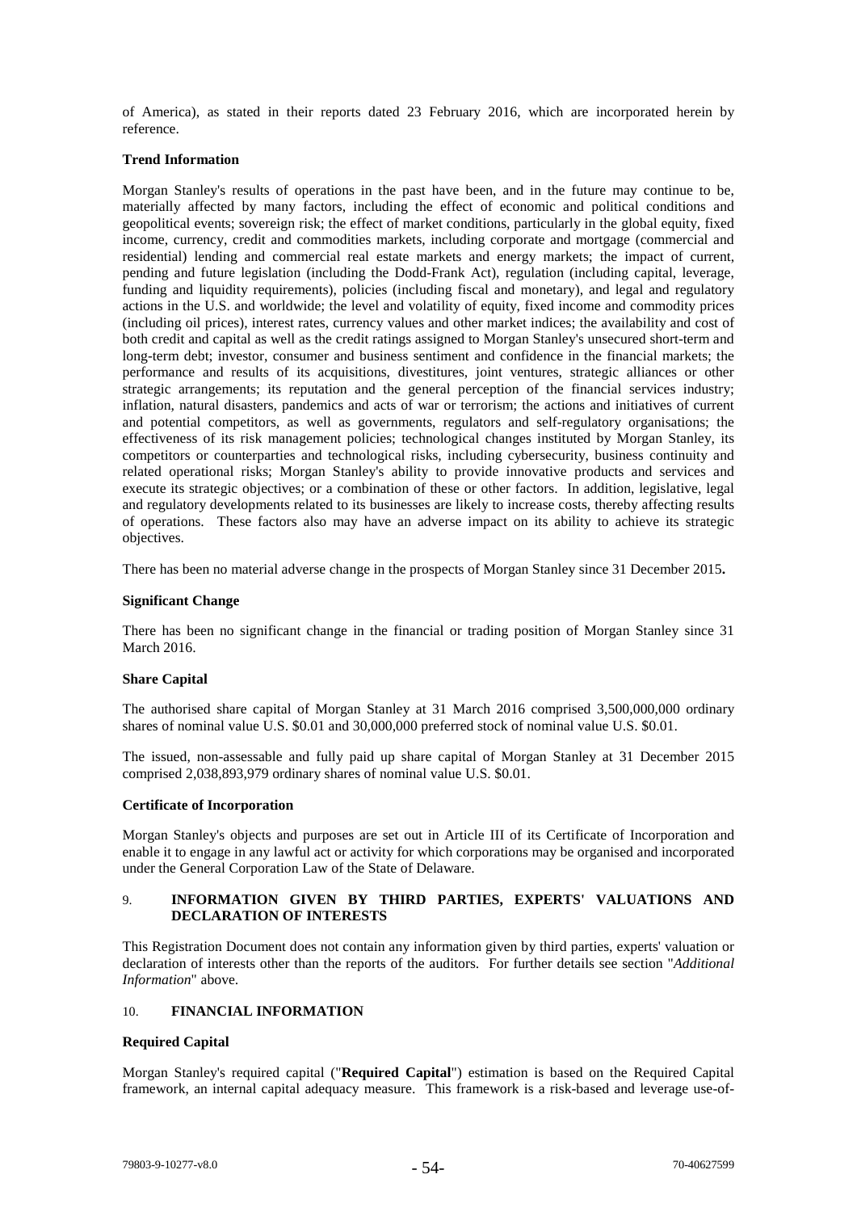of America), as stated in their reports dated 23 February 2016, which are incorporated herein by reference.

**Trend Information**

Morgan Stanley's results of operations in the past have been, and in the future may continue to be, materially affected by many factors, including the effect of economic and political conditions and geopolitical events; sovereign risk; the effect of market conditions, particularly in the global equity, fixed income, currency, credit and commodities markets, including corporate and mortgage (commercial and residential) lending and commercial real estate markets and energy markets; the impact of current, pending and future legislation (including the Dodd-Frank Act), regulation (including capital, leverage, funding and liquidity requirements), policies (including fiscal and monetary), and legal and regulatory actions in the U.S. and worldwide; the level and volatility of equity, fixed income and commodity prices (including oil prices), interest rates, currency values and other market indices; the availability and cost of both credit and capital as well as the credit ratings assigned to Morgan Stanley's unsecured short-term and long-term debt; investor, consumer and business sentiment and confidence in the financial markets; the performance and results of its acquisitions, divestitures, joint ventures, strategic alliances or other strategic arrangements; its reputation and the general perception of the financial services industry; inflation, natural disasters, pandemics and acts of war or terrorism; the actions and initiatives of current and potential competitors, as well as governments, regulators and self-regulatory organisations; the effectiveness of its risk management policies; technological changes instituted by Morgan Stanley, its competitors or counterparties and technological risks, including cybersecurity, business continuity and related operational risks; Morgan Stanley's ability to provide innovative products and services and execute its strategic objectives; or a combination of these or other factors. In addition, legislative, legal and regulatory developments related to its businesses are likely to increase costs, thereby affecting results of operations. These factors also may have an adverse impact on its ability to achieve its strategic objectives.

There has been no material adverse change in the prospects of Morgan Stanley since 31 December 2015**.**

**Significant Change**

There has been no significant change in the financial or trading position of Morgan Stanley since 31 March 2016.

**Share Capital**

The authorised share capital of Morgan Stanley at 31 March 2016 comprised 3,500,000,000 ordinary shares of nominal value U.S. $0.01 and 30,000,000 preferred stock of nominal value U.S. $0.01.

The issued, non-assessable and fully paid up share capital of Morgan Stanley at 31 December 2015 comprised 2,038,893,979 ordinary shares of nominal value U.S. $0.01.

**Certificate of Incorporation**

Morgan Stanley's objects and purposes are set out in Article III of its Certificate of Incorporation and enable it to engage in any lawful act or activity for which corporations may be organised and incorporated under the General Corporation Law of the State of Delaware.

## 9. INFORMATION GIVEN BY THIRD PARTIES, EXPERTS' VALUATIONS AND DECLARATION OF INTERESTS

This Registration Document does not contain any information given by third parties, experts' valuation or declaration of interests other than the reports of the auditors. For further details see section "*Additional Information*" above.

## 10. FINANCIAL INFORMATION

**Required Capital**

Morgan Stanley's required capital ("**Required Capital**") estimation is based on the Required Capital framework, an internal capital adequacy measure. This framework is a risk-based and leverage use-of-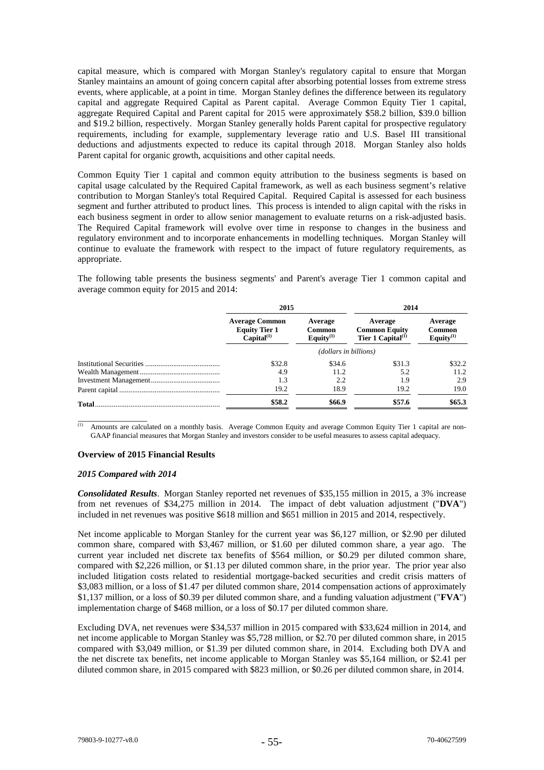capital measure, which is compared with Morgan Stanley's regulatory capital to ensure that Morgan Stanley maintains an amount of going concern capital after absorbing potential losses from extreme stress events, where applicable, at a point in time. Morgan Stanley defines the difference between its regulatory capital and aggregate Required Capital as Parent capital. Average Common Equity Tier 1 capital, aggregate Required Capital and Parent capital for 2015 were approximately \$58.2 billion, \$39.0 billion and \$19.2 billion, respectively. Morgan Stanley generally holds Parent capital for prospective regulatory requirements, including for example, supplementary leverage ratio and U.S. Basel III transitional deductions and adjustments expected to reduce its capital through 2018. Morgan Stanley also holds Parent capital for organic growth, acquisitions and other capital needs.

Common Equity Tier 1 capital and common equity attribution to the business segments is based on capital usage calculated by the Required Capital framework, as well as each business segment's relative contribution to Morgan Stanley's total Required Capital. Required Capital is assessed for each business segment and further attributed to product lines. This process is intended to align capital with the risks in each business segment in order to allow senior management to evaluate returns on a risk-adjusted basis. The Required Capital framework will evolve over time in response to changes in the business and regulatory environment and to incorporate enhancements in modelling techniques. Morgan Stanley will continue to evaluate the framework with respect to the impact of future regulatory requirements, as appropriate.

The following table presents the business segments' and Parent's average Tier 1 common capital and average common equity for 2015 and 2014:

| | 2015 | | 2014 | |
|---|---|---|---|---|
| | **Average Common Equity Tier 1 Capital**[(1)] | **Average Common Equity**[(1)] | **Average Common Equity Tier 1 Capital**[(1)] | **Average Common Equity**[(1)] |
| | *(dollars in billions)* | | | |
| Institutional Securities | \$32.8 | \$34.6 | \$31.3 | \$32.2 |
| Wealth Management | 4.9 | 11.2 | 5.2 | 11.2 |
| Investment Management | 1.3 | 2.2 | 1.9 | 2.9 |
| Parent capital | 19.2 | 18.9 | 19.2 | 19.0 |
| **Total** | **\$58.2** | **\$66.9** | **\$57.6** | **\$65.3** |

(1) Amounts are calculated on a monthly basis. Average Common Equity and average Common Equity Tier 1 capital are non-GAAP financial measures that Morgan Stanley and investors consider to be useful measures to assess capital adequacy.

#### Overview of 2015 Financial Results

##### *2015 Compared with 2014*

***Consolidated Results***. Morgan Stanley reported net revenues of \$35,155 million in 2015, a 3% increase from net revenues of \$34,275 million in 2014. The impact of debt valuation adjustment ("**DVA**") included in net revenues was positive \$618 million and \$651 million in 2015 and 2014, respectively.

Net income applicable to Morgan Stanley for the current year was \$6,127 million, or \$2.90 per diluted common share, compared with \$3,467 million, or \$1.60 per diluted common share, a year ago. The current year included net discrete tax benefits of \$564 million, or \$0.29 per diluted common share, compared with \$2,226 million, or \$1.13 per diluted common share, in the prior year. The prior year also included litigation costs related to residential mortgage-backed securities and credit crisis matters of \$3,083 million, or a loss of \$1.47 per diluted common share, 2014 compensation actions of approximately \$1,137 million, or a loss of \$0.39 per diluted common share, and a funding valuation adjustment ("**FVA**") implementation charge of \$468 million, or a loss of \$0.17 per diluted common share.

Excluding DVA, net revenues were \$34,537 million in 2015 compared with \$33,624 million in 2014, and net income applicable to Morgan Stanley was \$5,728 million, or \$2.70 per diluted common share, in 2015 compared with \$3,049 million, or \$1.39 per diluted common share, in 2014. Excluding both DVA and the net discrete tax benefits, net income applicable to Morgan Stanley was \$5,164 million, or \$2.41 per diluted common share, in 2015 compared with \$823 million, or \$0.26 per diluted common share, in 2014.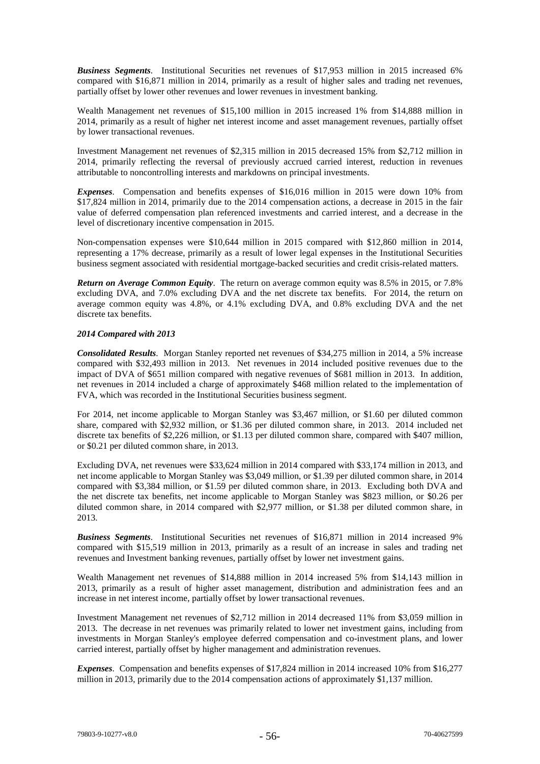***Business Segments***. Institutional Securities net revenues of $17,953 million in 2015 increased 6% compared with $16,871 million in 2014, primarily as a result of higher sales and trading net revenues, partially offset by lower other revenues and lower revenues in investment banking.

Wealth Management net revenues of $15,100 million in 2015 increased 1% from $14,888 million in 2014, primarily as a result of higher net interest income and asset management revenues, partially offset by lower transactional revenues.

Investment Management net revenues of $2,315 million in 2015 decreased 15% from $2,712 million in 2014, primarily reflecting the reversal of previously accrued carried interest, reduction in revenues attributable to noncontrolling interests and markdowns on principal investments.

***Expenses***. Compensation and benefits expenses of $16,016 million in 2015 were down 10% from $17,824 million in 2014, primarily due to the 2014 compensation actions, a decrease in 2015 in the fair value of deferred compensation plan referenced investments and carried interest, and a decrease in the level of discretionary incentive compensation in 2015.

Non-compensation expenses were $10,644 million in 2015 compared with $12,860 million in 2014, representing a 17% decrease, primarily as a result of lower legal expenses in the Institutional Securities business segment associated with residential mortgage-backed securities and credit crisis-related matters.

***Return on Average Common Equity***. The return on average common equity was 8.5% in 2015, or 7.8% excluding DVA, and 7.0% excluding DVA and the net discrete tax benefits. For 2014, the return on average common equity was 4.8%, or 4.1% excluding DVA, and 0.8% excluding DVA and the net discrete tax benefits.

***2014 Compared with 2013***

***Consolidated Results***. Morgan Stanley reported net revenues of $34,275 million in 2014, a 5% increase compared with $32,493 million in 2013. Net revenues in 2014 included positive revenues due to the impact of DVA of $651 million compared with negative revenues of $681 million in 2013. In addition, net revenues in 2014 included a charge of approximately $468 million related to the implementation of FVA, which was recorded in the Institutional Securities business segment.

For 2014, net income applicable to Morgan Stanley was $3,467 million, or $1.60 per diluted common share, compared with $2,932 million, or $1.36 per diluted common share, in 2013. 2014 included net discrete tax benefits of $2,226 million, or $1.13 per diluted common share, compared with $407 million, or $0.21 per diluted common share, in 2013.

Excluding DVA, net revenues were $33,624 million in 2014 compared with $33,174 million in 2013, and net income applicable to Morgan Stanley was $3,049 million, or $1.39 per diluted common share, in 2014 compared with $3,384 million, or $1.59 per diluted common share, in 2013. Excluding both DVA and the net discrete tax benefits, net income applicable to Morgan Stanley was $823 million, or $0.26 per diluted common share, in 2014 compared with $2,977 million, or $1.38 per diluted common share, in 2013.

***Business Segments***. Institutional Securities net revenues of $16,871 million in 2014 increased 9% compared with $15,519 million in 2013, primarily as a result of an increase in sales and trading net revenues and Investment banking revenues, partially offset by lower net investment gains.

Wealth Management net revenues of $14,888 million in 2014 increased 5% from $14,143 million in 2013, primarily as a result of higher asset management, distribution and administration fees and an increase in net interest income, partially offset by lower transactional revenues.

Investment Management net revenues of $2,712 million in 2014 decreased 11% from $3,059 million in 2013. The decrease in net revenues was primarily related to lower net investment gains, including from investments in Morgan Stanley's employee deferred compensation and co-investment plans, and lower carried interest, partially offset by higher management and administration revenues.

***Expenses***. Compensation and benefits expenses of $17,824 million in 2014 increased 10% from $16,277 million in 2013, primarily due to the 2014 compensation actions of approximately $1,137 million.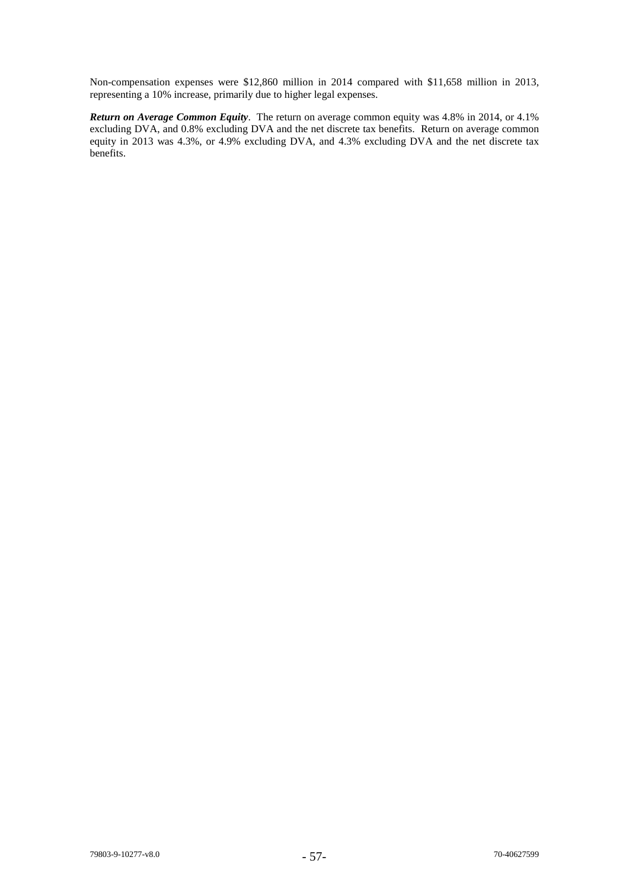Non-compensation expenses were $12,860 million in 2014 compared with $11,658 million in 2013, representing a 10% increase, primarily due to higher legal expenses.

***Return on Average Common Equity***. The return on average common equity was 4.8% in 2014, or 4.1% excluding DVA, and 0.8% excluding DVA and the net discrete tax benefits. Return on average common equity in 2013 was 4.3%, or 4.9% excluding DVA, and 4.3% excluding DVA and the net discrete tax benefits.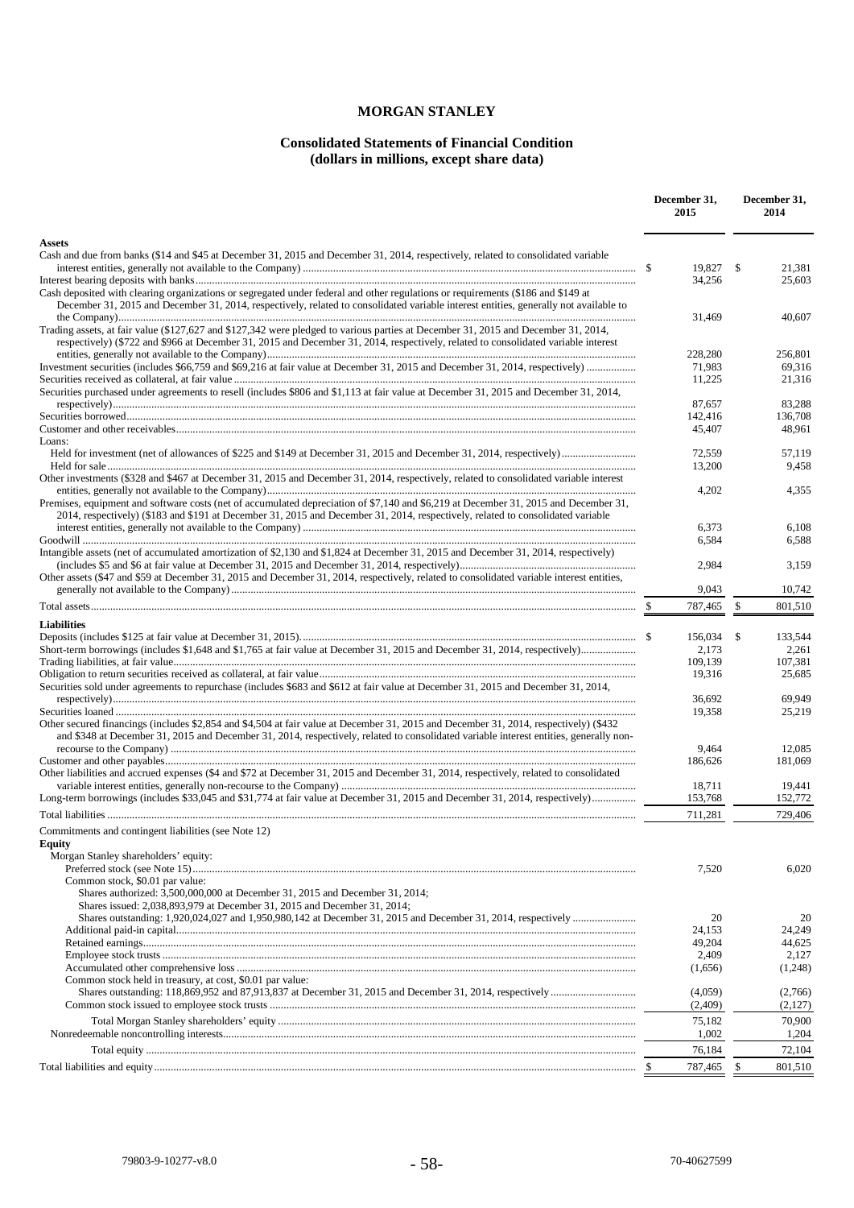# MORGAN STANLEY

## Consolidated Statements of Financial Condition
### (dollars in millions, except share data)

| | December 31, 2015 | December 31, 2014 |
|---|---|---|
| **Assets** | | |
| Cash and due from banks ($14 and $45 at December 31, 2015 and December 31, 2014, respectively, related to consolidated variable interest entities, generally not available to the Company) | $ 19,827 | $ 21,381 |
| Interest bearing deposits with banks | 34,256 | 25,603 |
| Cash deposited with clearing organizations or segregated under federal and other regulations or requirements ($186 and $149 at December 31, 2015 and December 31, 2014, respectively, related to consolidated variable interest entities, generally not available to the Company) | 31,469 | 40,607 |
| Trading assets, at fair value ($127,627 and $127,342 were pledged to various parties at December 31, 2015 and December 31, 2014, respectively) ($722 and $966 at December 31, 2015 and December 31, 2014, respectively, related to consolidated variable interest entities, generally not available to the Company) | 228,280 | 256,801 |
| Investment securities (includes $66,759 and $69,216 at fair value at December 31, 2015 and December 31, 2014, respectively) | 71,983 | 69,316 |
| Securities received as collateral, at fair value | 11,225 | 21,316 |
| Securities purchased under agreements to resell (includes $806 and $1,113 at fair value at December 31, 2015 and December 31, 2014, respectively) | 87,657 | 83,288 |
| Securities borrowed | 142,416 | 136,708 |
| Customer and other receivables | 45,407 | 48,961 |
| Loans: | | |
| Held for investment (net of allowances of $225 and $149 at December 31, 2015 and December 31, 2014, respectively) | 72,559 | 57,119 |
| Held for sale | 13,200 | 9,458 |
| Other investments ($328 and $467 at December 31, 2015 and December 31, 2014, respectively, related to consolidated variable interest entities, generally not available to the Company) | 4,202 | 4,355 |
| Premises, equipment and software costs (net of accumulated depreciation of $7,140 and $6,219 at December 31, 2015 and December 31, 2014, respectively) ($183 and $191 at December 31, 2015 and December 31, 2014, respectively, related to consolidated variable interest entities, generally not available to the Company) | 6,373 | 6,108 |
| Goodwill | 6,584 | 6,588 |
| Intangible assets (net of accumulated amortization of $2,130 and $1,824 at December 31, 2015 and December 31, 2014, respectively) (includes $5 and $6 at fair value at December 31, 2015 and December 31, 2014, respectively) | 2,984 | 3,159 |
| Other assets ($47 and $59 at December 31, 2015 and December 31, 2014, respectively, related to consolidated variable interest entities, generally not available to the Company) | 9,043 | 10,742 |
| Total assets | $ 787,465 | $ 801,510 |
| **Liabilities** | | |
| Deposits (includes $125 at fair value at December 31, 2015) | $ 156,034 | $ 133,544 |
| Short-term borrowings (includes $1,648 and $1,765 at fair value at December 31, 2015 and December 31, 2014, respectively) | 2,173 | 2,261 |
| Trading liabilities, at fair value | 109,139 | 107,381 |
| Obligation to return securities received as collateral, at fair value | 19,316 | 25,685 |
| Securities sold under agreements to repurchase (includes $683 and $612 at fair value at December 31, 2015 and December 31, 2014, respectively) | 36,692 | 69,949 |
| Securities loaned | 19,358 | 25,219 |
| Other secured financings (includes $2,854 and $4,504 at fair value at December 31, 2015 and December 31, 2014, respectively) ($432 and $348 at December 31, 2015 and December 31, 2014, respectively, related to consolidated variable interest entities, generally non-recourse to the Company) | 9,464 | 12,085 |
| Customer and other payables | 186,626 | 181,069 |
| Other liabilities and accrued expenses ($4 and $72 at December 31, 2015 and December 31, 2014, respectively, related to consolidated variable interest entities, generally non-recourse to the Company) | 18,711 | 19,441 |
| Long-term borrowings (includes $33,045 and $31,774 at fair value at December 31, 2015 and December 31, 2014, respectively) | 153,768 | 152,772 |
| Total liabilities | 711,281 | 729,406 |
| Commitments and contingent liabilities (see Note 12) | | |
| **Equity** | | |
| Morgan Stanley shareholders' equity: | | |
| Preferred stock (see Note 15) | 7,520 | 6,020 |
| Common stock, $0.01 par value: | | |
| Shares authorized: 3,500,000,000 at December 31, 2015 and December 31, 2014; | | |
| Shares issued: 2,038,893,979 at December 31, 2015 and December 31, 2014; | | |
| Shares outstanding: 1,920,024,027 and 1,950,980,142 at December 31, 2015 and December 31, 2014, respectively | 20 | 20 |
| Additional paid-in capital | 24,153 | 24,249 |
| Retained earnings | 49,204 | 44,625 |
| Employee stock trusts | 2,409 | 2,127 |
| Accumulated other comprehensive loss | (1,656) | (1,248) |
| Common stock held in treasury, at cost, $0.01 par value: | | |
| Shares outstanding: 118,869,952 and 87,913,837 at December 31, 2015 and December 31, 2014, respectively | (4,059) | (2,766) |
| Common stock issued to employee stock trusts | (2,409) | (2,127) |
| Total Morgan Stanley shareholders' equity | 75,182 | 70,900 |
| Nonredeemable noncontrolling interests | 1,002 | 1,204 |
| Total equity | 76,184 | 72,104 |
| Total liabilities and equity | $ 787,465 | $ 801,510 |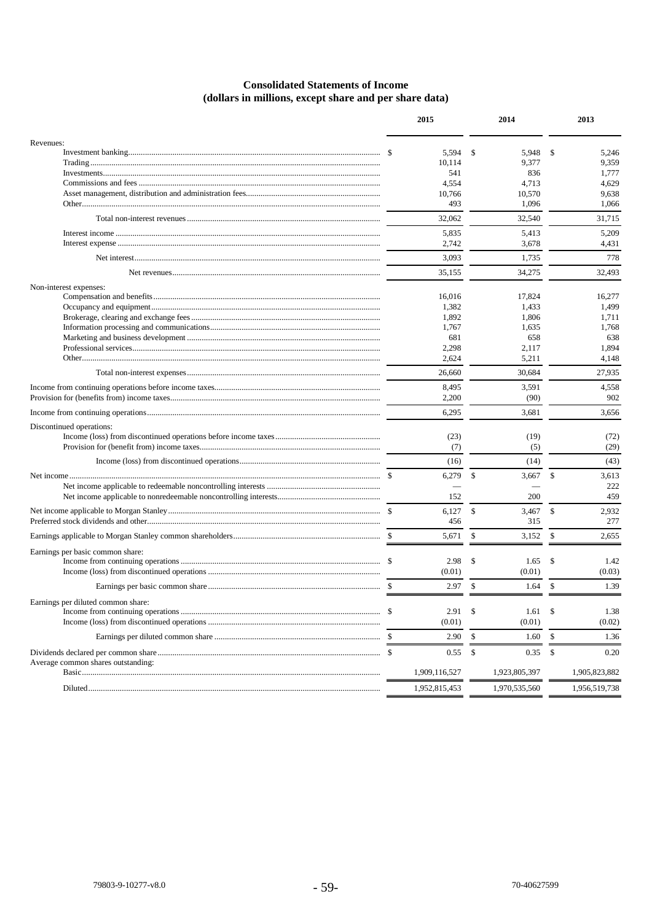**Consolidated Statements of Income**
**(dollars in millions, except share and per share data)**

| | 2015 | 2014 | 2013 |
|---|---|---|---|
| Revenues: | | | |
| Investment banking | $ 5,594 | $ 5,948 | $ 5,246 |
| Trading | 10,114 | 9,377 | 9,359 |
| Investments | 541 | 836 | 1,777 |
| Commissions and fees | 4,554 | 4,713 | 4,629 |
| Asset management, distribution and administration fees | 10,766 | 10,570 | 9,638 |
| Other | 493 | 1,096 | 1,066 |
| Total non-interest revenues | 32,062 | 32,540 | 31,715 |
| Interest income | 5,835 | 5,413 | 5,209 |
| Interest expense | 2,742 | 3,678 | 4,431 |
| Net interest | 3,093 | 1,735 | 778 |
| Net revenues | 35,155 | 34,275 | 32,493 |
| Non-interest expenses: | | | |
| Compensation and benefits | 16,016 | 17,824 | 16,277 |
| Occupancy and equipment | 1,382 | 1,433 | 1,499 |
| Brokerage, clearing and exchange fees | 1,892 | 1,806 | 1,711 |
| Information processing and communications | 1,767 | 1,635 | 1,768 |
| Marketing and business development | 681 | 658 | 638 |
| Professional services | 2,298 | 2,117 | 1,894 |
| Other | 2,624 | 5,211 | 4,148 |
| Total non-interest expenses | 26,660 | 30,684 | 27,935 |
| Income from continuing operations before income taxes | 8,495 | 3,591 | 4,558 |
| Provision for (benefits from) income taxes | 2,200 | (90) | 902 |
| Income from continuing operations | 6,295 | 3,681 | 3,656 |
| Discontinued operations: | | | |
| Income (loss) from discontinued operations before income taxes | (23) | (19) | (72) |
| Provision for (benefit from) income taxes | (7) | (5) | (29) |
| Income (loss) from discontinued operations | (16) | (14) | (43) |
| Net income | $ 6,279 | $ 3,667 | $ 3,613 |
| Net income applicable to redeemable noncontrolling interests | — | — | 222 |
| Net income applicable to nonredeemable noncontrolling interests | 152 | 200 | 459 |
| Net income applicable to Morgan Stanley | $ 6,127 | $ 3,467 | $ 2,932 |
| Preferred stock dividends and other | 456 | 315 | 277 |
| Earnings applicable to Morgan Stanley common shareholders | $ 5,671 | $ 3,152 | $ 2,655 |
| Earnings per basic common share: | | | |
| Income from continuing operations | $ 2.98 | $ 1.65 | $ 1.42 |
| Income (loss) from discontinued operations | (0.01) | (0.01) | (0.03) |
| Earnings per basic common share | $ 2.97 | $ 1.64 | $ 1.39 |
| Earnings per diluted common share: | | | |
| Income from continuing operations | $ 2.91 | $ 1.61 | $ 1.38 |
| Income (loss) from discontinued operations | (0.01) | (0.01) | (0.02) |
| Earnings per diluted common share | $ 2.90 | $ 1.60 | $ 1.36 |
| Dividends declared per common share | $ 0.55 | $ 0.35 | $ 0.20 |
| Average common shares outstanding: | | | |
| Basic | 1,909,116,527 | 1,923,805,397 | 1,905,823,882 |
| Diluted | 1,952,815,453 | 1,970,535,560 | 1,956,519,738 |

79803-9-10277-v8.0 70-40627599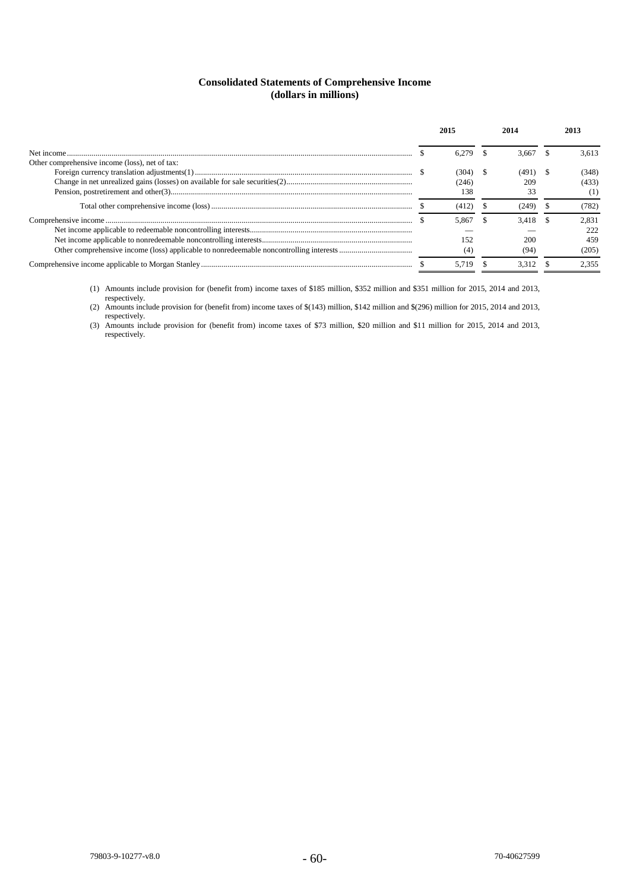# Consolidated Statements of Comprehensive Income
## (dollars in millions)

| | 2015 | 2014 | 2013 |
|---|---|---|---|
| Net income | $ 6,279 | $ 3,667 | $ 3,613 |
| Other comprehensive income (loss), net of tax: | | | |
| Foreign currency translation adjustments(1) | $ (304) | $ (491) | $ (348) |
| Change in net unrealized gains (losses) on available for sale securities(2) | (246) | 209 | (433) |
| Pension, postretirement and other(3) | 138 | 33 | (1) |
| Total other comprehensive income (loss) | $ (412) | $ (249) | $ (782) |
| Comprehensive income | $ 5,867 | $ 3,418 | $ 2,831 |
| Net income applicable to redeemable noncontrolling interests | — | — | 222 |
| Net income applicable to nonredeemable noncontrolling interests | 152 | 200 | 459 |
| Other comprehensive income (loss) applicable to nonredeemable noncontrolling interests | (4) | (94) | (205) |
| Comprehensive income applicable to Morgan Stanley | $ 5,719 | $ 3,312 | $ 2,355 |

(1) Amounts include provision for (benefit from) income taxes of $185 million, $352 million and $351 million for 2015, 2014 and 2013, respectively.

(2) Amounts include provision for (benefit from) income taxes of $(143) million, $142 million and $(296) million for 2015, 2014 and 2013, respectively.

(3) Amounts include provision for (benefit from) income taxes of $73 million, $20 million and $11 million for 2015, 2014 and 2013, respectively.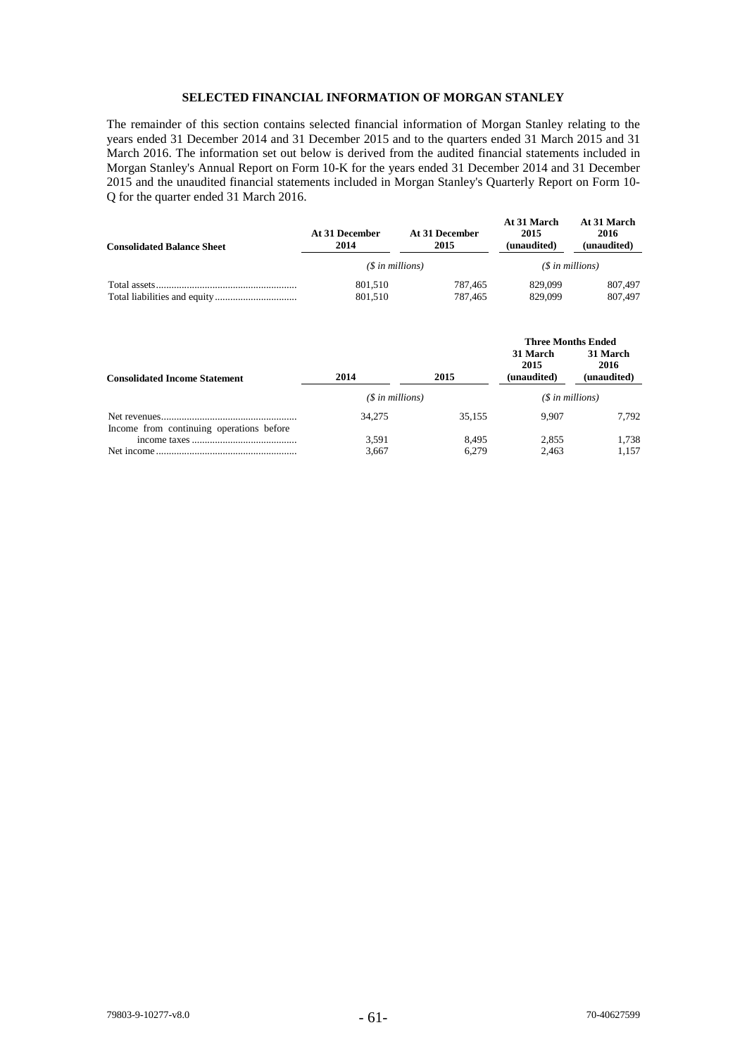## SELECTED FINANCIAL INFORMATION OF MORGAN STANLEY

The remainder of this section contains selected financial information of Morgan Stanley relating to the years ended 31 December 2014 and 31 December 2015 and to the quarters ended 31 March 2015 and 31 March 2016. The information set out below is derived from the audited financial statements included in Morgan Stanley's Annual Report on Form 10-K for the years ended 31 December 2014 and 31 December 2015 and the unaudited financial statements included in Morgan Stanley's Quarterly Report on Form 10-Q for the quarter ended 31 March 2016.

| **Consolidated Balance Sheet** | **At 31 December 2014** | **At 31 December 2015** | **At 31 March 2015 (unaudited)** | **At 31 March 2016 (unaudited)** |
|---|---|---|---|---|
| | *($ in millions)* | | *($ in millions)* | |
| Total assets | 801,510 | 787,465 | 829,099 | 807,497 |
| Total liabilities and equity | 801,510 | 787,465 | 829,099 | 807,497 |

| **Consolidated Income Statement** | **2014** | **2015** | **Three Months Ended 31 March 2015 (unaudited)** | **Three Months Ended 31 March 2016 (unaudited)** |
|---|---|---|---|---|
| | *($ in millions)* | | *($ in millions)* | |
| Net revenues | 34,275 | 35,155 | 9,907 | 7,792 |
| Income from continuing operations before income taxes | 3,591 | 8,495 | 2,855 | 1,738 |
| Net income | 3,667 | 6,279 | 2,463 | 1,157 |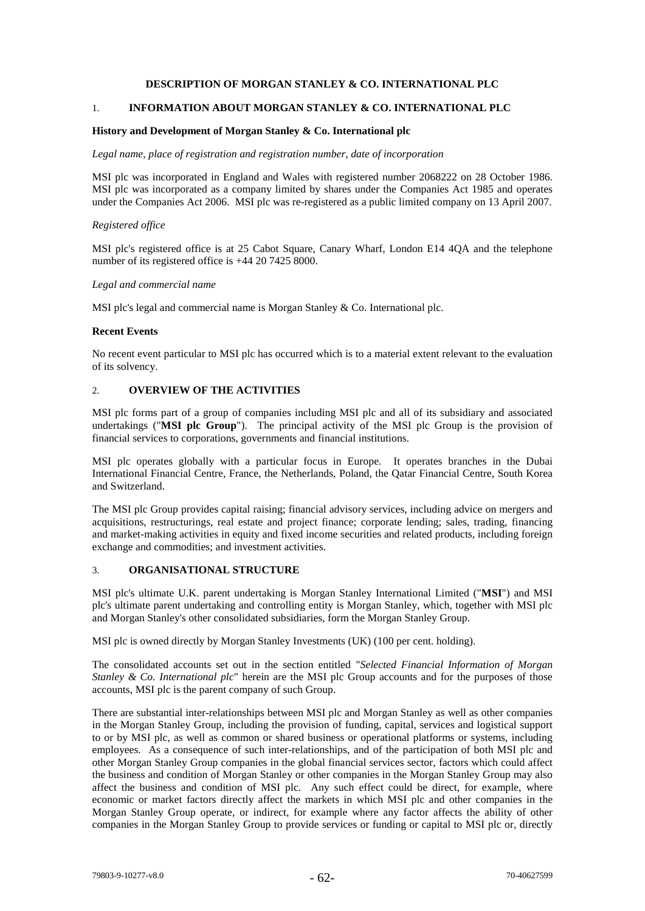# DESCRIPTION OF MORGAN STANLEY & CO. INTERNATIONAL PLC

## 1. INFORMATION ABOUT MORGAN STANLEY & CO. INTERNATIONAL PLC

### History and Development of Morgan Stanley & Co. International plc

*Legal name, place of registration and registration number, date of incorporation*

MSI plc was incorporated in England and Wales with registered number 2068222 on 28 October 1986. MSI plc was incorporated as a company limited by shares under the Companies Act 1985 and operates under the Companies Act 2006. MSI plc was re-registered as a public limited company on 13 April 2007.

*Registered office*

MSI plc's registered office is at 25 Cabot Square, Canary Wharf, London E14 4QA and the telephone number of its registered office is +44 20 7425 8000.

*Legal and commercial name*

MSI plc's legal and commercial name is Morgan Stanley & Co. International plc.

### Recent Events

No recent event particular to MSI plc has occurred which is to a material extent relevant to the evaluation of its solvency.

## 2. OVERVIEW OF THE ACTIVITIES

MSI plc forms part of a group of companies including MSI plc and all of its subsidiary and associated undertakings ("**MSI plc Group**"). The principal activity of the MSI plc Group is the provision of financial services to corporations, governments and financial institutions.

MSI plc operates globally with a particular focus in Europe. It operates branches in the Dubai International Financial Centre, France, the Netherlands, Poland, the Qatar Financial Centre, South Korea and Switzerland.

The MSI plc Group provides capital raising; financial advisory services, including advice on mergers and acquisitions, restructurings, real estate and project finance; corporate lending; sales, trading, financing and market-making activities in equity and fixed income securities and related products, including foreign exchange and commodities; and investment activities.

## 3. ORGANISATIONAL STRUCTURE

MSI plc's ultimate U.K. parent undertaking is Morgan Stanley International Limited ("**MSI**") and MSI plc's ultimate parent undertaking and controlling entity is Morgan Stanley, which, together with MSI plc and Morgan Stanley's other consolidated subsidiaries, form the Morgan Stanley Group.

MSI plc is owned directly by Morgan Stanley Investments (UK) (100 per cent. holding).

The consolidated accounts set out in the section entitled "*Selected Financial Information of Morgan Stanley & Co. International plc*" herein are the MSI plc Group accounts and for the purposes of those accounts, MSI plc is the parent company of such Group.

There are substantial inter-relationships between MSI plc and Morgan Stanley as well as other companies in the Morgan Stanley Group, including the provision of funding, capital, services and logistical support to or by MSI plc, as well as common or shared business or operational platforms or systems, including employees. As a consequence of such inter-relationships, and of the participation of both MSI plc and other Morgan Stanley Group companies in the global financial services sector, factors which could affect the business and condition of Morgan Stanley or other companies in the Morgan Stanley Group may also affect the business and condition of MSI plc. Any such effect could be direct, for example, where economic or market factors directly affect the markets in which MSI plc and other companies in the Morgan Stanley Group operate, or indirect, for example where any factor affects the ability of other companies in the Morgan Stanley Group to provide services or funding or capital to MSI plc or, directly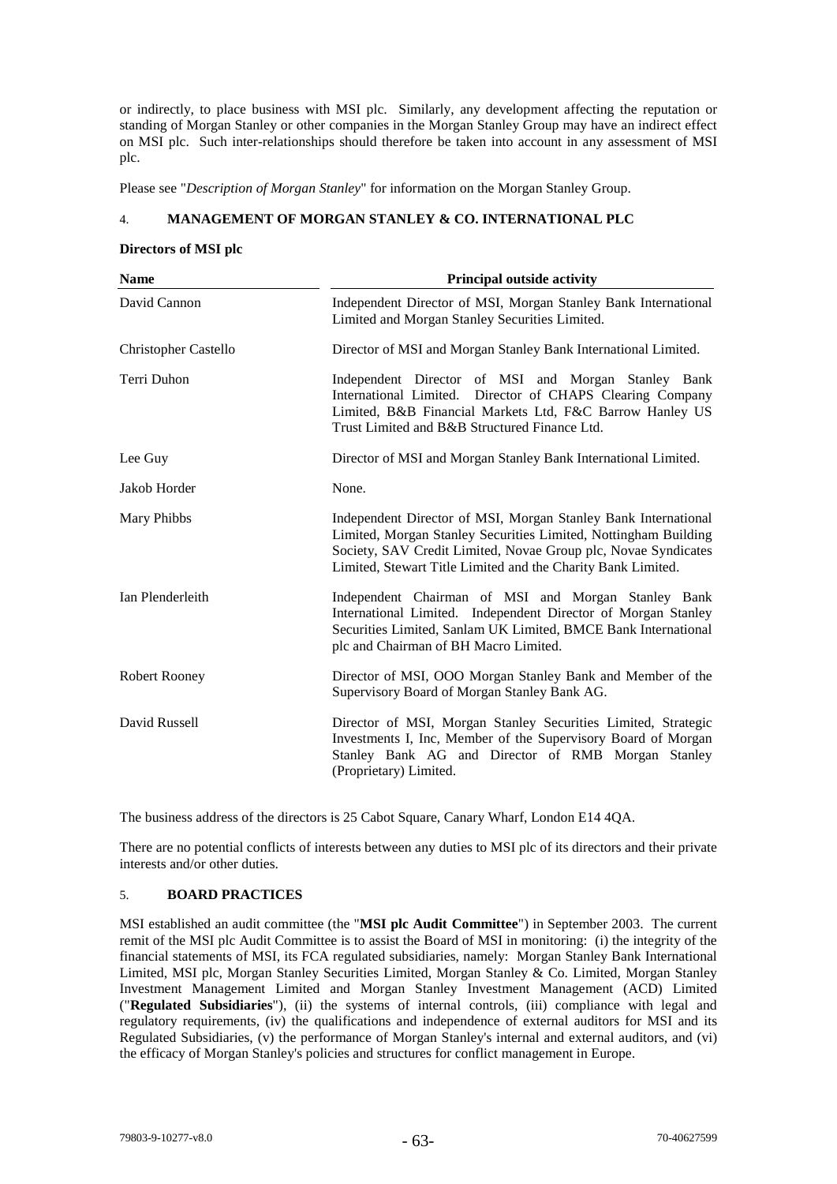or indirectly, to place business with MSI plc. Similarly, any development affecting the reputation or standing of Morgan Stanley or other companies in the Morgan Stanley Group may have an indirect effect on MSI plc. Such inter-relationships should therefore be taken into account in any assessment of MSI plc.

Please see "*Description of Morgan Stanley*" for information on the Morgan Stanley Group.

## 4. MANAGEMENT OF MORGAN STANLEY & CO. INTERNATIONAL PLC

**Directors of MSI plc**

| Name | Principal outside activity |
|---|---|
| David Cannon | Independent Director of MSI, Morgan Stanley Bank International Limited and Morgan Stanley Securities Limited. |
| Christopher Castello | Director of MSI and Morgan Stanley Bank International Limited. |
| Terri Duhon | Independent Director of MSI and Morgan Stanley Bank International Limited. Director of CHAPS Clearing Company Limited, B&B Financial Markets Ltd, F&C Barrow Hanley US Trust Limited and B&B Structured Finance Ltd. |
| Lee Guy | Director of MSI and Morgan Stanley Bank International Limited. |
| Jakob Horder | None. |
| Mary Phibbs | Independent Director of MSI, Morgan Stanley Bank International Limited, Morgan Stanley Securities Limited, Nottingham Building Society, SAV Credit Limited, Novae Group plc, Novae Syndicates Limited, Stewart Title Limited and the Charity Bank Limited. |
| Ian Plenderleith | Independent Chairman of MSI and Morgan Stanley Bank International Limited. Independent Director of Morgan Stanley Securities Limited, Sanlam UK Limited, BMCE Bank International plc and Chairman of BH Macro Limited. |
| Robert Rooney | Director of MSI, OOO Morgan Stanley Bank and Member of the Supervisory Board of Morgan Stanley Bank AG. |
| David Russell | Director of MSI, Morgan Stanley Securities Limited, Strategic Investments I, Inc, Member of the Supervisory Board of Morgan Stanley Bank AG and Director of RMB Morgan Stanley (Proprietary) Limited. |

The business address of the directors is 25 Cabot Square, Canary Wharf, London E14 4QA.

There are no potential conflicts of interests between any duties to MSI plc of its directors and their private interests and/or other duties.

## 5. BOARD PRACTICES

MSI established an audit committee (the "**MSI plc Audit Committee**") in September 2003. The current remit of the MSI plc Audit Committee is to assist the Board of MSI in monitoring: (i) the integrity of the financial statements of MSI, its FCA regulated subsidiaries, namely: Morgan Stanley Bank International Limited, MSI plc, Morgan Stanley Securities Limited, Morgan Stanley & Co. Limited, Morgan Stanley Investment Management Limited and Morgan Stanley Investment Management (ACD) Limited ("**Regulated Subsidiaries**"), (ii) the systems of internal controls, (iii) compliance with legal and regulatory requirements, (iv) the qualifications and independence of external auditors for MSI and its Regulated Subsidiaries, (v) the performance of Morgan Stanley's internal and external auditors, and (vi) the efficacy of Morgan Stanley's policies and structures for conflict management in Europe.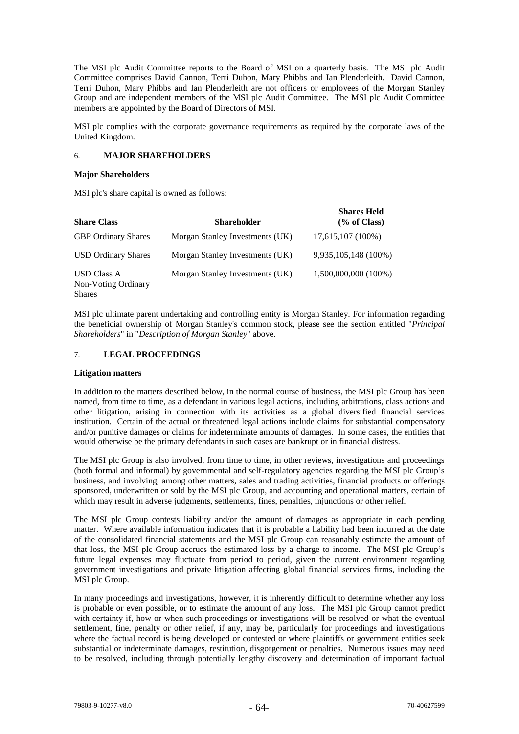The MSI plc Audit Committee reports to the Board of MSI on a quarterly basis. The MSI plc Audit Committee comprises David Cannon, Terri Duhon, Mary Phibbs and Ian Plenderleith. David Cannon, Terri Duhon, Mary Phibbs and Ian Plenderleith are not officers or employees of the Morgan Stanley Group and are independent members of the MSI plc Audit Committee. The MSI plc Audit Committee members are appointed by the Board of Directors of MSI.

MSI plc complies with the corporate governance requirements as required by the corporate laws of the United Kingdom.

## 6. MAJOR SHAREHOLDERS

**Major Shareholders**

MSI plc's share capital is owned as follows:

| Share Class | Shareholder | Shares Held (% of Class) |
|---|---|---|
| GBP Ordinary Shares | Morgan Stanley Investments (UK) | 17,615,107 (100%) |
| USD Ordinary Shares | Morgan Stanley Investments (UK) | 9,935,105,148 (100%) |
| USD Class A Non-Voting Ordinary Shares | Morgan Stanley Investments (UK) | 1,500,000,000 (100%) |

MSI plc ultimate parent undertaking and controlling entity is Morgan Stanley. For information regarding the beneficial ownership of Morgan Stanley's common stock, please see the section entitled "*Principal Shareholders*" in "*Description of Morgan Stanley*" above.

## 7. LEGAL PROCEEDINGS

**Litigation matters**

In addition to the matters described below, in the normal course of business, the MSI plc Group has been named, from time to time, as a defendant in various legal actions, including arbitrations, class actions and other litigation, arising in connection with its activities as a global diversified financial services institution. Certain of the actual or threatened legal actions include claims for substantial compensatory and/or punitive damages or claims for indeterminate amounts of damages. In some cases, the entities that would otherwise be the primary defendants in such cases are bankrupt or in financial distress.

The MSI plc Group is also involved, from time to time, in other reviews, investigations and proceedings (both formal and informal) by governmental and self-regulatory agencies regarding the MSI plc Group's business, and involving, among other matters, sales and trading activities, financial products or offerings sponsored, underwritten or sold by the MSI plc Group, and accounting and operational matters, certain of which may result in adverse judgments, settlements, fines, penalties, injunctions or other relief.

The MSI plc Group contests liability and/or the amount of damages as appropriate in each pending matter. Where available information indicates that it is probable a liability had been incurred at the date of the consolidated financial statements and the MSI plc Group can reasonably estimate the amount of that loss, the MSI plc Group accrues the estimated loss by a charge to income. The MSI plc Group's future legal expenses may fluctuate from period to period, given the current environment regarding government investigations and private litigation affecting global financial services firms, including the MSI plc Group.

In many proceedings and investigations, however, it is inherently difficult to determine whether any loss is probable or even possible, or to estimate the amount of any loss. The MSI plc Group cannot predict with certainty if, how or when such proceedings or investigations will be resolved or what the eventual settlement, fine, penalty or other relief, if any, may be, particularly for proceedings and investigations where the factual record is being developed or contested or where plaintiffs or government entities seek substantial or indeterminate damages, restitution, disgorgement or penalties. Numerous issues may need to be resolved, including through potentially lengthy discovery and determination of important factual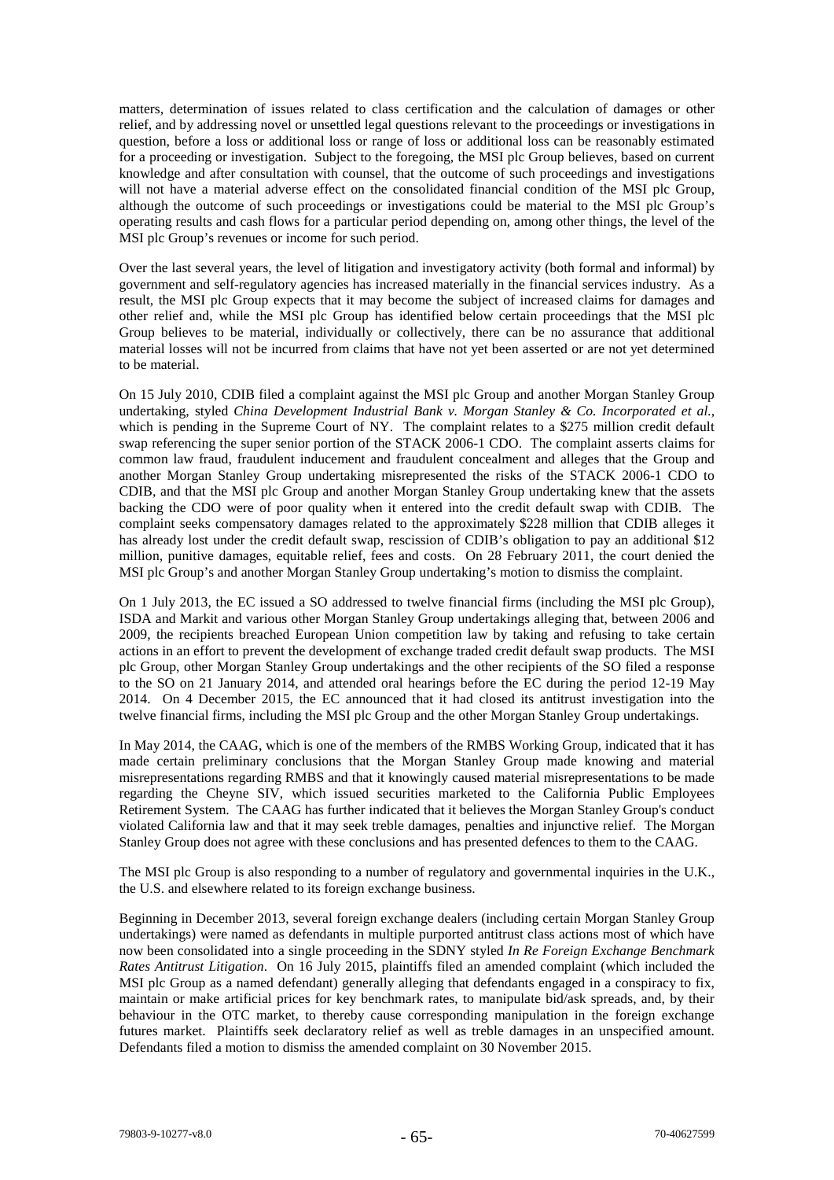matters, determination of issues related to class certification and the calculation of damages or other relief, and by addressing novel or unsettled legal questions relevant to the proceedings or investigations in question, before a loss or additional loss or range of loss or additional loss can be reasonably estimated for a proceeding or investigation. Subject to the foregoing, the MSI plc Group believes, based on current knowledge and after consultation with counsel, that the outcome of such proceedings and investigations will not have a material adverse effect on the consolidated financial condition of the MSI plc Group, although the outcome of such proceedings or investigations could be material to the MSI plc Group's operating results and cash flows for a particular period depending on, among other things, the level of the MSI plc Group's revenues or income for such period.

Over the last several years, the level of litigation and investigatory activity (both formal and informal) by government and self-regulatory agencies has increased materially in the financial services industry. As a result, the MSI plc Group expects that it may become the subject of increased claims for damages and other relief and, while the MSI plc Group has identified below certain proceedings that the MSI plc Group believes to be material, individually or collectively, there can be no assurance that additional material losses will not be incurred from claims that have not yet been asserted or are not yet determined to be material.

On 15 July 2010, CDIB filed a complaint against the MSI plc Group and another Morgan Stanley Group undertaking, styled *China Development Industrial Bank v. Morgan Stanley & Co. Incorporated et al.*, which is pending in the Supreme Court of NY. The complaint relates to a $275 million credit default swap referencing the super senior portion of the STACK 2006-1 CDO. The complaint asserts claims for common law fraud, fraudulent inducement and fraudulent concealment and alleges that the Group and another Morgan Stanley Group undertaking misrepresented the risks of the STACK 2006-1 CDO to CDIB, and that the MSI plc Group and another Morgan Stanley Group undertaking knew that the assets backing the CDO were of poor quality when it entered into the credit default swap with CDIB. The complaint seeks compensatory damages related to the approximately $228 million that CDIB alleges it has already lost under the credit default swap, rescission of CDIB's obligation to pay an additional $12 million, punitive damages, equitable relief, fees and costs. On 28 February 2011, the court denied the MSI plc Group's and another Morgan Stanley Group undertaking's motion to dismiss the complaint.

On 1 July 2013, the EC issued a SO addressed to twelve financial firms (including the MSI plc Group), ISDA and Markit and various other Morgan Stanley Group undertakings alleging that, between 2006 and 2009, the recipients breached European Union competition law by taking and refusing to take certain actions in an effort to prevent the development of exchange traded credit default swap products. The MSI plc Group, other Morgan Stanley Group undertakings and the other recipients of the SO filed a response to the SO on 21 January 2014, and attended oral hearings before the EC during the period 12-19 May 2014. On 4 December 2015, the EC announced that it had closed its antitrust investigation into the twelve financial firms, including the MSI plc Group and the other Morgan Stanley Group undertakings.

In May 2014, the CAAG, which is one of the members of the RMBS Working Group, indicated that it has made certain preliminary conclusions that the Morgan Stanley Group made knowing and material misrepresentations regarding RMBS and that it knowingly caused material misrepresentations to be made regarding the Cheyne SIV, which issued securities marketed to the California Public Employees Retirement System. The CAAG has further indicated that it believes the Morgan Stanley Group's conduct violated California law and that it may seek treble damages, penalties and injunctive relief. The Morgan Stanley Group does not agree with these conclusions and has presented defences to them to the CAAG.

The MSI plc Group is also responding to a number of regulatory and governmental inquiries in the U.K., the U.S. and elsewhere related to its foreign exchange business.

Beginning in December 2013, several foreign exchange dealers (including certain Morgan Stanley Group undertakings) were named as defendants in multiple purported antitrust class actions most of which have now been consolidated into a single proceeding in the SDNY styled *In Re Foreign Exchange Benchmark Rates Antitrust Litigation*. On 16 July 2015, plaintiffs filed an amended complaint (which included the MSI plc Group as a named defendant) generally alleging that defendants engaged in a conspiracy to fix, maintain or make artificial prices for key benchmark rates, to manipulate bid/ask spreads, and, by their behaviour in the OTC market, to thereby cause corresponding manipulation in the foreign exchange futures market. Plaintiffs seek declaratory relief as well as treble damages in an unspecified amount. Defendants filed a motion to dismiss the amended complaint on 30 November 2015.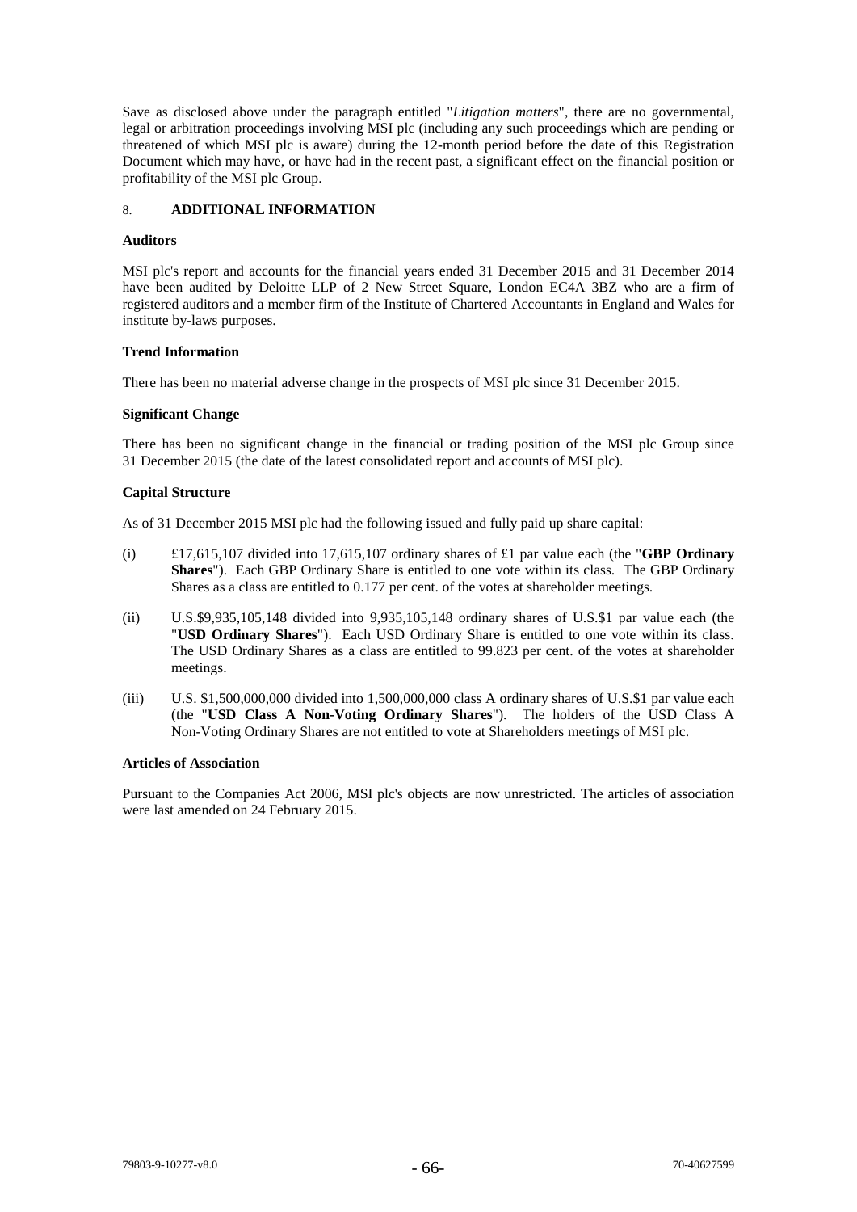Save as disclosed above under the paragraph entitled "*Litigation matters*", there are no governmental, legal or arbitration proceedings involving MSI plc (including any such proceedings which are pending or threatened of which MSI plc is aware) during the 12-month period before the date of this Registration Document which may have, or have had in the recent past, a significant effect on the financial position or profitability of the MSI plc Group.

## 8. ADDITIONAL INFORMATION

**Auditors**

MSI plc's report and accounts for the financial years ended 31 December 2015 and 31 December 2014 have been audited by Deloitte LLP of 2 New Street Square, London EC4A 3BZ who are a firm of registered auditors and a member firm of the Institute of Chartered Accountants in England and Wales for institute by-laws purposes.

**Trend Information**

There has been no material adverse change in the prospects of MSI plc since 31 December 2015.

**Significant Change**

There has been no significant change in the financial or trading position of the MSI plc Group since 31 December 2015 (the date of the latest consolidated report and accounts of MSI plc).

**Capital Structure**

As of 31 December 2015 MSI plc had the following issued and fully paid up share capital:

(i) £17,615,107 divided into 17,615,107 ordinary shares of £1 par value each (the "**GBP Ordinary Shares**"). Each GBP Ordinary Share is entitled to one vote within its class. The GBP Ordinary Shares as a class are entitled to 0.177 per cent. of the votes at shareholder meetings.

(ii) U.S.$9,935,105,148 divided into 9,935,105,148 ordinary shares of U.S.$1 par value each (the "**USD Ordinary Shares**"). Each USD Ordinary Share is entitled to one vote within its class. The USD Ordinary Shares as a class are entitled to 99.823 per cent. of the votes at shareholder meetings.

(iii) U.S. $1,500,000,000 divided into 1,500,000,000 class A ordinary shares of U.S.$1 par value each (the "**USD Class A Non-Voting Ordinary Shares**"). The holders of the USD Class A Non-Voting Ordinary Shares are not entitled to vote at Shareholders meetings of MSI plc.

**Articles of Association**

Pursuant to the Companies Act 2006, MSI plc's objects are now unrestricted. The articles of association were last amended on 24 February 2015.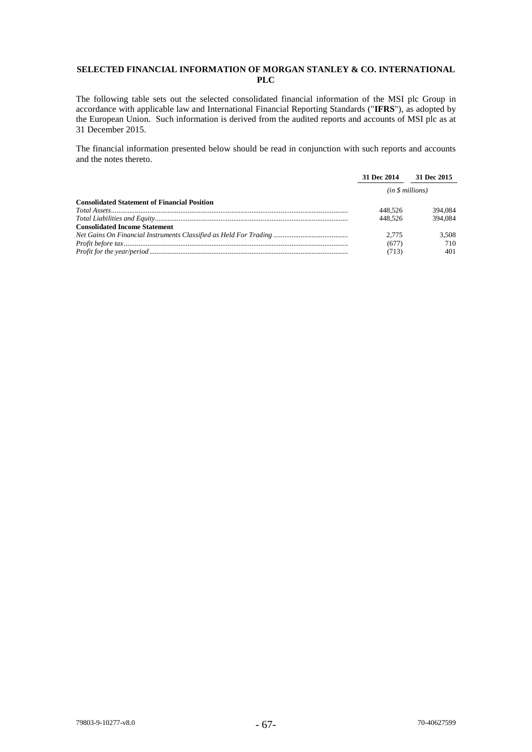## SELECTED FINANCIAL INFORMATION OF MORGAN STANLEY & CO. INTERNATIONAL PLC

The following table sets out the selected consolidated financial information of the MSI plc Group in accordance with applicable law and International Financial Reporting Standards ("**IFRS**"), as adopted by the European Union. Such information is derived from the audited reports and accounts of MSI plc as at 31 December 2015.

The financial information presented below should be read in conjunction with such reports and accounts and the notes thereto.

| | **31 Dec 2014** | **31 Dec 2015** |
|---|---|---|
| | *(in $ millions)* | |
| **Consolidated Statement of Financial Position** | | |
| *Total Assets* | 448,526 | 394,084 |
| *Total Liabilities and Equity* | 448,526 | 394,084 |
| **Consolidated Income Statement** | | |
| *Net Gains On Financial Instruments Classified as Held For Trading* | 2,775 | 3,508 |
| *Profit before tax* | (677) | 710 |
| *Profit for the year/period* | (713) | 401 |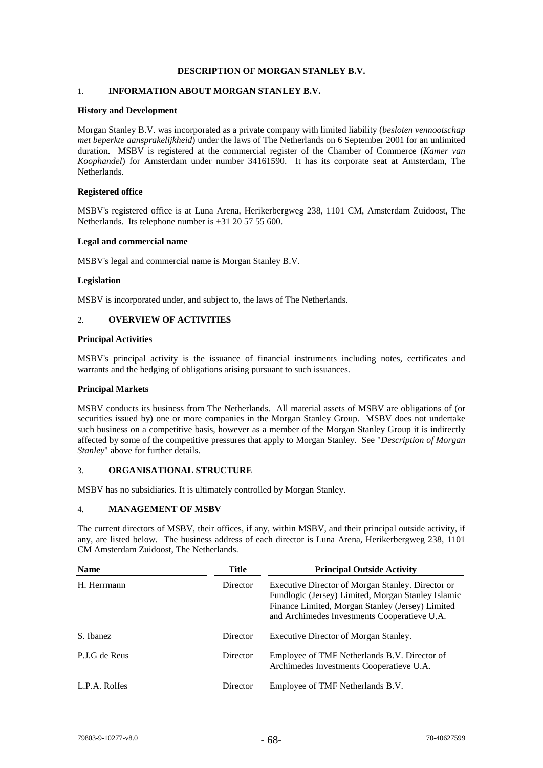# DESCRIPTION OF MORGAN STANLEY B.V.

## 1. INFORMATION ABOUT MORGAN STANLEY B.V.

### History and Development

Morgan Stanley B.V. was incorporated as a private company with limited liability (*besloten vennootschap met beperkte aansprakelijkheid*) under the laws of The Netherlands on 6 September 2001 for an unlimited duration. MSBV is registered at the commercial register of the Chamber of Commerce (*Kamer van Koophandel*) for Amsterdam under number 34161590. It has its corporate seat at Amsterdam, The Netherlands.

### Registered office

MSBV's registered office is at Luna Arena, Herikerbergweg 238, 1101 CM, Amsterdam Zuidoost, The Netherlands. Its telephone number is +31 20 57 55 600.

### Legal and commercial name

MSBV's legal and commercial name is Morgan Stanley B.V.

### Legislation

MSBV is incorporated under, and subject to, the laws of The Netherlands.

## 2. OVERVIEW OF ACTIVITIES

### Principal Activities

MSBV's principal activity is the issuance of financial instruments including notes, certificates and warrants and the hedging of obligations arising pursuant to such issuances.

### Principal Markets

MSBV conducts its business from The Netherlands. All material assets of MSBV are obligations of (or securities issued by) one or more companies in the Morgan Stanley Group. MSBV does not undertake such business on a competitive basis, however as a member of the Morgan Stanley Group it is indirectly affected by some of the competitive pressures that apply to Morgan Stanley. See "*Description of Morgan Stanley*" above for further details.

## 3. ORGANISATIONAL STRUCTURE

MSBV has no subsidiaries. It is ultimately controlled by Morgan Stanley.

## 4. MANAGEMENT OF MSBV

The current directors of MSBV, their offices, if any, within MSBV, and their principal outside activity, if any, are listed below. The business address of each director is Luna Arena, Herikerbergweg 238, 1101 CM Amsterdam Zuidoost, The Netherlands.

| Name | Title | Principal Outside Activity |
|---|---|---|
| H. Herrmann | Director | Executive Director of Morgan Stanley. Director or Fundlogic (Jersey) Limited, Morgan Stanley Islamic Finance Limited, Morgan Stanley (Jersey) Limited and Archimedes Investments Cooperatieve U.A. |
| S. Ibanez | Director | Executive Director of Morgan Stanley. |
| P.J.G de Reus | Director | Employee of TMF Netherlands B.V. Director of Archimedes Investments Cooperatieve U.A. |
| L.P.A. Rolfes | Director | Employee of TMF Netherlands B.V. |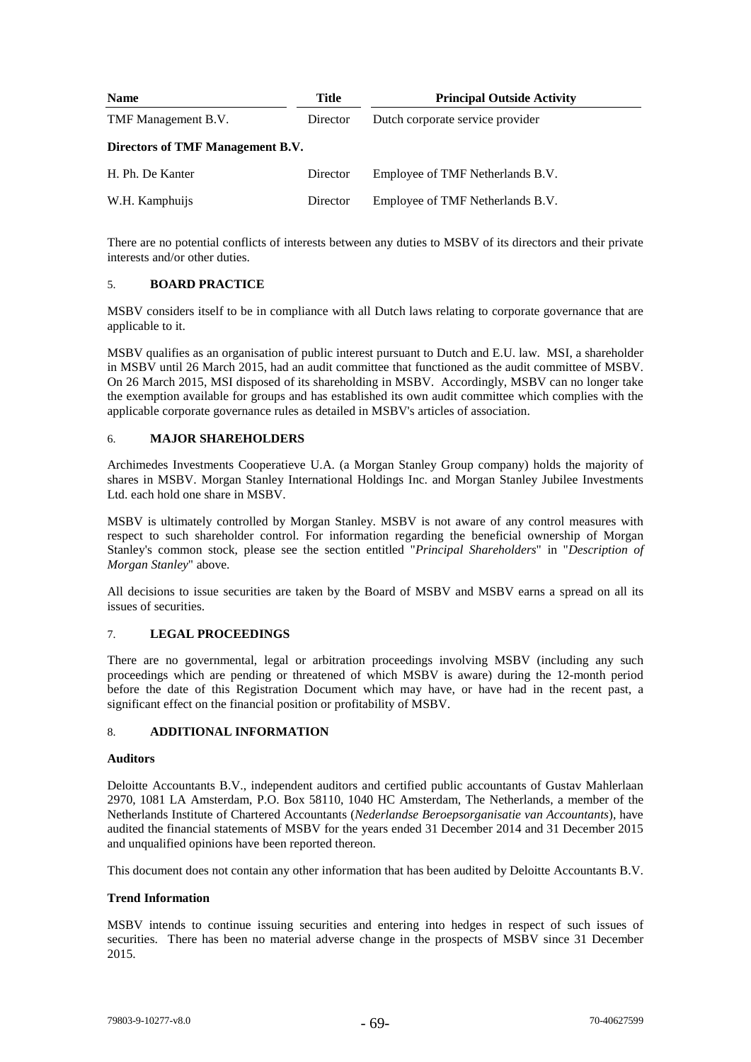| Name | Title | Principal Outside Activity |
| --- | --- | --- |
| TMF Management B.V. | Director | Dutch corporate service provider |
| **Directors of TMF Management B.V.** | | |
| H. Ph. De Kanter | Director | Employee of TMF Netherlands B.V. |
| W.H. Kamphuijs | Director | Employee of TMF Netherlands B.V. |

There are no potential conflicts of interests between any duties to MSBV of its directors and their private interests and/or other duties.

## 5. BOARD PRACTICE

MSBV considers itself to be in compliance with all Dutch laws relating to corporate governance that are applicable to it.

MSBV qualifies as an organisation of public interest pursuant to Dutch and E.U. law. MSI, a shareholder in MSBV until 26 March 2015, had an audit committee that functioned as the audit committee of MSBV. On 26 March 2015, MSI disposed of its shareholding in MSBV. Accordingly, MSBV can no longer take the exemption available for groups and has established its own audit committee which complies with the applicable corporate governance rules as detailed in MSBV's articles of association.

## 6. MAJOR SHAREHOLDERS

Archimedes Investments Cooperatieve U.A. (a Morgan Stanley Group company) holds the majority of shares in MSBV. Morgan Stanley International Holdings Inc. and Morgan Stanley Jubilee Investments Ltd. each hold one share in MSBV.

MSBV is ultimately controlled by Morgan Stanley. MSBV is not aware of any control measures with respect to such shareholder control. For information regarding the beneficial ownership of Morgan Stanley's common stock, please see the section entitled "*Principal Shareholders*" in "*Description of Morgan Stanley*" above.

All decisions to issue securities are taken by the Board of MSBV and MSBV earns a spread on all its issues of securities.

## 7. LEGAL PROCEEDINGS

There are no governmental, legal or arbitration proceedings involving MSBV (including any such proceedings which are pending or threatened of which MSBV is aware) during the 12-month period before the date of this Registration Document which may have, or have had in the recent past, a significant effect on the financial position or profitability of MSBV.

## 8. ADDITIONAL INFORMATION

### Auditors

Deloitte Accountants B.V., independent auditors and certified public accountants of Gustav Mahlerlaan 2970, 1081 LA Amsterdam, P.O. Box 58110, 1040 HC Amsterdam, The Netherlands, a member of the Netherlands Institute of Chartered Accountants (*Nederlandse Beroepsorganisatie van Accountants*), have audited the financial statements of MSBV for the years ended 31 December 2014 and 31 December 2015 and unqualified opinions have been reported thereon.

This document does not contain any other information that has been audited by Deloitte Accountants B.V.

### Trend Information

MSBV intends to continue issuing securities and entering into hedges in respect of such issues of securities. There has been no material adverse change in the prospects of MSBV since 31 December 2015.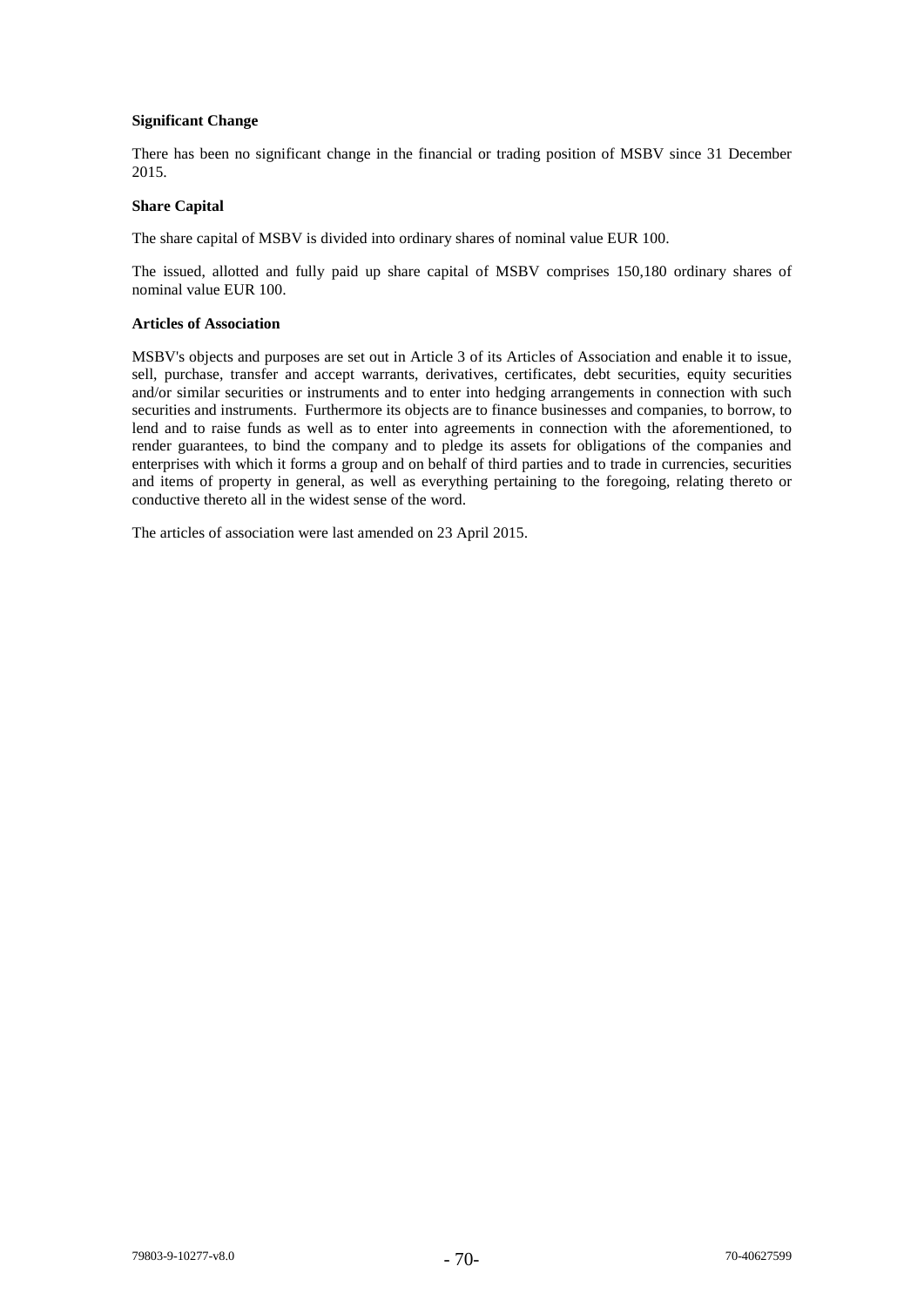**Significant Change**

There has been no significant change in the financial or trading position of MSBV since 31 December 2015.

**Share Capital**

The share capital of MSBV is divided into ordinary shares of nominal value EUR 100.

The issued, allotted and fully paid up share capital of MSBV comprises 150,180 ordinary shares of nominal value EUR 100.

**Articles of Association**

MSBV's objects and purposes are set out in Article 3 of its Articles of Association and enable it to issue, sell, purchase, transfer and accept warrants, derivatives, certificates, debt securities, equity securities and/or similar securities or instruments and to enter into hedging arrangements in connection with such securities and instruments. Furthermore its objects are to finance businesses and companies, to borrow, to lend and to raise funds as well as to enter into agreements in connection with the aforementioned, to render guarantees, to bind the company and to pledge its assets for obligations of the companies and enterprises with which it forms a group and on behalf of third parties and to trade in currencies, securities and items of property in general, as well as everything pertaining to the foregoing, relating thereto or conductive thereto all in the widest sense of the word.

The articles of association were last amended on 23 April 2015.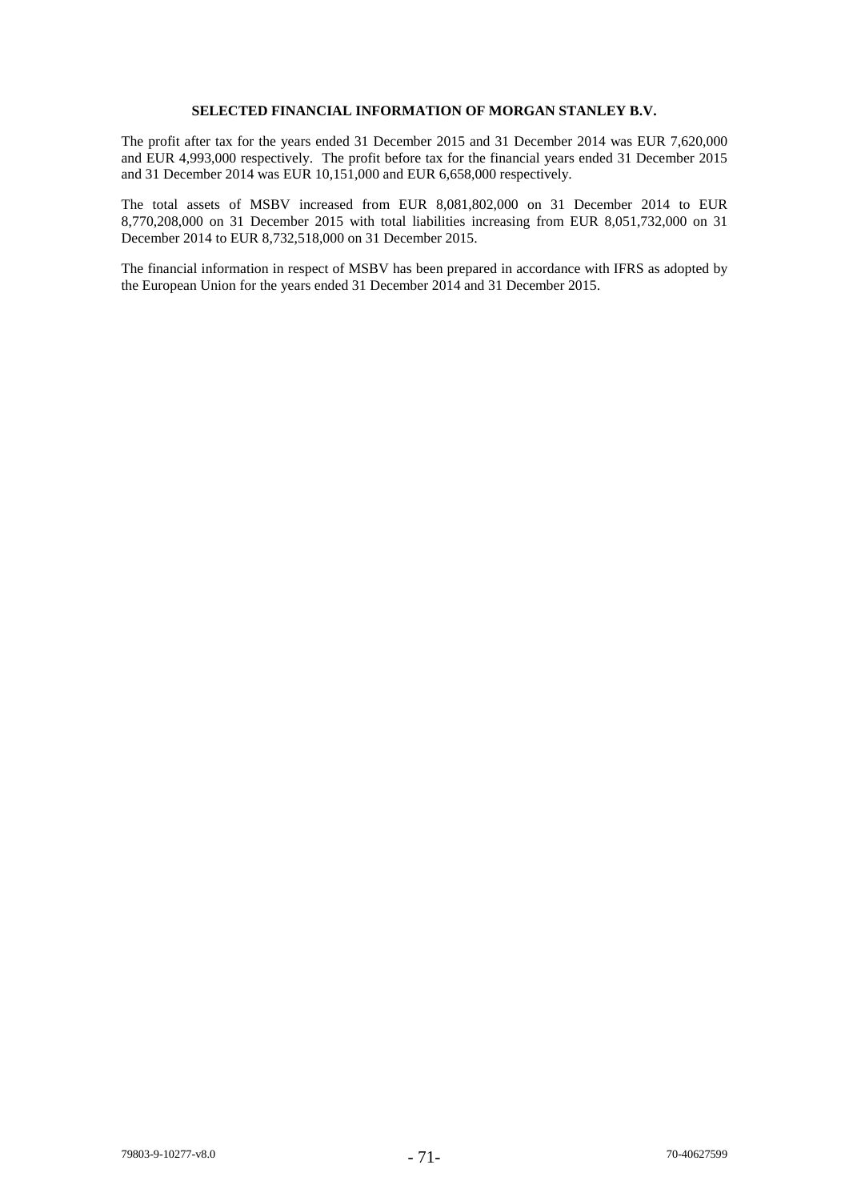## SELECTED FINANCIAL INFORMATION OF MORGAN STANLEY B.V.

The profit after tax for the years ended 31 December 2015 and 31 December 2014 was EUR 7,620,000 and EUR 4,993,000 respectively. The profit before tax for the financial years ended 31 December 2015 and 31 December 2014 was EUR 10,151,000 and EUR 6,658,000 respectively.

The total assets of MSBV increased from EUR 8,081,802,000 on 31 December 2014 to EUR 8,770,208,000 on 31 December 2015 with total liabilities increasing from EUR 8,051,732,000 on 31 December 2014 to EUR 8,732,518,000 on 31 December 2015.

The financial information in respect of MSBV has been prepared in accordance with IFRS as adopted by the European Union for the years ended 31 December 2014 and 31 December 2015.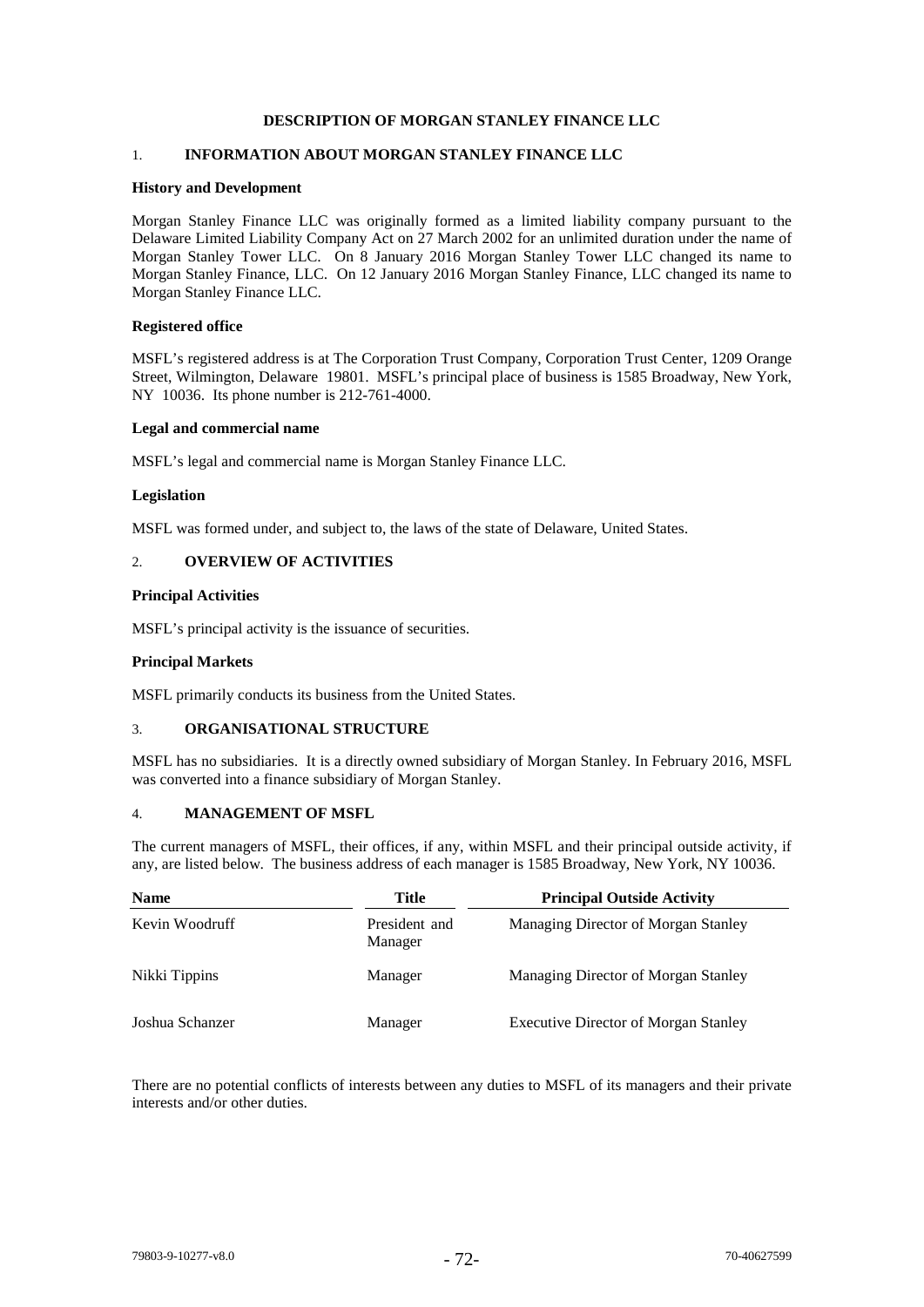# DESCRIPTION OF MORGAN STANLEY FINANCE LLC

## 1. INFORMATION ABOUT MORGAN STANLEY FINANCE LLC

### History and Development

Morgan Stanley Finance LLC was originally formed as a limited liability company pursuant to the Delaware Limited Liability Company Act on 27 March 2002 for an unlimited duration under the name of Morgan Stanley Tower LLC. On 8 January 2016 Morgan Stanley Tower LLC changed its name to Morgan Stanley Finance, LLC. On 12 January 2016 Morgan Stanley Finance, LLC changed its name to Morgan Stanley Finance LLC.

### Registered office

MSFL's registered address is at The Corporation Trust Company, Corporation Trust Center, 1209 Orange Street, Wilmington, Delaware 19801. MSFL's principal place of business is 1585 Broadway, New York, NY 10036. Its phone number is 212-761-4000.

### Legal and commercial name

MSFL's legal and commercial name is Morgan Stanley Finance LLC.

### Legislation

MSFL was formed under, and subject to, the laws of the state of Delaware, United States.

## 2. OVERVIEW OF ACTIVITIES

### Principal Activities

MSFL's principal activity is the issuance of securities.

### Principal Markets

MSFL primarily conducts its business from the United States.

## 3. ORGANISATIONAL STRUCTURE

MSFL has no subsidiaries. It is a directly owned subsidiary of Morgan Stanley. In February 2016, MSFL was converted into a finance subsidiary of Morgan Stanley.

## 4. MANAGEMENT OF MSFL

The current managers of MSFL, their offices, if any, within MSFL and their principal outside activity, if any, are listed below. The business address of each manager is 1585 Broadway, New York, NY 10036.

| Name | Title | Principal Outside Activity |
|---|---|---|
| Kevin Woodruff | President and Manager | Managing Director of Morgan Stanley |
| Nikki Tippins | Manager | Managing Director of Morgan Stanley |
| Joshua Schanzer | Manager | Executive Director of Morgan Stanley |

There are no potential conflicts of interests between any duties to MSFL of its managers and their private interests and/or other duties.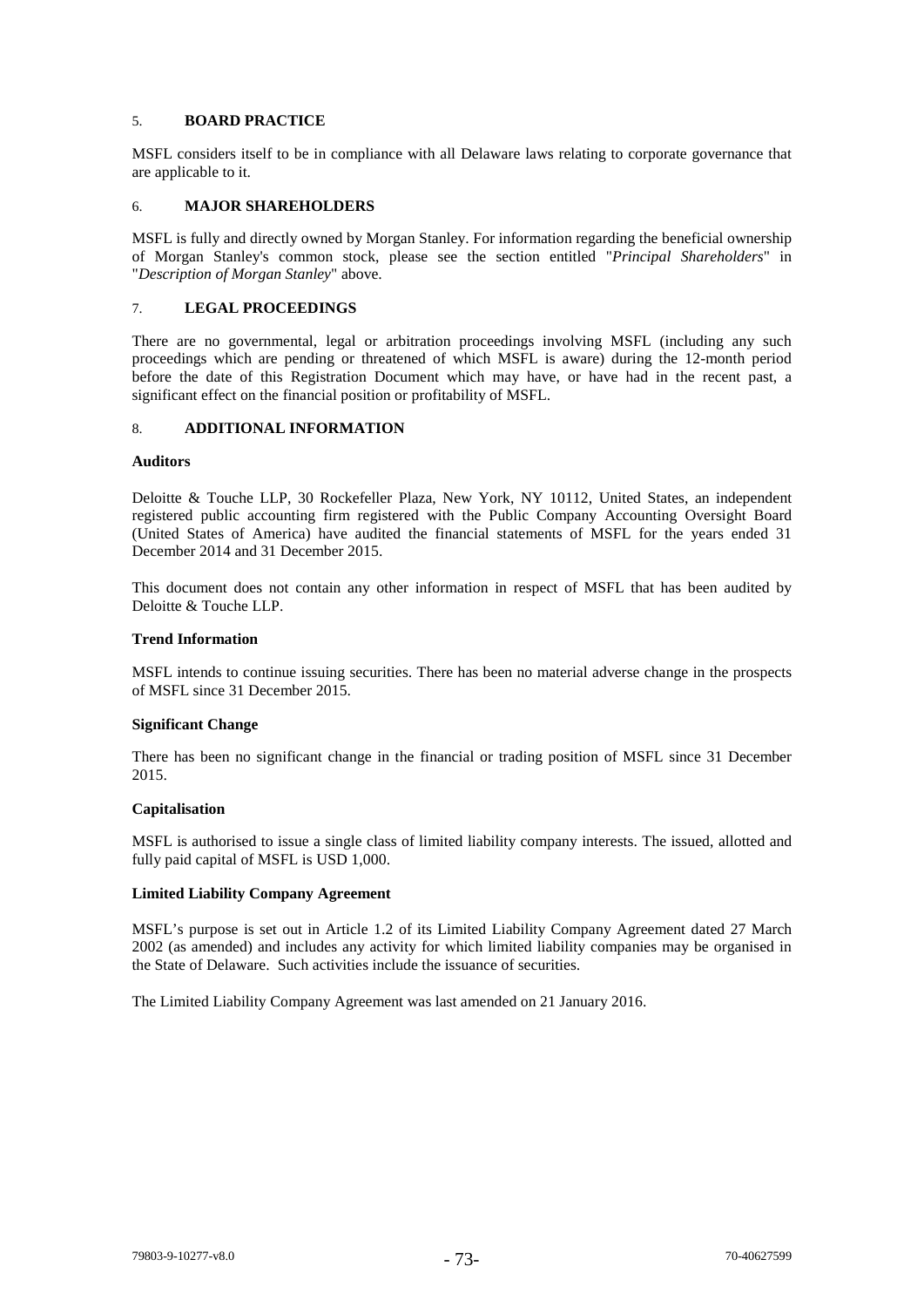## 5. BOARD PRACTICE

MSFL considers itself to be in compliance with all Delaware laws relating to corporate governance that are applicable to it.

## 6. MAJOR SHAREHOLDERS

MSFL is fully and directly owned by Morgan Stanley. For information regarding the beneficial ownership of Morgan Stanley's common stock, please see the section entitled "*Principal Shareholders*" in "*Description of Morgan Stanley*" above.

## 7. LEGAL PROCEEDINGS

There are no governmental, legal or arbitration proceedings involving MSFL (including any such proceedings which are pending or threatened of which MSFL is aware) during the 12-month period before the date of this Registration Document which may have, or have had in the recent past, a significant effect on the financial position or profitability of MSFL.

## 8. ADDITIONAL INFORMATION

**Auditors**

Deloitte & Touche LLP, 30 Rockefeller Plaza, New York, NY 10112, United States, an independent registered public accounting firm registered with the Public Company Accounting Oversight Board (United States of America) have audited the financial statements of MSFL for the years ended 31 December 2014 and 31 December 2015.

This document does not contain any other information in respect of MSFL that has been audited by Deloitte & Touche LLP.

**Trend Information**

MSFL intends to continue issuing securities. There has been no material adverse change in the prospects of MSFL since 31 December 2015.

**Significant Change**

There has been no significant change in the financial or trading position of MSFL since 31 December 2015.

**Capitalisation**

MSFL is authorised to issue a single class of limited liability company interests. The issued, allotted and fully paid capital of MSFL is USD 1,000.

**Limited Liability Company Agreement**

MSFL's purpose is set out in Article 1.2 of its Limited Liability Company Agreement dated 27 March 2002 (as amended) and includes any activity for which limited liability companies may be organised in the State of Delaware. Such activities include the issuance of securities.

The Limited Liability Company Agreement was last amended on 21 January 2016.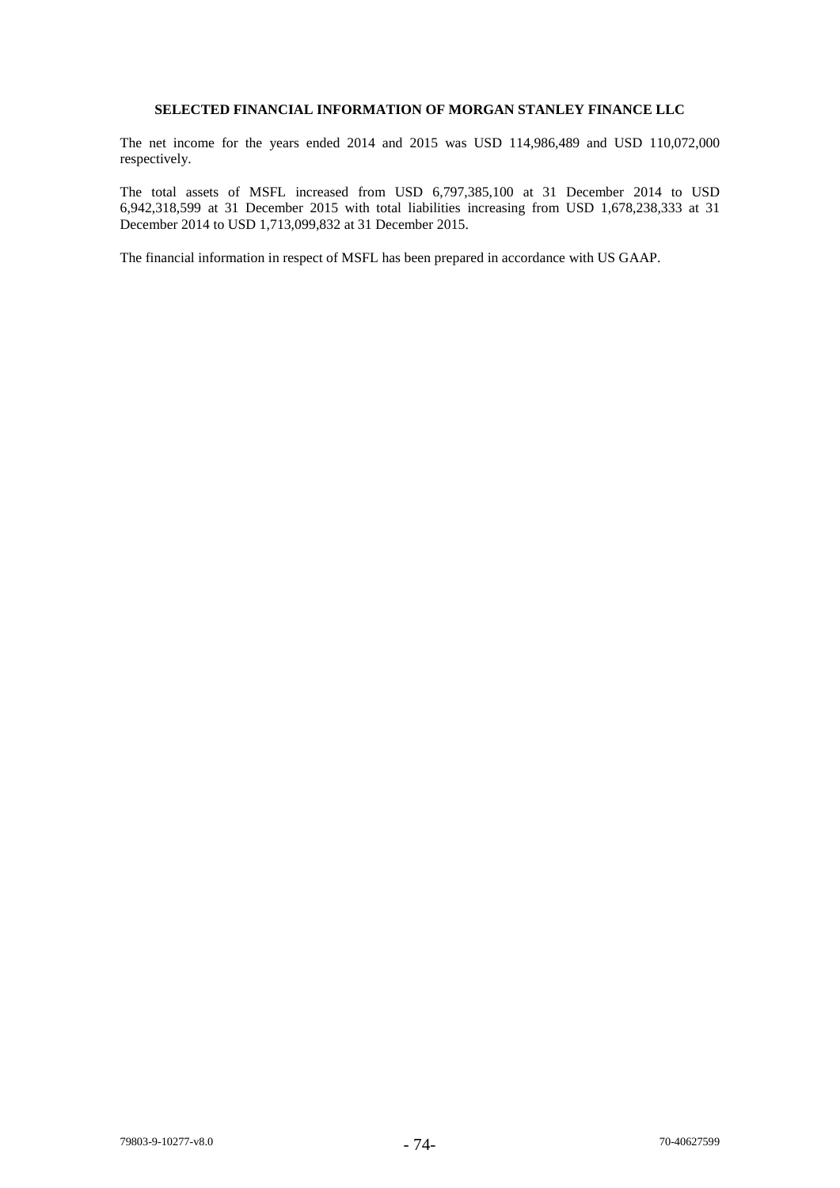## SELECTED FINANCIAL INFORMATION OF MORGAN STANLEY FINANCE LLC

The net income for the years ended 2014 and 2015 was USD 114,986,489 and USD 110,072,000 respectively.

The total assets of MSFL increased from USD 6,797,385,100 at 31 December 2014 to USD 6,942,318,599 at 31 December 2015 with total liabilities increasing from USD 1,678,238,333 at 31 December 2014 to USD 1,713,099,832 at 31 December 2015.

The financial information in respect of MSFL has been prepared in accordance with US GAAP.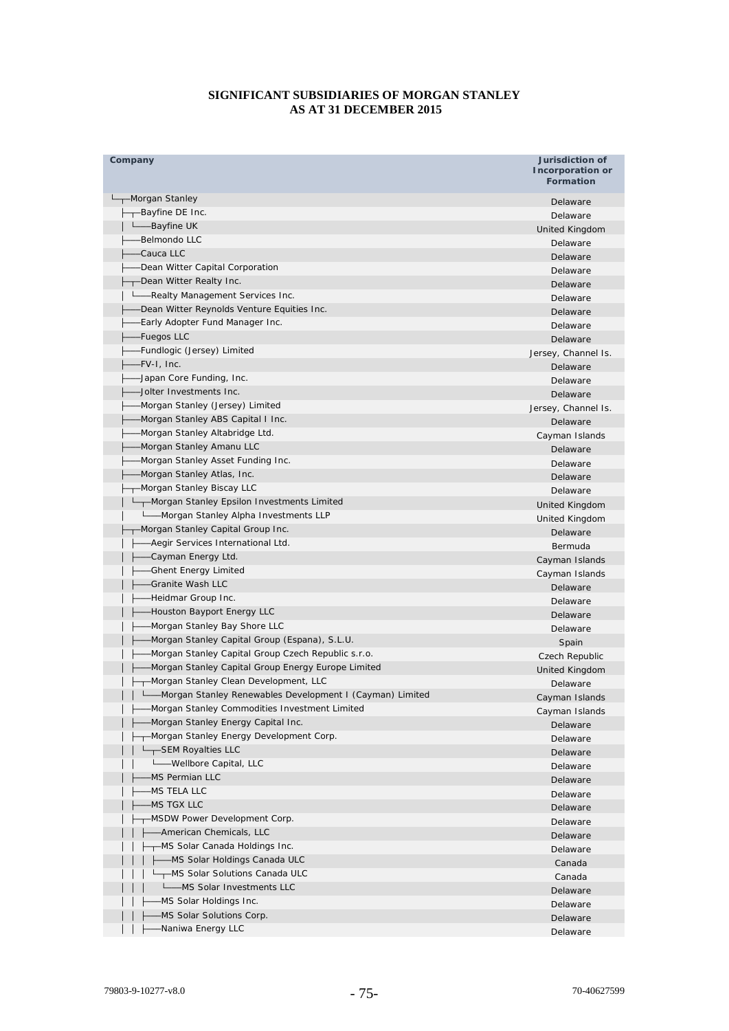**SIGNIFICANT SUBSIDIARIES OF MORGAN STANLEY**
**AS AT 31 DECEMBER 2015**

| Company | Jurisdiction of Incorporation or Formation |
|---|---|
| └┬Morgan Stanley | Delaware |
| ├┬Bayfine DE Inc. | Delaware |
| │└──Bayfine UK | United Kingdom |
| ├──Belmondo LLC | Delaware |
| ├──Cauca LLC | Delaware |
| ├──Dean Witter Capital Corporation | Delaware |
| ├┬Dean Witter Realty Inc. | Delaware |
| │└──Realty Management Services Inc. | Delaware |
| ├──Dean Witter Reynolds Venture Equities Inc. | Delaware |
| ├──Early Adopter Fund Manager Inc. | Delaware |
| ├──Fuegos LLC | Delaware |
| ├──Fundlogic (Jersey) Limited | Jersey, Channel Is. |
| ├──FV-I, Inc. | Delaware |
| ├──Japan Core Funding, Inc. | Delaware |
| ├──Jolter Investments Inc. | Delaware |
| ├──Morgan Stanley (Jersey) Limited | Jersey, Channel Is. |
| ├──Morgan Stanley ABS Capital I Inc. | Delaware |
| ├──Morgan Stanley Altabridge Ltd. | Cayman Islands |
| ├──Morgan Stanley Amanu LLC | Delaware |
| ├──Morgan Stanley Asset Funding Inc. | Delaware |
| ├──Morgan Stanley Atlas, Inc. | Delaware |
| ├┬Morgan Stanley Biscay LLC | Delaware |
| │└┬Morgan Stanley Epsilon Investments Limited | United Kingdom |
| │ └──Morgan Stanley Alpha Investments LLP | United Kingdom |
| ├┬Morgan Stanley Capital Group Inc. | Delaware |
| │├──Aegir Services International Ltd. | Bermuda |
| │├──Cayman Energy Ltd. | Cayman Islands |
| │├──Ghent Energy Limited | Cayman Islands |
| │├──Granite Wash LLC | Delaware |
| │├──Heidmar Group Inc. | Delaware |
| │├──Houston Bayport Energy LLC | Delaware |
| │├──Morgan Stanley Bay Shore LLC | Delaware |
| │├──Morgan Stanley Capital Group (Espana), S.L.U. | Spain |
| │├──Morgan Stanley Capital Group Czech Republic s.r.o. | Czech Republic |
| │├──Morgan Stanley Capital Group Energy Europe Limited | United Kingdom |
| │├┬Morgan Stanley Clean Development, LLC | Delaware |
| ││└──Morgan Stanley Renewables Development I (Cayman) Limited | Cayman Islands |
| │├──Morgan Stanley Commodities Investment Limited | Cayman Islands |
| │├──Morgan Stanley Energy Capital Inc. | Delaware |
| │├┬Morgan Stanley Energy Development Corp. | Delaware |
| ││└┬SEM Royalties LLC | Delaware |
| ││ └──Wellbore Capital, LLC | Delaware |
| │├──MS Permian LLC | Delaware |
| │├──MS TELA LLC | Delaware |
| │├──MS TGX LLC | Delaware |
| │├┬MSDW Power Development Corp. | Delaware |
| ││├──American Chemicals, LLC | Delaware |
| ││├┬MS Solar Canada Holdings Inc. | Delaware |
| │││├──MS Solar Holdings Canada ULC | Canada |
| │││└┬MS Solar Solutions Canada ULC | Canada |
| │││ └──MS Solar Investments LLC | Delaware |
| ││├──MS Solar Holdings Inc. | Delaware |
| ││├──MS Solar Solutions Corp. | Delaware |
| ││├──Naniwa Energy LLC | Delaware |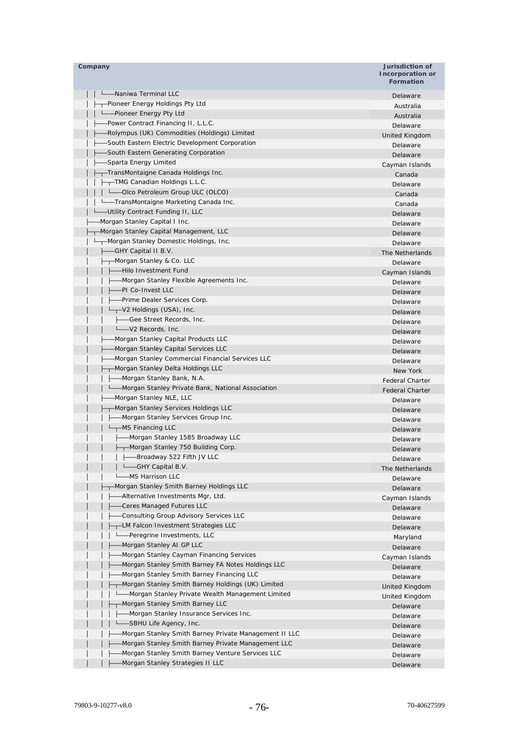| Company | Jurisdiction of Incorporation or Formation |
|---|---|
| │ │ └──Naniwa Terminal LLC | Delaware |
| │ ├─┬Pioneer Energy Holdings Pty Ltd | Australia |
| │ │ └──Pioneer Energy Pty Ltd | Australia |
| │ ├──Power Contract Financing II, L.L.C. | Delaware |
| │ ├──Rolympus (UK) Commodities (Holdings) Limited | United Kingdom |
| │ ├──South Eastern Electric Development Corporation | Delaware |
| │ ├──South Eastern Generating Corporation | Delaware |
| │ ├──Sparta Energy Limited | Cayman Islands |
| │ ├─┬TransMontaigne Canada Holdings Inc. | Canada |
| │ │ ├─┬TMG Canadian Holdings L.L.C. | Delaware |
| │ │ │ └──Olco Petroleum Group ULC (OLCO) | Canada |
| │ │ └──TransMontaigne Marketing Canada Inc. | Canada |
| │ └──Utility Contract Funding II, LLC | Delaware |
| ├──Morgan Stanley Capital I Inc. | Delaware |
| ├─┬Morgan Stanley Capital Management, LLC | Delaware |
| │ └─┬Morgan Stanley Domestic Holdings, Inc. | Delaware |
| │ ├──GHY Capital II B.V. | The Netherlands |
| │ ├─┬Morgan Stanley & Co. LLC | Delaware |
| │ │ ├──Hilo Investment Fund | Cayman Islands |
| │ │ ├──Morgan Stanley Flexible Agreements Inc. | Delaware |
| │ │ ├──PI Co-Invest LLC | Delaware |
| │ │ ├──Prime Dealer Services Corp. | Delaware |
| │ │ └─┬V2 Holdings (USA), Inc. | Delaware |
| │ │ ├──Gee Street Records, Inc. | Delaware |
| │ │ └──V2 Records, Inc. | Delaware |
| │ ├──Morgan Stanley Capital Products LLC | Delaware |
| │ ├──Morgan Stanley Capital Services LLC | Delaware |
| │ ├──Morgan Stanley Commercial Financial Services LLC | Delaware |
| │ ├─┬Morgan Stanley Delta Holdings LLC | New York |
| │ │ ├──Morgan Stanley Bank, N.A. | Federal Charter |
| │ │ └──Morgan Stanley Private Bank, National Association | Federal Charter |
| │ ├──Morgan Stanley NLE, LLC | Delaware |
| │ ├─┬Morgan Stanley Services Holdings LLC | Delaware |
| │ │ ├──Morgan Stanley Services Group Inc. | Delaware |
| │ │ └─┬MS Financing LLC | Delaware |
| │ │ ├──Morgan Stanley 1585 Broadway LLC | Delaware |
| │ │ ├─┬Morgan Stanley 750 Building Corp. | Delaware |
| │ │ │ ├──Broadway 522 Fifth JV LLC | Delaware |
| │ │ │ └──GHY Capital B.V. | The Netherlands |
| │ │ └──MS Harrison LLC | Delaware |
| │ ├─┬Morgan Stanley Smith Barney Holdings LLC | Delaware |
| │ │ ├──Alternative Investments Mgr, Ltd. | Cayman Islands |
| │ │ ├──Ceres Managed Futures LLC | Delaware |
| │ │ ├──Consulting Group Advisory Services LLC | Delaware |
| │ │ ├─┬LM Falcon Investment Strategies LLC | Delaware |
| │ │ │ └──Peregrine Investments, LLC | Maryland |
| │ │ ├──Morgan Stanley AI GP LLC | Delaware |
| │ │ ├──Morgan Stanley Cayman Financing Services | Cayman Islands |
| │ │ ├──Morgan Stanley Smith Barney FA Notes Holdings LLC | Delaware |
| │ │ ├──Morgan Stanley Smith Barney Financing LLC | Delaware |
| │ │ ├─┬Morgan Stanley Smith Barney Holdings (UK) Limited | United Kingdom |
| │ │ │ └──Morgan Stanley Private Wealth Management Limited | United Kingdom |
| │ │ ├─┬Morgan Stanley Smith Barney LLC | Delaware |
| │ │ │ ├──Morgan Stanley Insurance Services Inc. | Delaware |
| │ │ │ └──SBHU Life Agency, Inc. | Delaware |
| │ │ ├──Morgan Stanley Smith Barney Private Management II LLC | Delaware |
| │ │ ├──Morgan Stanley Smith Barney Private Management LLC | Delaware |
| │ │ ├──Morgan Stanley Smith Barney Venture Services LLC | Delaware |
| │ │ ├──Morgan Stanley Strategies II LLC | Delaware |

79803-9-10277-v8.0 70-40627599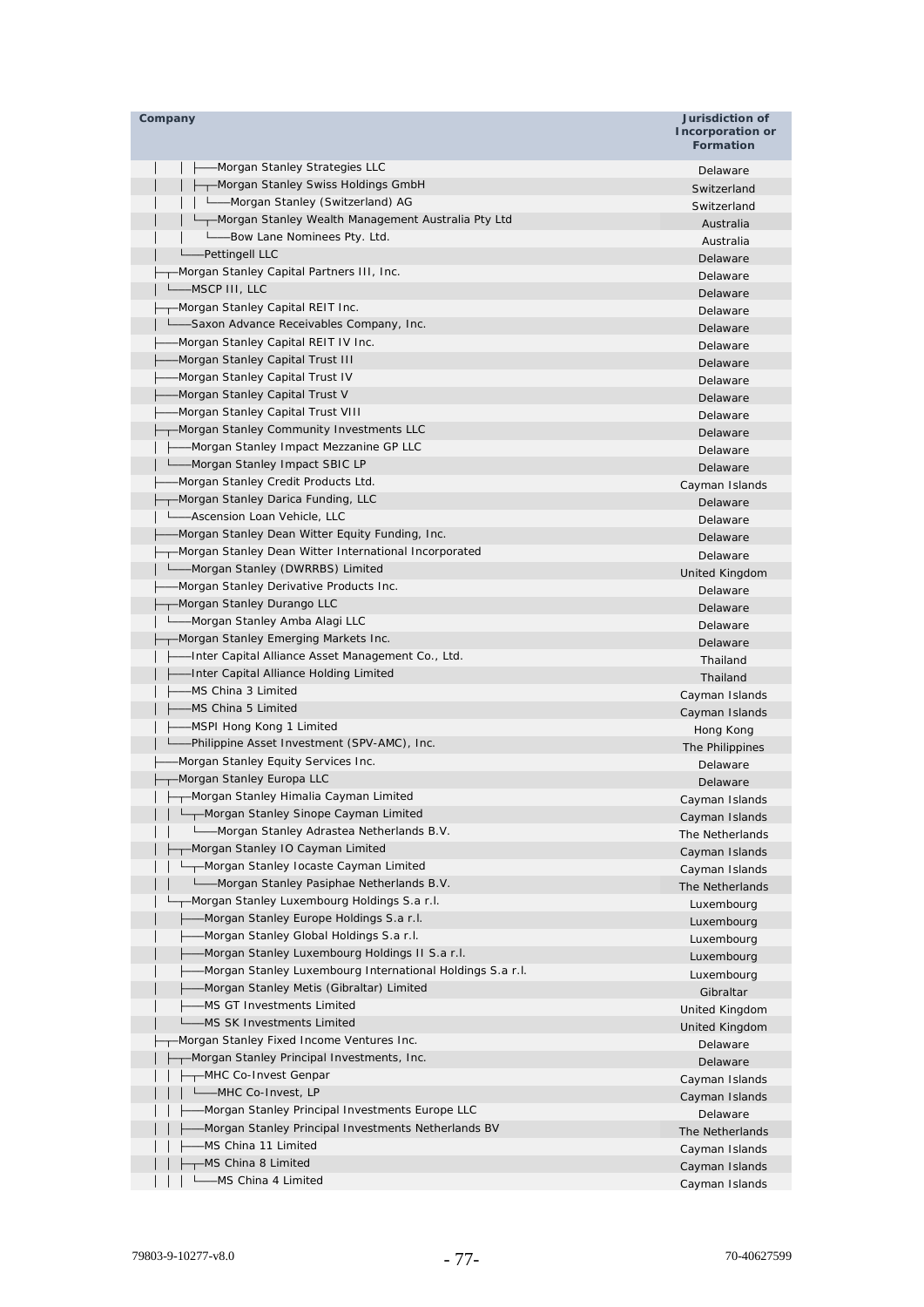| Company | Jurisdiction of Incorporation or Formation |
|---|---|
| │ │ ├──Morgan Stanley Strategies LLC | Delaware |
| │ │ ├─┬Morgan Stanley Swiss Holdings GmbH | Switzerland |
| │ │ │ └──Morgan Stanley (Switzerland) AG | Switzerland |
| │ │ └─┬Morgan Stanley Wealth Management Australia Pty Ltd | Australia |
| │ │ └──Bow Lane Nominees Pty. Ltd. | Australia |
| │ └──Pettingell LLC | Delaware |
| ├─┬Morgan Stanley Capital Partners III, Inc. | Delaware |
| │ └──MSCP III, LLC | Delaware |
| ├─┬Morgan Stanley Capital REIT Inc. | Delaware |
| │ └──Saxon Advance Receivables Company, Inc. | Delaware |
| ├──Morgan Stanley Capital REIT IV Inc. | Delaware |
| ├──Morgan Stanley Capital Trust III | Delaware |
| ├──Morgan Stanley Capital Trust IV | Delaware |
| ├──Morgan Stanley Capital Trust V | Delaware |
| ├──Morgan Stanley Capital Trust VIII | Delaware |
| ├─┬Morgan Stanley Community Investments LLC | Delaware |
| │ ├──Morgan Stanley Impact Mezzanine GP LLC | Delaware |
| │ └──Morgan Stanley Impact SBIC LP | Delaware |
| ├──Morgan Stanley Credit Products Ltd. | Cayman Islands |
| ├─┬Morgan Stanley Darica Funding, LLC | Delaware |
| │ └──Ascension Loan Vehicle, LLC | Delaware |
| ├──Morgan Stanley Dean Witter Equity Funding, Inc. | Delaware |
| ├─┬Morgan Stanley Dean Witter International Incorporated | Delaware |
| │ └──Morgan Stanley (DWRRBS) Limited | United Kingdom |
| ├──Morgan Stanley Derivative Products Inc. | Delaware |
| ├─┬Morgan Stanley Durango LLC | Delaware |
| │ └──Morgan Stanley Amba Alagi LLC | Delaware |
| ├─┬Morgan Stanley Emerging Markets Inc. | Delaware |
| │ ├──Inter Capital Alliance Asset Management Co., Ltd. | Thailand |
| │ ├──Inter Capital Alliance Holding Limited | Thailand |
| │ ├──MS China 3 Limited | Cayman Islands |
| │ ├──MS China 5 Limited | Cayman Islands |
| │ ├──MSPI Hong Kong 1 Limited | Hong Kong |
| │ └──Philippine Asset Investment (SPV-AMC), Inc. | The Philippines |
| ├──Morgan Stanley Equity Services Inc. | Delaware |
| ├─┬Morgan Stanley Europa LLC | Delaware |
| │ ├─┬Morgan Stanley Himalia Cayman Limited | Cayman Islands |
| │ │ └─┬Morgan Stanley Sinope Cayman Limited | Cayman Islands |
| │ │ └──Morgan Stanley Adrastea Netherlands B.V. | The Netherlands |
| │ ├─┬Morgan Stanley IO Cayman Limited | Cayman Islands |
| │ │ └─┬Morgan Stanley Iocaste Cayman Limited | Cayman Islands |
| │ │ └──Morgan Stanley Pasiphae Netherlands B.V. | The Netherlands |
| │ └─┬Morgan Stanley Luxembourg Holdings S.a r.l. | Luxembourg |
| │ ├──Morgan Stanley Europe Holdings S.a r.l. | Luxembourg |
| │ ├──Morgan Stanley Global Holdings S.a r.l. | Luxembourg |
| │ ├──Morgan Stanley Luxembourg Holdings II S.a r.l. | Luxembourg |
| │ ├──Morgan Stanley Luxembourg International Holdings S.a r.l. | Luxembourg |
| │ ├──Morgan Stanley Metis (Gibraltar) Limited | Gibraltar |
| │ ├──MS GT Investments Limited | United Kingdom |
| │ └──MS SK Investments Limited | United Kingdom |
| ├─┬Morgan Stanley Fixed Income Ventures Inc. | Delaware |
| │ ├─┬Morgan Stanley Principal Investments, Inc. | Delaware |
| │ │ ├─┬MHC Co-Invest Genpar | Cayman Islands |
| │ │ │ └──MHC Co-Invest, LP | Cayman Islands |
| │ │ ├──Morgan Stanley Principal Investments Europe LLC | Delaware |
| │ │ ├──Morgan Stanley Principal Investments Netherlands BV | The Netherlands |
| │ │ ├──MS China 11 Limited | Cayman Islands |
| │ │ ├─┬MS China 8 Limited | Cayman Islands |
| │ │ │ └──MS China 4 Limited | Cayman Islands |

79803-9-10277-v8.0 70-40627599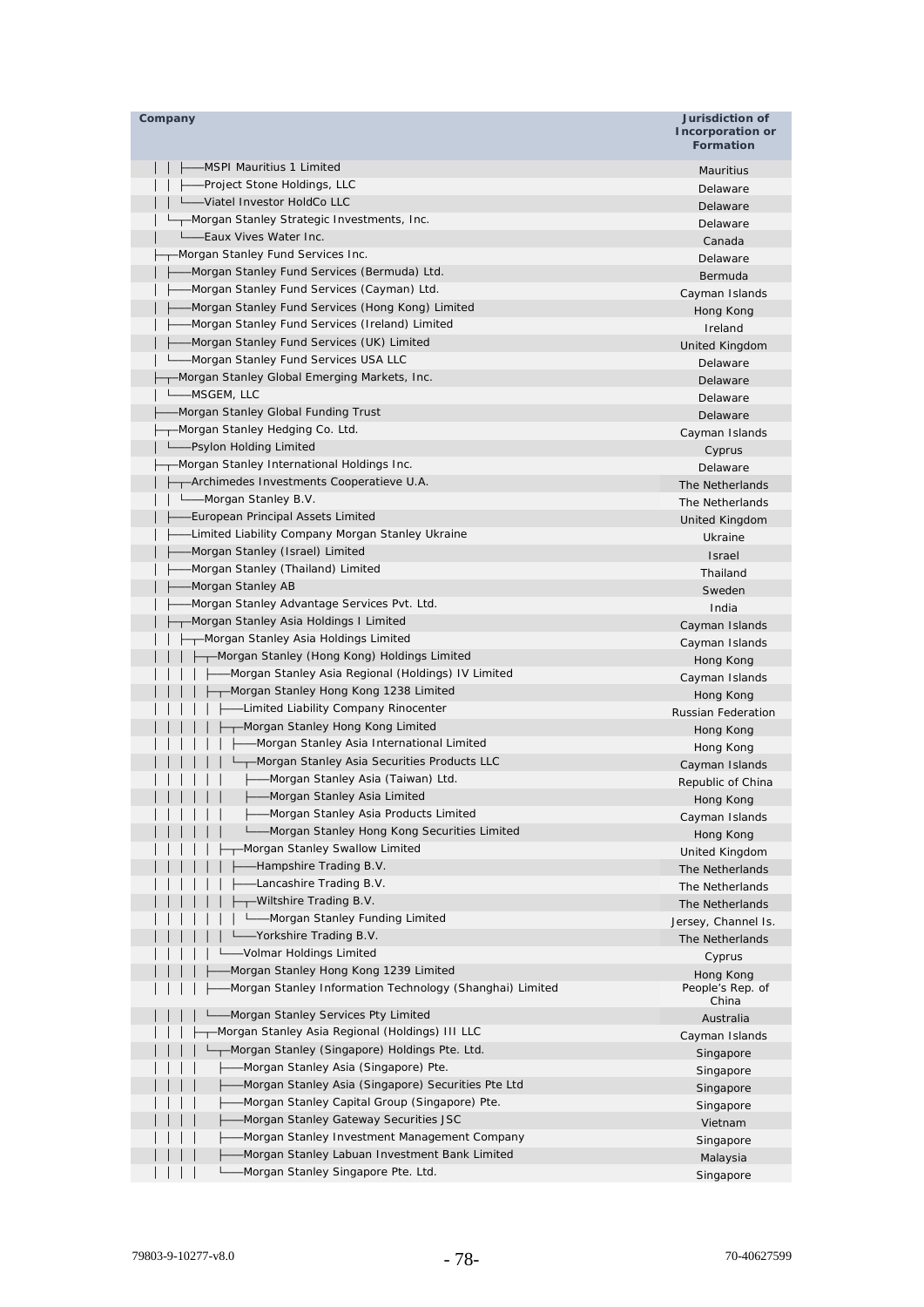| Company | Jurisdiction of Incorporation or Formation |
|---|---|
| │ │ ├──MSPI Mauritius 1 Limited | Mauritius |
| │ │ ├──Project Stone Holdings, LLC | Delaware |
| │ │ └──Viatel Investor HoldCo LLC | Delaware |
| │ └┬─Morgan Stanley Strategic Investments, Inc. | Delaware |
| │ └──Eaux Vives Water Inc. | Canada |
| ├┬─Morgan Stanley Fund Services Inc. | Delaware |
| │ ├──Morgan Stanley Fund Services (Bermuda) Ltd. | Bermuda |
| │ ├──Morgan Stanley Fund Services (Cayman) Ltd. | Cayman Islands |
| │ ├──Morgan Stanley Fund Services (Hong Kong) Limited | Hong Kong |
| │ ├──Morgan Stanley Fund Services (Ireland) Limited | Ireland |
| │ ├──Morgan Stanley Fund Services (UK) Limited | United Kingdom |
| │ └──Morgan Stanley Fund Services USA LLC | Delaware |
| ├┬─Morgan Stanley Global Emerging Markets, Inc. | Delaware |
| │ └──MSGEM, LLC | Delaware |
| ├──Morgan Stanley Global Funding Trust | Delaware |
| ├┬─Morgan Stanley Hedging Co. Ltd. | Cayman Islands |
| │ └──Psylon Holding Limited | Cyprus |
| ├┬─Morgan Stanley International Holdings Inc. | Delaware |
| │ ├┬─Archimedes Investments Cooperatieve U.A. | The Netherlands |
| │ │ └──Morgan Stanley B.V. | The Netherlands |
| │ ├──European Principal Assets Limited | United Kingdom |
| │ ├──Limited Liability Company Morgan Stanley Ukraine | Ukraine |
| │ ├──Morgan Stanley (Israel) Limited | Israel |
| │ ├──Morgan Stanley (Thailand) Limited | Thailand |
| │ ├──Morgan Stanley AB | Sweden |
| │ ├──Morgan Stanley Advantage Services Pvt. Ltd. | India |
| │ ├┬─Morgan Stanley Asia Holdings I Limited | Cayman Islands |
| │ │ ├┬─Morgan Stanley Asia Holdings Limited | Cayman Islands |
| │ │ │ ├┬─Morgan Stanley (Hong Kong) Holdings Limited | Hong Kong |
| │ │ │ │ ├──Morgan Stanley Asia Regional (Holdings) IV Limited | Cayman Islands |
| │ │ │ │ ├┬─Morgan Stanley Hong Kong 1238 Limited | Hong Kong |
| │ │ │ │ │ ├──Limited Liability Company Rinocenter | Russian Federation |
| │ │ │ │ │ ├┬─Morgan Stanley Hong Kong Limited | Hong Kong |
| │ │ │ │ │ │ ├──Morgan Stanley Asia International Limited | Hong Kong |
| │ │ │ │ │ │ └┬─Morgan Stanley Asia Securities Products LLC | Cayman Islands |
| │ │ │ │ │ │ ├──Morgan Stanley Asia (Taiwan) Ltd. | Republic of China |
| │ │ │ │ │ │ ├──Morgan Stanley Asia Limited | Hong Kong |
| │ │ │ │ │ │ ├──Morgan Stanley Asia Products Limited | Cayman Islands |
| │ │ │ │ │ │ └──Morgan Stanley Hong Kong Securities Limited | Hong Kong |
| │ │ │ │ │ ├┬─Morgan Stanley Swallow Limited | United Kingdom |
| │ │ │ │ │ │ ├──Hampshire Trading B.V. | The Netherlands |
| │ │ │ │ │ │ ├──Lancashire Trading B.V. | The Netherlands |
| │ │ │ │ │ │ ├┬─Wiltshire Trading B.V. | The Netherlands |
| │ │ │ │ │ │ │ └──Morgan Stanley Funding Limited | Jersey, Channel Is. |
| │ │ │ │ │ │ └──Yorkshire Trading B.V. | The Netherlands |
| │ │ │ │ │ └──Volmar Holdings Limited | Cyprus |
| │ │ │ │ ├──Morgan Stanley Hong Kong 1239 Limited | Hong Kong |
| │ │ │ │ ├──Morgan Stanley Information Technology (Shanghai) Limited | People's Rep. of China |
| │ │ │ │ └──Morgan Stanley Services Pty Limited | Australia |
| │ │ │ ├┬─Morgan Stanley Asia Regional (Holdings) III LLC | Cayman Islands |
| │ │ │ │ └┬─Morgan Stanley (Singapore) Holdings Pte. Ltd. | Singapore |
| │ │ │ │ ├──Morgan Stanley Asia (Singapore) Pte. | Singapore |
| │ │ │ │ ├──Morgan Stanley Asia (Singapore) Securities Pte Ltd | Singapore |
| │ │ │ │ ├──Morgan Stanley Capital Group (Singapore) Pte. | Singapore |
| │ │ │ │ ├──Morgan Stanley Gateway Securities JSC | Vietnam |
| │ │ │ │ ├──Morgan Stanley Investment Management Company | Singapore |
| │ │ │ │ ├──Morgan Stanley Labuan Investment Bank Limited | Malaysia |
| │ │ │ │ └──Morgan Stanley Singapore Pte. Ltd. | Singapore |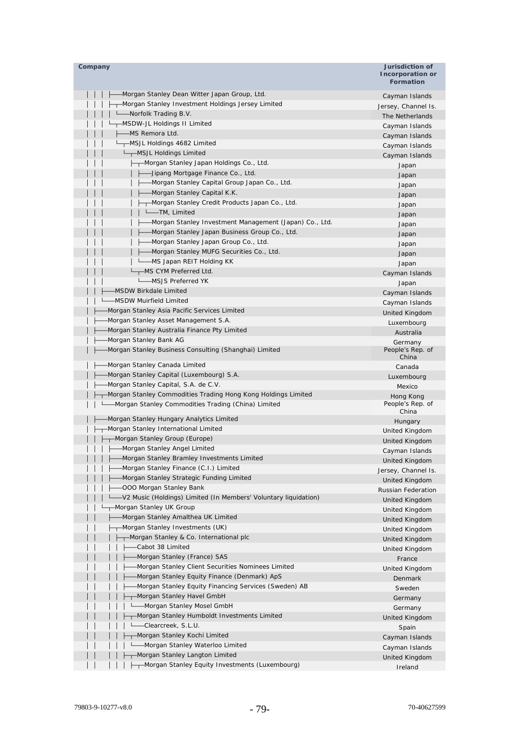| Company | Jurisdiction of Incorporation or Formation |
|---|---|
| │ │ │ ├──Morgan Stanley Dean Witter Japan Group, Ltd. | Cayman Islands |
| │ │ │ ├─┬Morgan Stanley Investment Holdings Jersey Limited | Jersey, Channel Is. |
| │ │ │ │ └──Norfolk Trading B.V. | The Netherlands |
| │ │ │ └─┬MSDW-JL Holdings II Limited | Cayman Islands |
| │ │ │ ├──MS Remora Ltd. | Cayman Islands |
| │ │ │ └─┬MSJL Holdings 4682 Limited | Cayman Islands |
| │ │ │ └─┬MSJL Holdings Limited | Cayman Islands |
| │ │ │ ├─┬Morgan Stanley Japan Holdings Co., Ltd. | Japan |
| │ │ │ │ ├──Jipang Mortgage Finance Co., Ltd. | Japan |
| │ │ │ │ ├──Morgan Stanley Capital Group Japan Co., Ltd. | Japan |
| │ │ │ │ ├──Morgan Stanley Capital K.K. | Japan |
| │ │ │ │ ├─┬Morgan Stanley Credit Products Japan Co., Ltd. | Japan |
| │ │ │ │ │ └──TM, Limited | Japan |
| │ │ │ │ ├──Morgan Stanley Investment Management (Japan) Co., Ltd. | Japan |
| │ │ │ │ ├──Morgan Stanley Japan Business Group Co., Ltd. | Japan |
| │ │ │ │ ├──Morgan Stanley Japan Group Co., Ltd. | Japan |
| │ │ │ │ ├──Morgan Stanley MUFG Securities Co., Ltd. | Japan |
| │ │ │ │ └──MS Japan REIT Holding KK | Japan |
| │ │ │ └─┬MS CYM Preferred Ltd. | Cayman Islands |
| │ │ │ └──MSJS Preferred YK | Japan |
| │ │ ├──MSDW Birkdale Limited | Cayman Islands |
| │ │ └──MSDW Muirfield Limited | Cayman Islands |
| │ ├──Morgan Stanley Asia Pacific Services Limited | United Kingdom |
| │ ├──Morgan Stanley Asset Management S.A. | Luxembourg |
| │ ├──Morgan Stanley Australia Finance Pty Limited | Australia |
| │ ├──Morgan Stanley Bank AG | Germany |
| │ ├──Morgan Stanley Business Consulting (Shanghai) Limited | People's Rep. of China |
| │ ├──Morgan Stanley Canada Limited | Canada |
| │ ├──Morgan Stanley Capital (Luxembourg) S.A. | Luxembourg |
| │ ├──Morgan Stanley Capital, S.A. de C.V. | Mexico |
| │ ├─┬Morgan Stanley Commodities Trading Hong Kong Holdings Limited | Hong Kong |
| │ │ └──Morgan Stanley Commodities Trading (China) Limited | People's Rep. of China |
| │ ├──Morgan Stanley Hungary Analytics Limited | Hungary |
| │ ├─┬Morgan Stanley International Limited | United Kingdom |
| │ │ ├─┬Morgan Stanley Group (Europe) | United Kingdom |
| │ │ │ ├──Morgan Stanley Angel Limited | Cayman Islands |
| │ │ │ ├──Morgan Stanley Bramley Investments Limited | United Kingdom |
| │ │ │ ├──Morgan Stanley Finance (C.I.) Limited | Jersey, Channel Is. |
| │ │ │ ├──Morgan Stanley Strategic Funding Limited | United Kingdom |
| │ │ │ ├──OOO Morgan Stanley Bank | Russian Federation |
| │ │ │ └──V2 Music (Holdings) Limited (In Members' Voluntary liquidation) | United Kingdom |
| │ │ └─┬Morgan Stanley UK Group | United Kingdom |
| │ │ ├──Morgan Stanley Amalthea UK Limited | United Kingdom |
| │ │ ├─┬Morgan Stanley Investments (UK) | United Kingdom |
| │ │ │ ├─┬Morgan Stanley & Co. International plc | United Kingdom |
| │ │ │ │ ├──Cabot 38 Limited | United Kingdom |
| │ │ │ │ ├──Morgan Stanley (France) SAS | France |
| │ │ │ │ ├──Morgan Stanley Client Securities Nominees Limited | United Kingdom |
| │ │ │ │ ├──Morgan Stanley Equity Finance (Denmark) ApS | Denmark |
| │ │ │ │ ├──Morgan Stanley Equity Financing Services (Sweden) AB | Sweden |
| │ │ │ │ ├─┬Morgan Stanley Havel GmbH | Germany |
| │ │ │ │ │ └──Morgan Stanley Mosel GmbH | Germany |
| │ │ │ │ ├─┬Morgan Stanley Humboldt Investments Limited | United Kingdom |
| │ │ │ │ │ └──Clearcreek, S.L.U. | Spain |
| │ │ │ │ ├─┬Morgan Stanley Kochi Limited | Cayman Islands |
| │ │ │ │ │ └──Morgan Stanley Waterloo Limited | Cayman Islands |
| │ │ │ │ ├─┬Morgan Stanley Langton Limited | United Kingdom |
| │ │ │ │ │ ├─┬Morgan Stanley Equity Investments (Luxembourg) | Ireland |

79803-9-10277-v8.0 70-40627599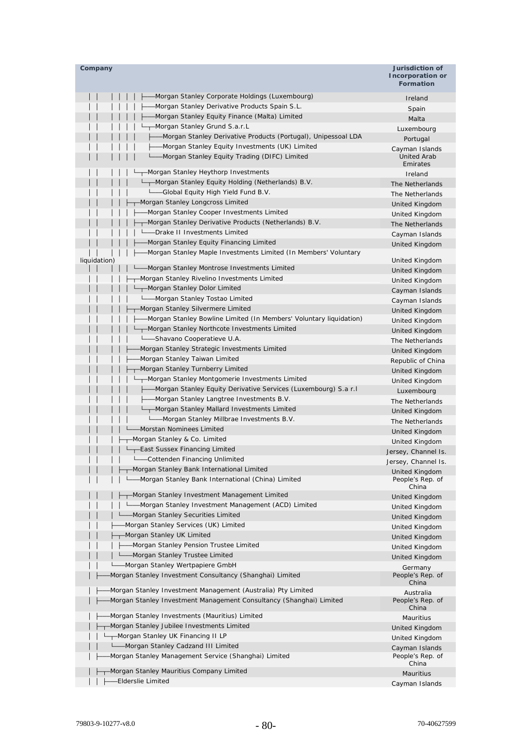| Company | Jurisdiction of Incorporation or Formation |
|---|---|
| │ │ │ │ │ │ ├──Morgan Stanley Corporate Holdings (Luxembourg) | Ireland |
| │ │ │ │ │ │ ├──Morgan Stanley Derivative Products Spain S.L. | Spain |
| │ │ │ │ │ │ ├──Morgan Stanley Equity Finance (Malta) Limited | Malta |
| │ │ │ │ │ │ └┬─Morgan Stanley Grund S.a.r.L | Luxembourg |
| │ │ │ │ │ │ ├──Morgan Stanley Derivative Products (Portugal), Unipessoal LDA | Portugal |
| │ │ │ │ │ │ ├──Morgan Stanley Equity Investments (UK) Limited | Cayman Islands |
| │ │ │ │ │ │ └──Morgan Stanley Equity Trading (DIFC) Limited | United Arab Emirates |
| │ │ │ │ │ └┬─Morgan Stanley Heythorp Investments | Ireland |
| │ │ │ │ │ └┬─Morgan Stanley Equity Holding (Netherlands) B.V. | The Netherlands |
| │ │ │ │ │ └──Global Equity High Yield Fund B.V. | The Netherlands |
| │ │ │ │ ├┬─Morgan Stanley Longcross Limited | United Kingdom |
| │ │ │ │ │ ├──Morgan Stanley Cooper Investments Limited | United Kingdom |
| │ │ │ │ │ ├┬─Morgan Stanley Derivative Products (Netherlands) B.V. | The Netherlands |
| │ │ │ │ │ │ └──Drake II Investments Limited | Cayman Islands |
| │ │ │ │ │ ├──Morgan Stanley Equity Financing Limited | United Kingdom |
| │ │ │ │ │ ├──Morgan Stanley Maple Investments Limited (In Members' Voluntary liquidation) | United Kingdom |
| │ │ │ │ │ └──Morgan Stanley Montrose Investments Limited | United Kingdom |
| │ │ │ │ ├┬─Morgan Stanley Rivelino Investments Limited | United Kingdom |
| │ │ │ │ │ └┬─Morgan Stanley Dolor Limited | Cayman Islands |
| │ │ │ │ │ └──Morgan Stanley Tostao Limited | Cayman Islands |
| │ │ │ │ ├┬─Morgan Stanley Silvermere Limited | United Kingdom |
| │ │ │ │ │ ├──Morgan Stanley Bowline Limited (In Members' Voluntary liquidation) | United Kingdom |
| │ │ │ │ │ └┬─Morgan Stanley Northcote Investments Limited | United Kingdom |
| │ │ │ │ │ └──Shavano Cooperatieve U.A. | The Netherlands |
| │ │ │ │ ├──Morgan Stanley Strategic Investments Limited | United Kingdom |
| │ │ │ │ ├──Morgan Stanley Taiwan Limited | Republic of China |
| │ │ │ │ ├┬─Morgan Stanley Turnberry Limited | United Kingdom |
| │ │ │ │ │ └┬─Morgan Stanley Montgomerie Investments Limited | United Kingdom |
| │ │ │ │ │ ├──Morgan Stanley Equity Derivative Services (Luxembourg) S.a r.l | Luxembourg |
| │ │ │ │ │ ├──Morgan Stanley Langtree Investments B.V. | The Netherlands |
| │ │ │ │ │ └┬─Morgan Stanley Mallard Investments Limited | United Kingdom |
| │ │ │ │ │ └──Morgan Stanley Millbrae Investments B.V. | The Netherlands |
| │ │ │ │ └──Morstan Nominees Limited | United Kingdom |
| │ │ │ ├┬─Morgan Stanley & Co. Limited | United Kingdom |
| │ │ │ │ └┬─East Sussex Financing Limited | Jersey, Channel Is. |
| │ │ │ │ └──Cottenden Financing Unlimited | Jersey, Channel Is. |
| │ │ │ ├┬─Morgan Stanley Bank International Limited | United Kingdom |
| │ │ │ │ └──Morgan Stanley Bank International (China) Limited | People's Rep. of China |
| │ │ │ ├┬─Morgan Stanley Investment Management Limited | United Kingdom |
| │ │ │ │ └──Morgan Stanley Investment Management (ACD) Limited | United Kingdom |
| │ │ │ └──Morgan Stanley Securities Limited | United Kingdom |
| │ │ ├──Morgan Stanley Services (UK) Limited | United Kingdom |
| │ │ ├┬─Morgan Stanley UK Limited | United Kingdom |
| │ │ │ ├──Morgan Stanley Pension Trustee Limited | United Kingdom |
| │ │ │ └──Morgan Stanley Trustee Limited | United Kingdom |
| │ │ └──Morgan Stanley Wertpapiere GmbH | Germany |
| │ ├──Morgan Stanley Investment Consultancy (Shanghai) Limited | People's Rep. of China |
| │ ├──Morgan Stanley Investment Management (Australia) Pty Limited | Australia |
| │ ├──Morgan Stanley Investment Management Consultancy (Shanghai) Limited | People's Rep. of China |
| │ ├──Morgan Stanley Investments (Mauritius) Limited | Mauritius |
| │ ├┬─Morgan Stanley Jubilee Investments Limited | United Kingdom |
| │ │ └┬─Morgan Stanley UK Financing II LP | United Kingdom |
| │ │ └──Morgan Stanley Cadzand III Limited | Cayman Islands |
| │ ├──Morgan Stanley Management Service (Shanghai) Limited | People's Rep. of China |
| │ ├┬─Morgan Stanley Mauritius Company Limited | Mauritius |
| │ │ ├──Elderslie Limited | Cayman Islands |

79803-9-10277-v8.0 70-40627599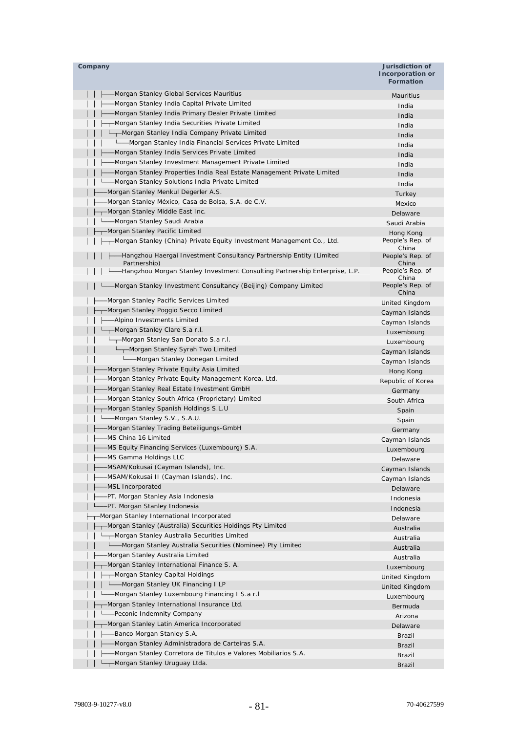| Company | Jurisdiction of Incorporation or Formation |
|---|---|
| │ │ ├──Morgan Stanley Global Services Mauritius | Mauritius |
| │ │ ├──Morgan Stanley India Capital Private Limited | India |
| │ │ ├──Morgan Stanley India Primary Dealer Private Limited | India |
| │ │ ├─┬Morgan Stanley India Securities Private Limited | India |
| │ │ │ └─┬Morgan Stanley India Company Private Limited | India |
| │ │ │ └──Morgan Stanley India Financial Services Private Limited | India |
| │ │ ├──Morgan Stanley India Services Private Limited | India |
| │ │ ├──Morgan Stanley Investment Management Private Limited | India |
| │ │ ├──Morgan Stanley Properties India Real Estate Management Private Limited | India |
| │ │ └──Morgan Stanley Solutions India Private Limited | India |
| │ ├──Morgan Stanley Menkul Degerler A.S. | Turkey |
| │ ├──Morgan Stanley México, Casa de Bolsa, S.A. de C.V. | Mexico |
| │ ├─┬Morgan Stanley Middle East Inc. | Delaware |
| │ │ └──Morgan Stanley Saudi Arabia | Saudi Arabia |
| │ ├─┬Morgan Stanley Pacific Limited | Hong Kong |
| │ │ ├─┬Morgan Stanley (China) Private Equity Investment Management Co., Ltd. | People's Rep. of China |
| │ │ │ ├──Hangzhou Haergai Investment Consultancy Partnership Entity (Limited Partnership) | People's Rep. of China |
| │ │ │ └──Hangzhou Morgan Stanley Investment Consulting Partnership Enterprise, L.P. | People's Rep. of China |
| │ │ └──Morgan Stanley Investment Consultancy (Beijing) Company Limited | People's Rep. of China |
| │ ├──Morgan Stanley Pacific Services Limited | United Kingdom |
| │ ├─┬Morgan Stanley Poggio Secco Limited | Cayman Islands |
| │ │ ├──Alpino Investments Limited | Cayman Islands |
| │ │ └─┬Morgan Stanley Clare S.a r.l. | Luxembourg |
| │ │ └─┬Morgan Stanley San Donato S.a r.l. | Luxembourg |
| │ │ └─┬Morgan Stanley Syrah Two Limited | Cayman Islands |
| │ │ └──Morgan Stanley Donegan Limited | Cayman Islands |
| │ ├──Morgan Stanley Private Equity Asia Limited | Hong Kong |
| │ ├──Morgan Stanley Private Equity Management Korea, Ltd. | Republic of Korea |
| │ ├──Morgan Stanley Real Estate Investment GmbH | Germany |
| │ ├──Morgan Stanley South Africa (Proprietary) Limited | South Africa |
| │ ├─┬Morgan Stanley Spanish Holdings S.L.U | Spain |
| │ │ └──Morgan Stanley S.V., S.A.U. | Spain |
| │ ├──Morgan Stanley Trading Beteiligungs-GmbH | Germany |
| │ ├──MS China 16 Limited | Cayman Islands |
| │ ├──MS Equity Financing Services (Luxembourg) S.A. | Luxembourg |
| │ ├──MS Gamma Holdings LLC | Delaware |
| │ ├──MSAM/Kokusai (Cayman Islands), Inc. | Cayman Islands |
| │ ├──MSAM/Kokusai II (Cayman Islands), Inc. | Cayman Islands |
| │ ├──MSL Incorporated | Delaware |
| │ ├──PT. Morgan Stanley Asia Indonesia | Indonesia |
| │ └──PT. Morgan Stanley Indonesia | Indonesia |
| ├─┬Morgan Stanley International Incorporated | Delaware |
| │ ├─┬Morgan Stanley (Australia) Securities Holdings Pty Limited | Australia |
| │ │ └─┬Morgan Stanley Australia Securities Limited | Australia |
| │ │ └──Morgan Stanley Australia Securities (Nominee) Pty Limited | Australia |
| │ ├──Morgan Stanley Australia Limited | Australia |
| │ ├─┬Morgan Stanley International Finance S. A. | Luxembourg |
| │ │ ├─┬Morgan Stanley Capital Holdings | United Kingdom |
| │ │ │ └──Morgan Stanley UK Financing I LP | United Kingdom |
| │ │ └──Morgan Stanley Luxembourg Financing I S.a r.l | Luxembourg |
| │ ├─┬Morgan Stanley International Insurance Ltd. | Bermuda |
| │ │ └──Peconic Indemnity Company | Arizona |
| │ ├─┬Morgan Stanley Latin America Incorporated | Delaware |
| │ │ ├──Banco Morgan Stanley S.A. | Brazil |
| │ │ ├──Morgan Stanley Administradora de Carteiras S.A. | Brazil |
| │ │ ├──Morgan Stanley Corretora de Titulos e Valores Mobiliarios S.A. | Brazil |
| │ │ └─┬Morgan Stanley Uruguay Ltda. | Brazil |

79803-9-10277-v8.0 70-40627599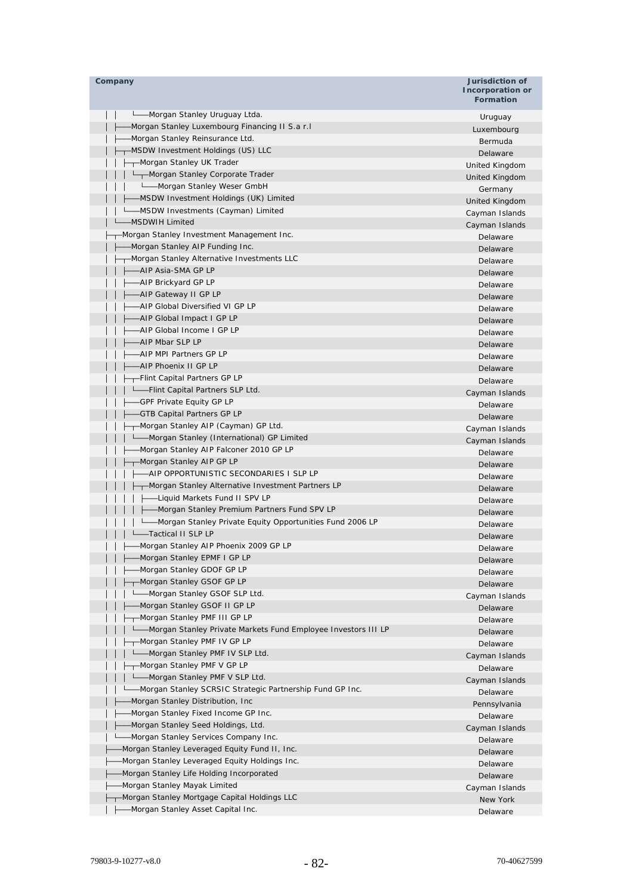| Company | Jurisdiction of Incorporation or Formation |
|---|---|
| │ │ └──Morgan Stanley Uruguay Ltda. | Uruguay |
| │ ├──Morgan Stanley Luxembourg Financing II S.a r.l | Luxembourg |
| │ ├──Morgan Stanley Reinsurance Ltd. | Bermuda |
| │ ├─┬MSDW Investment Holdings (US) LLC | Delaware |
| │ │ ├─┬Morgan Stanley UK Trader | United Kingdom |
| │ │ │ └─┬Morgan Stanley Corporate Trader | United Kingdom |
| │ │ │ └──Morgan Stanley Weser GmbH | Germany |
| │ │ ├──MSDW Investment Holdings (UK) Limited | United Kingdom |
| │ │ └──MSDW Investments (Cayman) Limited | Cayman Islands |
| │ └──MSDWIH Limited | Cayman Islands |
| ├─┬Morgan Stanley Investment Management Inc. | Delaware |
| │ ├──Morgan Stanley AIP Funding Inc. | Delaware |
| │ ├─┬Morgan Stanley Alternative Investments LLC | Delaware |
| │ │ ├──AIP Asia-SMA GP LP | Delaware |
| │ │ ├──AIP Brickyard GP LP | Delaware |
| │ │ ├──AIP Gateway II GP LP | Delaware |
| │ │ ├──AIP Global Diversified VI GP LP | Delaware |
| │ │ ├──AIP Global Impact I GP LP | Delaware |
| │ │ ├──AIP Global Income I GP LP | Delaware |
| │ │ ├──AIP Mbar SLP LP | Delaware |
| │ │ ├──AIP MPI Partners GP LP | Delaware |
| │ │ ├──AIP Phoenix II GP LP | Delaware |
| │ │ ├─┬Flint Capital Partners GP LP | Delaware |
| │ │ │ └──Flint Capital Partners SLP Ltd. | Cayman Islands |
| │ │ ├──GPF Private Equity GP LP | Delaware |
| │ │ ├──GTB Capital Partners GP LP | Delaware |
| │ │ ├─┬Morgan Stanley AIP (Cayman) GP Ltd. | Cayman Islands |
| │ │ │ └──Morgan Stanley (International) GP Limited | Cayman Islands |
| │ │ ├──Morgan Stanley AIP Falconer 2010 GP LP | Delaware |
| │ │ ├─┬Morgan Stanley AIP GP LP | Delaware |
| │ │ │ ├──AIP OPPORTUNISTIC SECONDARIES I SLP LP | Delaware |
| │ │ │ ├─┬Morgan Stanley Alternative Investment Partners LP | Delaware |
| │ │ │ │ ├──Liquid Markets Fund II SPV LP | Delaware |
| │ │ │ │ ├──Morgan Stanley Premium Partners Fund SPV LP | Delaware |
| │ │ │ │ └──Morgan Stanley Private Equity Opportunities Fund 2006 LP | Delaware |
| │ │ │ └──Tactical II SLP LP | Delaware |
| │ │ ├──Morgan Stanley AIP Phoenix 2009 GP LP | Delaware |
| │ │ ├──Morgan Stanley EPMF I GP LP | Delaware |
| │ │ ├──Morgan Stanley GDOF GP LP | Delaware |
| │ │ ├─┬Morgan Stanley GSOF GP LP | Delaware |
| │ │ │ └──Morgan Stanley GSOF SLP Ltd. | Cayman Islands |
| │ │ ├──Morgan Stanley GSOF II GP LP | Delaware |
| │ │ ├─┬Morgan Stanley PMF III GP LP | Delaware |
| │ │ │ └──Morgan Stanley Private Markets Fund Employee Investors III LP | Delaware |
| │ │ ├─┬Morgan Stanley PMF IV GP LP | Delaware |
| │ │ │ └──Morgan Stanley PMF IV SLP Ltd. | Cayman Islands |
| │ │ ├─┬Morgan Stanley PMF V GP LP | Delaware |
| │ │ │ └──Morgan Stanley PMF V SLP Ltd. | Cayman Islands |
| │ │ └──Morgan Stanley SCRSIC Strategic Partnership Fund GP Inc. | Delaware |
| │ ├──Morgan Stanley Distribution, Inc | Pennsylvania |
| │ ├──Morgan Stanley Fixed Income GP Inc. | Delaware |
| │ ├──Morgan Stanley Seed Holdings, Ltd. | Cayman Islands |
| │ └──Morgan Stanley Services Company Inc. | Delaware |
| ├──Morgan Stanley Leveraged Equity Fund II, Inc. | Delaware |
| ├──Morgan Stanley Leveraged Equity Holdings Inc. | Delaware |
| ├──Morgan Stanley Life Holding Incorporated | Delaware |
| ├──Morgan Stanley Mayak Limited | Cayman Islands |
| ├─┬Morgan Stanley Mortgage Capital Holdings LLC | New York |
| │ ├──Morgan Stanley Asset Capital Inc. | Delaware |

79803-9-10277-v8.0 70-40627599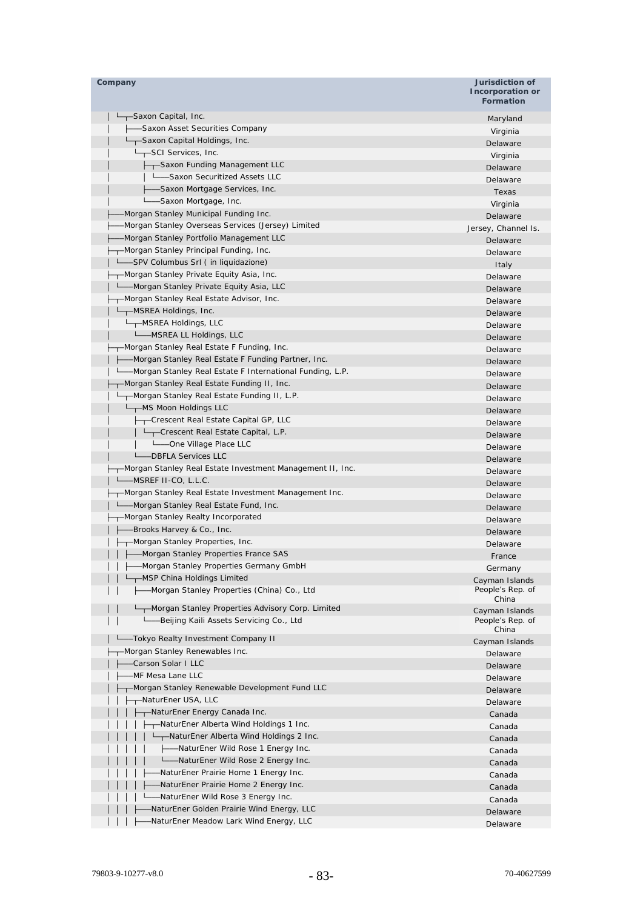| Company | Jurisdiction of Incorporation or Formation |
|---|---|
| │ └─┬─Saxon Capital, Inc. | Maryland |
| │ ├──Saxon Asset Securities Company | Virginia |
| │ └─┬─Saxon Capital Holdings, Inc. | Delaware |
| │ └─┬─SCI Services, Inc. | Virginia |
| │ ├─┬─Saxon Funding Management LLC | Delaware |
| │ │ └──Saxon Securitized Assets LLC | Delaware |
| │ ├──Saxon Mortgage Services, Inc. | Texas |
| │ └──Saxon Mortgage, Inc. | Virginia |
| ├──Morgan Stanley Municipal Funding Inc. | Delaware |
| ├──Morgan Stanley Overseas Services (Jersey) Limited | Jersey, Channel Is. |
| ├──Morgan Stanley Portfolio Management LLC | Delaware |
| ├─┬─Morgan Stanley Principal Funding, Inc. | Delaware |
| │ └──SPV Columbus Srl ( in liquidazione) | Italy |
| ├─┬─Morgan Stanley Private Equity Asia, Inc. | Delaware |
| │ └──Morgan Stanley Private Equity Asia, LLC | Delaware |
| ├─┬─Morgan Stanley Real Estate Advisor, Inc. | Delaware |
| │ └─┬─MSREA Holdings, Inc. | Delaware |
| │ └─┬─MSREA Holdings, LLC | Delaware |
| │ └──MSREA LL Holdings, LLC | Delaware |
| ├─┬─Morgan Stanley Real Estate F Funding, Inc. | Delaware |
| │ ├──Morgan Stanley Real Estate F Funding Partner, Inc. | Delaware |
| │ └──Morgan Stanley Real Estate F International Funding, L.P. | Delaware |
| ├─┬─Morgan Stanley Real Estate Funding II, Inc. | Delaware |
| │ └─┬─Morgan Stanley Real Estate Funding II, L.P. | Delaware |
| │ └─┬─MS Moon Holdings LLC | Delaware |
| │ ├─┬─Crescent Real Estate Capital GP, LLC | Delaware |
| │ │ └─┬─Crescent Real Estate Capital, L.P. | Delaware |
| │ │ └──One Village Place LLC | Delaware |
| │ └──DBFLA Services LLC | Delaware |
| ├─┬─Morgan Stanley Real Estate Investment Management II, Inc. | Delaware |
| │ └──MSREF II-CO, L.L.C. | Delaware |
| ├─┬─Morgan Stanley Real Estate Investment Management Inc. | Delaware |
| │ └──Morgan Stanley Real Estate Fund, Inc. | Delaware |
| ├─┬─Morgan Stanley Realty Incorporated | Delaware |
| │ ├──Brooks Harvey & Co., Inc. | Delaware |
| │ ├─┬─Morgan Stanley Properties, Inc. | Delaware |
| │ │ ├──Morgan Stanley Properties France SAS | France |
| │ │ ├──Morgan Stanley Properties Germany GmbH | Germany |
| │ │ └─┬─MSP China Holdings Limited | Cayman Islands |
| │ │ ├──Morgan Stanley Properties (China) Co., Ltd | People's Rep. of China |
| │ │ └─┬─Morgan Stanley Properties Advisory Corp. Limited | Cayman Islands |
| │ │ └──Beijing Kaili Assets Servicing Co., Ltd | People's Rep. of China |
| │ └──Tokyo Realty Investment Company II | Cayman Islands |
| ├─┬─Morgan Stanley Renewables Inc. | Delaware |
| │ ├──Carson Solar I LLC | Delaware |
| │ ├──MF Mesa Lane LLC | Delaware |
| │ ├─┬─Morgan Stanley Renewable Development Fund LLC | Delaware |
| │ │ ├─┬─NaturEner USA, LLC | Delaware |
| │ │ │ ├─┬─NaturEner Energy Canada Inc. | Canada |
| │ │ │ │ ├─┬─NaturEner Alberta Wind Holdings 1 Inc. | Canada |
| │ │ │ │ │ └─┬─NaturEner Alberta Wind Holdings 2 Inc. | Canada |
| │ │ │ │ │ ├──NaturEner Wild Rose 1 Energy Inc. | Canada |
| │ │ │ │ │ └──NaturEner Wild Rose 2 Energy Inc. | Canada |
| │ │ │ │ ├──NaturEner Prairie Home 1 Energy Inc. | Canada |
| │ │ │ │ ├──NaturEner Prairie Home 2 Energy Inc. | Canada |
| │ │ │ │ └──NaturEner Wild Rose 3 Energy Inc. | Canada |
| │ │ │ ├──NaturEner Golden Prairie Wind Energy, LLC | Delaware |
| │ │ │ ├──NaturEner Meadow Lark Wind Energy, LLC | Delaware |

79803-9-10277-v8.0 70-40627599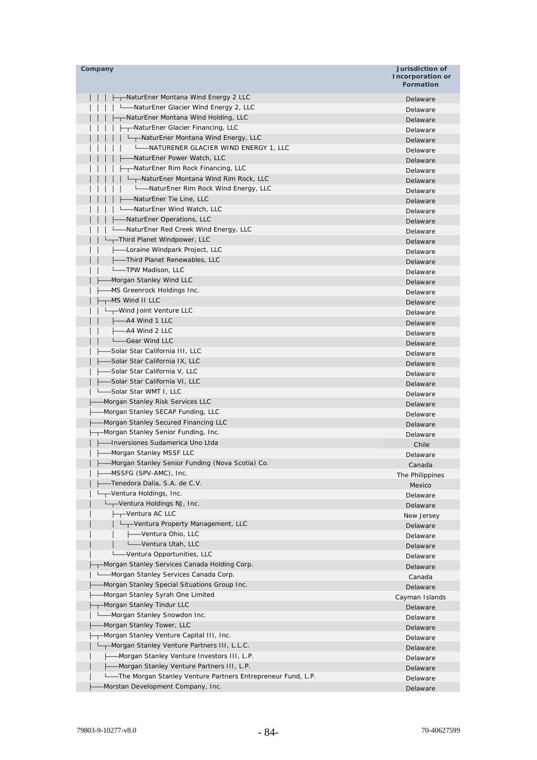| Company | Jurisdiction of Incorporation or Formation |
|---|---|
| │ │ │ ├┬─NaturEner Montana Wind Energy 2 LLC | Delaware |
| │ │ │ │ └──NaturEner Glacier Wind Energy 2, LLC | Delaware |
| │ │ │ ├┬─NaturEner Montana Wind Holding, LLC | Delaware |
| │ │ │ │ ├┬─NaturEner Glacier Financing, LLC | Delaware |
| │ │ │ │ │ └┬─NaturEner Montana Wind Energy, LLC | Delaware |
| │ │ │ │ │ └──NATURENER GLACIER WIND ENERGY 1, LLC | Delaware |
| │ │ │ │ ├──NaturEner Power Watch, LLC | Delaware |
| │ │ │ │ ├┬─NaturEner Rim Rock Financing, LLC | Delaware |
| │ │ │ │ │ └┬─NaturEner Montana Wind Rim Rock, LLC | Delaware |
| │ │ │ │ │ └──NaturEner Rim Rock Wind Energy, LLC | Delaware |
| │ │ │ │ ├──NaturEner Tie Line, LLC | Delaware |
| │ │ │ │ └──NaturEner Wind Watch, LLC | Delaware |
| │ │ │ ├──NaturEner Operations, LLC | Delaware |
| │ │ │ └──NaturEner Red Creek Wind Energy, LLC | Delaware |
| │ │ └┬─Third Planet Windpower, LLC | Delaware |
| │ │ ├──Loraine Windpark Project, LLC | Delaware |
| │ │ ├──Third Planet Renewables, LLC | Delaware |
| │ │ └──TPW Madison, LLC | Delaware |
| │ ├──Morgan Stanley Wind LLC | Delaware |
| │ ├──MS Greenrock Holdings Inc. | Delaware |
| │ ├┬─MS Wind II LLC | Delaware |
| │ │ └┬─Wind Joint Venture LLC | Delaware |
| │ │ ├──A4 Wind 1 LLC | Delaware |
| │ │ ├──A4 Wind 2 LLC | Delaware |
| │ │ └──Gear Wind LLC | Delaware |
| │ ├──Solar Star California III, LLC | Delaware |
| │ ├──Solar Star California IX, LLC | Delaware |
| │ ├──Solar Star California V, LLC | Delaware |
| │ ├──Solar Star California VI, LLC | Delaware |
| │ └──Solar Star WMT I, LLC | Delaware |
| ├──Morgan Stanley Risk Services LLC | Delaware |
| ├──Morgan Stanley SECAP Funding, LLC | Delaware |
| ├──Morgan Stanley Secured Financing LLC | Delaware |
| ├┬─Morgan Stanley Senior Funding, Inc. | Delaware |
| │ ├──Inversiones Sudamerica Uno Ltda | Chile |
| │ ├──Morgan Stanley MSSF LLC | Delaware |
| │ ├──Morgan Stanley Senior Funding (Nova Scotia) Co. | Canada |
| │ ├──MSSFG (SPV-AMC), Inc. | The Philippines |
| │ ├──Tenedora Dalia, S.A. de C.V. | Mexico |
| │ └┬─Ventura Holdings, Inc. | Delaware |
| │ └┬─Ventura Holdings NJ, Inc. | Delaware |
| │ ├┬─Ventura AC LLC | New Jersey |
| │ │ └┬─Ventura Property Management, LLC | Delaware |
| │ │ ├──Ventura Ohio, LLC | Delaware |
| │ │ └──Ventura Utah, LLC | Delaware |
| │ └──Ventura Opportunities, LLC | Delaware |
| ├┬─Morgan Stanley Services Canada Holding Corp. | Delaware |
| │ └──Morgan Stanley Services Canada Corp. | Canada |
| ├──Morgan Stanley Special Situations Group Inc. | Delaware |
| ├──Morgan Stanley Syrah One Limited | Cayman Islands |
| ├┬─Morgan Stanley Tindur LLC | Delaware |
| │ └──Morgan Stanley Snowdon Inc. | Delaware |
| ├──Morgan Stanley Tower, LLC | Delaware |
| ├┬─Morgan Stanley Venture Capital III, Inc. | Delaware |
| │ └┬─Morgan Stanley Venture Partners III, L.L.C. | Delaware |
| │ ├──Morgan Stanley Venture Investors III, L.P. | Delaware |
| │ ├──Morgan Stanley Venture Partners III, L.P. | Delaware |
| │ └──The Morgan Stanley Venture Partners Entrepreneur Fund, L.P. | Delaware |
| ├──Morstan Development Company, Inc. | Delaware |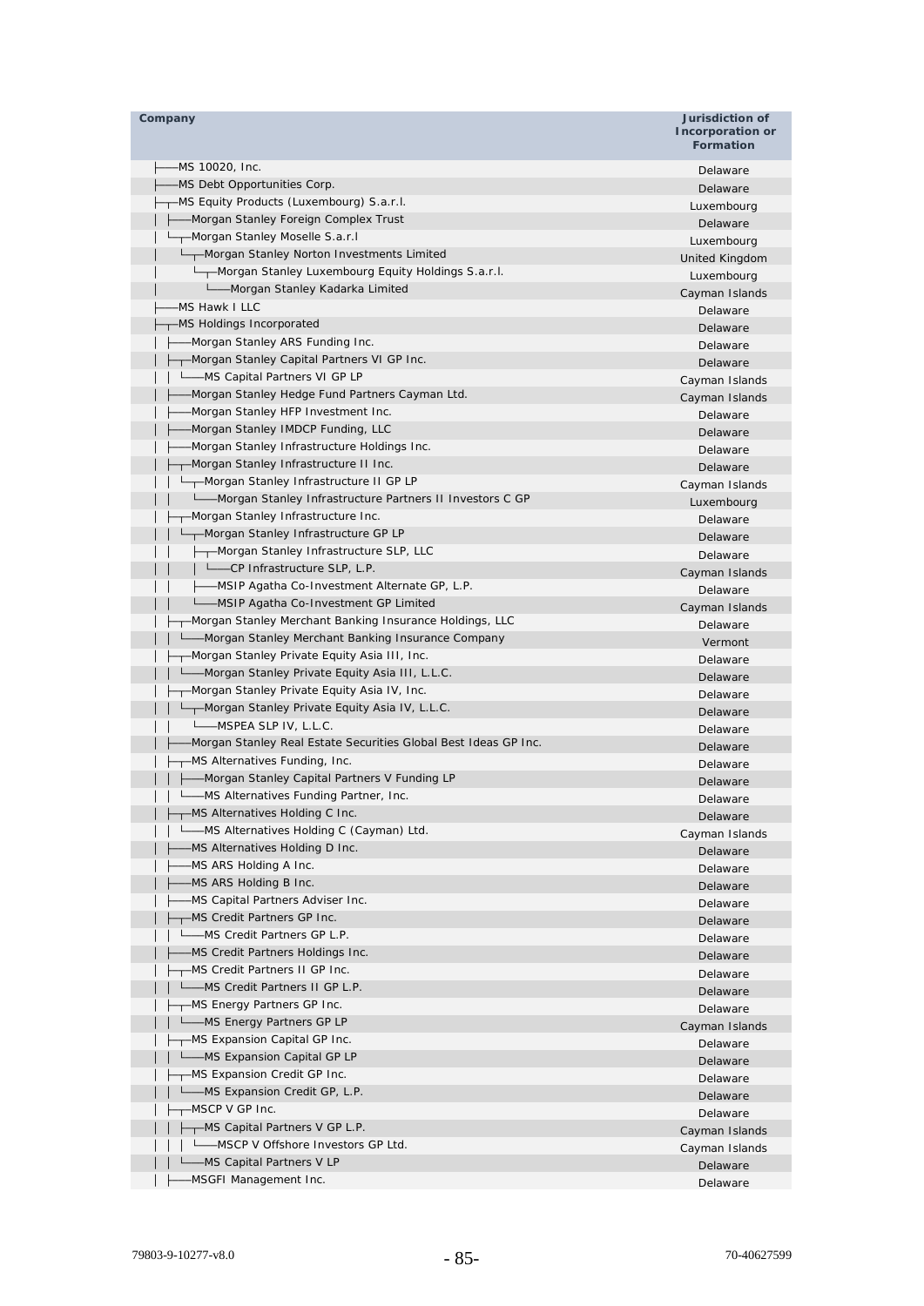| Company | Jurisdiction of Incorporation or Formation |
|---|---|
| ├──MS 10020, Inc. | Delaware |
| ├──MS Debt Opportunities Corp. | Delaware |
| ├─┬─MS Equity Products (Luxembourg) S.a.r.l. | Luxembourg |
| │ ├──Morgan Stanley Foreign Complex Trust | Delaware |
| │ └─┬─Morgan Stanley Moselle S.a.r.l | Luxembourg |
| │ └─┬─Morgan Stanley Norton Investments Limited | United Kingdom |
| │ └─┬─Morgan Stanley Luxembourg Equity Holdings S.a.r.l. | Luxembourg |
| │ └──Morgan Stanley Kadarka Limited | Cayman Islands |
| ├──MS Hawk I LLC | Delaware |
| ├─┬─MS Holdings Incorporated | Delaware |
| │ ├──Morgan Stanley ARS Funding Inc. | Delaware |
| │ ├─┬─Morgan Stanley Capital Partners VI GP Inc. | Delaware |
| │ │ └──MS Capital Partners VI GP LP | Cayman Islands |
| │ ├──Morgan Stanley Hedge Fund Partners Cayman Ltd. | Cayman Islands |
| │ ├──Morgan Stanley HFP Investment Inc. | Delaware |
| │ ├──Morgan Stanley IMDCP Funding, LLC | Delaware |
| │ ├──Morgan Stanley Infrastructure Holdings Inc. | Delaware |
| │ ├─┬─Morgan Stanley Infrastructure II Inc. | Delaware |
| │ │ └─┬─Morgan Stanley Infrastructure II GP LP | Cayman Islands |
| │ │ └──Morgan Stanley Infrastructure Partners II Investors C GP | Luxembourg |
| │ ├─┬─Morgan Stanley Infrastructure Inc. | Delaware |
| │ │ └─┬─Morgan Stanley Infrastructure GP LP | Delaware |
| │ │ ├─┬─Morgan Stanley Infrastructure SLP, LLC | Delaware |
| │ │ │ └──CP Infrastructure SLP, L.P. | Cayman Islands |
| │ │ ├──MSIP Agatha Co-Investment Alternate GP, L.P. | Delaware |
| │ │ └──MSIP Agatha Co-Investment GP Limited | Cayman Islands |
| │ ├─┬─Morgan Stanley Merchant Banking Insurance Holdings, LLC | Delaware |
| │ │ └──Morgan Stanley Merchant Banking Insurance Company | Vermont |
| │ ├─┬─Morgan Stanley Private Equity Asia III, Inc. | Delaware |
| │ │ └──Morgan Stanley Private Equity Asia III, L.L.C. | Delaware |
| │ ├─┬─Morgan Stanley Private Equity Asia IV, Inc. | Delaware |
| │ │ └─┬─Morgan Stanley Private Equity Asia IV, L.L.C. | Delaware |
| │ │ └──MSPEA SLP IV, L.L.C. | Delaware |
| │ ├──Morgan Stanley Real Estate Securities Global Best Ideas GP Inc. | Delaware |
| │ ├─┬─MS Alternatives Funding, Inc. | Delaware |
| │ │ ├──Morgan Stanley Capital Partners V Funding LP | Delaware |
| │ │ └──MS Alternatives Funding Partner, Inc. | Delaware |
| │ ├─┬─MS Alternatives Holding C Inc. | Delaware |
| │ │ └──MS Alternatives Holding C (Cayman) Ltd. | Cayman Islands |
| │ ├──MS Alternatives Holding D Inc. | Delaware |
| │ ├──MS ARS Holding A Inc. | Delaware |
| │ ├──MS ARS Holding B Inc. | Delaware |
| │ ├──MS Capital Partners Adviser Inc. | Delaware |
| │ ├─┬─MS Credit Partners GP Inc. | Delaware |
| │ │ └──MS Credit Partners GP L.P. | Delaware |
| │ ├──MS Credit Partners Holdings Inc. | Delaware |
| │ ├─┬─MS Credit Partners II GP Inc. | Delaware |
| │ │ └──MS Credit Partners II GP L.P. | Delaware |
| │ ├─┬─MS Energy Partners GP Inc. | Delaware |
| │ │ └──MS Energy Partners GP LP | Cayman Islands |
| │ ├─┬─MS Expansion Capital GP Inc. | Delaware |
| │ │ └──MS Expansion Capital GP LP | Delaware |
| │ ├─┬─MS Expansion Credit GP Inc. | Delaware |
| │ │ └──MS Expansion Credit GP, L.P. | Delaware |
| │ ├─┬─MSCP V GP Inc. | Delaware |
| │ │ ├─┬─MS Capital Partners V GP L.P. | Cayman Islands |
| │ │ │ └──MSCP V Offshore Investors GP Ltd. | Cayman Islands |
| │ │ └──MS Capital Partners V LP | Delaware |
| │ ├──MSGFI Management Inc. | Delaware |

79803-9-10277-v8.0 70-40627599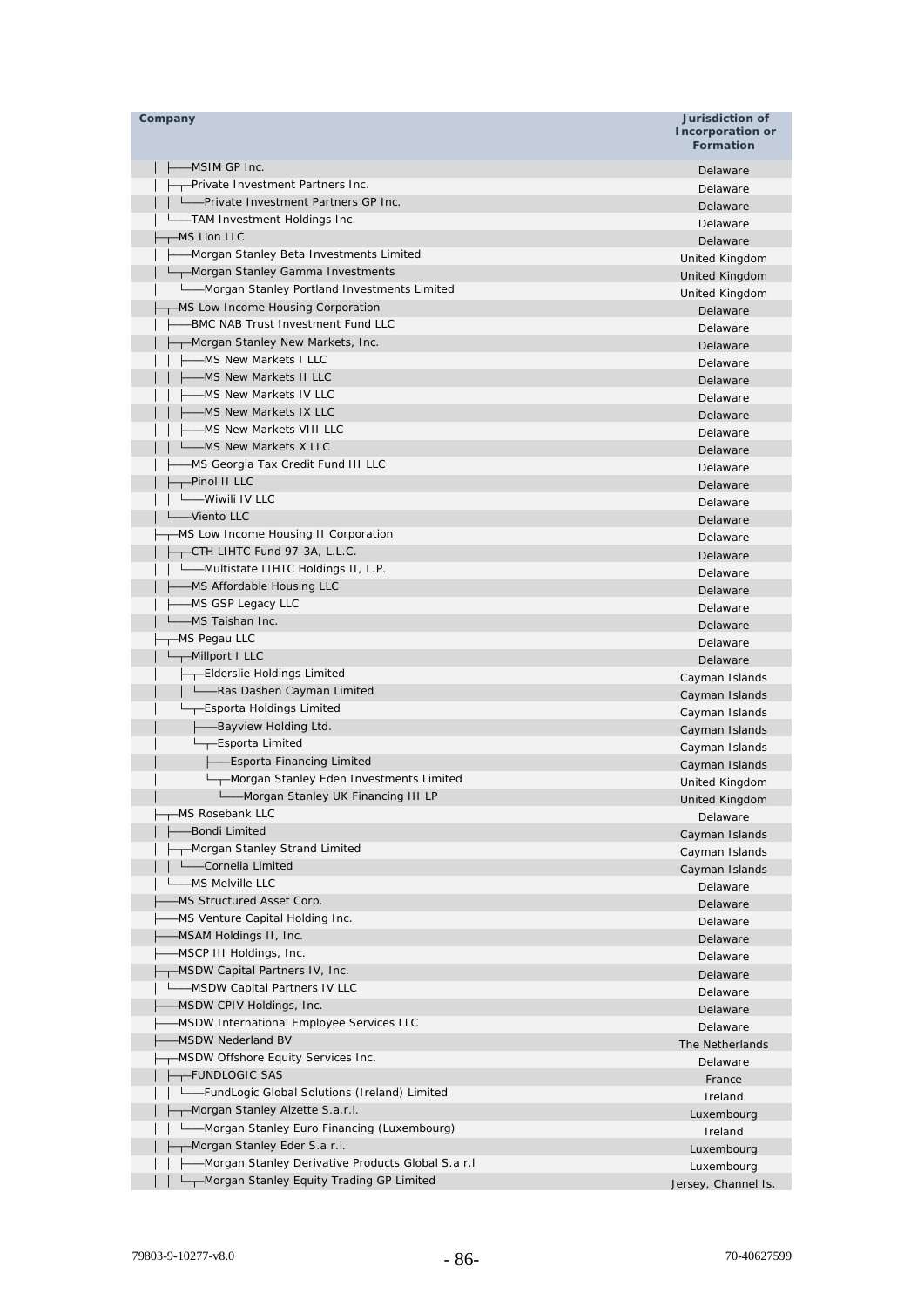| Company | Jurisdiction of Incorporation or Formation |
|---|---|
| │ ├──MSIM GP Inc. | Delaware |
| │ ├─┬Private Investment Partners Inc. | Delaware |
| │ │ └──Private Investment Partners GP Inc. | Delaware |
| │ └──TAM Investment Holdings Inc. | Delaware |
| ├─┬MS Lion LLC | Delaware |
| │ ├──Morgan Stanley Beta Investments Limited | United Kingdom |
| │ └─┬Morgan Stanley Gamma Investments | United Kingdom |
| │ └──Morgan Stanley Portland Investments Limited | United Kingdom |
| ├─┬MS Low Income Housing Corporation | Delaware |
| │ ├──BMC NAB Trust Investment Fund LLC | Delaware |
| │ ├─┬Morgan Stanley New Markets, Inc. | Delaware |
| │ │ ├──MS New Markets I LLC | Delaware |
| │ │ ├──MS New Markets II LLC | Delaware |
| │ │ ├──MS New Markets IV LLC | Delaware |
| │ │ ├──MS New Markets IX LLC | Delaware |
| │ │ ├──MS New Markets VIII LLC | Delaware |
| │ │ └──MS New Markets X LLC | Delaware |
| │ ├──MS Georgia Tax Credit Fund III LLC | Delaware |
| │ ├─┬Pinol II LLC | Delaware |
| │ │ └──Wiwili IV LLC | Delaware |
| │ └──Viento LLC | Delaware |
| ├─┬MS Low Income Housing II Corporation | Delaware |
| │ ├─┬CTH LIHTC Fund 97-3A, L.L.C. | Delaware |
| │ │ └──Multistate LIHTC Holdings II, L.P. | Delaware |
| │ ├──MS Affordable Housing LLC | Delaware |
| │ ├──MS GSP Legacy LLC | Delaware |
| │ └──MS Taishan Inc. | Delaware |
| ├─┬MS Pegau LLC | Delaware |
| │ └─┬Millport I LLC | Delaware |
| │ ├─┬Elderslie Holdings Limited | Cayman Islands |
| │ │ └──Ras Dashen Cayman Limited | Cayman Islands |
| │ └─┬Esporta Holdings Limited | Cayman Islands |
| │ ├──Bayview Holding Ltd. | Cayman Islands |
| │ └─┬Esporta Limited | Cayman Islands |
| │ ├──Esporta Financing Limited | Cayman Islands |
| │ └─┬Morgan Stanley Eden Investments Limited | United Kingdom |
| │ └──Morgan Stanley UK Financing III LP | United Kingdom |
| ├─┬MS Rosebank LLC | Delaware |
| │ ├──Bondi Limited | Cayman Islands |
| │ ├─┬Morgan Stanley Strand Limited | Cayman Islands |
| │ │ └──Cornelia Limited | Cayman Islands |
| │ └──MS Melville LLC | Delaware |
| ├──MS Structured Asset Corp. | Delaware |
| ├──MS Venture Capital Holding Inc. | Delaware |
| ├──MSAM Holdings II, Inc. | Delaware |
| ├──MSCP III Holdings, Inc. | Delaware |
| ├─┬MSDW Capital Partners IV, Inc. | Delaware |
| │ └──MSDW Capital Partners IV LLC | Delaware |
| ├──MSDW CPIV Holdings, Inc. | Delaware |
| ├──MSDW International Employee Services LLC | Delaware |
| ├──MSDW Nederland BV | The Netherlands |
| ├─┬MSDW Offshore Equity Services Inc. | Delaware |
| │ ├─┬FUNDLOGIC SAS | France |
| │ │ └──FundLogic Global Solutions (Ireland) Limited | Ireland |
| │ ├─┬Morgan Stanley Alzette S.a.r.l. | Luxembourg |
| │ │ └──Morgan Stanley Euro Financing (Luxembourg) | Ireland |
| │ ├─┬Morgan Stanley Eder S.a r.l. | Luxembourg |
| │ │ ├──Morgan Stanley Derivative Products Global S.a r.l | Luxembourg |
| │ │ └─┬Morgan Stanley Equity Trading GP Limited | Jersey, Channel Is. |

79803-9-10277-v8.0 70-40627599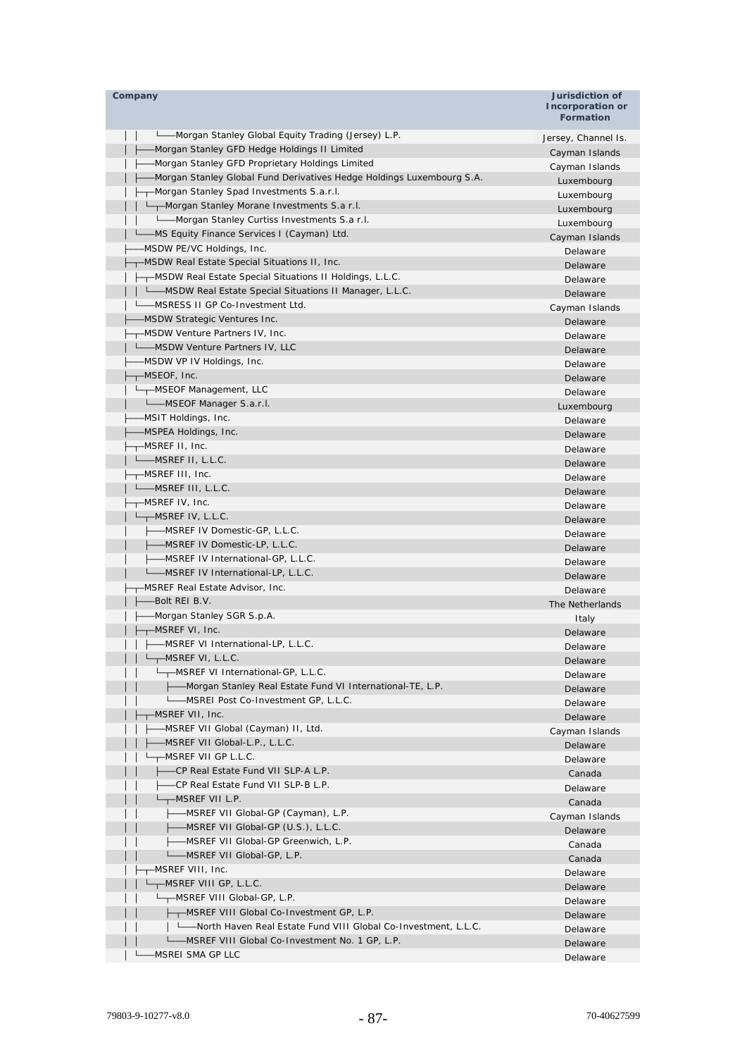| Company | Jurisdiction of Incorporation or Formation |
|---|---|
| │ │ └──Morgan Stanley Global Equity Trading (Jersey) L.P. | Jersey, Channel Is. |
| │ ├──Morgan Stanley GFD Hedge Holdings II Limited | Cayman Islands |
| │ ├──Morgan Stanley GFD Proprietary Holdings Limited | Cayman Islands |
| │ ├──Morgan Stanley Global Fund Derivatives Hedge Holdings Luxembourg S.A. | Luxembourg |
| │ ├─┬Morgan Stanley Spad Investments S.a.r.l. | Luxembourg |
| │ │ └─┬Morgan Stanley Morane Investments S.a r.l. | Luxembourg |
| │ │ └──Morgan Stanley Curtiss Investments S.a r.l. | Luxembourg |
| │ └──MS Equity Finance Services I (Cayman) Ltd. | Cayman Islands |
| ├──MSDW PE/VC Holdings, Inc. | Delaware |
| ├─┬MSDW Real Estate Special Situations II, Inc. | Delaware |
| │ ├─┬MSDW Real Estate Special Situations II Holdings, L.L.C. | Delaware |
| │ │ └──MSDW Real Estate Special Situations II Manager, L.L.C. | Delaware |
| │ └──MSRESS II GP Co-Investment Ltd. | Cayman Islands |
| ├──MSDW Strategic Ventures Inc. | Delaware |
| ├─┬MSDW Venture Partners IV, Inc. | Delaware |
| │ └──MSDW Venture Partners IV, LLC | Delaware |
| ├──MSDW VP IV Holdings, Inc. | Delaware |
| ├─┬MSEOF, Inc. | Delaware |
| │ └─┬MSEOF Management, LLC | Delaware |
| │ └──MSEOF Manager S.a.r.l. | Luxembourg |
| ├──MSIT Holdings, Inc. | Delaware |
| ├──MSPEA Holdings, Inc. | Delaware |
| ├─┬MSREF II, Inc. | Delaware |
| │ └──MSREF II, L.L.C. | Delaware |
| ├─┬MSREF III, Inc. | Delaware |
| │ └──MSREF III, L.L.C. | Delaware |
| ├─┬MSREF IV, Inc. | Delaware |
| │ └─┬MSREF IV, L.L.C. | Delaware |
| │ ├──MSREF IV Domestic-GP, L.L.C. | Delaware |
| │ ├──MSREF IV Domestic-LP, L.L.C. | Delaware |
| │ ├──MSREF IV International-GP, L.L.C. | Delaware |
| │ └──MSREF IV International-LP, L.L.C. | Delaware |
| ├─┬MSREF Real Estate Advisor, Inc. | Delaware |
| │ ├──Bolt REI B.V. | The Netherlands |
| │ ├──Morgan Stanley SGR S.p.A. | Italy |
| │ ├─┬MSREF VI, Inc. | Delaware |
| │ │ ├──MSREF VI International-LP, L.L.C. | Delaware |
| │ │ └─┬MSREF VI, L.L.C. | Delaware |
| │ │ └─┬MSREF VI International-GP, L.L.C. | Delaware |
| │ │ ├──Morgan Stanley Real Estate Fund VI International-TE, L.P. | Delaware |
| │ │ └──MSREI Post Co-Investment GP, L.L.C. | Delaware |
| │ ├─┬MSREF VII, Inc. | Delaware |
| │ │ ├──MSREF VII Global (Cayman) II, Ltd. | Cayman Islands |
| │ │ ├──MSREF VII Global-L.P., L.L.C. | Delaware |
| │ │ └─┬MSREF VII GP L.L.C. | Delaware |
| │ │ ├──CP Real Estate Fund VII SLP-A L.P. | Canada |
| │ │ ├──CP Real Estate Fund VII SLP-B L.P. | Delaware |
| │ │ └─┬MSREF VII L.P. | Canada |
| │ │ ├──MSREF VII Global-GP (Cayman), L.P. | Cayman Islands |
| │ │ ├──MSREF VII Global-GP (U.S.), L.L.C. | Delaware |
| │ │ ├──MSREF VII Global-GP Greenwich, L.P. | Canada |
| │ │ └──MSREF VII Global-GP, L.P. | Canada |
| │ ├─┬MSREF VIII, Inc. | Delaware |
| │ │ └─┬MSREF VIII GP, L.L.C. | Delaware |
| │ │ └─┬MSREF VIII Global-GP, L.P. | Delaware |
| │ │ ├─┬MSREF VIII Global Co-Investment GP, L.P. | Delaware |
| │ │ │ └──North Haven Real Estate Fund VIII Global Co-Investment, L.L.C. | Delaware |
| │ │ └──MSREF VIII Global Co-Investment No. 1 GP, L.P. | Delaware |
| │ └──MSREI SMA GP LLC | Delaware |

79803-9-10277-v8.0 70-40627599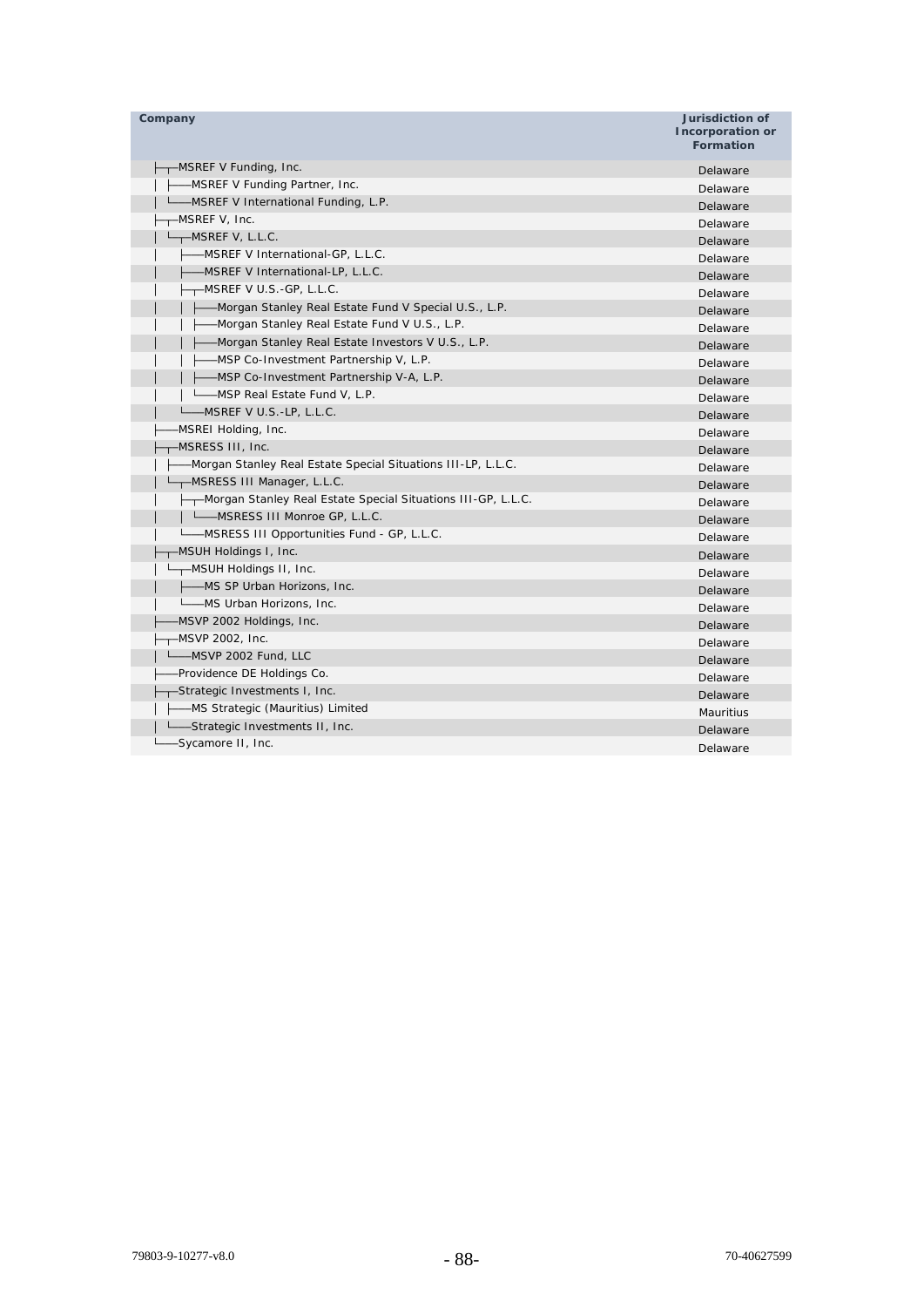| Company | Jurisdiction of Incorporation or Formation |
|---|---|
| ├─┬─MSREF V Funding, Inc. | Delaware |
| │ ├──MSREF V Funding Partner, Inc. | Delaware |
| │ └──MSREF V International Funding, L.P. | Delaware |
| ├─┬─MSREF V, Inc. | Delaware |
| │ └─┬─MSREF V, L.L.C. | Delaware |
| │ ├──MSREF V International-GP, L.L.C. | Delaware |
| │ ├──MSREF V International-LP, L.L.C. | Delaware |
| │ ├─┬─MSREF V U.S.-GP, L.L.C. | Delaware |
| │ │ ├──Morgan Stanley Real Estate Fund V Special U.S., L.P. | Delaware |
| │ │ ├──Morgan Stanley Real Estate Fund V U.S., L.P. | Delaware |
| │ │ ├──Morgan Stanley Real Estate Investors V U.S., L.P. | Delaware |
| │ │ ├──MSP Co-Investment Partnership V, L.P. | Delaware |
| │ │ ├──MSP Co-Investment Partnership V-A, L.P. | Delaware |
| │ │ └──MSP Real Estate Fund V, L.P. | Delaware |
| │ └──MSREF V U.S.-LP, L.L.C. | Delaware |
| ├──MSREI Holding, Inc. | Delaware |
| ├─┬─MSRESS III, Inc. | Delaware |
| │ ├──Morgan Stanley Real Estate Special Situations III-LP, L.L.C. | Delaware |
| │ └─┬─MSRESS III Manager, L.L.C. | Delaware |
| │ ├─┬─Morgan Stanley Real Estate Special Situations III-GP, L.L.C. | Delaware |
| │ │ └──MSRESS III Monroe GP, L.L.C. | Delaware |
| │ └──MSRESS III Opportunities Fund - GP, L.L.C. | Delaware |
| ├─┬─MSUH Holdings I, Inc. | Delaware |
| │ └─┬─MSUH Holdings II, Inc. | Delaware |
| │ ├──MS SP Urban Horizons, Inc. | Delaware |
| │ └──MS Urban Horizons, Inc. | Delaware |
| ├──MSVP 2002 Holdings, Inc. | Delaware |
| ├─┬─MSVP 2002, Inc. | Delaware |
| │ └──MSVP 2002 Fund, LLC | Delaware |
| ├──Providence DE Holdings Co. | Delaware |
| ├─┬─Strategic Investments I, Inc. | Delaware |
| │ ├──MS Strategic (Mauritius) Limited | Mauritius |
| │ └──Strategic Investments II, Inc. | Delaware |
| └──Sycamore II, Inc. | Delaware |

79803-9-10277-v8.0 70-40627599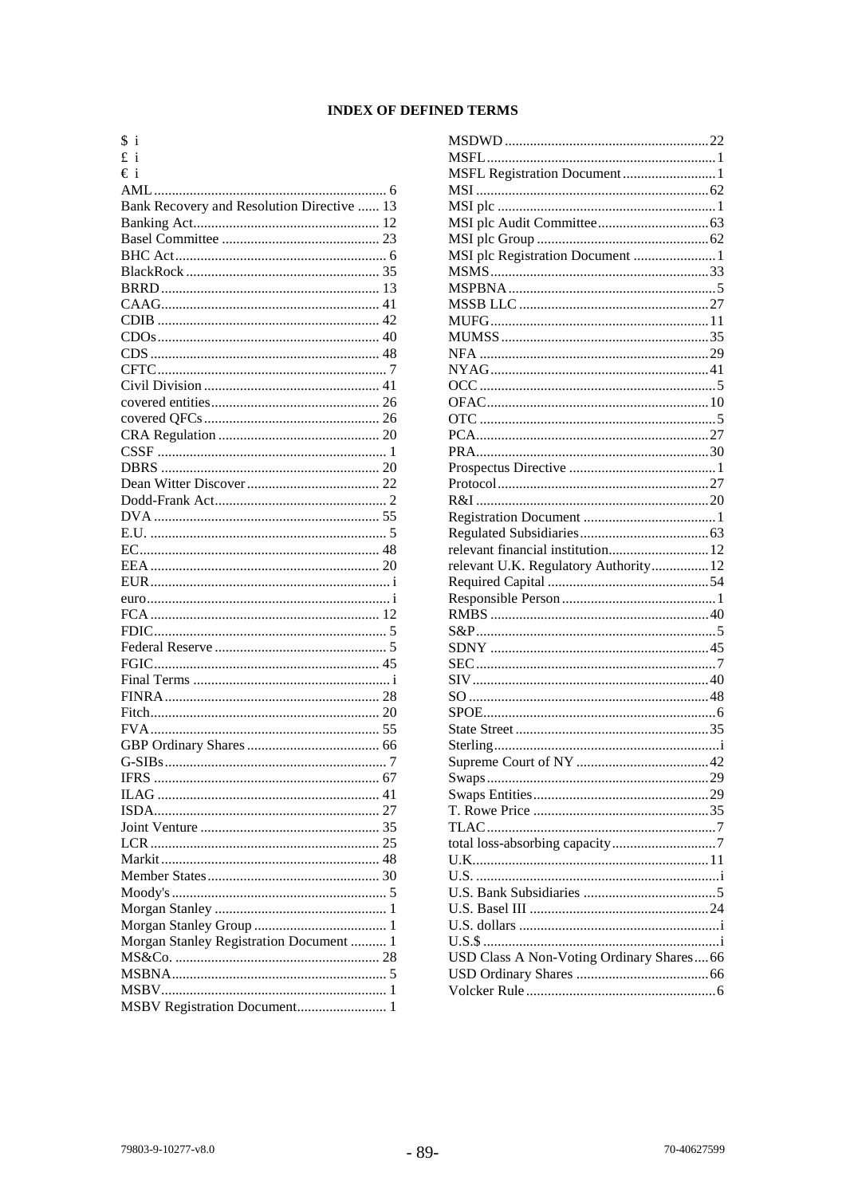# INDEX OF DEFINED TERMS

$ i
£ i
€ i
AML .......... 6
Bank Recovery and Resolution Directive .......... 13
Banking Act .......... 12
Basel Committee .......... 23
BHC Act .......... 6
BlackRock .......... 35
BRRD .......... 13
CAAG .......... 41
CDIB .......... 42
CDOs .......... 40
CDS .......... 48
CFTC .......... 7
Civil Division .......... 41
covered entities .......... 26
covered QFCs .......... 26
CRA Regulation .......... 20
CSSF .......... 1
DBRS .......... 20
Dean Witter Discover .......... 22
Dodd-Frank Act .......... 2
DVA .......... 55
E.U. .......... 5
EC .......... 48
EEA .......... 20
EUR .......... i
euro .......... i
FCA .......... 12
FDIC .......... 5
Federal Reserve .......... 5
FGIC .......... 45
Final Terms .......... i
FINRA .......... 28
Fitch .......... 20
FVA .......... 55
GBP Ordinary Shares .......... 66
G-SIBs .......... 7
IFRS .......... 67
ILAG .......... 41
ISDA .......... 27
Joint Venture .......... 35
LCR .......... 25
Markit .......... 48
Member States .......... 30
Moody's .......... 5
Morgan Stanley .......... 1
Morgan Stanley Group .......... 1
Morgan Stanley Registration Document .......... 1
MS&Co. .......... 28
MSBNA .......... 5
MSBV .......... 1
MSBV Registration Document .......... 1
MSDWD .......... 22
MSFL .......... 1
MSFL Registration Document .......... 1
MSI .......... 62
MSI plc .......... 1
MSI plc Audit Committee .......... 63
MSI plc Group .......... 62
MSI plc Registration Document .......... 1
MSMS .......... 33
MSPBNA .......... 5
MSSB LLC .......... 27
MUFG .......... 11
MUMSS .......... 35
NFA .......... 29
NYAG .......... 41
OCC .......... 5
OFAC .......... 10
OTC .......... 5
PCA .......... 27
PRA .......... 30
Prospectus Directive .......... 1
Protocol .......... 27
R&I .......... 20
Registration Document .......... 1
Regulated Subsidiaries .......... 63
relevant financial institution .......... 12
relevant U.K. Regulatory Authority .......... 12
Required Capital .......... 54
Responsible Person .......... 1
RMBS .......... 40
S&P .......... 5
SDNY .......... 45
SEC .......... 7
SIV .......... 40
SO .......... 48
SPOE .......... 6
State Street .......... 35
Sterling .......... i
Supreme Court of NY .......... 42
Swaps .......... 29
Swaps Entities .......... 29
T. Rowe Price .......... 35
TLAC .......... 7
total loss-absorbing capacity .......... 7
U.K. .......... 11
U.S. .......... i
U.S. Bank Subsidiaries .......... 5
U.S. Basel III .......... 24
U.S. dollars .......... i
U.S.$ .......... i
USD Class A Non-Voting Ordinary Shares .......... 66
USD Ordinary Shares .......... 66
Volcker Rule .......... 6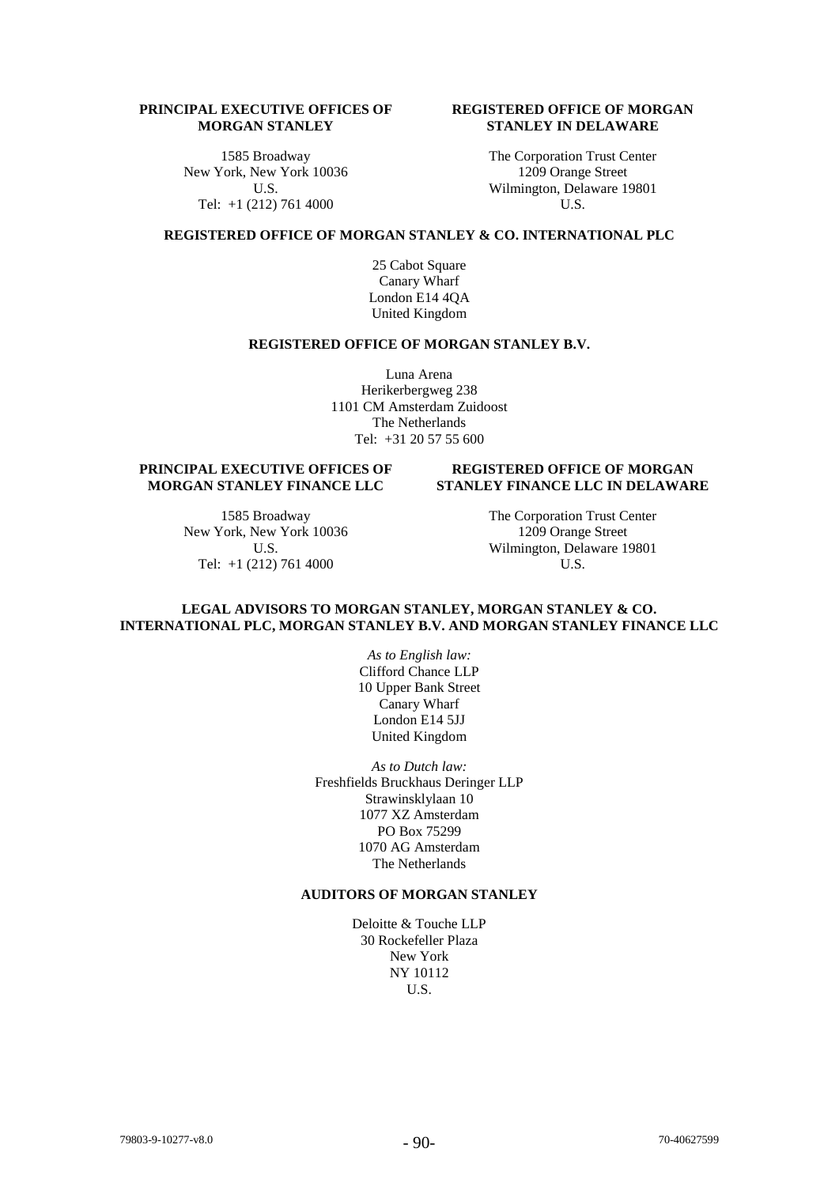**PRINCIPAL EXECUTIVE OFFICES OF MORGAN STANLEY**

1585 Broadway
New York, New York 10036
U.S.
Tel: +1 (212) 761 4000

**REGISTERED OFFICE OF MORGAN STANLEY IN DELAWARE**

The Corporation Trust Center
1209 Orange Street
Wilmington, Delaware 19801
U.S.

**REGISTERED OFFICE OF MORGAN STANLEY & CO. INTERNATIONAL PLC**

25 Cabot Square
Canary Wharf
London E14 4QA
United Kingdom

**REGISTERED OFFICE OF MORGAN STANLEY B.V.**

Luna Arena
Herikerbergweg 238
1101 CM Amsterdam Zuidoost
The Netherlands
Tel: +31 20 57 55 600

**PRINCIPAL EXECUTIVE OFFICES OF MORGAN STANLEY FINANCE LLC**

1585 Broadway
New York, New York 10036
U.S.
Tel: +1 (212) 761 4000

**REGISTERED OFFICE OF MORGAN STANLEY FINANCE LLC IN DELAWARE**

The Corporation Trust Center
1209 Orange Street
Wilmington, Delaware 19801
U.S.

**LEGAL ADVISORS TO MORGAN STANLEY, MORGAN STANLEY & CO. INTERNATIONAL PLC, MORGAN STANLEY B.V. AND MORGAN STANLEY FINANCE LLC**

*As to English law:*
Clifford Chance LLP
10 Upper Bank Street
Canary Wharf
London E14 5JJ
United Kingdom

*As to Dutch law:*
Freshfields Bruckhaus Deringer LLP
Strawinskylaan 10
1077 XZ Amsterdam
PO Box 75299
1070 AG Amsterdam
The Netherlands

**AUDITORS OF MORGAN STANLEY**

Deloitte & Touche LLP
30 Rockefeller Plaza
New York
NY 10112
U.S.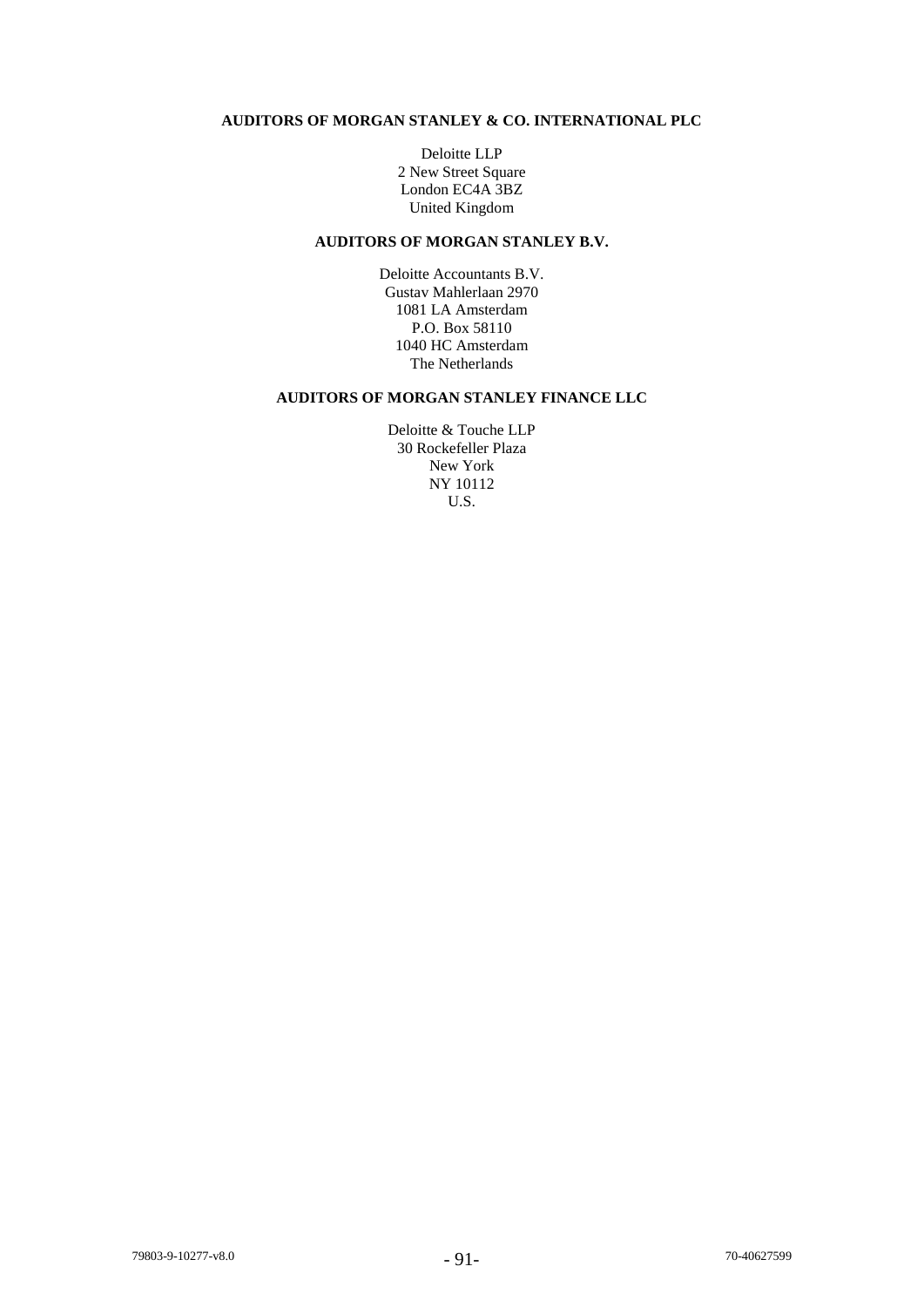**AUDITORS OF MORGAN STANLEY & CO. INTERNATIONAL PLC**

Deloitte LLP
2 New Street Square
London EC4A 3BZ
United Kingdom

**AUDITORS OF MORGAN STANLEY B.V.**

Deloitte Accountants B.V.
Gustav Mahlerlaan 2970
1081 LA Amsterdam
P.O. Box 58110
1040 HC Amsterdam
The Netherlands

**AUDITORS OF MORGAN STANLEY FINANCE LLC**

Deloitte & Touche LLP
30 Rockefeller Plaza
New York
NY 10112
U.S.